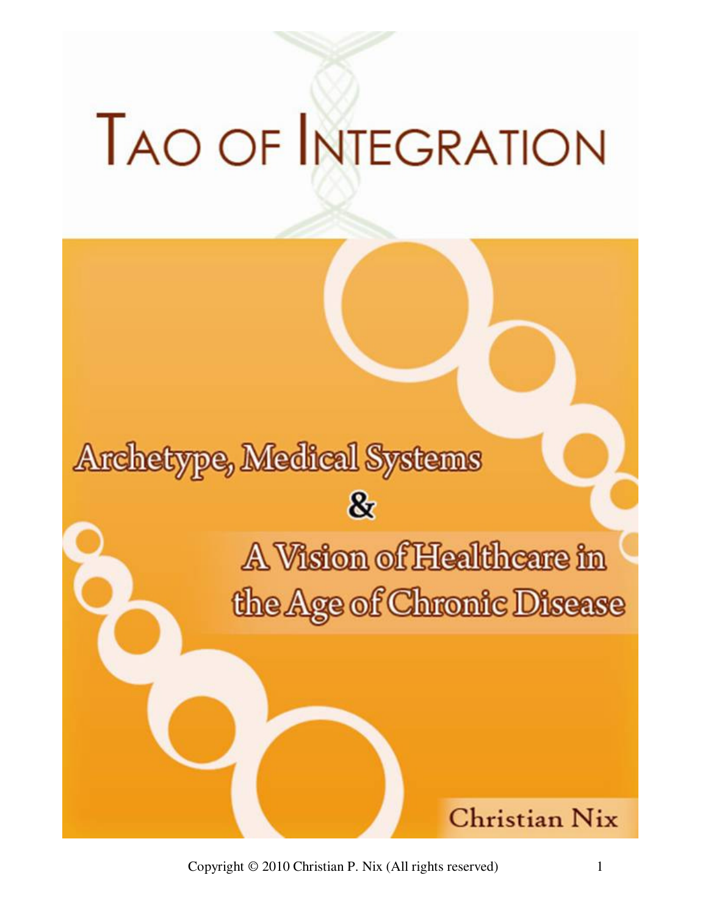# TAO OF INTEGRATION

## Archetype, Medical Systems & A Vision of Healthcare in the Age of Chronic Disease

Christian Nix

Copyright © 2010 Christian P. Nix (All rights reserved)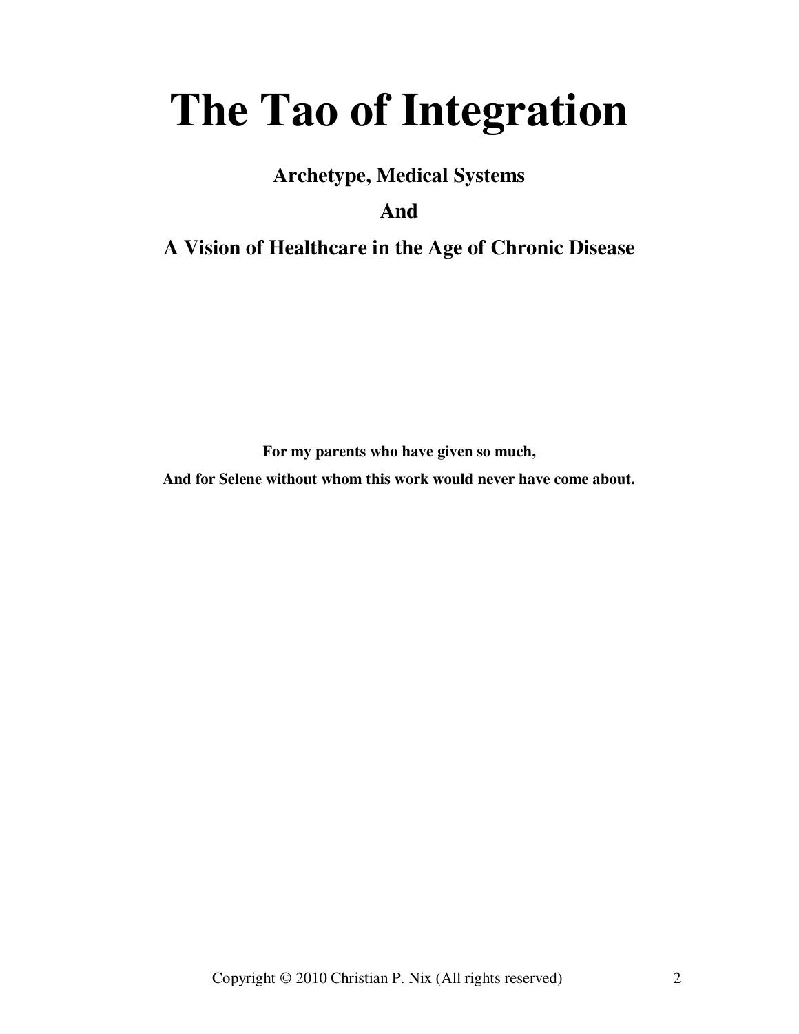# The Tao of Integration

**Archetype, Medical Systems**

**And**

**A Vision of Healthcare in the Age of Chronic Disease**

**For my parents who have given so much,**

**And for Selene without whom this work would never have come about.**

Copyright © 2010 Christian P. Nix (All rights reserved)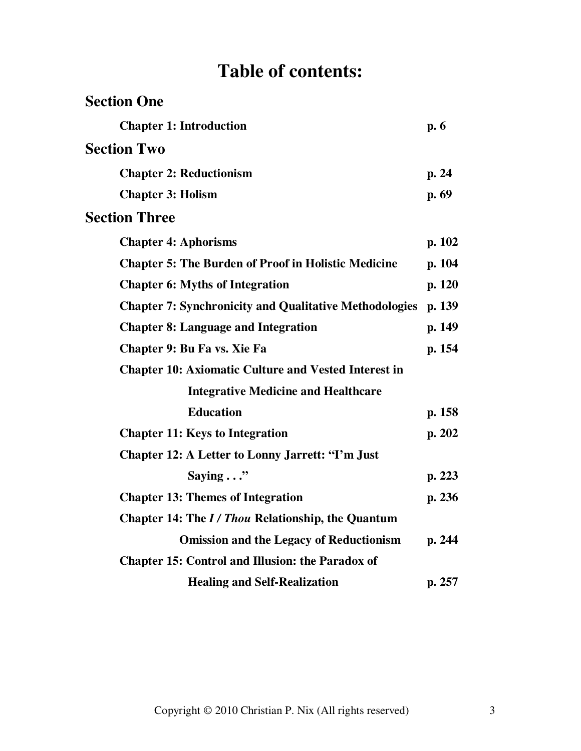# Table of contents:

## Section One

**Chapter 1: Introduction** p. 6

## Section Two

**Chapter 2: Reductionism** p. 24

**Chapter 3: Holism** p. 69

## Section Three

**Chapter 4: Aphorisms** p. 102

**Chapter 5: The Burden of Proof in Holistic Medicine** p. 104

**Chapter 6: Myths of Integration** p. 120

**Chapter 7: Synchronicity and Qualitative Methodologies** p. 139

**Chapter 8: Language and Integration** p. 149

**Chapter 9: Bu Fa vs. Xie Fa** p. 154

**Chapter 10: Axiomatic Culture and Vested Interest in Integrative Medicine and Healthcare Education** p. 158

**Chapter 11: Keys to Integration** p. 202

**Chapter 12: A Letter to Lonny Jarrett: "I'm Just Saying . . ."** p. 223

**Chapter 13: Themes of Integration** p. 236

**Chapter 14: The *I / Thou* Relationship, the Quantum Omission and the Legacy of Reductionism** p. 244

**Chapter 15: Control and Illusion: the Paradox of Healing and Self-Realization** p. 257

Copyright © 2010 Christian P. Nix (All rights reserved)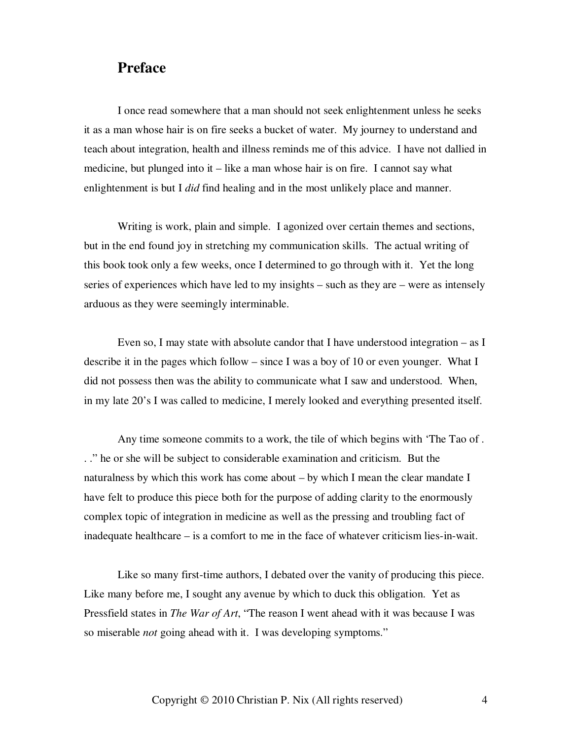## Preface

I once read somewhere that a man should not seek enlightenment unless he seeks it as a man whose hair is on fire seeks a bucket of water. My journey to understand and teach about integration, health and illness reminds me of this advice. I have not dallied in medicine, but plunged into it – like a man whose hair is on fire. I cannot say what enlightenment is but I *did* find healing and in the most unlikely place and manner.

Writing is work, plain and simple. I agonized over certain themes and sections, but in the end found joy in stretching my communication skills. The actual writing of this book took only a few weeks, once I determined to go through with it. Yet the long series of experiences which have led to my insights – such as they are – were as intensely arduous as they were seemingly interminable.

Even so, I may state with absolute candor that I have understood integration – as I describe it in the pages which follow – since I was a boy of 10 or even younger. What I did not possess then was the ability to communicate what I saw and understood. When, in my late 20's I was called to medicine, I merely looked and everything presented itself.

Any time someone commits to a work, the tile of which begins with 'The Tao of . . ." he or she will be subject to considerable examination and criticism. But the naturalness by which this work has come about – by which I mean the clear mandate I have felt to produce this piece both for the purpose of adding clarity to the enormously complex topic of integration in medicine as well as the pressing and troubling fact of inadequate healthcare – is a comfort to me in the face of whatever criticism lies-in-wait.

Like so many first-time authors, I debated over the vanity of producing this piece. Like many before me, I sought any avenue by which to duck this obligation. Yet as Pressfield states in *The War of Art*, "The reason I went ahead with it was because I was so miserable *not* going ahead with it. I was developing symptoms."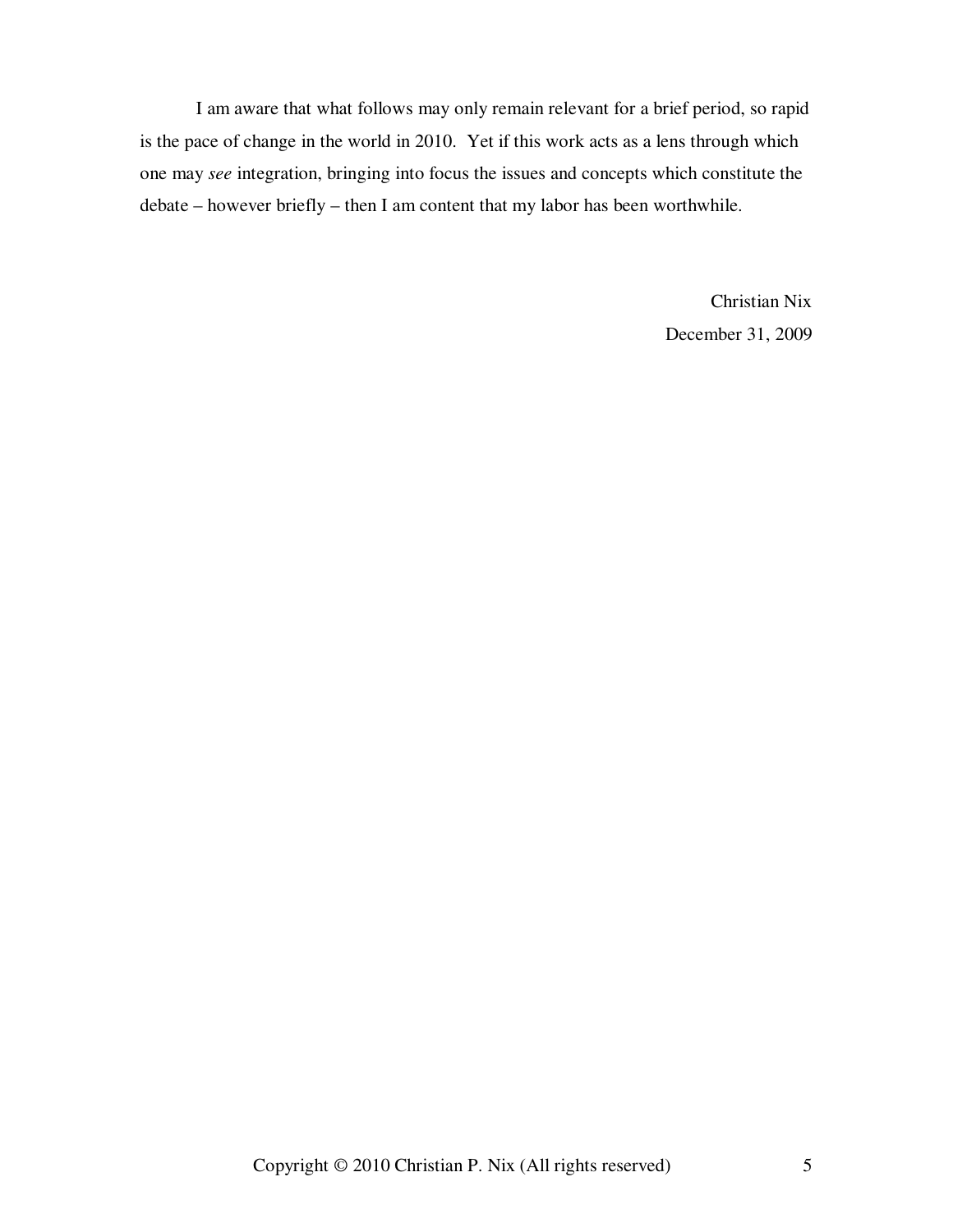I am aware that what follows may only remain relevant for a brief period, so rapid is the pace of change in the world in 2010. Yet if this work acts as a lens through which one may *see* integration, bringing into focus the issues and concepts which constitute the debate – however briefly – then I am content that my labor has been worthwhile.

Christian Nix
December 31, 2009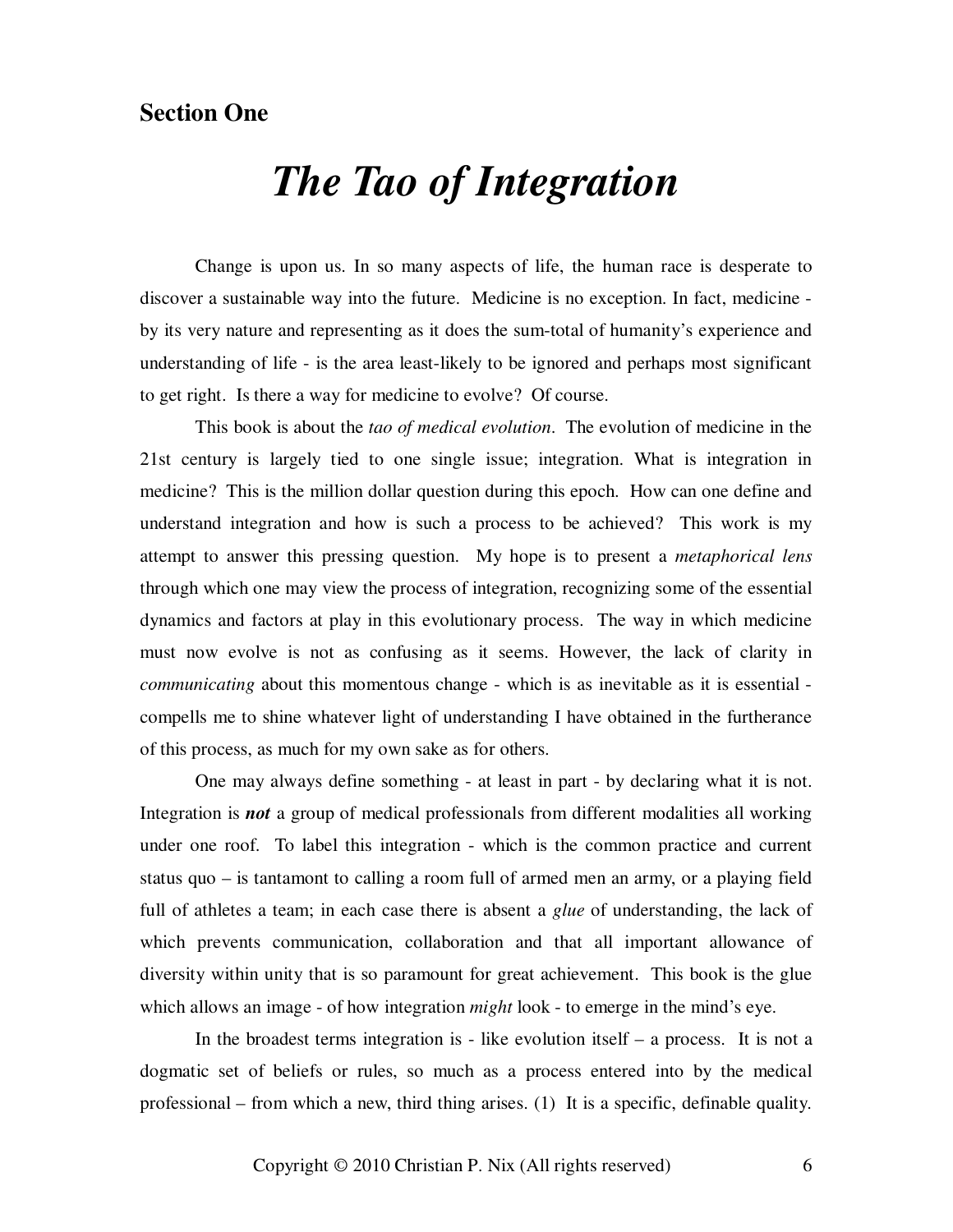**Section One**

# *The Tao of Integration*

Change is upon us. In so many aspects of life, the human race is desperate to discover a sustainable way into the future. Medicine is no exception. In fact, medicine - by its very nature and representing as it does the sum-total of humanity's experience and understanding of life - is the area least-likely to be ignored and perhaps most significant to get right. Is there a way for medicine to evolve? Of course.

This book is about the *tao of medical evolution*. The evolution of medicine in the 21st century is largely tied to one single issue; integration. What is integration in medicine? This is the million dollar question during this epoch. How can one define and understand integration and how is such a process to be achieved? This work is my attempt to answer this pressing question. My hope is to present a *metaphorical lens* through which one may view the process of integration, recognizing some of the essential dynamics and factors at play in this evolutionary process. The way in which medicine must now evolve is not as confusing as it seems. However, the lack of clarity in *communicating* about this momentous change - which is as inevitable as it is essential - compells me to shine whatever light of understanding I have obtained in the furtherance of this process, as much for my own sake as for others.

One may always define something - at least in part - by declaring what it is not. Integration is ***not*** a group of medical professionals from different modalities all working under one roof. To label this integration - which is the common practice and current status quo – is tantamont to calling a room full of armed men an army, or a playing field full of athletes a team; in each case there is absent a *glue* of understanding, the lack of which prevents communication, collaboration and that all important allowance of diversity within unity that is so paramount for great achievement. This book is the glue which allows an image - of how integration *might* look - to emerge in the mind's eye.

In the broadest terms integration is - like evolution itself – a process. It is not a dogmatic set of beliefs or rules, so much as a process entered into by the medical professional – from which a new, third thing arises. (1) It is a specific, definable quality.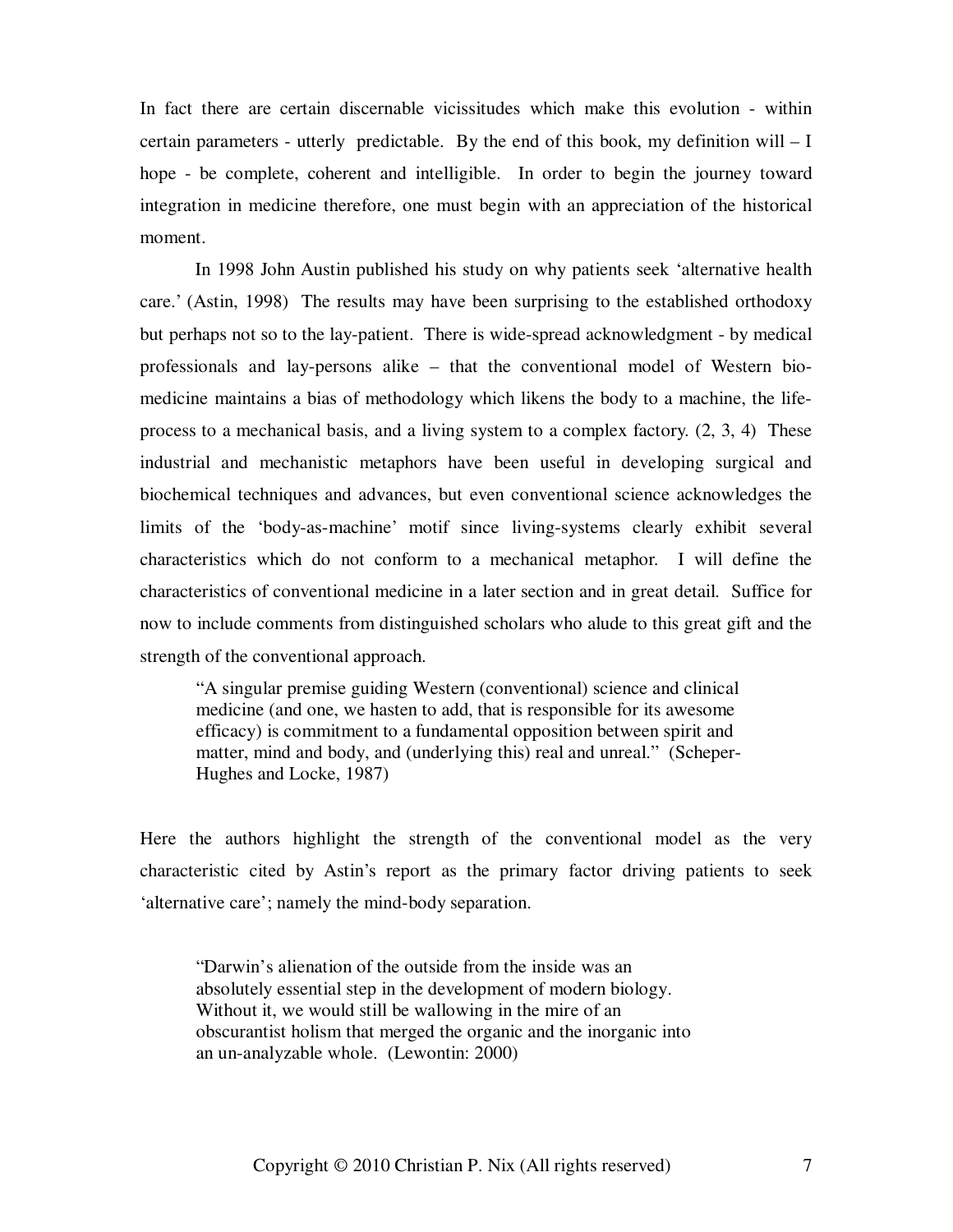In fact there are certain discernable vicissitudes which make this evolution - within certain parameters - utterly predictable. By the end of this book, my definition will – I hope - be complete, coherent and intelligible. In order to begin the journey toward integration in medicine therefore, one must begin with an appreciation of the historical moment.

In 1998 John Austin published his study on why patients seek 'alternative health care.' (Astin, 1998) The results may have been surprising to the established orthodoxy but perhaps not so to the lay-patient. There is wide-spread acknowledgment - by medical professionals and lay-persons alike – that the conventional model of Western bio-medicine maintains a bias of methodology which likens the body to a machine, the life-process to a mechanical basis, and a living system to a complex factory. (2, 3, 4) These industrial and mechanistic metaphors have been useful in developing surgical and biochemical techniques and advances, but even conventional science acknowledges the limits of the 'body-as-machine' motif since living-systems clearly exhibit several characteristics which do not conform to a mechanical metaphor. I will define the characteristics of conventional medicine in a later section and in great detail. Suffice for now to include comments from distinguished scholars who alude to this great gift and the strength of the conventional approach.

> "A singular premise guiding Western (conventional) science and clinical medicine (and one, we hasten to add, that is responsible for its awesome efficacy) is commitment to a fundamental opposition between spirit and matter, mind and body, and (underlying this) real and unreal." (Scheper-Hughes and Locke, 1987)

Here the authors highlight the strength of the conventional model as the very characteristic cited by Astin's report as the primary factor driving patients to seek 'alternative care'; namely the mind-body separation.

> "Darwin's alienation of the outside from the inside was an absolutely essential step in the development of modern biology. Without it, we would still be wallowing in the mire of an obscurantist holism that merged the organic and the inorganic into an un-analyzable whole. (Lewontin: 2000)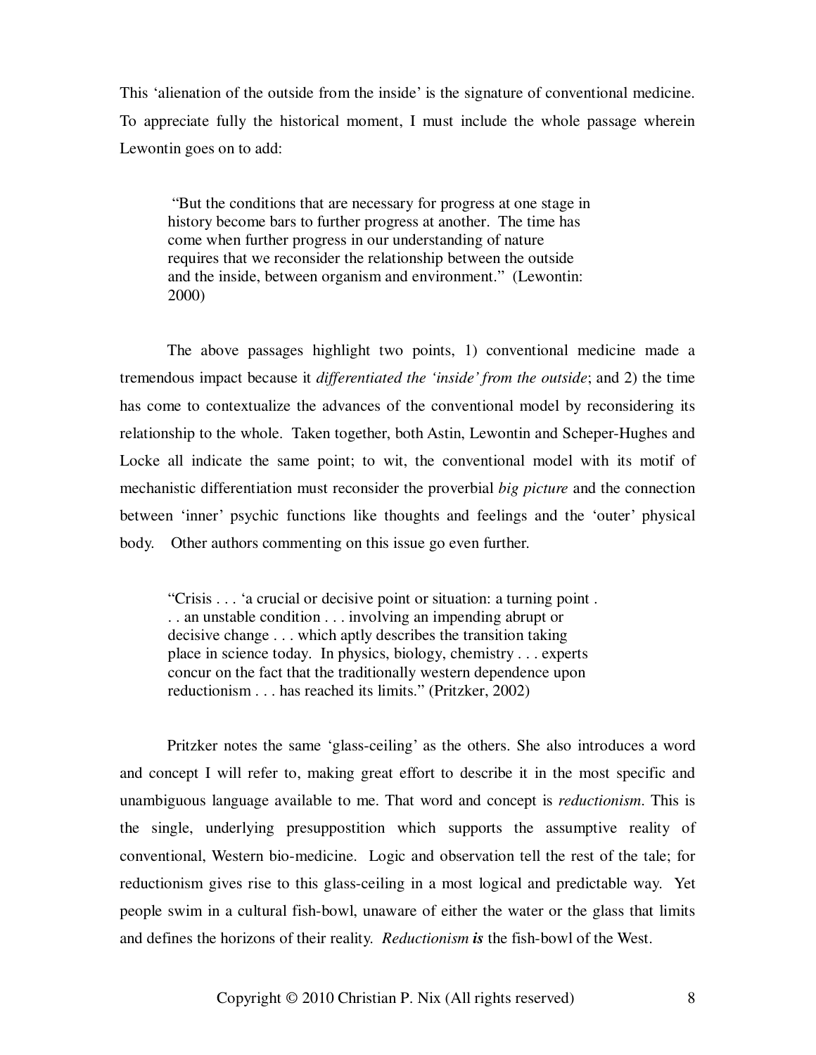This 'alienation of the outside from the inside' is the signature of conventional medicine. To appreciate fully the historical moment, I must include the whole passage wherein Lewontin goes on to add:

> "But the conditions that are necessary for progress at one stage in history become bars to further progress at another. The time has come when further progress in our understanding of nature requires that we reconsider the relationship between the outside and the inside, between organism and environment." (Lewontin: 2000)

The above passages highlight two points, 1) conventional medicine made a tremendous impact because it *differentiated the 'inside' from the outside*; and 2) the time has come to contextualize the advances of the conventional model by reconsidering its relationship to the whole. Taken together, both Astin, Lewontin and Scheper-Hughes and Locke all indicate the same point; to wit, the conventional model with its motif of mechanistic differentiation must reconsider the proverbial *big picture* and the connection between 'inner' psychic functions like thoughts and feelings and the 'outer' physical body. Other authors commenting on this issue go even further.

> "Crisis . . . 'a crucial or decisive point or situation: a turning point . . . an unstable condition . . . involving an impending abrupt or decisive change . . . which aptly describes the transition taking place in science today. In physics, biology, chemistry . . . experts concur on the fact that the traditionally western dependence upon reductionism . . . has reached its limits." (Pritzker, 2002)

Pritzker notes the same 'glass-ceiling' as the others. She also introduces a word and concept I will refer to, making great effort to describe it in the most specific and unambiguous language available to me. That word and concept is *reductionism*. This is the single, underlying presuppostition which supports the assumptive reality of conventional, Western bio-medicine. Logic and observation tell the rest of the tale; for reductionism gives rise to this glass-ceiling in a most logical and predictable way. Yet people swim in a cultural fish-bowl, unaware of either the water or the glass that limits and defines the horizons of their reality. *Reductionism **is*** the fish-bowl of the West.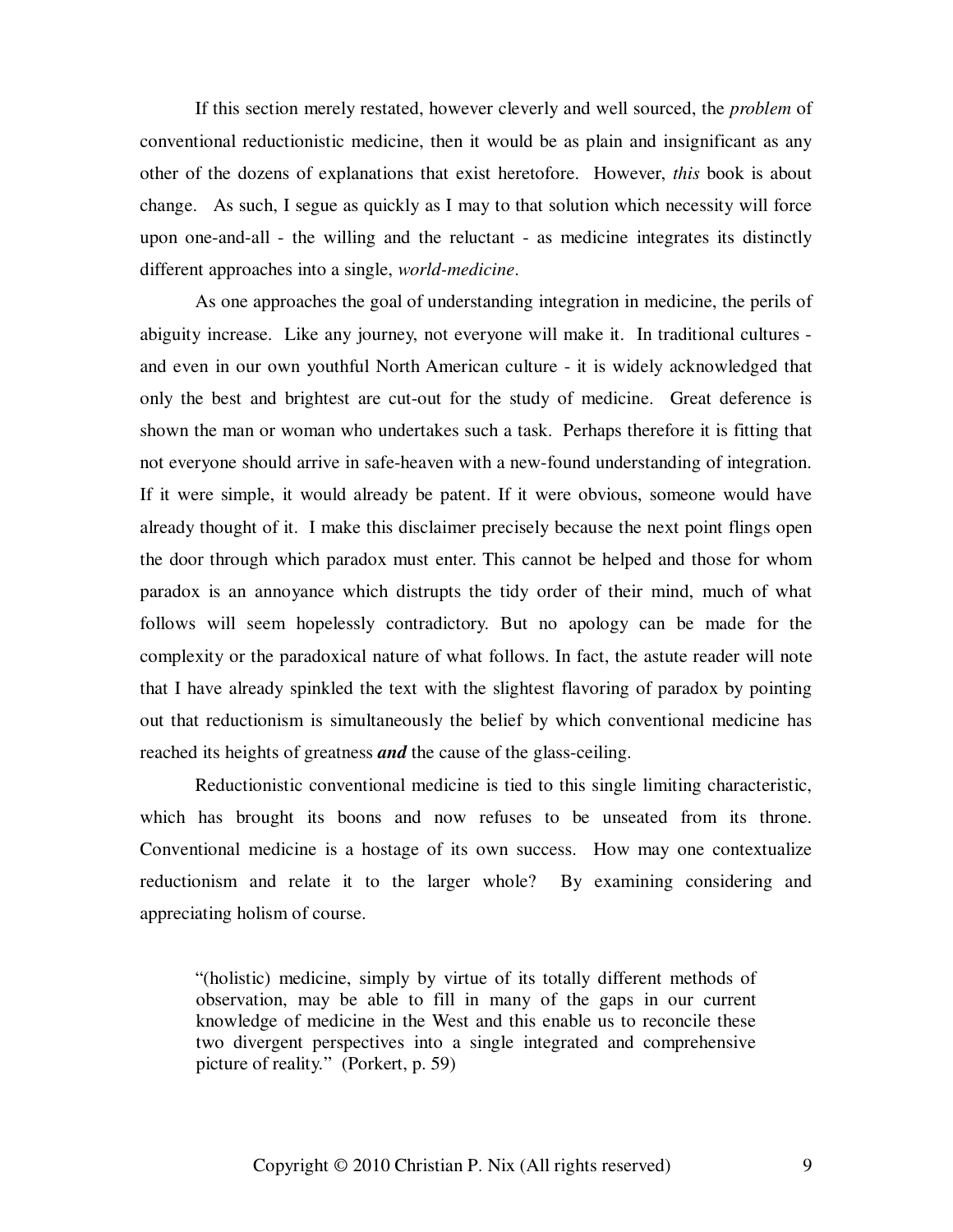If this section merely restated, however cleverly and well sourced, the *problem* of conventional reductionistic medicine, then it would be as plain and insignificant as any other of the dozens of explanations that exist heretofore. However, *this* book is about change. As such, I segue as quickly as I may to that solution which necessity will force upon one-and-all - the willing and the reluctant - as medicine integrates its distinctly different approaches into a single, *world-medicine*.

As one approaches the goal of understanding integration in medicine, the perils of abiguity increase. Like any journey, not everyone will make it. In traditional cultures - and even in our own youthful North American culture - it is widely acknowledged that only the best and brightest are cut-out for the study of medicine. Great deference is shown the man or woman who undertakes such a task. Perhaps therefore it is fitting that not everyone should arrive in safe-heaven with a new-found understanding of integration. If it were simple, it would already be patent. If it were obvious, someone would have already thought of it. I make this disclaimer precisely because the next point flings open the door through which paradox must enter. This cannot be helped and those for whom paradox is an annoyance which distrupts the tidy order of their mind, much of what follows will seem hopelessly contradictory. But no apology can be made for the complexity or the paradoxical nature of what follows. In fact, the astute reader will note that I have already spinkled the text with the slightest flavoring of paradox by pointing out that reductionism is simultaneously the belief by which conventional medicine has reached its heights of greatness ***and*** the cause of the glass-ceiling.

Reductionistic conventional medicine is tied to this single limiting characteristic, which has brought its boons and now refuses to be unseated from its throne. Conventional medicine is a hostage of its own success. How may one contextualize reductionism and relate it to the larger whole? By examining considering and appreciating holism of course.

> "(holistic) medicine, simply by virtue of its totally different methods of observation, may be able to fill in many of the gaps in our current knowledge of medicine in the West and this enable us to reconcile these two divergent perspectives into a single integrated and comprehensive picture of reality." (Porkert, p. 59)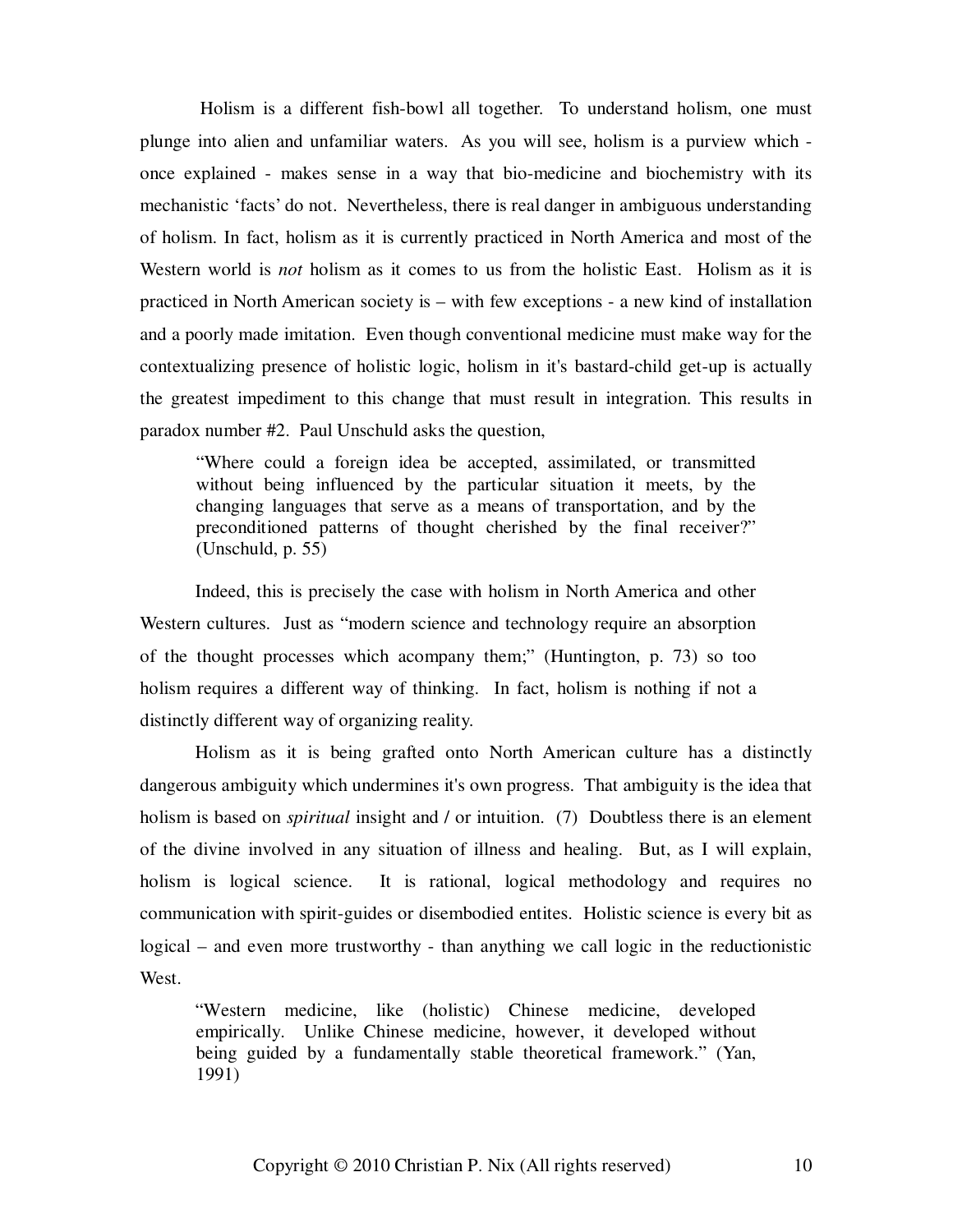Holism is a different fish-bowl all together. To understand holism, one must plunge into alien and unfamiliar waters. As you will see, holism is a purview which - once explained - makes sense in a way that bio-medicine and biochemistry with its mechanistic 'facts' do not. Nevertheless, there is real danger in ambiguous understanding of holism. In fact, holism as it is currently practiced in North America and most of the Western world is *not* holism as it comes to us from the holistic East. Holism as it is practiced in North American society is – with few exceptions - a new kind of installation and a poorly made imitation. Even though conventional medicine must make way for the contextualizing presence of holistic logic, holism in it's bastard-child get-up is actually the greatest impediment to this change that must result in integration. This results in paradox number #2. Paul Unschuld asks the question,

> "Where could a foreign idea be accepted, assimilated, or transmitted without being influenced by the particular situation it meets, by the changing languages that serve as a means of transportation, and by the preconditioned patterns of thought cherished by the final receiver?" (Unschuld, p. 55)

Indeed, this is precisely the case with holism in North America and other Western cultures. Just as "modern science and technology require an absorption of the thought processes which acompany them;" (Huntington, p. 73) so too holism requires a different way of thinking. In fact, holism is nothing if not a distinctly different way of organizing reality.

Holism as it is being grafted onto North American culture has a distinctly dangerous ambiguity which undermines it's own progress. That ambiguity is the idea that holism is based on *spiritual* insight and / or intuition. (7) Doubtless there is an element of the divine involved in any situation of illness and healing. But, as I will explain, holism is logical science. It is rational, logical methodology and requires no communication with spirit-guides or disembodied entites. Holistic science is every bit as logical – and even more trustworthy - than anything we call logic in the reductionistic West.

> "Western medicine, like (holistic) Chinese medicine, developed empirically. Unlike Chinese medicine, however, it developed without being guided by a fundamentally stable theoretical framework." (Yan, 1991)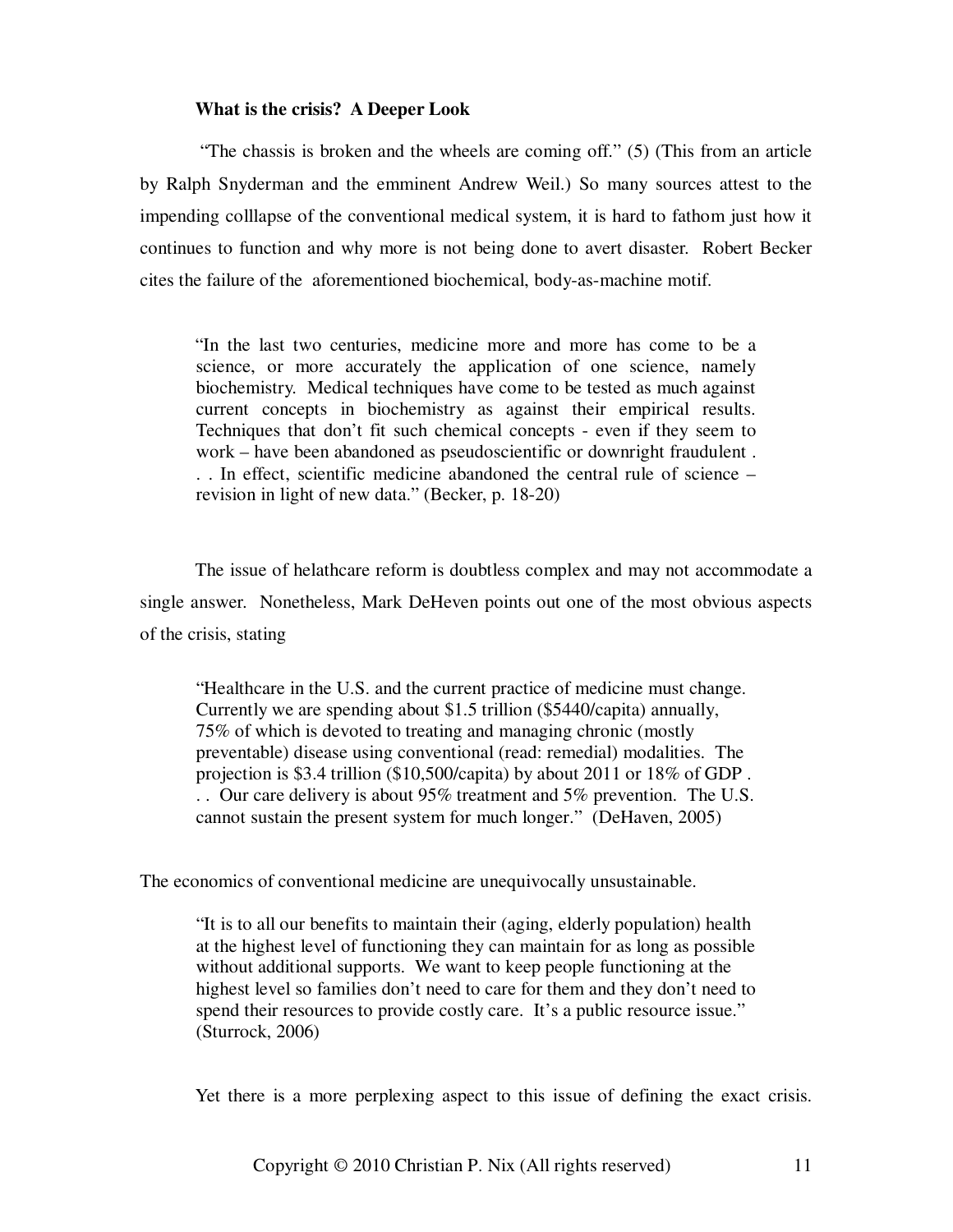**What is the crisis? A Deeper Look**

"The chassis is broken and the wheels are coming off." (5) (This from an article by Ralph Snyderman and the emminent Andrew Weil.) So many sources attest to the impending colllapse of the conventional medical system, it is hard to fathom just how it continues to function and why more is not being done to avert disaster. Robert Becker cites the failure of the aforementioned biochemical, body-as-machine motif.

> "In the last two centuries, medicine more and more has come to be a science, or more accurately the application of one science, namely biochemistry. Medical techniques have come to be tested as much against current concepts in biochemistry as against their empirical results. Techniques that don't fit such chemical concepts - even if they seem to work – have been abandoned as pseudoscientific or downright fraudulent . . . In effect, scientific medicine abandoned the central rule of science – revision in light of new data." (Becker, p. 18-20)

The issue of helathcare reform is doubtless complex and may not accommodate a single answer. Nonetheless, Mark DeHeven points out one of the most obvious aspects of the crisis, stating

> "Healthcare in the U.S. and the current practice of medicine must change. Currently we are spending about $1.5 trillion ($5440/capita) annually, 75% of which is devoted to treating and managing chronic (mostly preventable) disease using conventional (read: remedial) modalities. The projection is $3.4 trillion ($10,500/capita) by about 2011 or 18% of GDP . . . Our care delivery is about 95% treatment and 5% prevention. The U.S. cannot sustain the present system for much longer." (DeHaven, 2005)

The economics of conventional medicine are unequivocally unsustainable.

> "It is to all our benefits to maintain their (aging, elderly population) health at the highest level of functioning they can maintain for as long as possible without additional supports. We want to keep people functioning at the highest level so families don't need to care for them and they don't need to spend their resources to provide costly care. It's a public resource issue." (Sturrock, 2006)

Yet there is a more perplexing aspect to this issue of defining the exact crisis.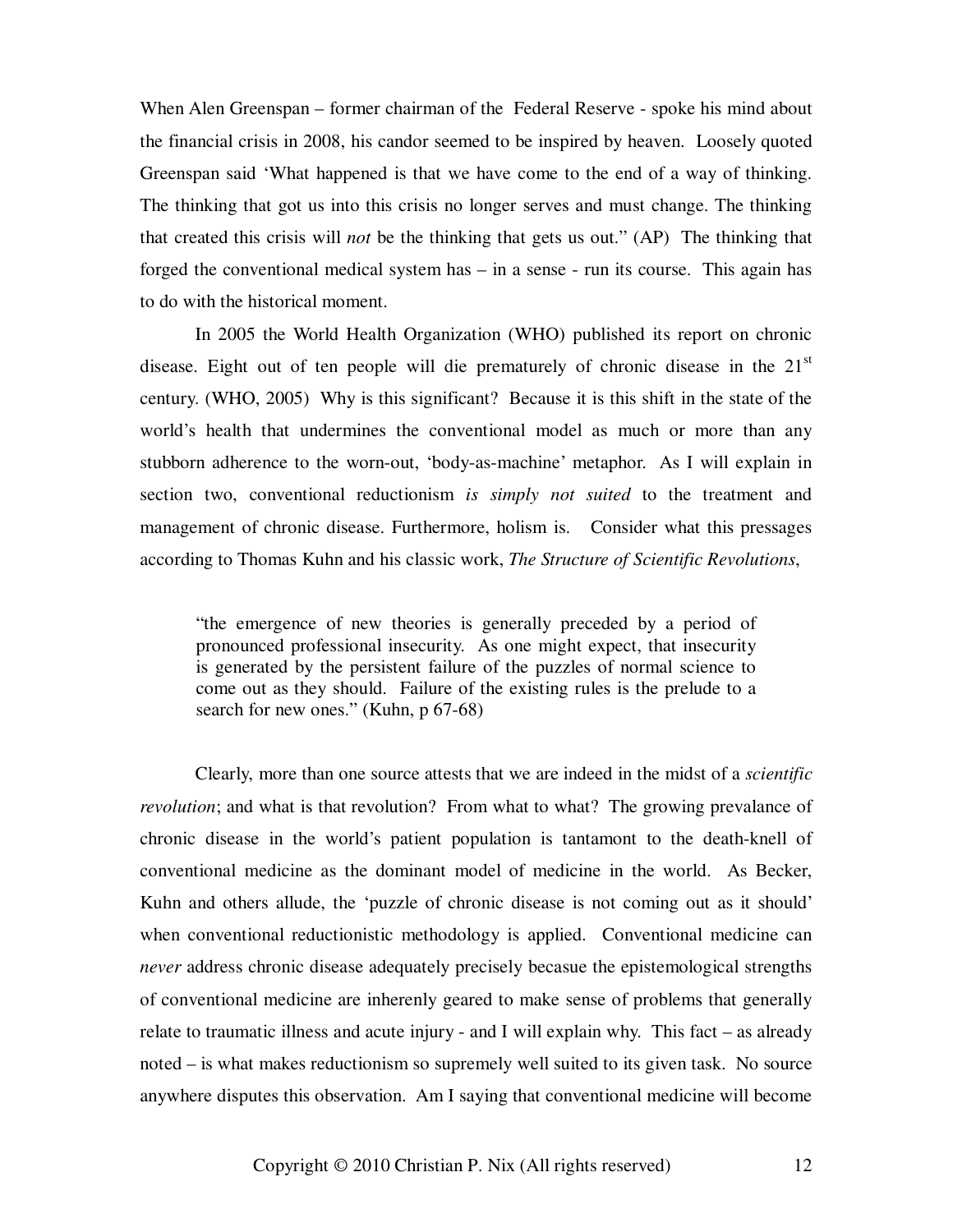When Alen Greenspan – former chairman of the Federal Reserve - spoke his mind about the financial crisis in 2008, his candor seemed to be inspired by heaven. Loosely quoted Greenspan said 'What happened is that we have come to the end of a way of thinking. The thinking that got us into this crisis no longer serves and must change. The thinking that created this crisis will *not* be the thinking that gets us out." (AP) The thinking that forged the conventional medical system has – in a sense - run its course. This again has to do with the historical moment.

In 2005 the World Health Organization (WHO) published its report on chronic disease. Eight out of ten people will die prematurely of chronic disease in the 21st century. (WHO, 2005) Why is this significant? Because it is this shift in the state of the world's health that undermines the conventional model as much or more than any stubborn adherence to the worn-out, 'body-as-machine' metaphor. As I will explain in section two, conventional reductionism *is simply not suited* to the treatment and management of chronic disease. Furthermore, holism is. Consider what this pressages according to Thomas Kuhn and his classic work, *The Structure of Scientific Revolutions*,

> "the emergence of new theories is generally preceded by a period of pronounced professional insecurity. As one might expect, that insecurity is generated by the persistent failure of the puzzles of normal science to come out as they should. Failure of the existing rules is the prelude to a search for new ones." (Kuhn, p 67-68)

Clearly, more than one source attests that we are indeed in the midst of a *scientific revolution*; and what is that revolution? From what to what? The growing prevalance of chronic disease in the world's patient population is tantamont to the death-knell of conventional medicine as the dominant model of medicine in the world. As Becker, Kuhn and others allude, the 'puzzle of chronic disease is not coming out as it should' when conventional reductionistic methodology is applied. Conventional medicine can *never* address chronic disease adequately precisely becasue the epistemological strengths of conventional medicine are inherenly geared to make sense of problems that generally relate to traumatic illness and acute injury - and I will explain why. This fact – as already noted – is what makes reductionism so supremely well suited to its given task. No source anywhere disputes this observation. Am I saying that conventional medicine will become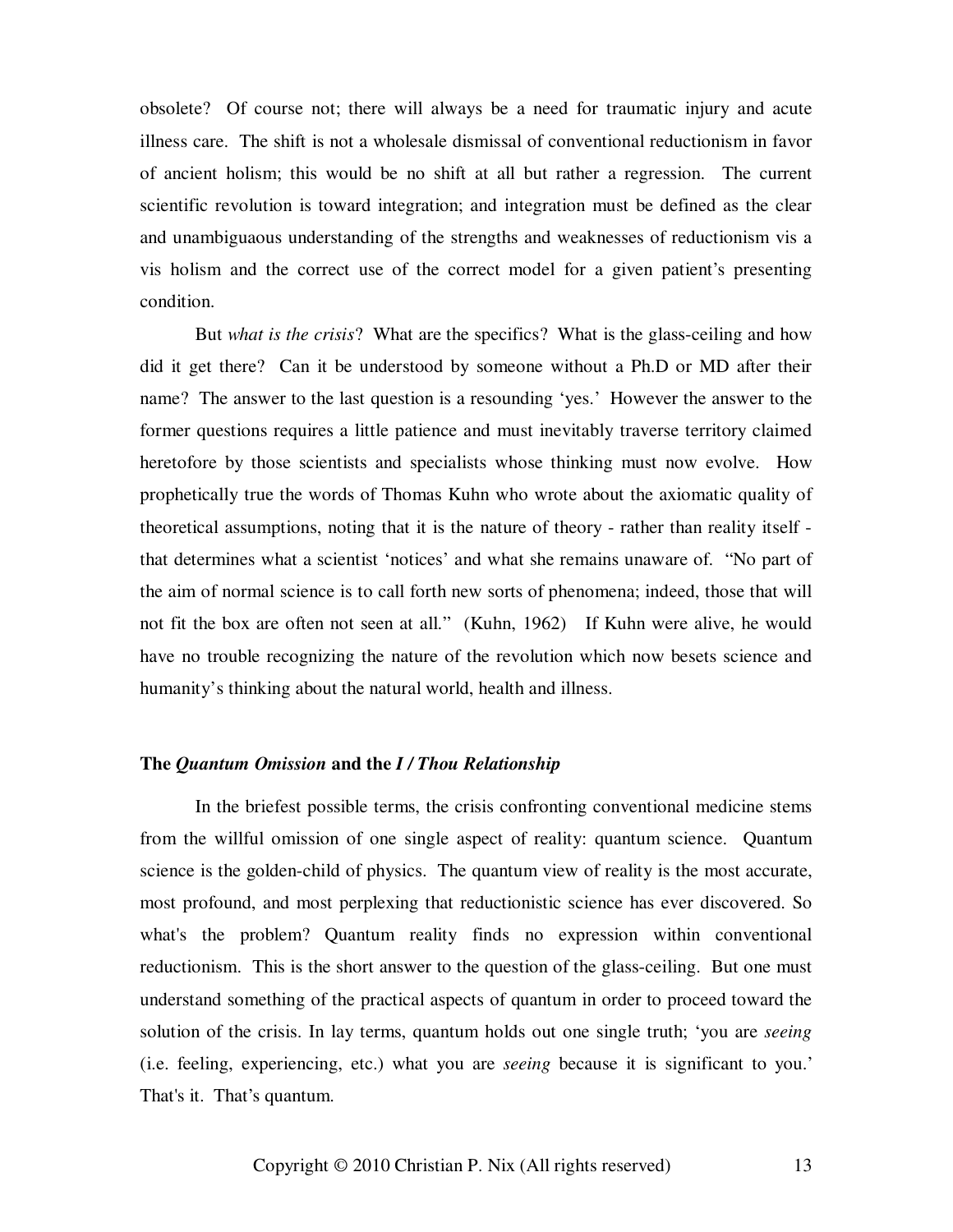obsolete? Of course not; there will always be a need for traumatic injury and acute illness care. The shift is not a wholesale dismissal of conventional reductionism in favor of ancient holism; this would be no shift at all but rather a regression. The current scientific revolution is toward integration; and integration must be defined as the clear and unambiguaous understanding of the strengths and weaknesses of reductionism vis a vis holism and the correct use of the correct model for a given patient's presenting condition.

But *what is the crisis*? What are the specifics? What is the glass-ceiling and how did it get there? Can it be understood by someone without a Ph.D or MD after their name? The answer to the last question is a resounding 'yes.' However the answer to the former questions requires a little patience and must inevitably traverse territory claimed heretofore by those scientists and specialists whose thinking must now evolve. How prophetically true the words of Thomas Kuhn who wrote about the axiomatic quality of theoretical assumptions, noting that it is the nature of theory - rather than reality itself - that determines what a scientist 'notices' and what she remains unaware of. "No part of the aim of normal science is to call forth new sorts of phenomena; indeed, those that will not fit the box are often not seen at all." (Kuhn, 1962) If Kuhn were alive, he would have no trouble recognizing the nature of the revolution which now besets science and humanity's thinking about the natural world, health and illness.

### The *Quantum Omission* and the *I / Thou Relationship*

In the briefest possible terms, the crisis confronting conventional medicine stems from the willful omission of one single aspect of reality: quantum science. Quantum science is the golden-child of physics. The quantum view of reality is the most accurate, most profound, and most perplexing that reductionistic science has ever discovered. So what's the problem? Quantum reality finds no expression within conventional reductionism. This is the short answer to the question of the glass-ceiling. But one must understand something of the practical aspects of quantum in order to proceed toward the solution of the crisis. In lay terms, quantum holds out one single truth; 'you are *seeing* (i.e. feeling, experiencing, etc.) what you are *seeing* because it is significant to you.' That's it. That's quantum.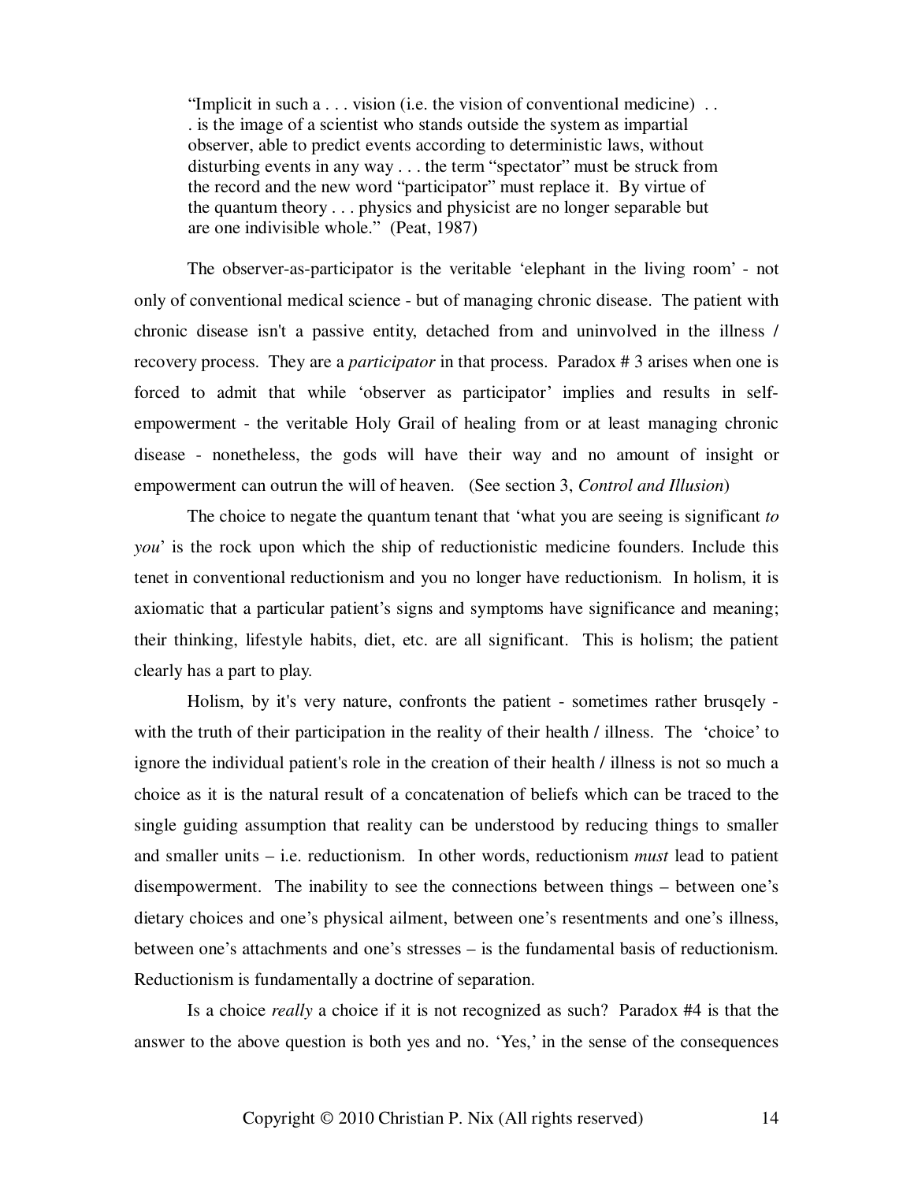> "Implicit in such a . . . vision (i.e. the vision of conventional medicine) . . . is the image of a scientist who stands outside the system as impartial observer, able to predict events according to deterministic laws, without disturbing events in any way . . . the term "spectator" must be struck from the record and the new word "participator" must replace it. By virtue of the quantum theory . . . physics and physicist are no longer separable but are one indivisible whole." (Peat, 1987)

The observer-as-participator is the veritable 'elephant in the living room' - not only of conventional medical science - but of managing chronic disease. The patient with chronic disease isn't a passive entity, detached from and uninvolved in the illness / recovery process. They are a *participator* in that process. Paradox # 3 arises when one is forced to admit that while 'observer as participator' implies and results in self-empowerment - the veritable Holy Grail of healing from or at least managing chronic disease - nonetheless, the gods will have their way and no amount of insight or empowerment can outrun the will of heaven. (See section 3, *Control and Illusion*)

The choice to negate the quantum tenant that 'what you are seeing is significant *to you*' is the rock upon which the ship of reductionistic medicine founders. Include this tenet in conventional reductionism and you no longer have reductionism. In holism, it is axiomatic that a particular patient's signs and symptoms have significance and meaning; their thinking, lifestyle habits, diet, etc. are all significant. This is holism; the patient clearly has a part to play.

Holism, by it's very nature, confronts the patient - sometimes rather brusqely - with the truth of their participation in the reality of their health / illness. The 'choice' to ignore the individual patient's role in the creation of their health / illness is not so much a choice as it is the natural result of a concatenation of beliefs which can be traced to the single guiding assumption that reality can be understood by reducing things to smaller and smaller units – i.e. reductionism. In other words, reductionism *must* lead to patient disempowerment. The inability to see the connections between things – between one's dietary choices and one's physical ailment, between one's resentments and one's illness, between one's attachments and one's stresses – is the fundamental basis of reductionism. Reductionism is fundamentally a doctrine of separation.

Is a choice *really* a choice if it is not recognized as such? Paradox #4 is that the answer to the above question is both yes and no. 'Yes,' in the sense of the consequences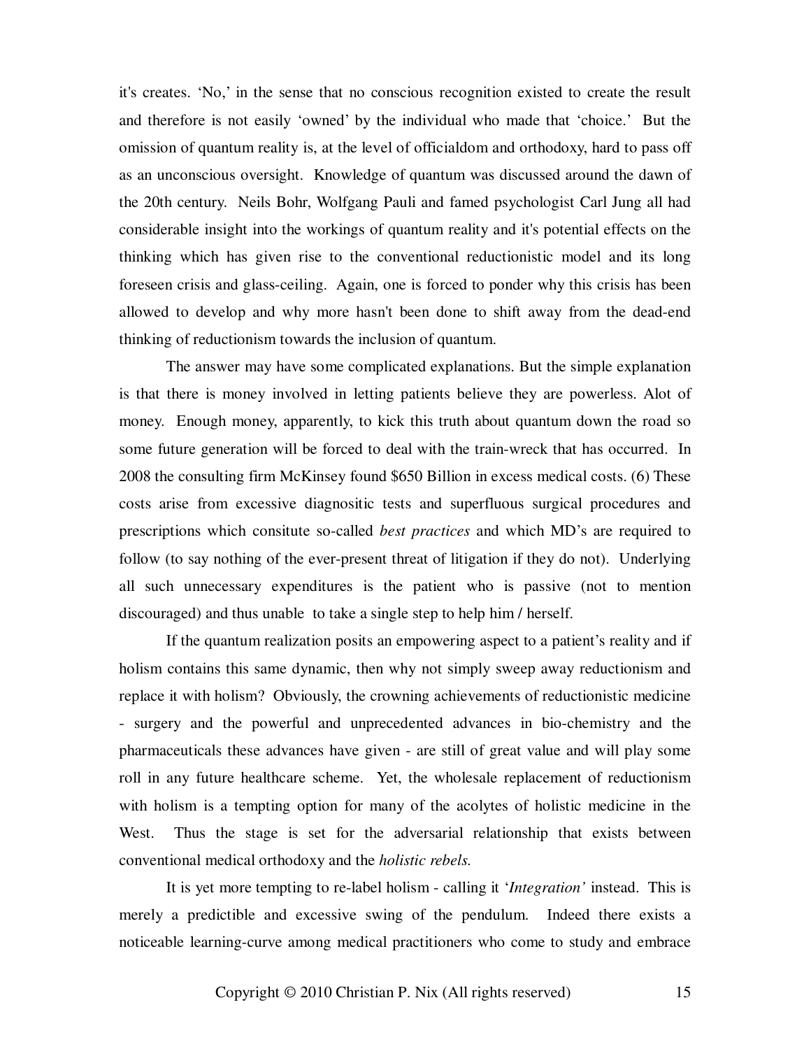it's creates. 'No,' in the sense that no conscious recognition existed to create the result and therefore is not easily 'owned' by the individual who made that 'choice.' But the omission of quantum reality is, at the level of officialdom and orthodoxy, hard to pass off as an unconscious oversight. Knowledge of quantum was discussed around the dawn of the 20th century. Neils Bohr, Wolfgang Pauli and famed psychologist Carl Jung all had considerable insight into the workings of quantum reality and it's potential effects on the thinking which has given rise to the conventional reductionistic model and its long foreseen crisis and glass-ceiling. Again, one is forced to ponder why this crisis has been allowed to develop and why more hasn't been done to shift away from the dead-end thinking of reductionism towards the inclusion of quantum.

The answer may have some complicated explanations. But the simple explanation is that there is money involved in letting patients believe they are powerless. Alot of money. Enough money, apparently, to kick this truth about quantum down the road so some future generation will be forced to deal with the train-wreck that has occurred. In 2008 the consulting firm McKinsey found $650 Billion in excess medical costs. (6) These costs arise from excessive diagnositic tests and superfluous surgical procedures and prescriptions which consitute so-called *best practices* and which MD's are required to follow (to say nothing of the ever-present threat of litigation if they do not). Underlying all such unnecessary expenditures is the patient who is passive (not to mention discouraged) and thus unable to take a single step to help him / herself.

If the quantum realization posits an empowering aspect to a patient's reality and if holism contains this same dynamic, then why not simply sweep away reductionism and replace it with holism? Obviously, the crowning achievements of reductionistic medicine - surgery and the powerful and unprecedented advances in bio-chemistry and the pharmaceuticals these advances have given - are still of great value and will play some roll in any future healthcare scheme. Yet, the wholesale replacement of reductionism with holism is a tempting option for many of the acolytes of holistic medicine in the West. Thus the stage is set for the adversarial relationship that exists between conventional medical orthodoxy and the *holistic rebels.*

It is yet more tempting to re-label holism - calling it '*Integration'* instead. This is merely a predictible and excessive swing of the pendulum. Indeed there exists a noticeable learning-curve among medical practitioners who come to study and embrace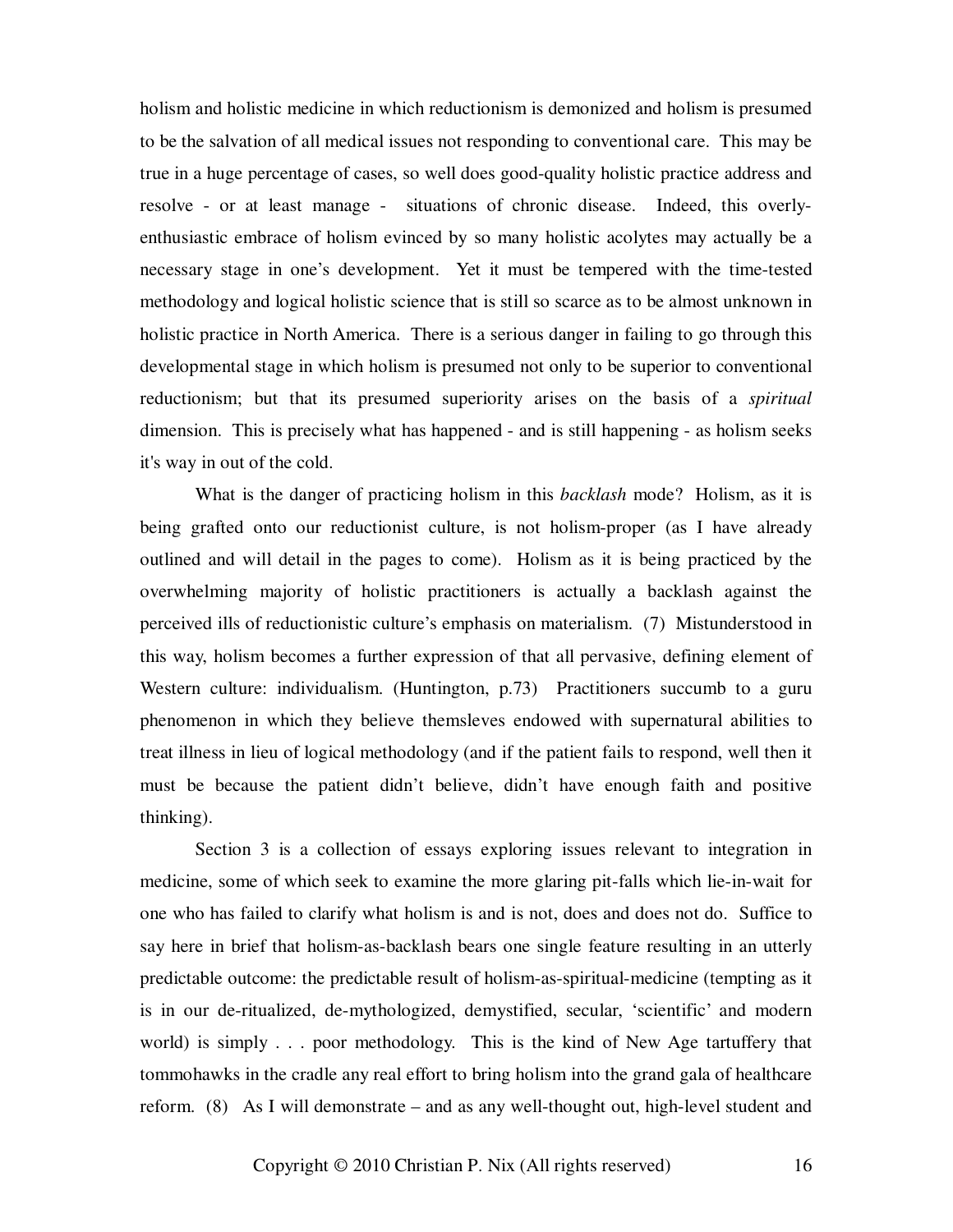holism and holistic medicine in which reductionism is demonized and holism is presumed to be the salvation of all medical issues not responding to conventional care. This may be true in a huge percentage of cases, so well does good-quality holistic practice address and resolve - or at least manage - situations of chronic disease. Indeed, this overly-enthusiastic embrace of holism evinced by so many holistic acolytes may actually be a necessary stage in one's development. Yet it must be tempered with the time-tested methodology and logical holistic science that is still so scarce as to be almost unknown in holistic practice in North America. There is a serious danger in failing to go through this developmental stage in which holism is presumed not only to be superior to conventional reductionism; but that its presumed superiority arises on the basis of a *spiritual* dimension. This is precisely what has happened - and is still happening - as holism seeks it's way in out of the cold.

What is the danger of practicing holism in this *backlash* mode? Holism, as it is being grafted onto our reductionist culture, is not holism-proper (as I have already outlined and will detail in the pages to come). Holism as it is being practiced by the overwhelming majority of holistic practitioners is actually a backlash against the perceived ills of reductionistic culture's emphasis on materialism. (7) Misunderstood in this way, holism becomes a further expression of that all pervasive, defining element of Western culture: individualism. (Huntington, p.73) Practitioners succumb to a guru phenomenon in which they believe themsleves endowed with supernatural abilities to treat illness in lieu of logical methodology (and if the patient fails to respond, well then it must be because the patient didn't believe, didn't have enough faith and positive thinking).

Section 3 is a collection of essays exploring issues relevant to integration in medicine, some of which seek to examine the more glaring pit-falls which lie-in-wait for one who has failed to clarify what holism is and is not, does and does not do. Suffice to say here in brief that holism-as-backlash bears one single feature resulting in an utterly predictable outcome: the predictable result of holism-as-spiritual-medicine (tempting as it is in our de-ritualized, de-mythologized, demystified, secular, 'scientific' and modern world) is simply . . . poor methodology. This is the kind of New Age tartuffery that tommohawks in the cradle any real effort to bring holism into the grand gala of healthcare reform. (8) As I will demonstrate – and as any well-thought out, high-level student and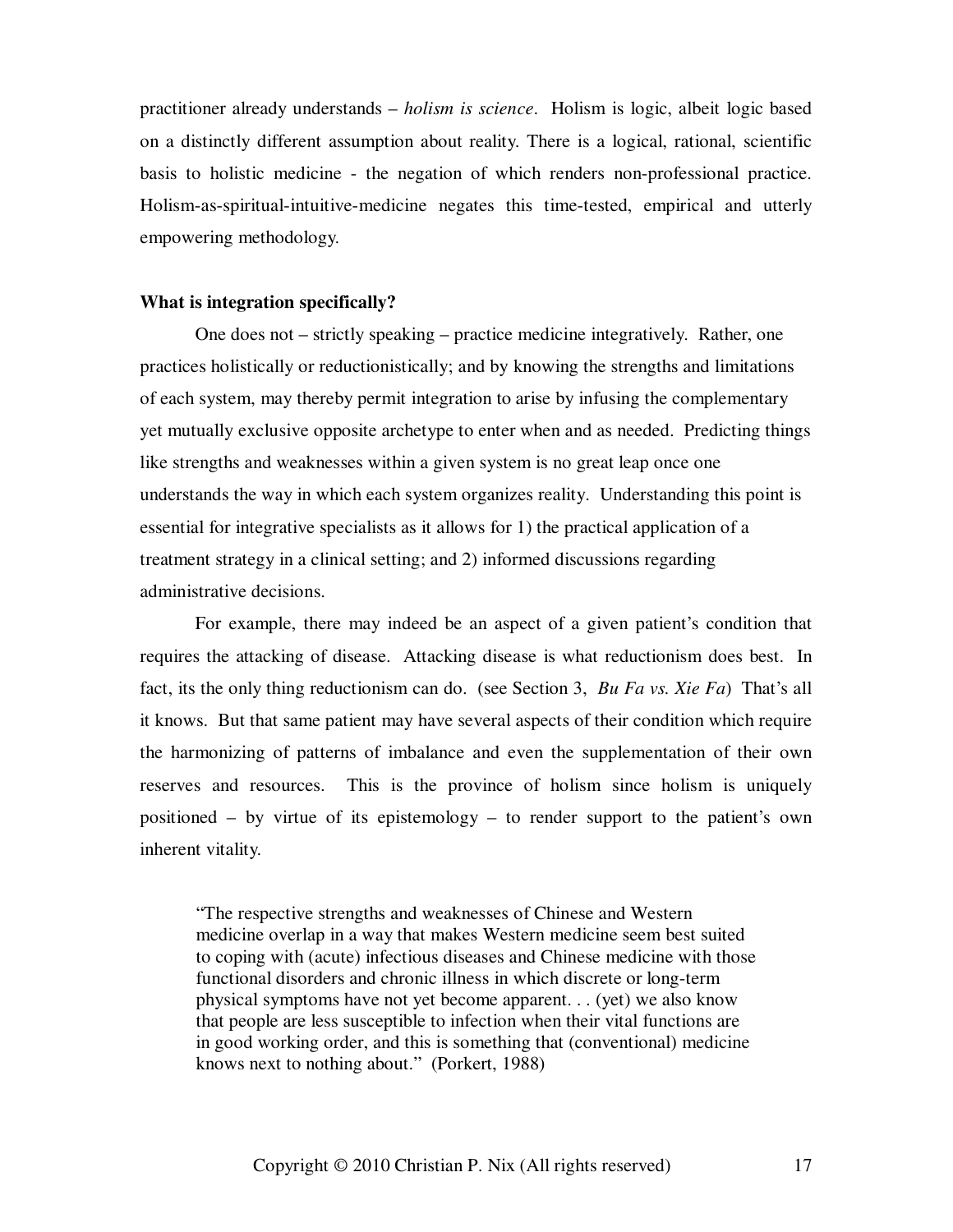practitioner already understands – *holism is science*. Holism is logic, albeit logic based on a distinctly different assumption about reality. There is a logical, rational, scientific basis to holistic medicine - the negation of which renders non-professional practice. Holism-as-spiritual-intuitive-medicine negates this time-tested, empirical and utterly empowering methodology.

**What is integration specifically?**

One does not – strictly speaking – practice medicine integratively. Rather, one practices holistically or reductionistically; and by knowing the strengths and limitations of each system, may thereby permit integration to arise by infusing the complementary yet mutually exclusive opposite archetype to enter when and as needed. Predicting things like strengths and weaknesses within a given system is no great leap once one understands the way in which each system organizes reality. Understanding this point is essential for integrative specialists as it allows for 1) the practical application of a treatment strategy in a clinical setting; and 2) informed discussions regarding administrative decisions.

For example, there may indeed be an aspect of a given patient's condition that requires the attacking of disease. Attacking disease is what reductionism does best. In fact, its the only thing reductionism can do. (see Section 3, *Bu Fa vs. Xie Fa*) That's all it knows. But that same patient may have several aspects of their condition which require the harmonizing of patterns of imbalance and even the supplementation of their own reserves and resources. This is the province of holism since holism is uniquely positioned – by virtue of its epistemology – to render support to the patient's own inherent vitality.

> "The respective strengths and weaknesses of Chinese and Western medicine overlap in a way that makes Western medicine seem best suited to coping with (acute) infectious diseases and Chinese medicine with those functional disorders and chronic illness in which discrete or long-term physical symptoms have not yet become apparent. . . (yet) we also know that people are less susceptible to infection when their vital functions are in good working order, and this is something that (conventional) medicine knows next to nothing about." (Porkert, 1988)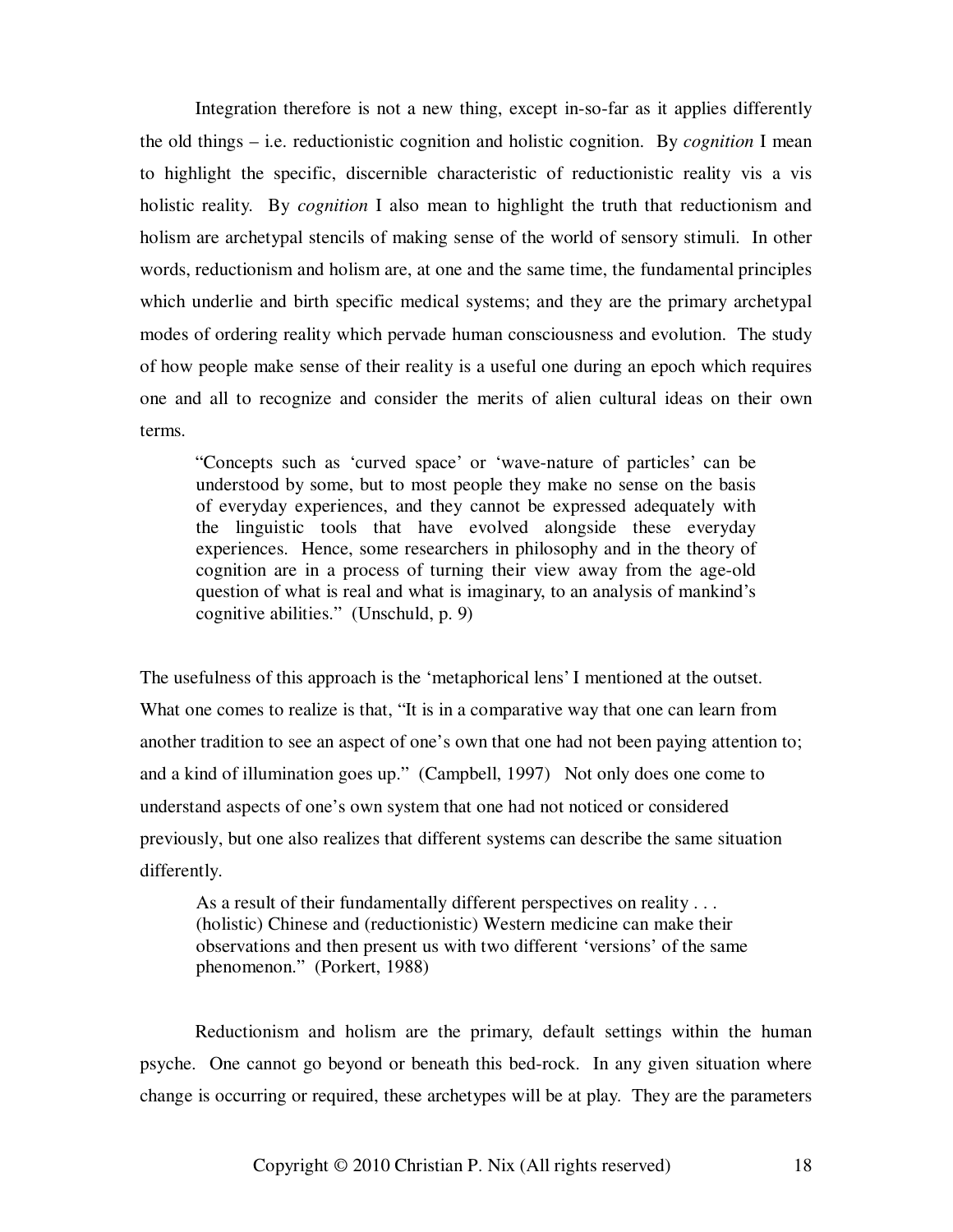Integration therefore is not a new thing, except in-so-far as it applies differently the old things – i.e. reductionistic cognition and holistic cognition. By *cognition* I mean to highlight the specific, discernible characteristic of reductionistic reality vis a vis holistic reality. By *cognition* I also mean to highlight the truth that reductionism and holism are archetypal stencils of making sense of the world of sensory stimuli. In other words, reductionism and holism are, at one and the same time, the fundamental principles which underlie and birth specific medical systems; and they are the primary archetypal modes of ordering reality which pervade human consciousness and evolution. The study of how people make sense of their reality is a useful one during an epoch which requires one and all to recognize and consider the merits of alien cultural ideas on their own terms.

> "Concepts such as 'curved space' or 'wave-nature of particles' can be understood by some, but to most people they make no sense on the basis of everyday experiences, and they cannot be expressed adequately with the linguistic tools that have evolved alongside these everyday experiences. Hence, some researchers in philosophy and in the theory of cognition are in a process of turning their view away from the age-old question of what is real and what is imaginary, to an analysis of mankind's cognitive abilities." (Unschuld, p. 9)

The usefulness of this approach is the 'metaphorical lens' I mentioned at the outset. What one comes to realize is that, "It is in a comparative way that one can learn from another tradition to see an aspect of one's own that one had not been paying attention to; and a kind of illumination goes up." (Campbell, 1997) Not only does one come to understand aspects of one's own system that one had not noticed or considered previously, but one also realizes that different systems can describe the same situation differently.

> As a result of their fundamentally different perspectives on reality . . . (holistic) Chinese and (reductionistic) Western medicine can make their observations and then present us with two different 'versions' of the same phenomenon." (Porkert, 1988)

Reductionism and holism are the primary, default settings within the human psyche. One cannot go beyond or beneath this bed-rock. In any given situation where change is occurring or required, these archetypes will be at play. They are the parameters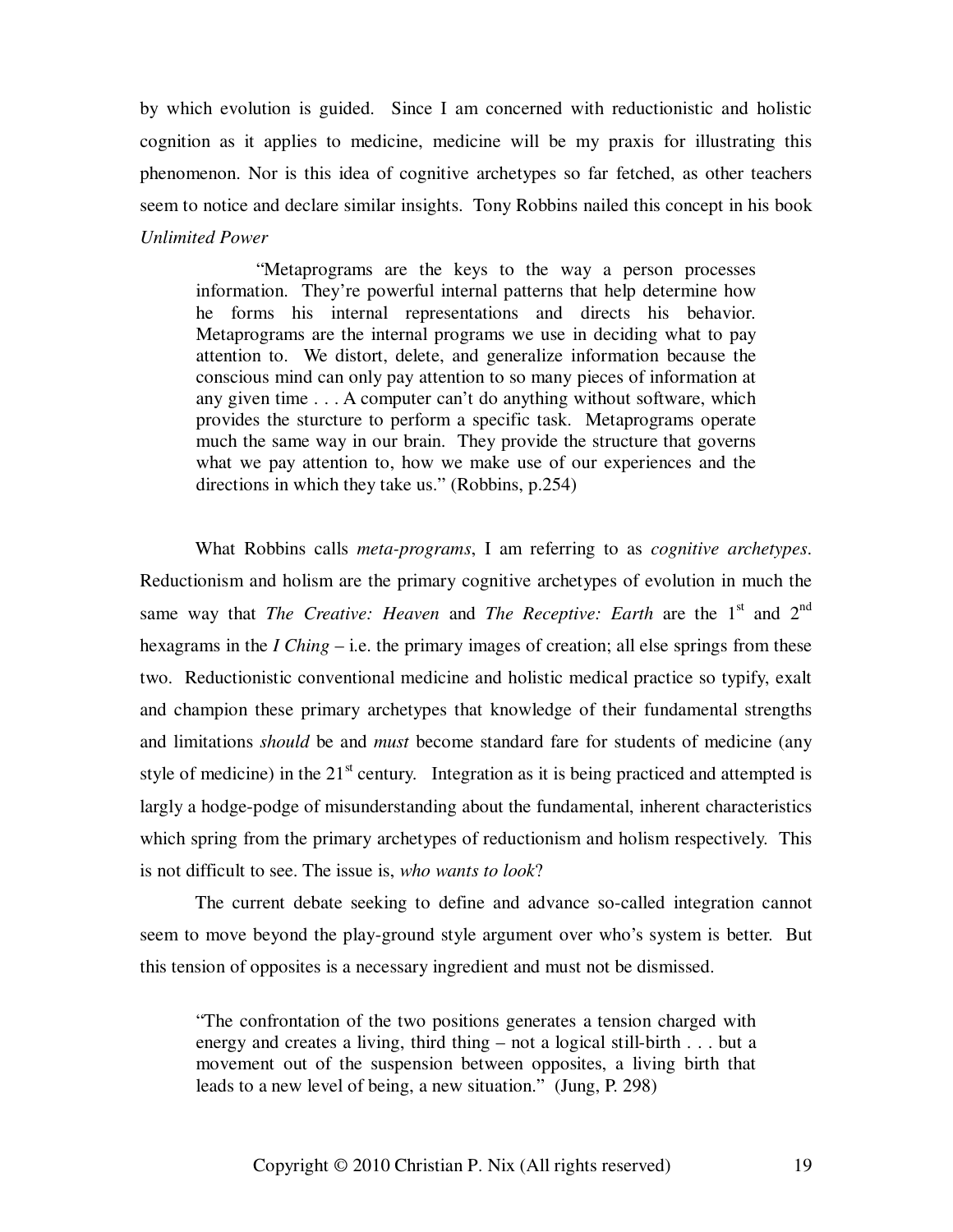by which evolution is guided. Since I am concerned with reductionistic and holistic cognition as it applies to medicine, medicine will be my praxis for illustrating this phenomenon. Nor is this idea of cognitive archetypes so far fetched, as other teachers seem to notice and declare similar insights. Tony Robbins nailed this concept in his book *Unlimited Power*

> "Metaprograms are the keys to the way a person processes information. They're powerful internal patterns that help determine how he forms his internal representations and directs his behavior. Metaprograms are the internal programs we use in deciding what to pay attention to. We distort, delete, and generalize information because the conscious mind can only pay attention to so many pieces of information at any given time . . . A computer can't do anything without software, which provides the sturcture to perform a specific task. Metaprograms operate much the same way in our brain. They provide the structure that governs what we pay attention to, how we make use of our experiences and the directions in which they take us." (Robbins, p.254)

What Robbins calls *meta-programs*, I am referring to as *cognitive archetypes*. Reductionism and holism are the primary cognitive archetypes of evolution in much the same way that *The Creative: Heaven* and *The Receptive: Earth* are the 1st and 2nd hexagrams in the *I Ching* – i.e. the primary images of creation; all else springs from these two. Reductionistic conventional medicine and holistic medical practice so typify, exalt and champion these primary archetypes that knowledge of their fundamental strengths and limitations *should* be and *must* become standard fare for students of medicine (any style of medicine) in the 21st century. Integration as it is being practiced and attempted is largly a hodge-podge of misunderstanding about the fundamental, inherent characteristics which spring from the primary archetypes of reductionism and holism respectively. This is not difficult to see. The issue is, *who wants to look*?

The current debate seeking to define and advance so-called integration cannot seem to move beyond the play-ground style argument over who's system is better. But this tension of opposites is a necessary ingredient and must not be dismissed.

> "The confrontation of the two positions generates a tension charged with energy and creates a living, third thing – not a logical still-birth . . . but a movement out of the suspension between opposites, a living birth that leads to a new level of being, a new situation." (Jung, P. 298)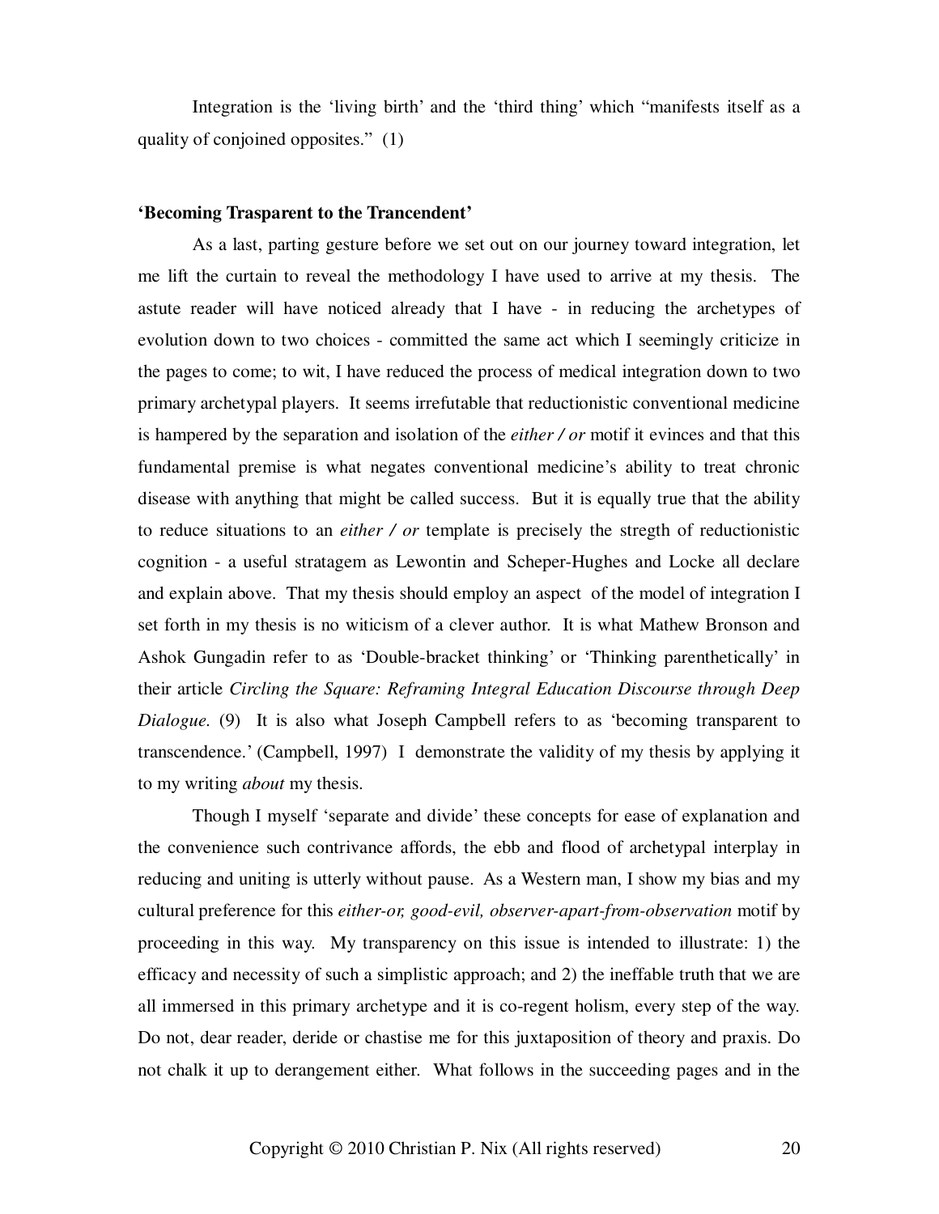Integration is the 'living birth' and the 'third thing' which "manifests itself as a quality of conjoined opposites." (1)

**'Becoming Trasparent to the Trancendent'**

As a last, parting gesture before we set out on our journey toward integration, let me lift the curtain to reveal the methodology I have used to arrive at my thesis. The astute reader will have noticed already that I have - in reducing the archetypes of evolution down to two choices - committed the same act which I seemingly criticize in the pages to come; to wit, I have reduced the process of medical integration down to two primary archetypal players. It seems irrefutable that reductionistic conventional medicine is hampered by the separation and isolation of the *either / or* motif it evinces and that this fundamental premise is what negates conventional medicine's ability to treat chronic disease with anything that might be called success. But it is equally true that the ability to reduce situations to an *either / or* template is precisely the stregth of reductionistic cognition - a useful stratagem as Lewontin and Scheper-Hughes and Locke all declare and explain above. That my thesis should employ an aspect of the model of integration I set forth in my thesis is no witicism of a clever author. It is what Mathew Bronson and Ashok Gungadin refer to as 'Double-bracket thinking' or 'Thinking parenthetically' in their article *Circling the Square: Reframing Integral Education Discourse through Deep Dialogue.* (9) It is also what Joseph Campbell refers to as 'becoming transparent to transcendence.' (Campbell, 1997) I demonstrate the validity of my thesis by applying it to my writing *about* my thesis.

Though I myself 'separate and divide' these concepts for ease of explanation and the convenience such contrivance affords, the ebb and flood of archetypal interplay in reducing and uniting is utterly without pause. As a Western man, I show my bias and my cultural preference for this *either-or, good-evil, observer-apart-from-observation* motif by proceeding in this way. My transparency on this issue is intended to illustrate: 1) the efficacy and necessity of such a simplistic approach; and 2) the ineffable truth that we are all immersed in this primary archetype and it is co-regent holism, every step of the way. Do not, dear reader, deride or chastise me for this juxtaposition of theory and praxis. Do not chalk it up to derangement either. What follows in the succeeding pages and in the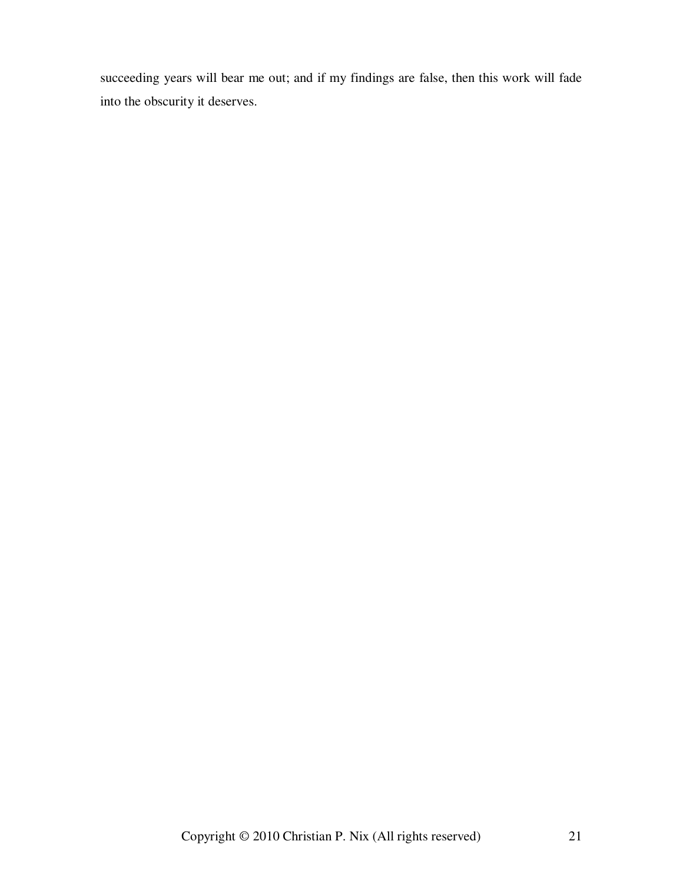succeeding years will bear me out; and if my findings are false, then this work will fade into the obscurity it deserves.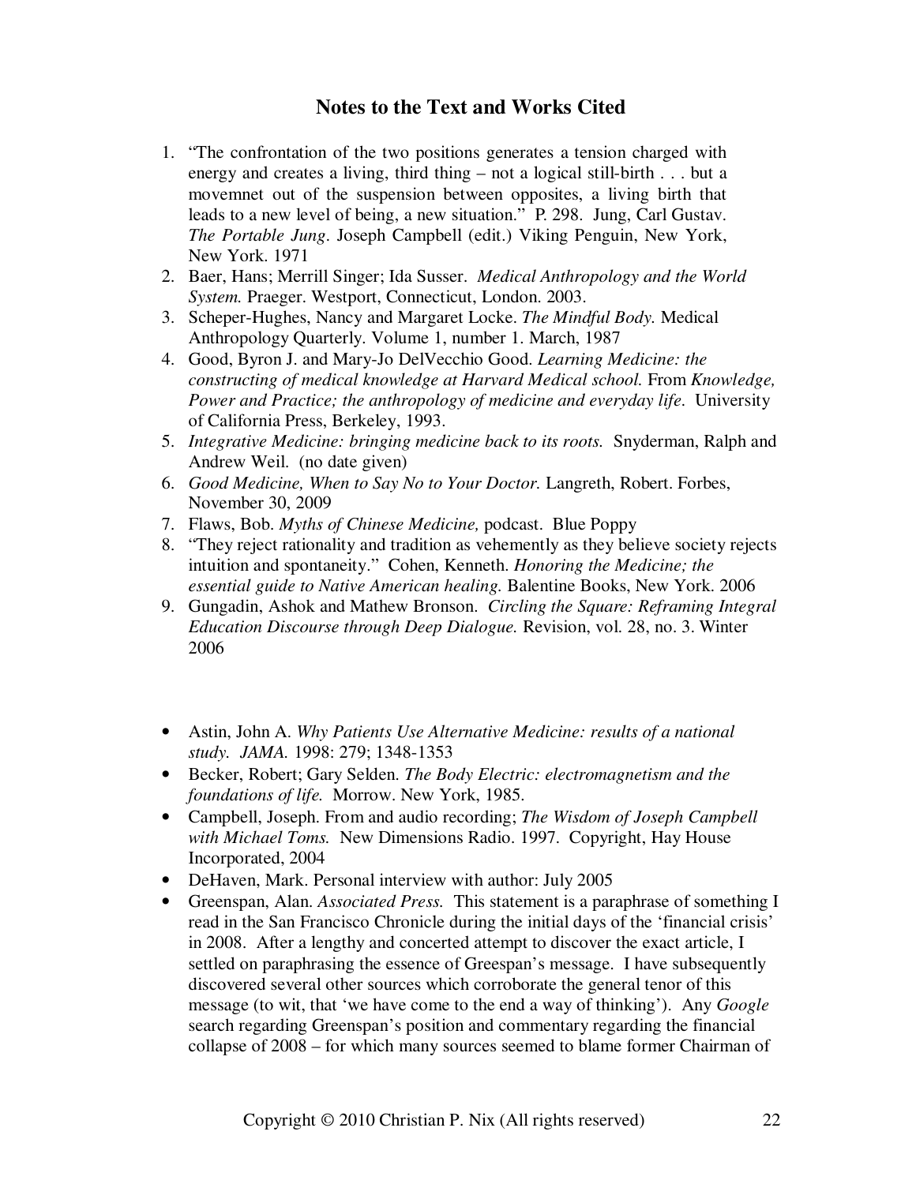## Notes to the Text and Works Cited

1. "The confrontation of the two positions generates a tension charged with energy and creates a living, third thing – not a logical still-birth . . . but a movemnet out of the suspension between opposites, a living birth that leads to a new level of being, a new situation." P. 298. Jung, Carl Gustav. *The Portable Jung*. Joseph Campbell (edit.) Viking Penguin, New York, New York. 1971
2. Baer, Hans; Merrill Singer; Ida Susser. *Medical Anthropology and the World System.* Praeger. Westport, Connecticut, London. 2003.
3. Scheper-Hughes, Nancy and Margaret Locke. *The Mindful Body.* Medical Anthropology Quarterly. Volume 1, number 1. March, 1987
4. Good, Byron J. and Mary-Jo DelVecchio Good. *Learning Medicine: the constructing of medical knowledge at Harvard Medical school.* From *Knowledge, Power and Practice; the anthropology of medicine and everyday life*. University of California Press, Berkeley, 1993.
5. *Integrative Medicine: bringing medicine back to its roots.* Snyderman, Ralph and Andrew Weil. (no date given)
6. *Good Medicine, When to Say No to Your Doctor.* Langreth, Robert. Forbes, November 30, 2009
7. Flaws, Bob. *Myths of Chinese Medicine,* podcast. Blue Poppy
8. "They reject rationality and tradition as vehemently as they believe society rejects intuition and spontaneity." Cohen, Kenneth. *Honoring the Medicine; the essential guide to Native American healing.* Balentine Books, New York. 2006
9. Gungadin, Ashok and Mathew Bronson. *Circling the Square: Reframing Integral Education Discourse through Deep Dialogue.* Revision, vol. 28, no. 3. Winter 2006

- Astin, John A. *Why Patients Use Alternative Medicine: results of a national study. JAMA.* 1998: 279; 1348-1353
- Becker, Robert; Gary Selden. *The Body Electric: electromagnetism and the foundations of life.* Morrow. New York, 1985.
- Campbell, Joseph. From and audio recording; *The Wisdom of Joseph Campbell with Michael Toms.* New Dimensions Radio. 1997. Copyright, Hay House Incorporated, 2004
- DeHaven, Mark. Personal interview with author: July 2005
- Greenspan, Alan. *Associated Press.* This statement is a paraphrase of something I read in the San Francisco Chronicle during the initial days of the 'financial crisis' in 2008. After a lengthy and concerted attempt to discover the exact article, I settled on paraphrasing the essence of Greespan's message. I have subsequently discovered several other sources which corroborate the general tenor of this message (to wit, that 'we have come to the end a way of thinking'). Any *Google* search regarding Greenspan's position and commentary regarding the financial collapse of 2008 – for which many sources seemed to blame former Chairman of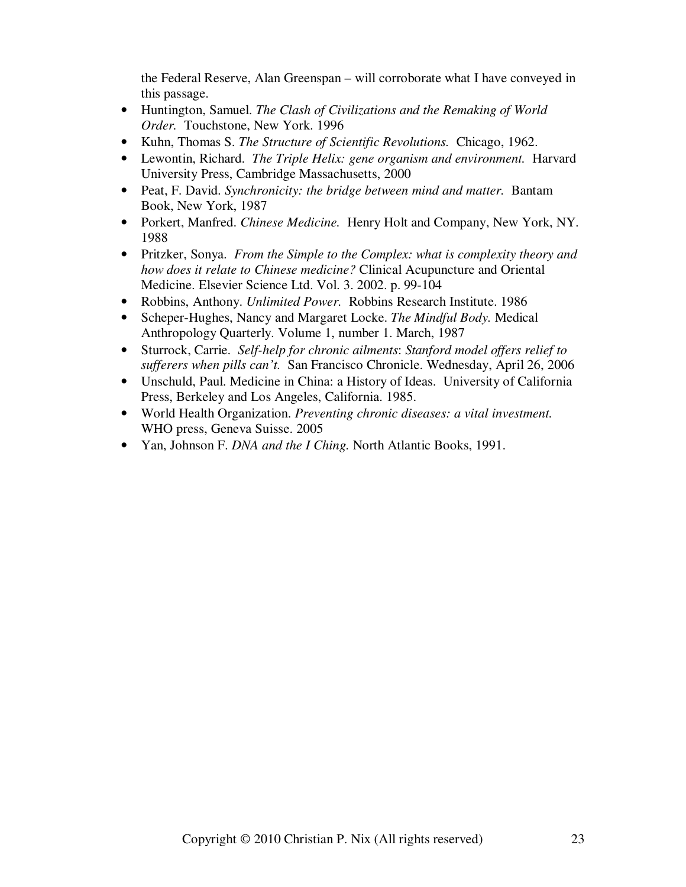the Federal Reserve, Alan Greenspan – will corroborate what I have conveyed in this passage.

- Huntington, Samuel. *The Clash of Civilizations and the Remaking of World Order.* Touchstone, New York. 1996
- Kuhn, Thomas S. *The Structure of Scientific Revolutions.* Chicago, 1962.
- Lewontin, Richard. *The Triple Helix: gene organism and environment.* Harvard University Press, Cambridge Massachusetts, 2000
- Peat, F. David. *Synchronicity: the bridge between mind and matter.* Bantam Book, New York, 1987
- Porkert, Manfred. *Chinese Medicine.* Henry Holt and Company, New York, NY. 1988
- Pritzker, Sonya. *From the Simple to the Complex: what is complexity theory and how does it relate to Chinese medicine?* Clinical Acupuncture and Oriental Medicine. Elsevier Science Ltd. Vol. 3. 2002. p. 99-104
- Robbins, Anthony. *Unlimited Power.* Robbins Research Institute. 1986
- Scheper-Hughes, Nancy and Margaret Locke. *The Mindful Body.* Medical Anthropology Quarterly. Volume 1, number 1. March, 1987
- Sturrock, Carrie. *Self-help for chronic ailments*: *Stanford model offers relief to sufferers when pills can't.* San Francisco Chronicle. Wednesday, April 26, 2006
- Unschuld, Paul. Medicine in China: a History of Ideas. University of California Press, Berkeley and Los Angeles, California. 1985.
- World Health Organization. *Preventing chronic diseases: a vital investment.* WHO press, Geneva Suisse. 2005
- Yan, Johnson F. *DNA and the I Ching.* North Atlantic Books, 1991.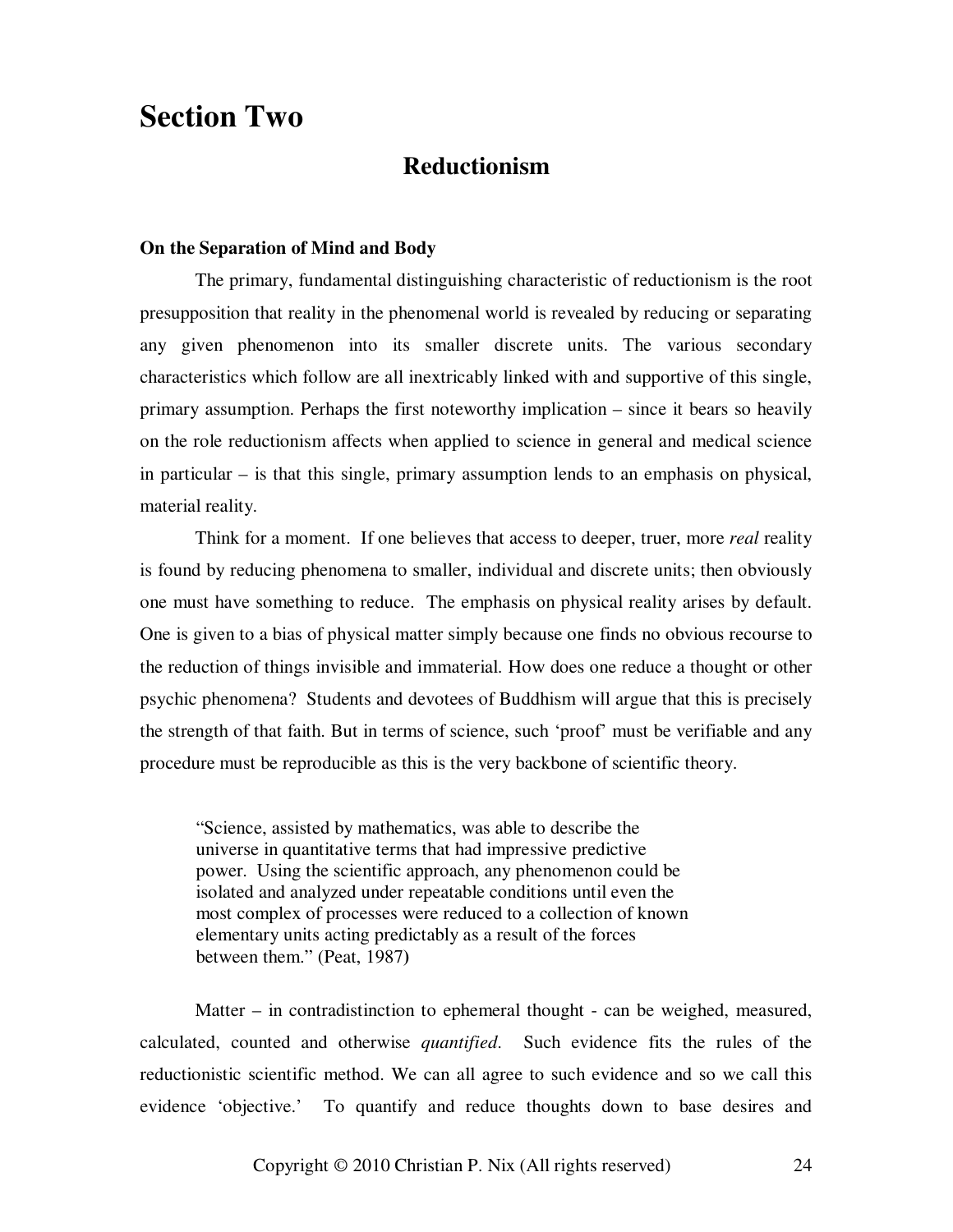# Section Two

## Reductionism

**On the Separation of Mind and Body**

The primary, fundamental distinguishing characteristic of reductionism is the root presupposition that reality in the phenomenal world is revealed by reducing or separating any given phenomenon into its smaller discrete units. The various secondary characteristics which follow are all inextricably linked with and supportive of this single, primary assumption. Perhaps the first noteworthy implication – since it bears so heavily on the role reductionism affects when applied to science in general and medical science in particular – is that this single, primary assumption lends to an emphasis on physical, material reality.

Think for a moment. If one believes that access to deeper, truer, more *real* reality is found by reducing phenomena to smaller, individual and discrete units; then obviously one must have something to reduce. The emphasis on physical reality arises by default. One is given to a bias of physical matter simply because one finds no obvious recourse to the reduction of things invisible and immaterial. How does one reduce a thought or other psychic phenomena? Students and devotees of Buddhism will argue that this is precisely the strength of that faith. But in terms of science, such 'proof' must be verifiable and any procedure must be reproducible as this is the very backbone of scientific theory.

> "Science, assisted by mathematics, was able to describe the universe in quantitative terms that had impressive predictive power. Using the scientific approach, any phenomenon could be isolated and analyzed under repeatable conditions until even the most complex of processes were reduced to a collection of known elementary units acting predictably as a result of the forces between them." (Peat, 1987)

Matter – in contradistinction to ephemeral thought - can be weighed, measured, calculated, counted and otherwise *quantified*. Such evidence fits the rules of the reductionistic scientific method. We can all agree to such evidence and so we call this evidence 'objective.' To quantify and reduce thoughts down to base desires and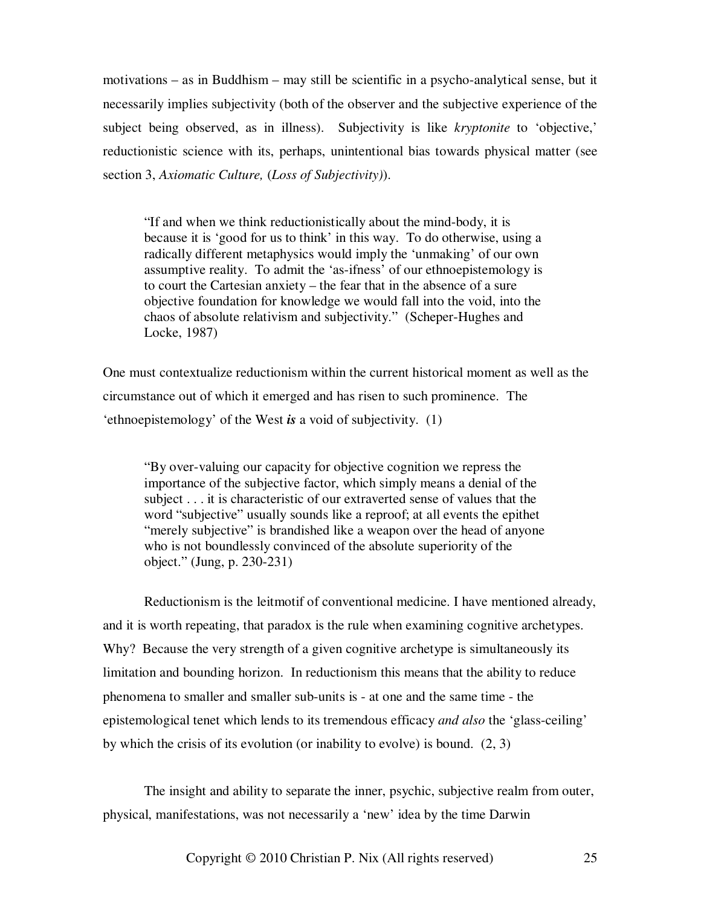motivations – as in Buddhism – may still be scientific in a psycho-analytical sense, but it necessarily implies subjectivity (both of the observer and the subjective experience of the subject being observed, as in illness). Subjectivity is like *kryptonite* to 'objective,' reductionistic science with its, perhaps, unintentional bias towards physical matter (see section 3, *Axiomatic Culture,* (*Loss of Subjectivity)*).

> "If and when we think reductionistically about the mind-body, it is because it is 'good for us to think' in this way. To do otherwise, using a radically different metaphysics would imply the 'unmaking' of our own assumptive reality. To admit the 'as-ifness' of our ethnoepistemology is to court the Cartesian anxiety – the fear that in the absence of a sure objective foundation for knowledge we would fall into the void, into the chaos of absolute relativism and subjectivity." (Scheper-Hughes and Locke, 1987)

One must contextualize reductionism within the current historical moment as well as the circumstance out of which it emerged and has risen to such prominence. The 'ethnoepistemology' of the West ***is*** a void of subjectivity. (1)

> "By over-valuing our capacity for objective cognition we repress the importance of the subjective factor, which simply means a denial of the subject . . . it is characteristic of our extraverted sense of values that the word "subjective" usually sounds like a reproof; at all events the epithet "merely subjective" is brandished like a weapon over the head of anyone who is not boundlessly convinced of the absolute superiority of the object." (Jung, p. 230-231)

Reductionism is the leitmotif of conventional medicine. I have mentioned already, and it is worth repeating, that paradox is the rule when examining cognitive archetypes. Why? Because the very strength of a given cognitive archetype is simultaneously its limitation and bounding horizon. In reductionism this means that the ability to reduce phenomena to smaller and smaller sub-units is - at one and the same time - the epistemological tenet which lends to its tremendous efficacy *and also* the 'glass-ceiling' by which the crisis of its evolution (or inability to evolve) is bound. (2, 3)

The insight and ability to separate the inner, psychic, subjective realm from outer, physical, manifestations, was not necessarily a 'new' idea by the time Darwin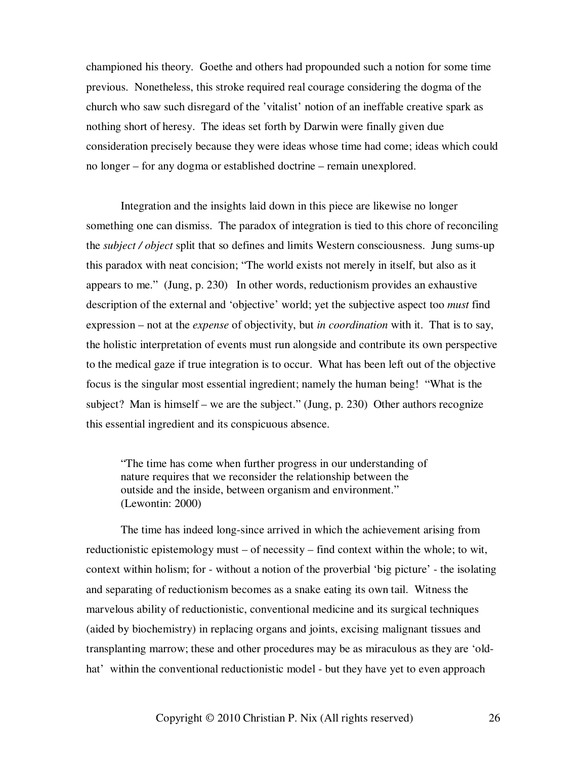championed his theory. Goethe and others had propounded such a notion for some time previous. Nonetheless, this stroke required real courage considering the dogma of the church who saw such disregard of the 'vitalist' notion of an ineffable creative spark as nothing short of heresy. The ideas set forth by Darwin were finally given due consideration precisely because they were ideas whose time had come; ideas which could no longer – for any dogma or established doctrine – remain unexplored.

Integration and the insights laid down in this piece are likewise no longer something one can dismiss. The paradox of integration is tied to this chore of reconciling the *subject / object* split that so defines and limits Western consciousness. Jung sums-up this paradox with neat concision; "The world exists not merely in itself, but also as it appears to me." (Jung, p. 230) In other words, reductionism provides an exhaustive description of the external and 'objective' world; yet the subjective aspect too *must* find expression – not at the *expense* of objectivity, but *in coordination* with it. That is to say, the holistic interpretation of events must run alongside and contribute its own perspective to the medical gaze if true integration is to occur. What has been left out of the objective focus is the singular most essential ingredient; namely the human being! "What is the subject? Man is himself – we are the subject." (Jung, p. 230) Other authors recognize this essential ingredient and its conspicuous absence.

> "The time has come when further progress in our understanding of nature requires that we reconsider the relationship between the outside and the inside, between organism and environment."
> (Lewontin: 2000)

The time has indeed long-since arrived in which the achievement arising from reductionistic epistemology must – of necessity – find context within the whole; to wit, context within holism; for - without a notion of the proverbial 'big picture' - the isolating and separating of reductionism becomes as a snake eating its own tail. Witness the marvelous ability of reductionistic, conventional medicine and its surgical techniques (aided by biochemistry) in replacing organs and joints, excising malignant tissues and transplanting marrow; these and other procedures may be as miraculous as they are 'old-hat' within the conventional reductionistic model - but they have yet to even approach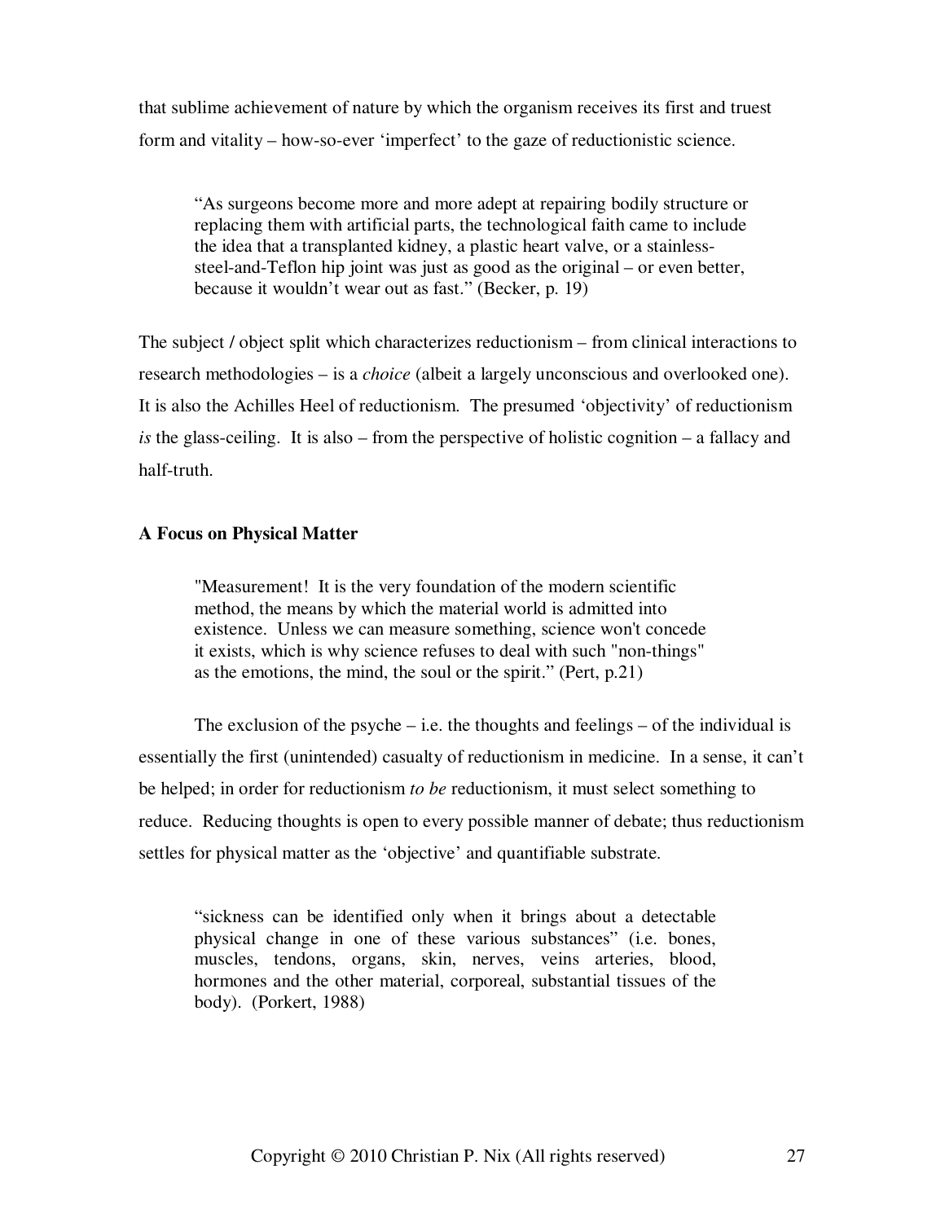that sublime achievement of nature by which the organism receives its first and truest form and vitality – how-so-ever 'imperfect' to the gaze of reductionistic science.

> "As surgeons become more and more adept at repairing bodily structure or replacing them with artificial parts, the technological faith came to include the idea that a transplanted kidney, a plastic heart valve, or a stainless-steel-and-Teflon hip joint was just as good as the original – or even better, because it wouldn't wear out as fast." (Becker, p. 19)

The subject / object split which characterizes reductionism – from clinical interactions to research methodologies – is a *choice* (albeit a largely unconscious and overlooked one). It is also the Achilles Heel of reductionism. The presumed 'objectivity' of reductionism *is* the glass-ceiling. It is also – from the perspective of holistic cognition – a fallacy and half-truth.

**A Focus on Physical Matter**

> "Measurement! It is the very foundation of the modern scientific method, the means by which the material world is admitted into existence. Unless we can measure something, science won't concede it exists, which is why science refuses to deal with such "non-things" as the emotions, the mind, the soul or the spirit." (Pert, p.21)

The exclusion of the psyche – i.e. the thoughts and feelings – of the individual is essentially the first (unintended) casualty of reductionism in medicine. In a sense, it can't be helped; in order for reductionism *to be* reductionism, it must select something to reduce. Reducing thoughts is open to every possible manner of debate; thus reductionism settles for physical matter as the 'objective' and quantifiable substrate.

> "sickness can be identified only when it brings about a detectable physical change in one of these various substances" (i.e. bones, muscles, tendons, organs, skin, nerves, veins arteries, blood, hormones and the other material, corporeal, substantial tissues of the body). (Porkert, 1988)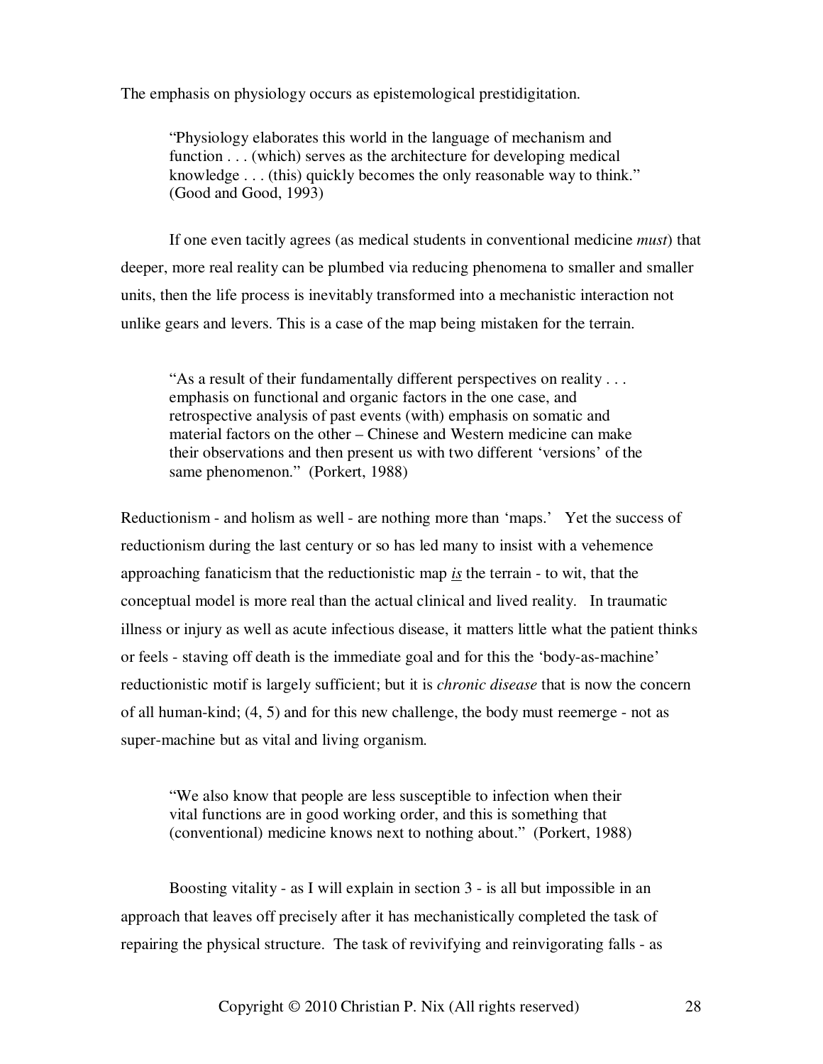The emphasis on physiology occurs as epistemological prestidigitation.

> "Physiology elaborates this world in the language of mechanism and function . . . (which) serves as the architecture for developing medical knowledge . . . (this) quickly becomes the only reasonable way to think." (Good and Good, 1993)

If one even tacitly agrees (as medical students in conventional medicine *must*) that deeper, more real reality can be plumbed via reducing phenomena to smaller and smaller units, then the life process is inevitably transformed into a mechanistic interaction not unlike gears and levers. This is a case of the map being mistaken for the terrain.

> "As a result of their fundamentally different perspectives on reality . . . emphasis on functional and organic factors in the one case, and retrospective analysis of past events (with) emphasis on somatic and material factors on the other – Chinese and Western medicine can make their observations and then present us with two different 'versions' of the same phenomenon." (Porkert, 1988)

Reductionism - and holism as well - are nothing more than 'maps.' Yet the success of reductionism during the last century or so has led many to insist with a vehemence approaching fanaticism that the reductionistic map ***is*** the terrain - to wit, that the conceptual model is more real than the actual clinical and lived reality. In traumatic illness or injury as well as acute infectious disease, it matters little what the patient thinks or feels - staving off death is the immediate goal and for this the 'body-as-machine' reductionistic motif is largely sufficient; but it is *chronic disease* that is now the concern of all human-kind; (4, 5) and for this new challenge, the body must reemerge - not as super-machine but as vital and living organism.

> "We also know that people are less susceptible to infection when their vital functions are in good working order, and this is something that (conventional) medicine knows next to nothing about." (Porkert, 1988)

Boosting vitality - as I will explain in section 3 - is all but impossible in an approach that leaves off precisely after it has mechanistically completed the task of repairing the physical structure. The task of revivifying and reinvigorating falls - as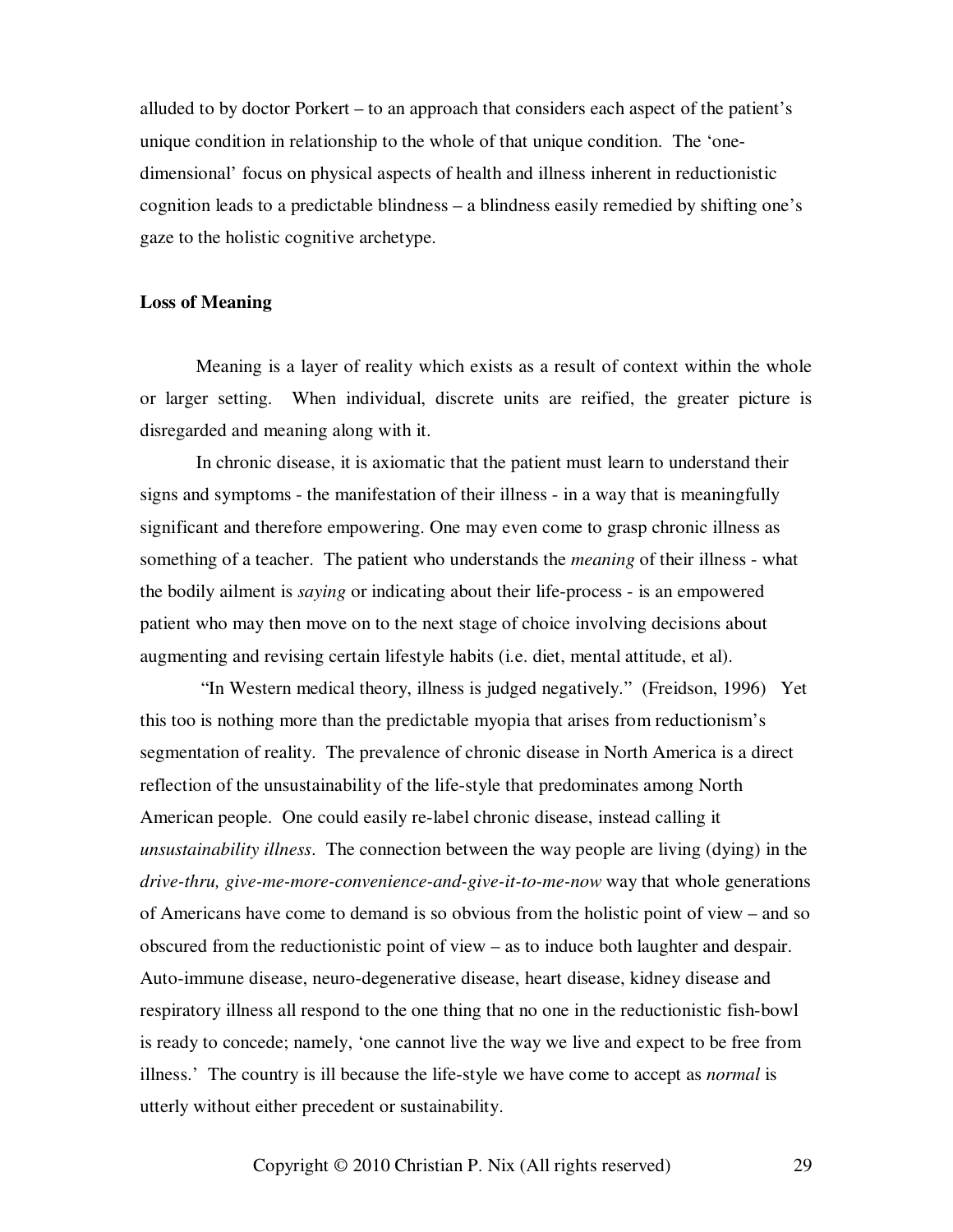alluded to by doctor Porkert – to an approach that considers each aspect of the patient's unique condition in relationship to the whole of that unique condition. The 'one-dimensional' focus on physical aspects of health and illness inherent in reductionistic cognition leads to a predictable blindness – a blindness easily remedied by shifting one's gaze to the holistic cognitive archetype.

**Loss of Meaning**

Meaning is a layer of reality which exists as a result of context within the whole or larger setting. When individual, discrete units are reified, the greater picture is disregarded and meaning along with it.

In chronic disease, it is axiomatic that the patient must learn to understand their signs and symptoms - the manifestation of their illness - in a way that is meaningfully significant and therefore empowering. One may even come to grasp chronic illness as something of a teacher. The patient who understands the *meaning* of their illness - what the bodily ailment is *saying* or indicating about their life-process - is an empowered patient who may then move on to the next stage of choice involving decisions about augmenting and revising certain lifestyle habits (i.e. diet, mental attitude, et al).

"In Western medical theory, illness is judged negatively." (Freidson, 1996) Yet this too is nothing more than the predictable myopia that arises from reductionism's segmentation of reality. The prevalence of chronic disease in North America is a direct reflection of the unsustainability of the life-style that predominates among North American people. One could easily re-label chronic disease, instead calling it *unsustainability illness*. The connection between the way people are living (dying) in the *drive-thru, give-me-more-convenience-and-give-it-to-me-now* way that whole generations of Americans have come to demand is so obvious from the holistic point of view – and so obscured from the reductionistic point of view – as to induce both laughter and despair. Auto-immune disease, neuro-degenerative disease, heart disease, kidney disease and respiratory illness all respond to the one thing that no one in the reductionistic fish-bowl is ready to concede; namely, 'one cannot live the way we live and expect to be free from illness.' The country is ill because the life-style we have come to accept as *normal* is utterly without either precedent or sustainability.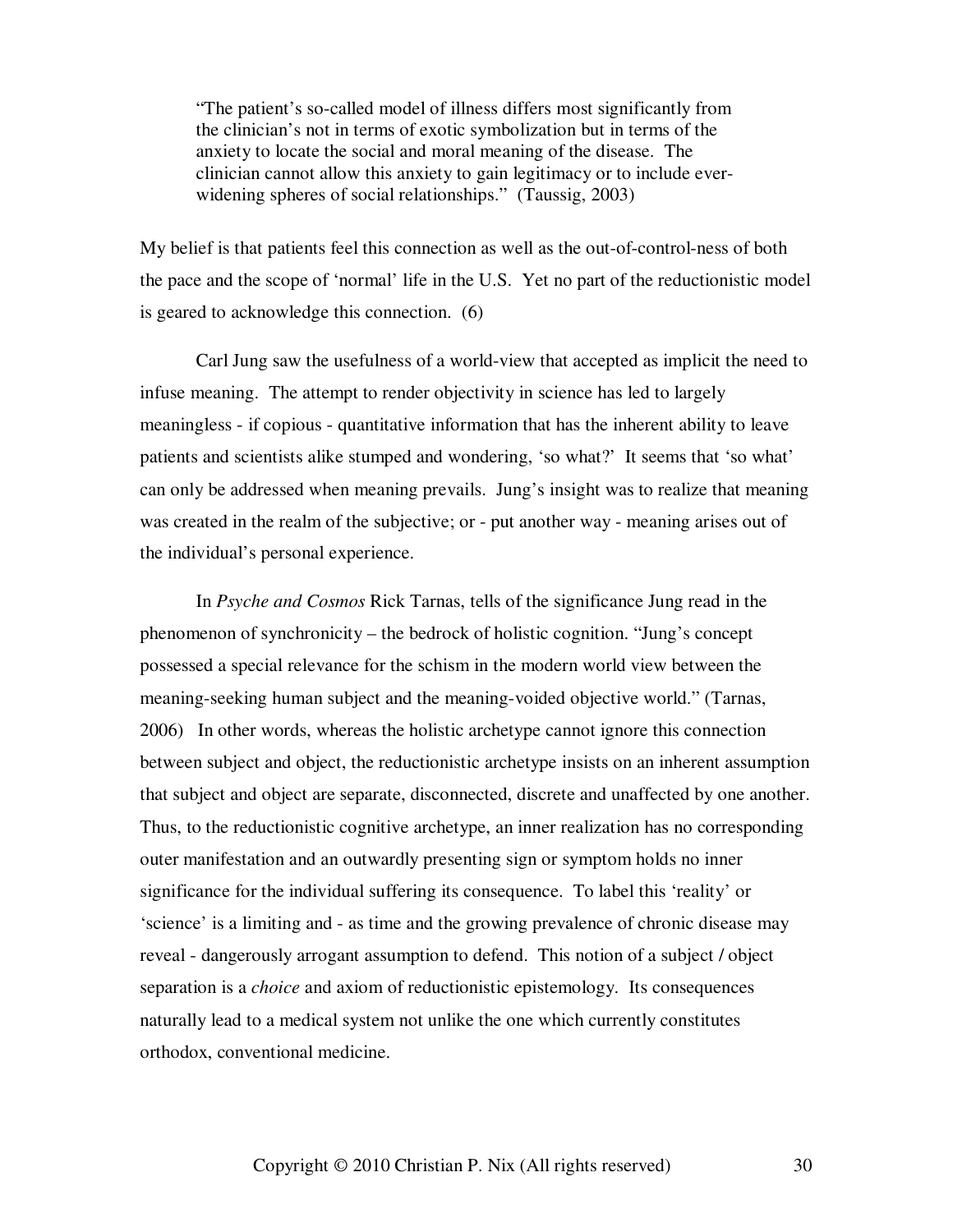> "The patient's so-called model of illness differs most significantly from the clinician's not in terms of exotic symbolization but in terms of the anxiety to locate the social and moral meaning of the disease. The clinician cannot allow this anxiety to gain legitimacy or to include ever-widening spheres of social relationships." (Taussig, 2003)

My belief is that patients feel this connection as well as the out-of-control-ness of both the pace and the scope of 'normal' life in the U.S. Yet no part of the reductionistic model is geared to acknowledge this connection. (6)

Carl Jung saw the usefulness of a world-view that accepted as implicit the need to infuse meaning. The attempt to render objectivity in science has led to largely meaningless - if copious - quantitative information that has the inherent ability to leave patients and scientists alike stumped and wondering, 'so what?' It seems that 'so what' can only be addressed when meaning prevails. Jung's insight was to realize that meaning was created in the realm of the subjective; or - put another way - meaning arises out of the individual's personal experience.

In *Psyche and Cosmos* Rick Tarnas, tells of the significance Jung read in the phenomenon of synchronicity – the bedrock of holistic cognition. "Jung's concept possessed a special relevance for the schism in the modern world view between the meaning-seeking human subject and the meaning-voided objective world." (Tarnas, 2006) In other words, whereas the holistic archetype cannot ignore this connection between subject and object, the reductionistic archetype insists on an inherent assumption that subject and object are separate, disconnected, discrete and unaffected by one another. Thus, to the reductionistic cognitive archetype, an inner realization has no corresponding outer manifestation and an outwardly presenting sign or symptom holds no inner significance for the individual suffering its consequence. To label this 'reality' or 'science' is a limiting and - as time and the growing prevalence of chronic disease may reveal - dangerously arrogant assumption to defend. This notion of a subject / object separation is a *choice* and axiom of reductionistic epistemology. Its consequences naturally lead to a medical system not unlike the one which currently constitutes orthodox, conventional medicine.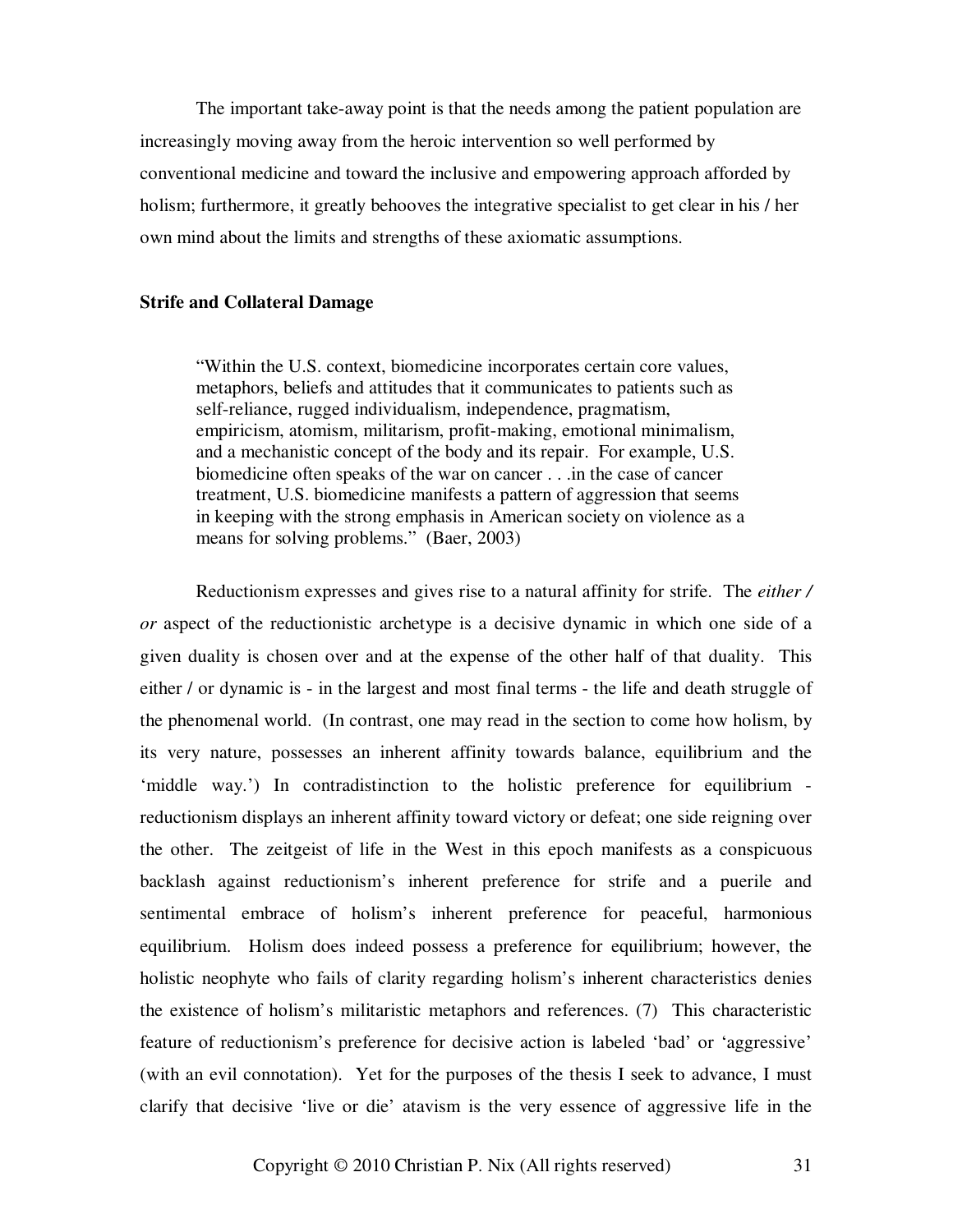The important take-away point is that the needs among the patient population are increasingly moving away from the heroic intervention so well performed by conventional medicine and toward the inclusive and empowering approach afforded by holism; furthermore, it greatly behooves the integrative specialist to get clear in his / her own mind about the limits and strengths of these axiomatic assumptions.

**Strife and Collateral Damage**

> "Within the U.S. context, biomedicine incorporates certain core values, metaphors, beliefs and attitudes that it communicates to patients such as self-reliance, rugged individualism, independence, pragmatism, empiricism, atomism, militarism, profit-making, emotional minimalism, and a mechanistic concept of the body and its repair. For example, U.S. biomedicine often speaks of the war on cancer . . .in the case of cancer treatment, U.S. biomedicine manifests a pattern of aggression that seems in keeping with the strong emphasis in American society on violence as a means for solving problems." (Baer, 2003)

Reductionism expresses and gives rise to a natural affinity for strife. The *either / or* aspect of the reductionistic archetype is a decisive dynamic in which one side of a given duality is chosen over and at the expense of the other half of that duality. This either / or dynamic is - in the largest and most final terms - the life and death struggle of the phenomenal world. (In contrast, one may read in the section to come how holism, by its very nature, possesses an inherent affinity towards balance, equilibrium and the 'middle way.') In contradistinction to the holistic preference for equilibrium - reductionism displays an inherent affinity toward victory or defeat; one side reigning over the other. The zeitgeist of life in the West in this epoch manifests as a conspicuous backlash against reductionism's inherent preference for strife and a puerile and sentimental embrace of holism's inherent preference for peaceful, harmonious equilibrium. Holism does indeed possess a preference for equilibrium; however, the holistic neophyte who fails of clarity regarding holism's inherent characteristics denies the existence of holism's militaristic metaphors and references. (7) This characteristic feature of reductionism's preference for decisive action is labeled 'bad' or 'aggressive' (with an evil connotation). Yet for the purposes of the thesis I seek to advance, I must clarify that decisive 'live or die' atavism is the very essence of aggressive life in the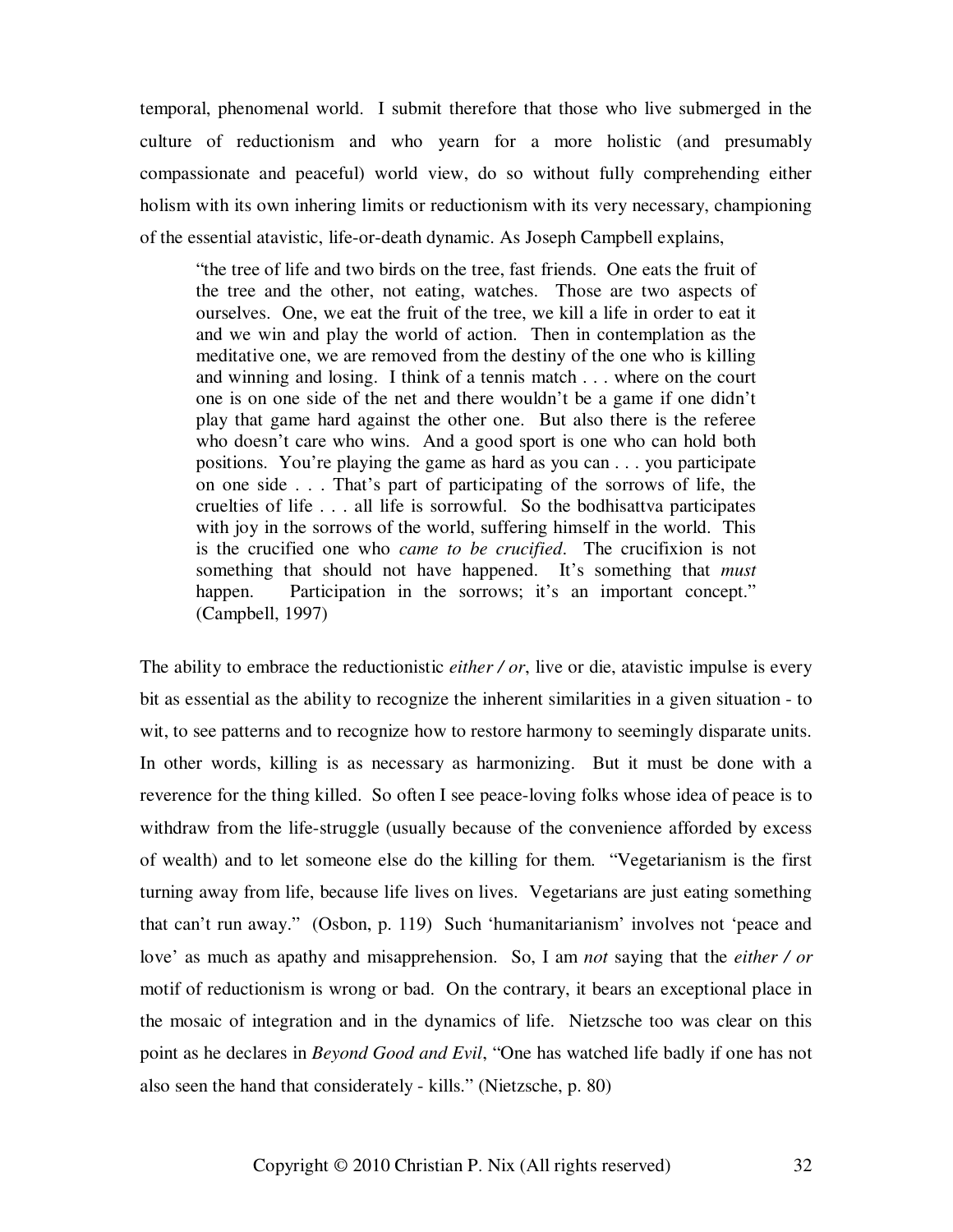temporal, phenomenal world. I submit therefore that those who live submerged in the culture of reductionism and who yearn for a more holistic (and presumably compassionate and peaceful) world view, do so without fully comprehending either holism with its own inhering limits or reductionism with its very necessary, championing of the essential atavistic, life-or-death dynamic. As Joseph Campbell explains,

> "the tree of life and two birds on the tree, fast friends. One eats the fruit of the tree and the other, not eating, watches. Those are two aspects of ourselves. One, we eat the fruit of the tree, we kill a life in order to eat it and we win and play the world of action. Then in contemplation as the meditative one, we are removed from the destiny of the one who is killing and winning and losing. I think of a tennis match . . . where on the court one is on one side of the net and there wouldn't be a game if one didn't play that game hard against the other one. But also there is the referee who doesn't care who wins. And a good sport is one who can hold both positions. You're playing the game as hard as you can . . . you participate on one side . . . That's part of participating of the sorrows of life, the cruelties of life . . . all life is sorrowful. So the bodhisattva participates with joy in the sorrows of the world, suffering himself in the world. This is the crucified one who *came to be crucified*. The crucifixion is not something that should not have happened. It's something that *must* happen. Participation in the sorrows; it's an important concept." (Campbell, 1997)

The ability to embrace the reductionistic *either / or*, live or die, atavistic impulse is every bit as essential as the ability to recognize the inherent similarities in a given situation - to wit, to see patterns and to recognize how to restore harmony to seemingly disparate units. In other words, killing is as necessary as harmonizing. But it must be done with a reverence for the thing killed. So often I see peace-loving folks whose idea of peace is to withdraw from the life-struggle (usually because of the convenience afforded by excess of wealth) and to let someone else do the killing for them. "Vegetarianism is the first turning away from life, because life lives on lives. Vegetarians are just eating something that can't run away." (Osbon, p. 119) Such 'humanitarianism' involves not 'peace and love' as much as apathy and misapprehension. So, I am *not* saying that the *either / or* motif of reductionism is wrong or bad. On the contrary, it bears an exceptional place in the mosaic of integration and in the dynamics of life. Nietzsche too was clear on this point as he declares in *Beyond Good and Evil*, "One has watched life badly if one has not also seen the hand that considerately - kills." (Nietzsche, p. 80)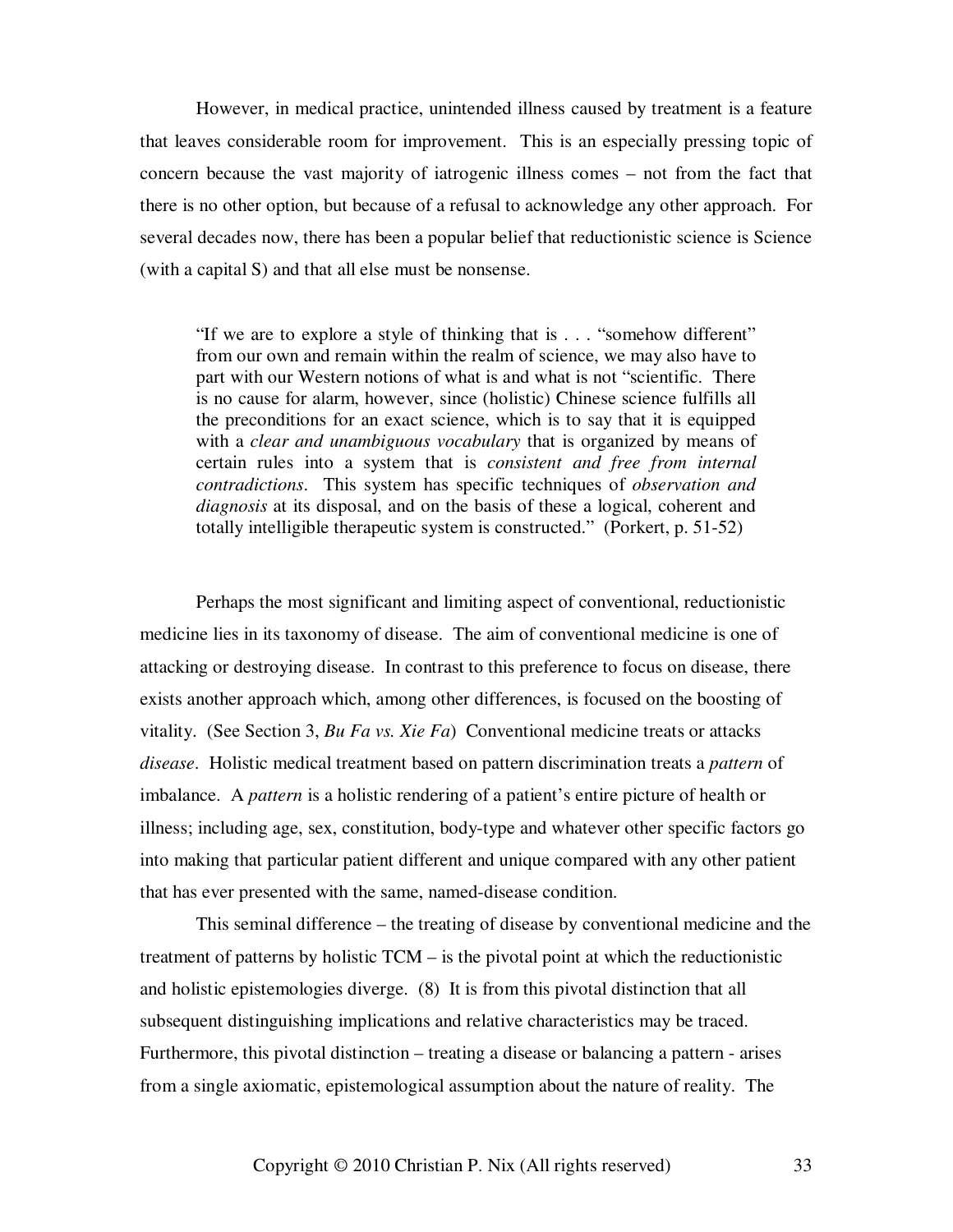However, in medical practice, unintended illness caused by treatment is a feature that leaves considerable room for improvement. This is an especially pressing topic of concern because the vast majority of iatrogenic illness comes – not from the fact that there is no other option, but because of a refusal to acknowledge any other approach. For several decades now, there has been a popular belief that reductionistic science is Science (with a capital S) and that all else must be nonsense.

> "If we are to explore a style of thinking that is . . . "somehow different" from our own and remain within the realm of science, we may also have to part with our Western notions of what is and what is not "scientific. There is no cause for alarm, however, since (holistic) Chinese science fulfills all the preconditions for an exact science, which is to say that it is equipped with a *clear and unambiguous vocabulary* that is organized by means of certain rules into a system that is *consistent and free from internal contradictions*. This system has specific techniques of *observation and diagnosis* at its disposal, and on the basis of these a logical, coherent and totally intelligible therapeutic system is constructed." (Porkert, p. 51-52)

Perhaps the most significant and limiting aspect of conventional, reductionistic medicine lies in its taxonomy of disease. The aim of conventional medicine is one of attacking or destroying disease. In contrast to this preference to focus on disease, there exists another approach which, among other differences, is focused on the boosting of vitality. (See Section 3, *Bu Fa vs. Xie Fa*) Conventional medicine treats or attacks *disease*. Holistic medical treatment based on pattern discrimination treats a *pattern* of imbalance. A *pattern* is a holistic rendering of a patient's entire picture of health or illness; including age, sex, constitution, body-type and whatever other specific factors go into making that particular patient different and unique compared with any other patient that has ever presented with the same, named-disease condition.

This seminal difference – the treating of disease by conventional medicine and the treatment of patterns by holistic TCM – is the pivotal point at which the reductionistic and holistic epistemologies diverge. (8) It is from this pivotal distinction that all subsequent distinguishing implications and relative characteristics may be traced. Furthermore, this pivotal distinction – treating a disease or balancing a pattern - arises from a single axiomatic, epistemological assumption about the nature of reality. The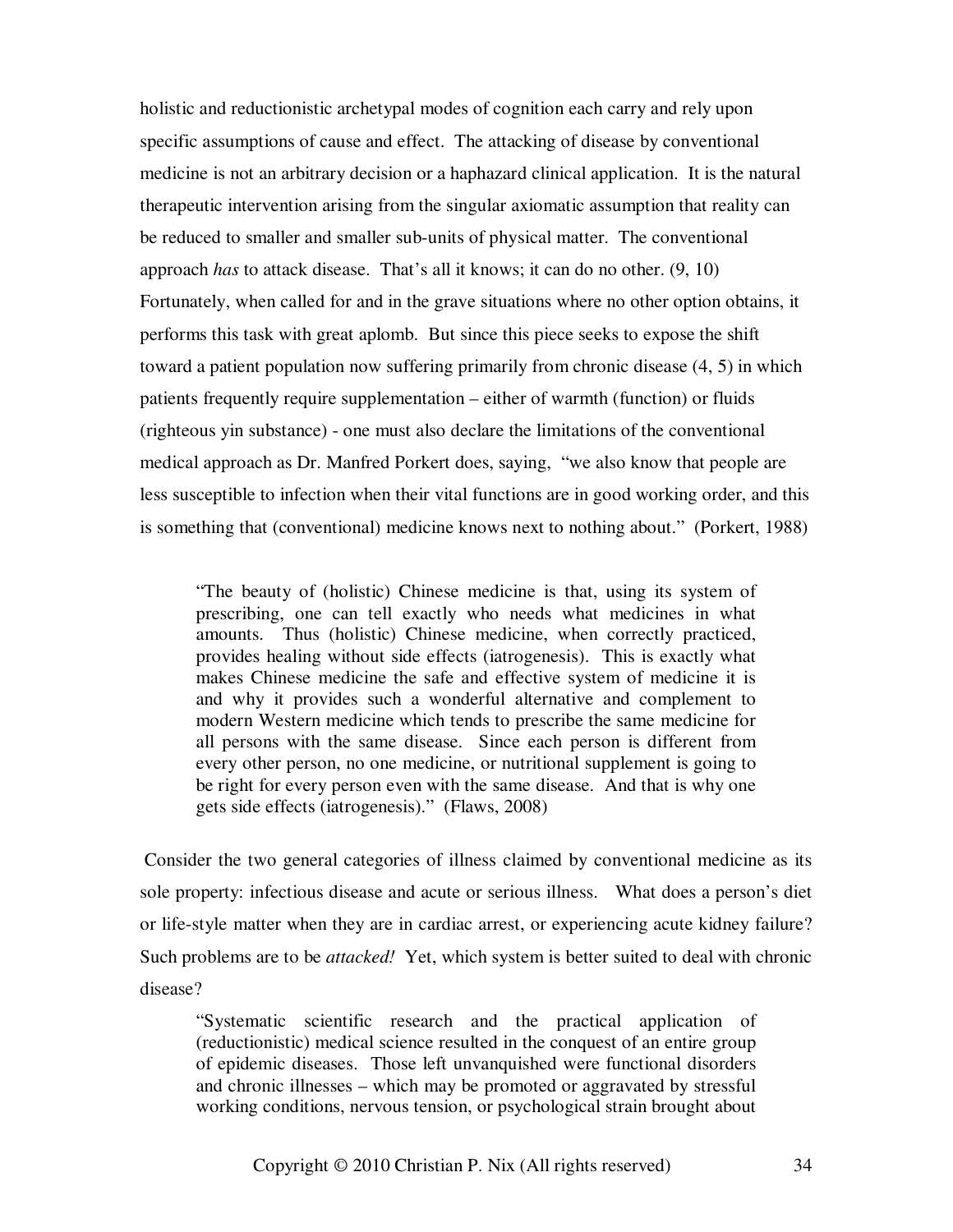holistic and reductionistic archetypal modes of cognition each carry and rely upon specific assumptions of cause and effect. The attacking of disease by conventional medicine is not an arbitrary decision or a haphazard clinical application. It is the natural therapeutic intervention arising from the singular axiomatic assumption that reality can be reduced to smaller and smaller sub-units of physical matter. The conventional approach *has* to attack disease. That's all it knows; it can do no other. (9, 10) Fortunately, when called for and in the grave situations where no other option obtains, it performs this task with great aplomb. But since this piece seeks to expose the shift toward a patient population now suffering primarily from chronic disease (4, 5) in which patients frequently require supplementation – either of warmth (function) or fluids (righteous yin substance) - one must also declare the limitations of the conventional medical approach as Dr. Manfred Porkert does, saying, "we also know that people are less susceptible to infection when their vital functions are in good working order, and this is something that (conventional) medicine knows next to nothing about." (Porkert, 1988)

> "The beauty of (holistic) Chinese medicine is that, using its system of prescribing, one can tell exactly who needs what medicines in what amounts. Thus (holistic) Chinese medicine, when correctly practiced, provides healing without side effects (iatrogenesis). This is exactly what makes Chinese medicine the safe and effective system of medicine it is and why it provides such a wonderful alternative and complement to modern Western medicine which tends to prescribe the same medicine for all persons with the same disease. Since each person is different from every other person, no one medicine, or nutritional supplement is going to be right for every person even with the same disease. And that is why one gets side effects (iatrogenesis)." (Flaws, 2008)

Consider the two general categories of illness claimed by conventional medicine as its sole property: infectious disease and acute or serious illness. What does a person's diet or life-style matter when they are in cardiac arrest, or experiencing acute kidney failure? Such problems are to be *attacked!* Yet, which system is better suited to deal with chronic disease?

> "Systematic scientific research and the practical application of (reductionistic) medical science resulted in the conquest of an entire group of epidemic diseases. Those left unvanquished were functional disorders and chronic illnesses – which may be promoted or aggravated by stressful working conditions, nervous tension, or psychological strain brought about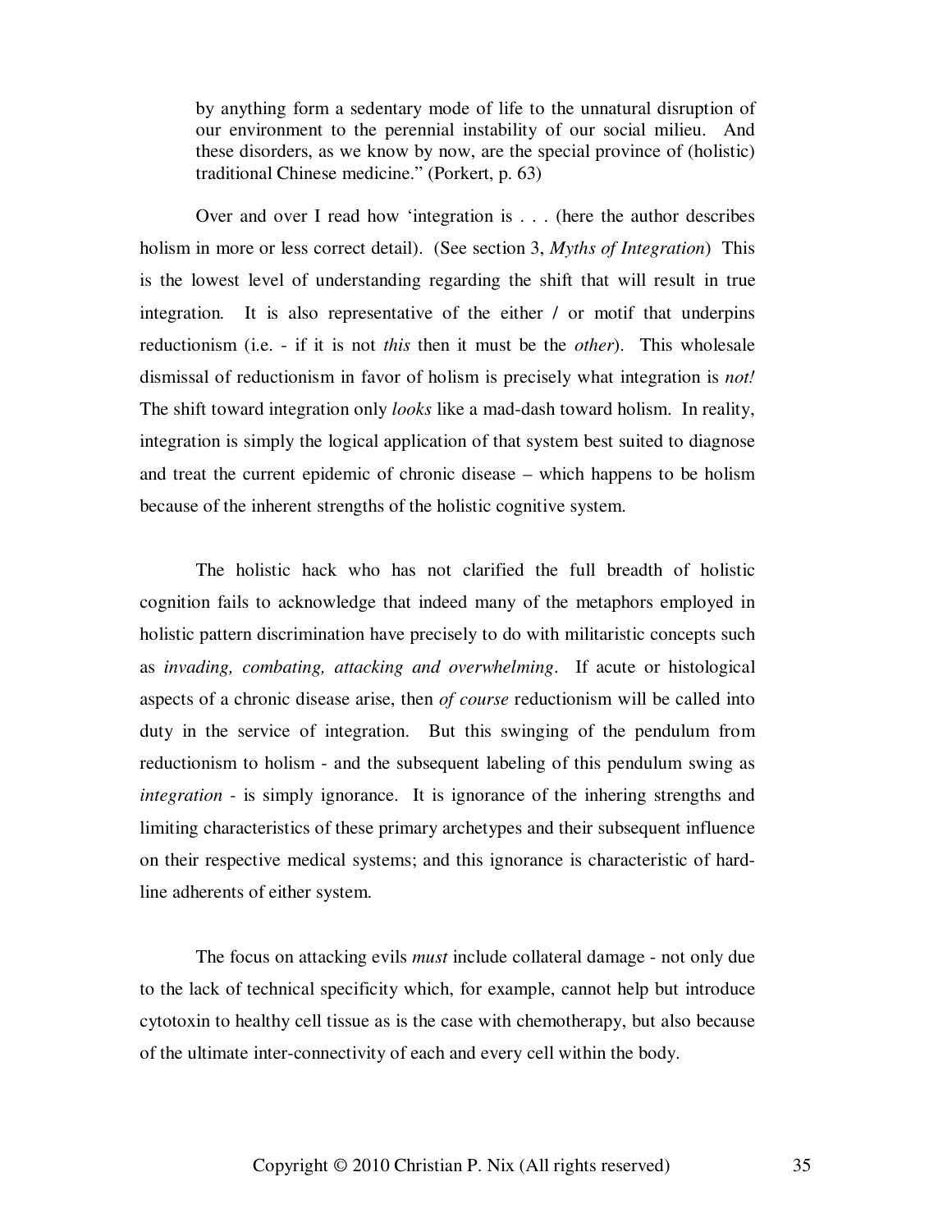> by anything form a sedentary mode of life to the unnatural disruption of our environment to the perennial instability of our social milieu. And these disorders, as we know by now, are the special province of (holistic) traditional Chinese medicine." (Porkert, p. 63)

Over and over I read how 'integration is . . . (here the author describes holism in more or less correct detail). (See section 3, *Myths of Integration*) This is the lowest level of understanding regarding the shift that will result in true integration. It is also representative of the either / or motif that underpins reductionism (i.e. - if it is not *this* then it must be the *other*). This wholesale dismissal of reductionism in favor of holism is precisely what integration is *not!* The shift toward integration only *looks* like a mad-dash toward holism. In reality, integration is simply the logical application of that system best suited to diagnose and treat the current epidemic of chronic disease – which happens to be holism because of the inherent strengths of the holistic cognitive system.

The holistic hack who has not clarified the full breadth of holistic cognition fails to acknowledge that indeed many of the metaphors employed in holistic pattern discrimination have precisely to do with militaristic concepts such as *invading, combating, attacking and overwhelming*. If acute or histological aspects of a chronic disease arise, then *of course* reductionism will be called into duty in the service of integration. But this swinging of the pendulum from reductionism to holism - and the subsequent labeling of this pendulum swing as *integration* - is simply ignorance. It is ignorance of the inhering strengths and limiting characteristics of these primary archetypes and their subsequent influence on their respective medical systems; and this ignorance is characteristic of hard-line adherents of either system.

The focus on attacking evils *must* include collateral damage - not only due to the lack of technical specificity which, for example, cannot help but introduce cytotoxin to healthy cell tissue as is the case with chemotherapy, but also because of the ultimate inter-connectivity of each and every cell within the body.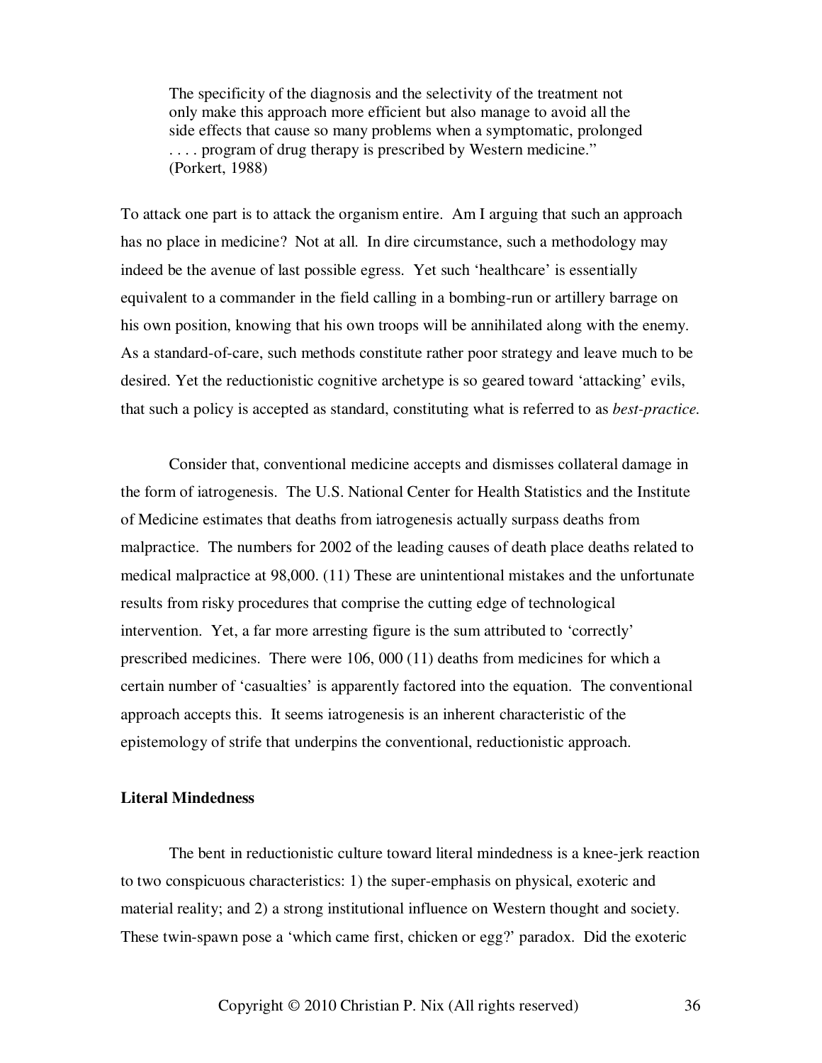> The specificity of the diagnosis and the selectivity of the treatment not only make this approach more efficient but also manage to avoid all the side effects that cause so many problems when a symptomatic, prolonged . . . . program of drug therapy is prescribed by Western medicine." (Porkert, 1988)

To attack one part is to attack the organism entire. Am I arguing that such an approach has no place in medicine? Not at all. In dire circumstance, such a methodology may indeed be the avenue of last possible egress. Yet such 'healthcare' is essentially equivalent to a commander in the field calling in a bombing-run or artillery barrage on his own position, knowing that his own troops will be annihilated along with the enemy. As a standard-of-care, such methods constitute rather poor strategy and leave much to be desired. Yet the reductionistic cognitive archetype is so geared toward 'attacking' evils, that such a policy is accepted as standard, constituting what is referred to as *best-practice.*

Consider that, conventional medicine accepts and dismisses collateral damage in the form of iatrogenesis. The U.S. National Center for Health Statistics and the Institute of Medicine estimates that deaths from iatrogenesis actually surpass deaths from malpractice. The numbers for 2002 of the leading causes of death place deaths related to medical malpractice at 98,000. (11) These are unintentional mistakes and the unfortunate results from risky procedures that comprise the cutting edge of technological intervention. Yet, a far more arresting figure is the sum attributed to 'correctly' prescribed medicines. There were 106, 000 (11) deaths from medicines for which a certain number of 'casualties' is apparently factored into the equation. The conventional approach accepts this. It seems iatrogenesis is an inherent characteristic of the epistemology of strife that underpins the conventional, reductionistic approach.

**Literal Mindedness**

The bent in reductionistic culture toward literal mindedness is a knee-jerk reaction to two conspicuous characteristics: 1) the super-emphasis on physical, exoteric and material reality; and 2) a strong institutional influence on Western thought and society. These twin-spawn pose a 'which came first, chicken or egg?' paradox. Did the exoteric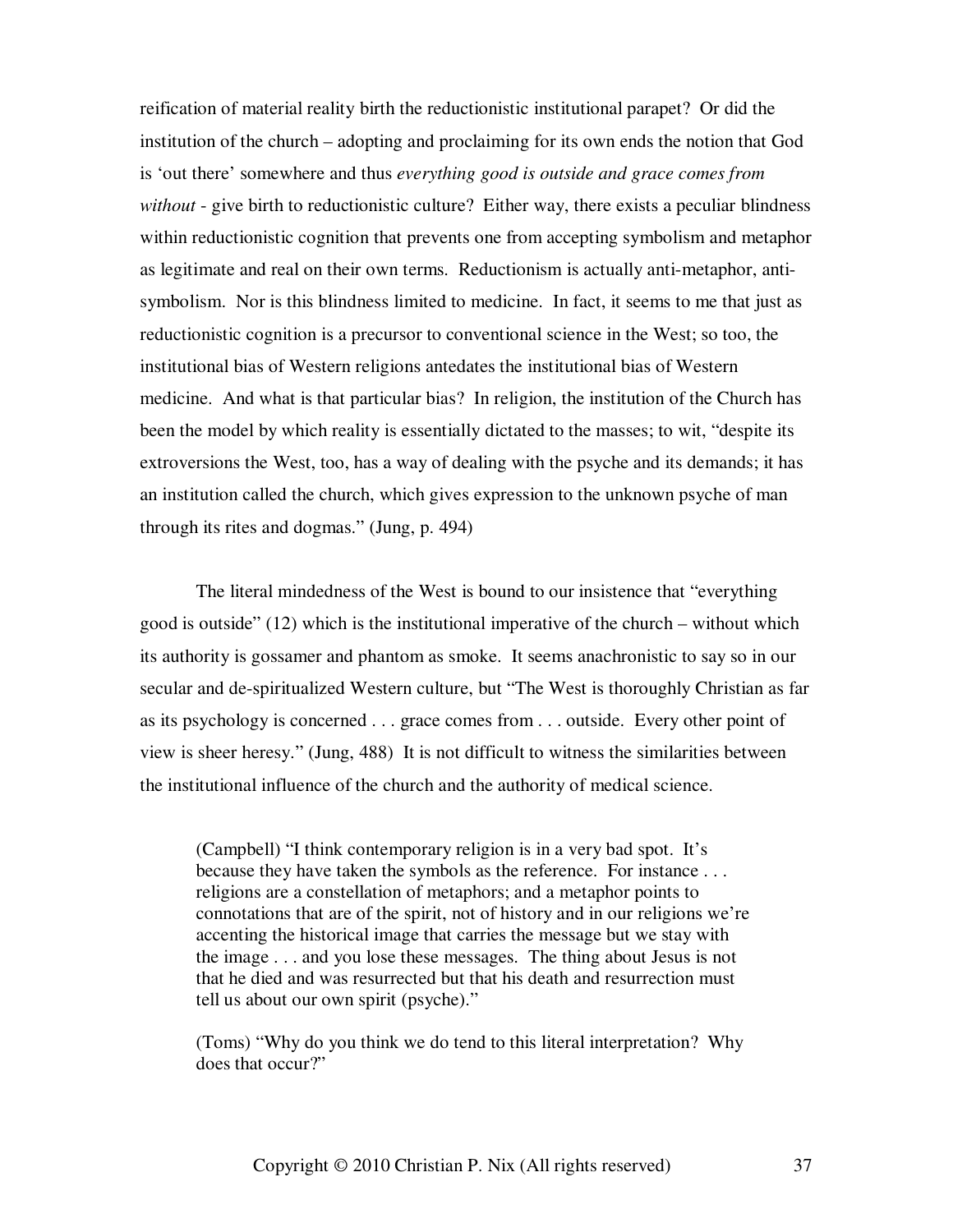reification of material reality birth the reductionistic institutional parapet? Or did the institution of the church – adopting and proclaiming for its own ends the notion that God is 'out there' somewhere and thus *everything good is outside and grace comes from without* - give birth to reductionistic culture? Either way, there exists a peculiar blindness within reductionistic cognition that prevents one from accepting symbolism and metaphor as legitimate and real on their own terms. Reductionism is actually anti-metaphor, anti-symbolism. Nor is this blindness limited to medicine. In fact, it seems to me that just as reductionistic cognition is a precursor to conventional science in the West; so too, the institutional bias of Western religions antedates the institutional bias of Western medicine. And what is that particular bias? In religion, the institution of the Church has been the model by which reality is essentially dictated to the masses; to wit, "despite its extroversions the West, too, has a way of dealing with the psyche and its demands; it has an institution called the church, which gives expression to the unknown psyche of man through its rites and dogmas." (Jung, p. 494)

The literal mindedness of the West is bound to our insistence that "everything good is outside" (12) which is the institutional imperative of the church – without which its authority is gossamer and phantom as smoke. It seems anachronistic to say so in our secular and de-spiritualized Western culture, but "The West is thoroughly Christian as far as its psychology is concerned . . . grace comes from . . . outside. Every other point of view is sheer heresy." (Jung, 488) It is not difficult to witness the similarities between the institutional influence of the church and the authority of medical science.

> (Campbell) "I think contemporary religion is in a very bad spot. It's because they have taken the symbols as the reference. For instance . . . religions are a constellation of metaphors; and a metaphor points to connotations that are of the spirit, not of history and in our religions we're accenting the historical image that carries the message but we stay with the image . . . and you lose these messages. The thing about Jesus is not that he died and was resurrected but that his death and resurrection must tell us about our own spirit (psyche)."
>
> (Toms) "Why do you think we do tend to this literal interpretation? Why does that occur?"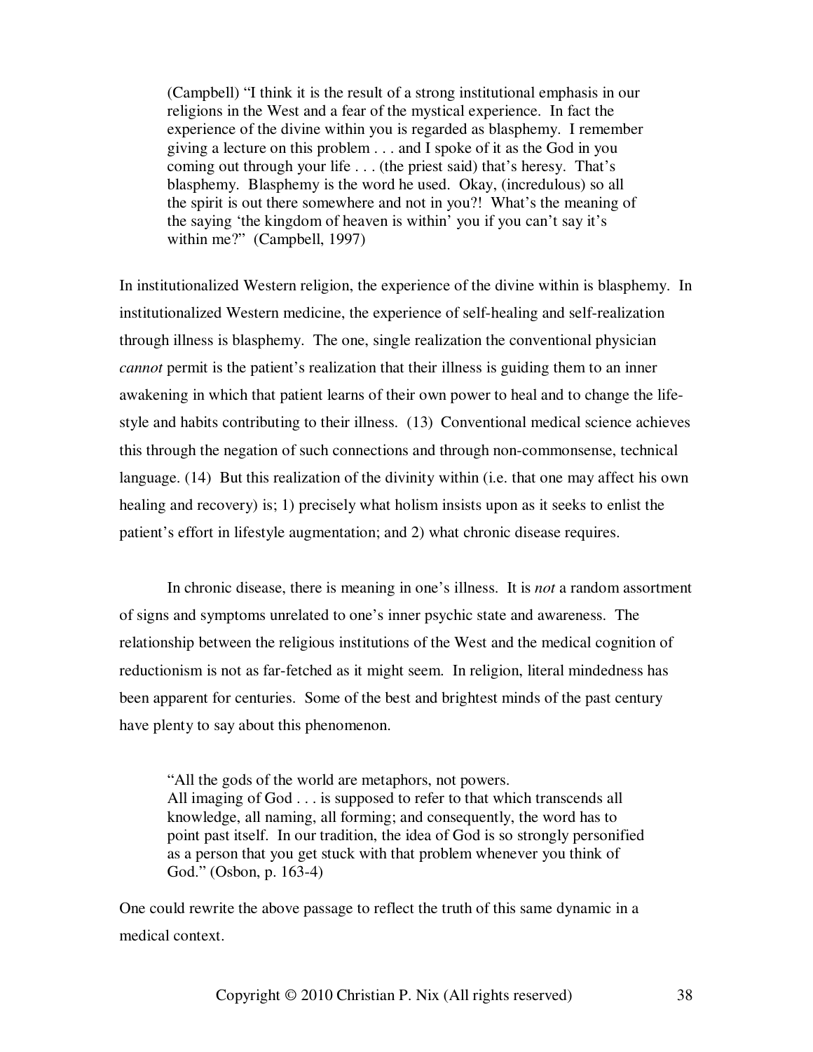> (Campbell) "I think it is the result of a strong institutional emphasis in our religions in the West and a fear of the mystical experience. In fact the experience of the divine within you is regarded as blasphemy. I remember giving a lecture on this problem . . . and I spoke of it as the God in you coming out through your life . . . (the priest said) that's heresy. That's blasphemy. Blasphemy is the word he used. Okay, (incredulous) so all the spirit is out there somewhere and not in you?! What's the meaning of the saying 'the kingdom of heaven is within' you if you can't say it's within me?" (Campbell, 1997)

In institutionalized Western religion, the experience of the divine within is blasphemy. In institutionalized Western medicine, the experience of self-healing and self-realization through illness is blasphemy. The one, single realization the conventional physician *cannot* permit is the patient's realization that their illness is guiding them to an inner awakening in which that patient learns of their own power to heal and to change the life-style and habits contributing to their illness. (13) Conventional medical science achieves this through the negation of such connections and through non-commonsense, technical language. (14) But this realization of the divinity within (i.e. that one may affect his own healing and recovery) is; 1) precisely what holism insists upon as it seeks to enlist the patient's effort in lifestyle augmentation; and 2) what chronic disease requires.

In chronic disease, there is meaning in one's illness. It is *not* a random assortment of signs and symptoms unrelated to one's inner psychic state and awareness. The relationship between the religious institutions of the West and the medical cognition of reductionism is not as far-fetched as it might seem. In religion, literal mindedness has been apparent for centuries. Some of the best and brightest minds of the past century have plenty to say about this phenomenon.

> "All the gods of the world are metaphors, not powers.
> All imaging of God . . . is supposed to refer to that which transcends all knowledge, all naming, all forming; and consequently, the word has to point past itself. In our tradition, the idea of God is so strongly personified as a person that you get stuck with that problem whenever you think of God." (Osbon, p. 163-4)

One could rewrite the above passage to reflect the truth of this same dynamic in a medical context.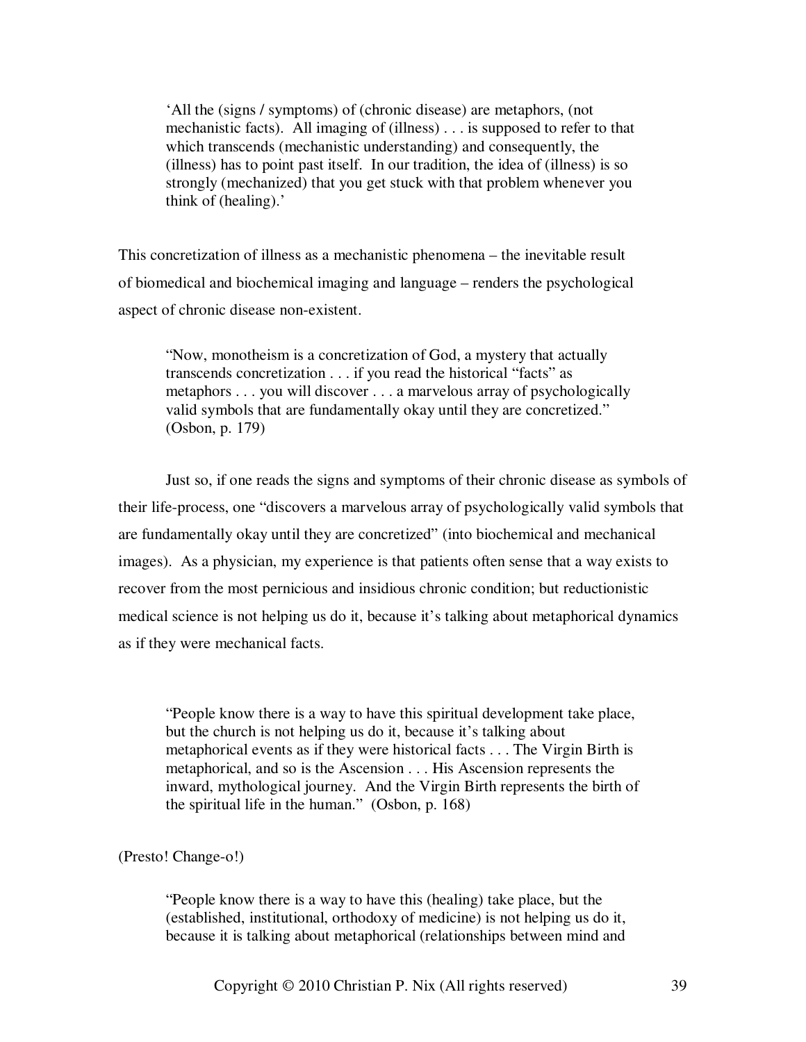> 'All the (signs / symptoms) of (chronic disease) are metaphors, (not mechanistic facts). All imaging of (illness) . . . is supposed to refer to that which transcends (mechanistic understanding) and consequently, the (illness) has to point past itself. In our tradition, the idea of (illness) is so strongly (mechanized) that you get stuck with that problem whenever you think of (healing).'

This concretization of illness as a mechanistic phenomena – the inevitable result of biomedical and biochemical imaging and language – renders the psychological aspect of chronic disease non-existent.

> "Now, monotheism is a concretization of God, a mystery that actually transcends concretization . . . if you read the historical "facts" as metaphors . . . you will discover . . . a marvelous array of psychologically valid symbols that are fundamentally okay until they are concretized." (Osbon, p. 179)

Just so, if one reads the signs and symptoms of their chronic disease as symbols of their life-process, one "discovers a marvelous array of psychologically valid symbols that are fundamentally okay until they are concretized" (into biochemical and mechanical images). As a physician, my experience is that patients often sense that a way exists to recover from the most pernicious and insidious chronic condition; but reductionistic medical science is not helping us do it, because it's talking about metaphorical dynamics as if they were mechanical facts.

> "People know there is a way to have this spiritual development take place, but the church is not helping us do it, because it's talking about metaphorical events as if they were historical facts . . . The Virgin Birth is metaphorical, and so is the Ascension . . . His Ascension represents the inward, mythological journey. And the Virgin Birth represents the birth of the spiritual life in the human." (Osbon, p. 168)

(Presto! Change-o!)

> "People know there is a way to have this (healing) take place, but the (established, institutional, orthodoxy of medicine) is not helping us do it, because it is talking about metaphorical (relationships between mind and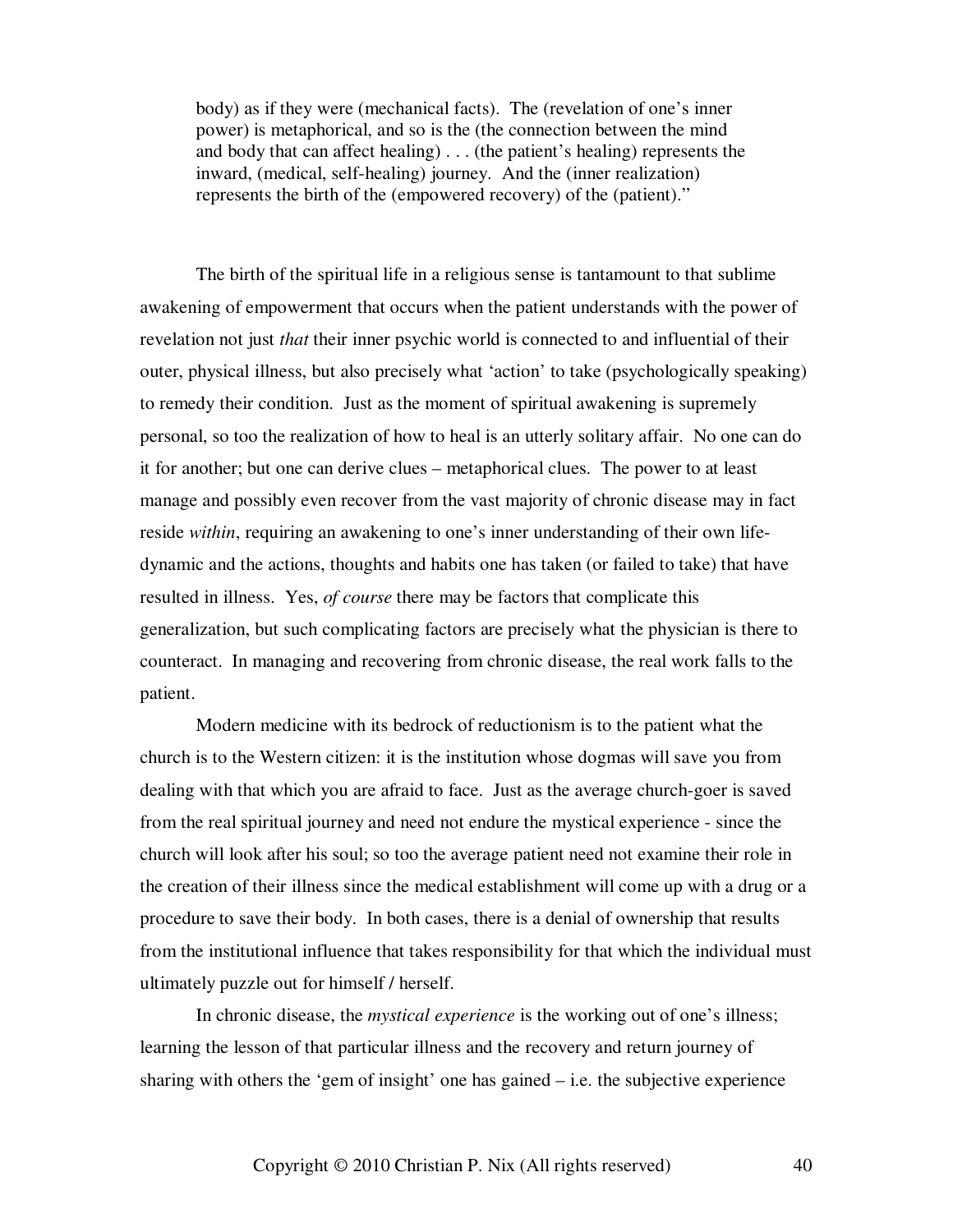> body) as if they were (mechanical facts). The (revelation of one's inner power) is metaphorical, and so is the (the connection between the mind and body that can affect healing) . . . (the patient's healing) represents the inward, (medical, self-healing) journey. And the (inner realization) represents the birth of the (empowered recovery) of the (patient)."

The birth of the spiritual life in a religious sense is tantamount to that sublime awakening of empowerment that occurs when the patient understands with the power of revelation not just *that* their inner psychic world is connected to and influential of their outer, physical illness, but also precisely what 'action' to take (psychologically speaking) to remedy their condition. Just as the moment of spiritual awakening is supremely personal, so too the realization of how to heal is an utterly solitary affair. No one can do it for another; but one can derive clues – metaphorical clues. The power to at least manage and possibly even recover from the vast majority of chronic disease may in fact reside *within*, requiring an awakening to one's inner understanding of their own life-dynamic and the actions, thoughts and habits one has taken (or failed to take) that have resulted in illness. Yes, *of course* there may be factors that complicate this generalization, but such complicating factors are precisely what the physician is there to counteract. In managing and recovering from chronic disease, the real work falls to the patient.

Modern medicine with its bedrock of reductionism is to the patient what the church is to the Western citizen: it is the institution whose dogmas will save you from dealing with that which you are afraid to face. Just as the average church-goer is saved from the real spiritual journey and need not endure the mystical experience - since the church will look after his soul; so too the average patient need not examine their role in the creation of their illness since the medical establishment will come up with a drug or a procedure to save their body. In both cases, there is a denial of ownership that results from the institutional influence that takes responsibility for that which the individual must ultimately puzzle out for himself / herself.

In chronic disease, the *mystical experience* is the working out of one's illness; learning the lesson of that particular illness and the recovery and return journey of sharing with others the 'gem of insight' one has gained – i.e. the subjective experience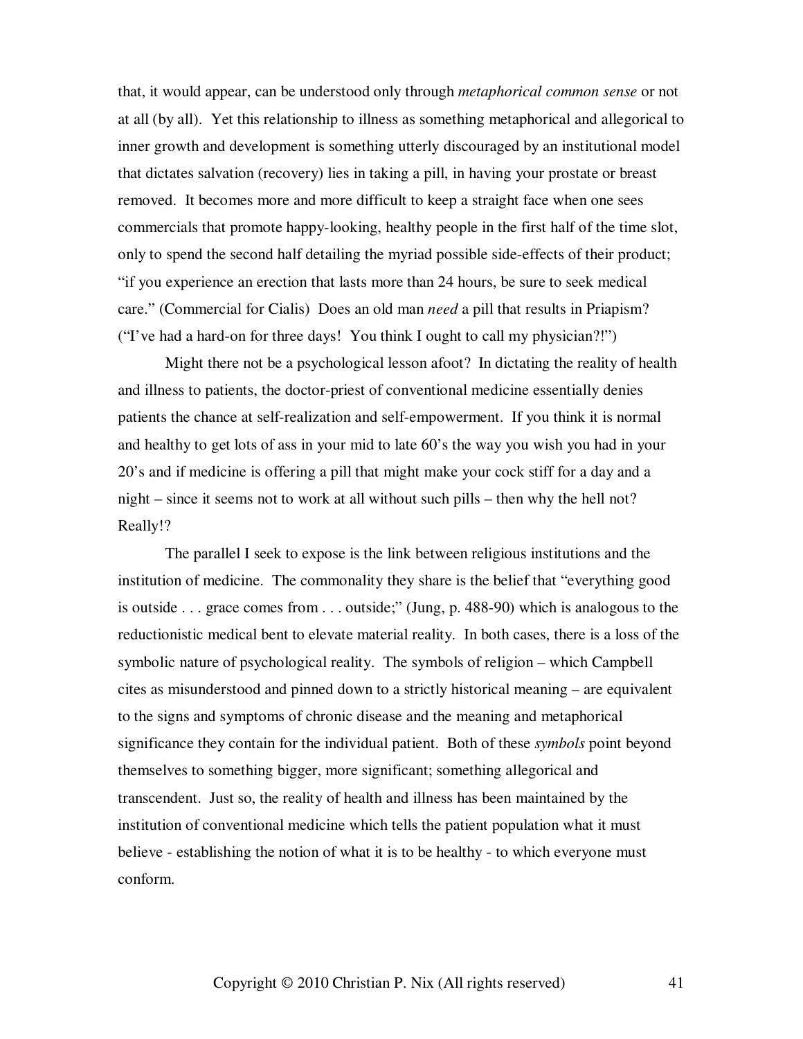that, it would appear, can be understood only through *metaphorical common sense* or not at all (by all). Yet this relationship to illness as something metaphorical and allegorical to inner growth and development is something utterly discouraged by an institutional model that dictates salvation (recovery) lies in taking a pill, in having your prostate or breast removed. It becomes more and more difficult to keep a straight face when one sees commercials that promote happy-looking, healthy people in the first half of the time slot, only to spend the second half detailing the myriad possible side-effects of their product; "if you experience an erection that lasts more than 24 hours, be sure to seek medical care." (Commercial for Cialis) Does an old man *need* a pill that results in Priapism? ("I've had a hard-on for three days! You think I ought to call my physician?!")

Might there not be a psychological lesson afoot? In dictating the reality of health and illness to patients, the doctor-priest of conventional medicine essentially denies patients the chance at self-realization and self-empowerment. If you think it is normal and healthy to get lots of ass in your mid to late 60's the way you wish you had in your 20's and if medicine is offering a pill that might make your cock stiff for a day and a night – since it seems not to work at all without such pills – then why the hell not? Really!?

The parallel I seek to expose is the link between religious institutions and the institution of medicine. The commonality they share is the belief that "everything good is outside . . . grace comes from . . . outside;" (Jung, p. 488-90) which is analogous to the reductionistic medical bent to elevate material reality. In both cases, there is a loss of the symbolic nature of psychological reality. The symbols of religion – which Campbell cites as misunderstood and pinned down to a strictly historical meaning – are equivalent to the signs and symptoms of chronic disease and the meaning and metaphorical significance they contain for the individual patient. Both of these *symbols* point beyond themselves to something bigger, more significant; something allegorical and transcendent. Just so, the reality of health and illness has been maintained by the institution of conventional medicine which tells the patient population what it must believe - establishing the notion of what it is to be healthy - to which everyone must conform.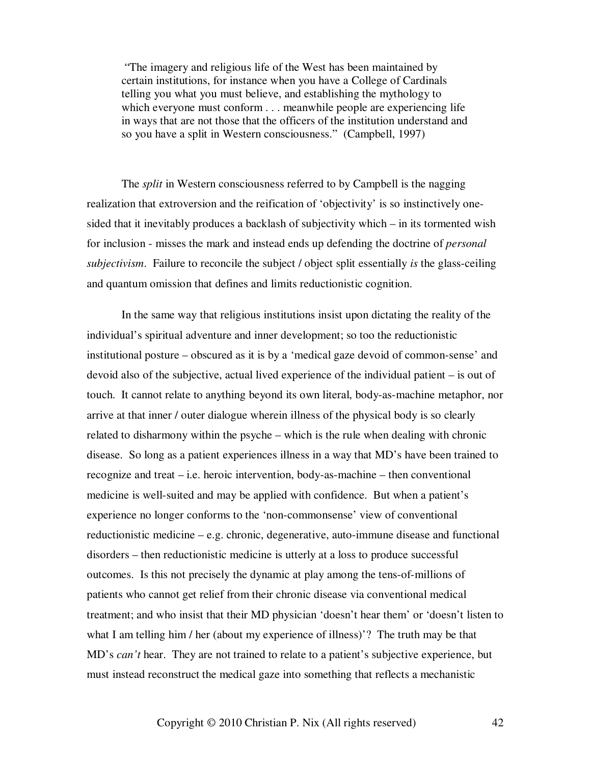> "The imagery and religious life of the West has been maintained by certain institutions, for instance when you have a College of Cardinals telling you what you must believe, and establishing the mythology to which everyone must conform . . . meanwhile people are experiencing life in ways that are not those that the officers of the institution understand and so you have a split in Western consciousness." (Campbell, 1997)

The *split* in Western consciousness referred to by Campbell is the nagging realization that extroversion and the reification of 'objectivity' is so instinctively one-sided that it inevitably produces a backlash of subjectivity which – in its tormented wish for inclusion - misses the mark and instead ends up defending the doctrine of *personal subjectivism*. Failure to reconcile the subject / object split essentially *is* the glass-ceiling and quantum omission that defines and limits reductionistic cognition.

In the same way that religious institutions insist upon dictating the reality of the individual's spiritual adventure and inner development; so too the reductionistic institutional posture – obscured as it is by a 'medical gaze devoid of common-sense' and devoid also of the subjective, actual lived experience of the individual patient – is out of touch. It cannot relate to anything beyond its own literal, body-as-machine metaphor, nor arrive at that inner / outer dialogue wherein illness of the physical body is so clearly related to disharmony within the psyche – which is the rule when dealing with chronic disease. So long as a patient experiences illness in a way that MD's have been trained to recognize and treat – i.e. heroic intervention, body-as-machine – then conventional medicine is well-suited and may be applied with confidence. But when a patient's experience no longer conforms to the 'non-commonsense' view of conventional reductionistic medicine – e.g. chronic, degenerative, auto-immune disease and functional disorders – then reductionistic medicine is utterly at a loss to produce successful outcomes. Is this not precisely the dynamic at play among the tens-of-millions of patients who cannot get relief from their chronic disease via conventional medical treatment; and who insist that their MD physician 'doesn't hear them' or 'doesn't listen to what I am telling him / her (about my experience of illness)'? The truth may be that MD's *can't* hear. They are not trained to relate to a patient's subjective experience, but must instead reconstruct the medical gaze into something that reflects a mechanistic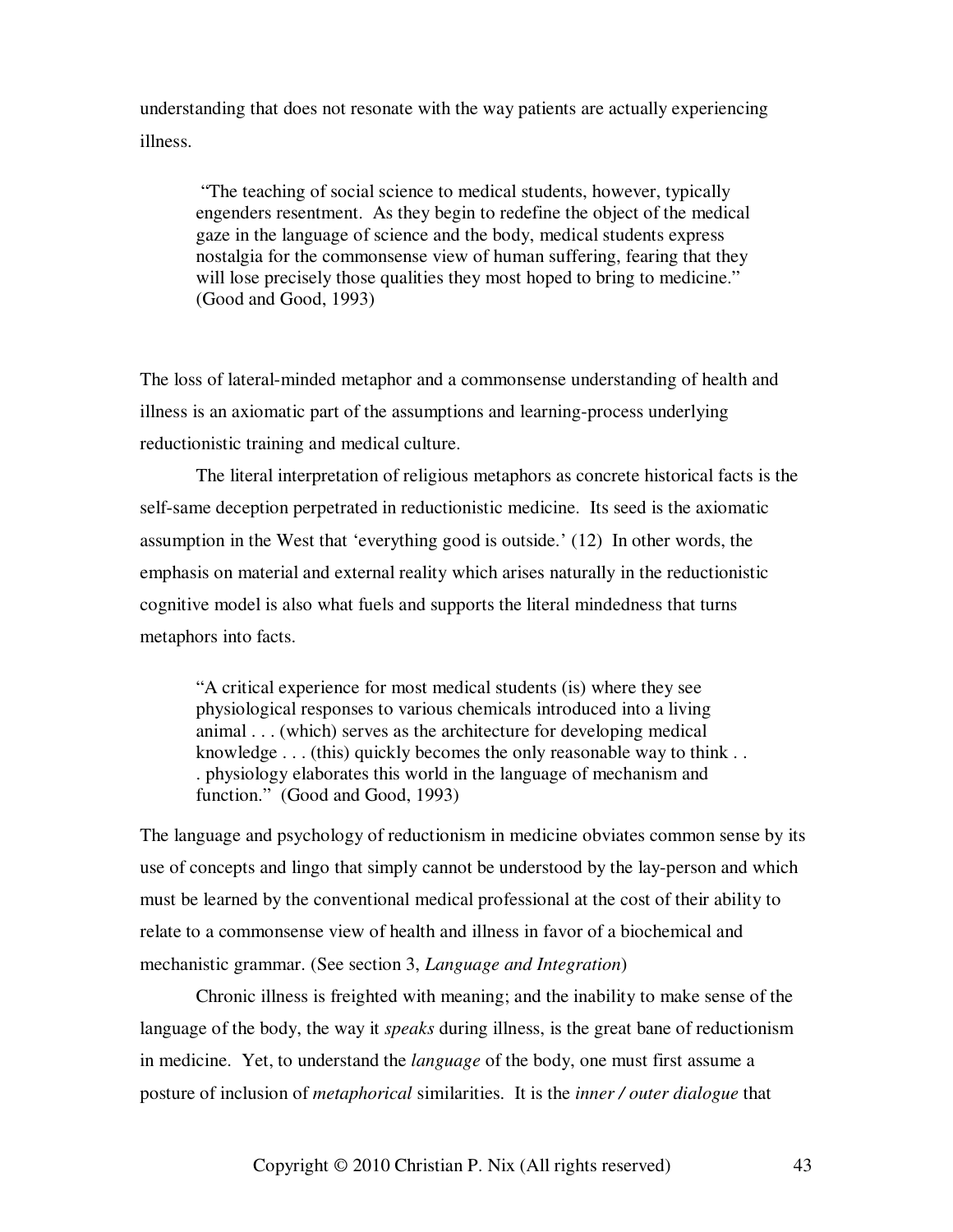understanding that does not resonate with the way patients are actually experiencing illness.

> "The teaching of social science to medical students, however, typically engenders resentment. As they begin to redefine the object of the medical gaze in the language of science and the body, medical students express nostalgia for the commonsense view of human suffering, fearing that they will lose precisely those qualities they most hoped to bring to medicine." (Good and Good, 1993)

The loss of lateral-minded metaphor and a commonsense understanding of health and illness is an axiomatic part of the assumptions and learning-process underlying reductionistic training and medical culture.

The literal interpretation of religious metaphors as concrete historical facts is the self-same deception perpetrated in reductionistic medicine. Its seed is the axiomatic assumption in the West that 'everything good is outside.' (12) In other words, the emphasis on material and external reality which arises naturally in the reductionistic cognitive model is also what fuels and supports the literal mindedness that turns metaphors into facts.

> "A critical experience for most medical students (is) where they see physiological responses to various chemicals introduced into a living animal . . . (which) serves as the architecture for developing medical knowledge . . . (this) quickly becomes the only reasonable way to think . . . physiology elaborates this world in the language of mechanism and function." (Good and Good, 1993)

The language and psychology of reductionism in medicine obviates common sense by its use of concepts and lingo that simply cannot be understood by the lay-person and which must be learned by the conventional medical professional at the cost of their ability to relate to a commonsense view of health and illness in favor of a biochemical and mechanistic grammar. (See section 3, *Language and Integration*)

Chronic illness is freighted with meaning; and the inability to make sense of the language of the body, the way it *speaks* during illness, is the great bane of reductionism in medicine. Yet, to understand the *language* of the body, one must first assume a posture of inclusion of *metaphorical* similarities. It is the *inner / outer dialogue* that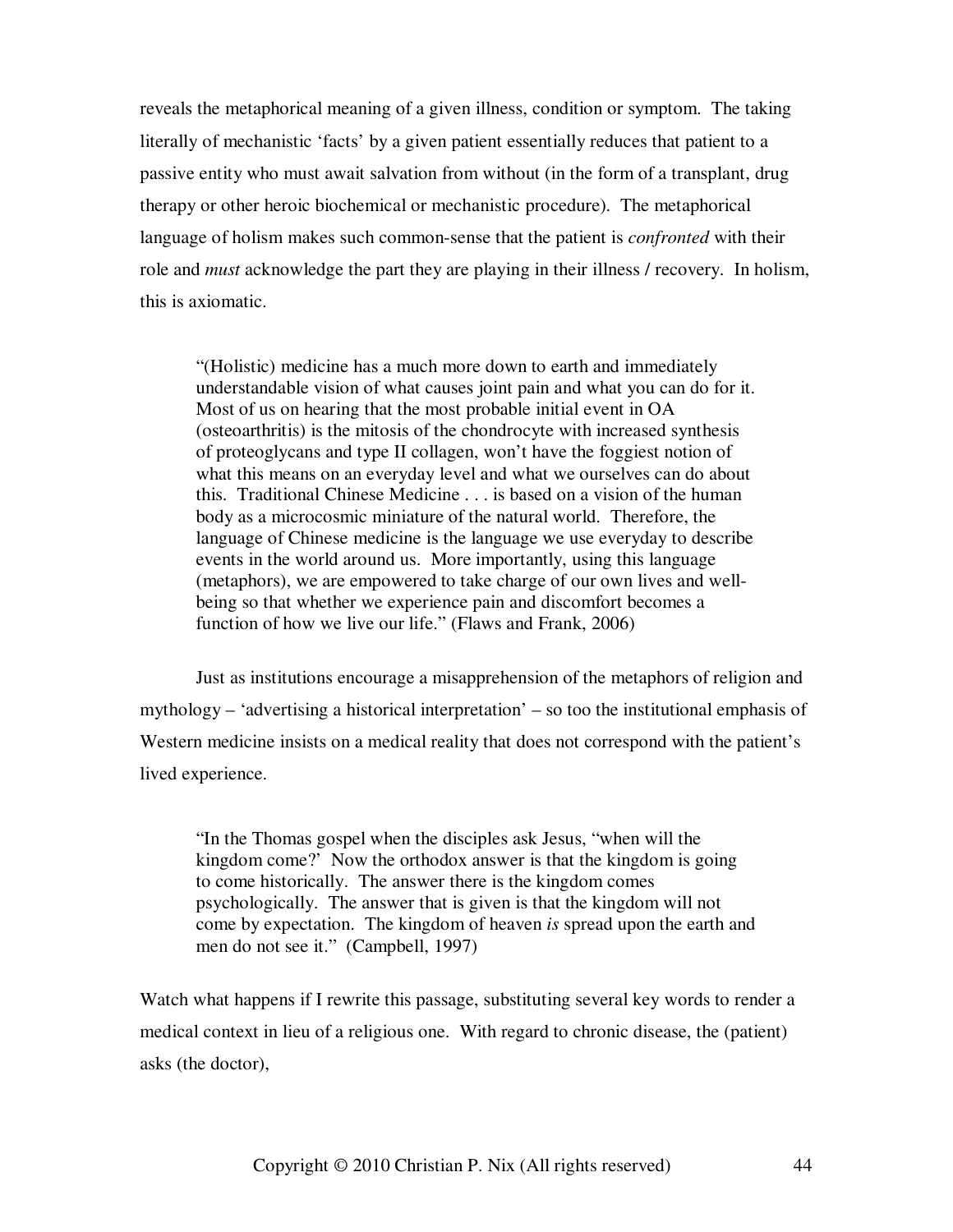reveals the metaphorical meaning of a given illness, condition or symptom. The taking literally of mechanistic 'facts' by a given patient essentially reduces that patient to a passive entity who must await salvation from without (in the form of a transplant, drug therapy or other heroic biochemical or mechanistic procedure). The metaphorical language of holism makes such common-sense that the patient is *confronted* with their role and *must* acknowledge the part they are playing in their illness / recovery. In holism, this is axiomatic.

> "(Holistic) medicine has a much more down to earth and immediately understandable vision of what causes joint pain and what you can do for it. Most of us on hearing that the most probable initial event in OA (osteoarthritis) is the mitosis of the chondrocyte with increased synthesis of proteoglycans and type II collagen, won't have the foggiest notion of what this means on an everyday level and what we ourselves can do about this. Traditional Chinese Medicine . . . is based on a vision of the human body as a microcosmic miniature of the natural world. Therefore, the language of Chinese medicine is the language we use everyday to describe events in the world around us. More importantly, using this language (metaphors), we are empowered to take charge of our own lives and well-being so that whether we experience pain and discomfort becomes a function of how we live our life." (Flaws and Frank, 2006)

Just as institutions encourage a misapprehension of the metaphors of religion and mythology – 'advertising a historical interpretation' – so too the institutional emphasis of Western medicine insists on a medical reality that does not correspond with the patient's lived experience.

> "In the Thomas gospel when the disciples ask Jesus, "when will the kingdom come?' Now the orthodox answer is that the kingdom is going to come historically. The answer there is the kingdom comes psychologically. The answer that is given is that the kingdom will not come by expectation. The kingdom of heaven *is* spread upon the earth and men do not see it." (Campbell, 1997)

Watch what happens if I rewrite this passage, substituting several key words to render a medical context in lieu of a religious one. With regard to chronic disease, the (patient) asks (the doctor),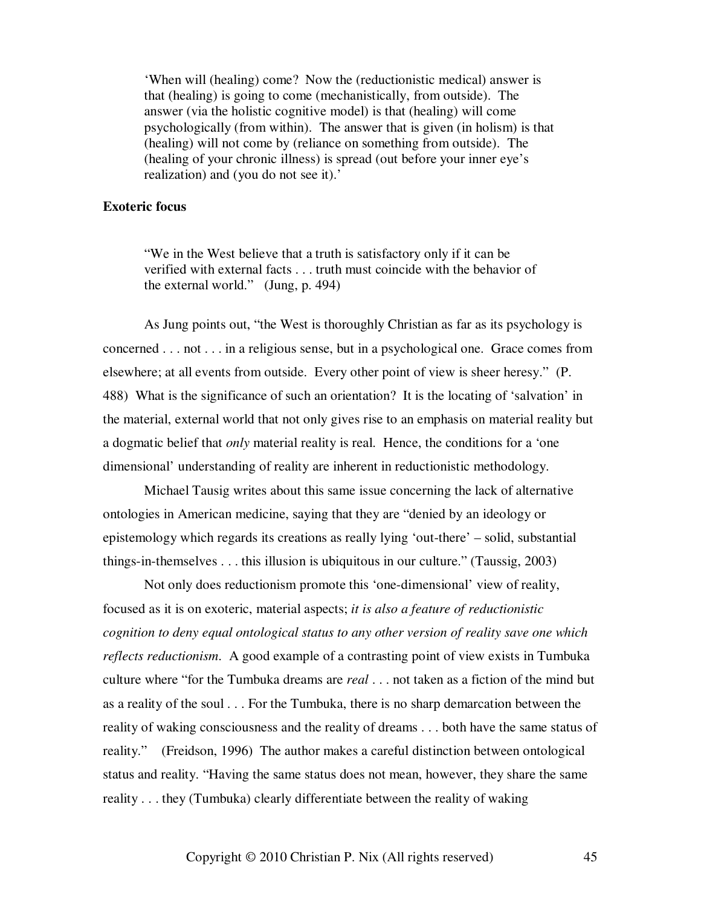> 'When will (healing) come? Now the (reductionistic medical) answer is that (healing) is going to come (mechanistically, from outside). The answer (via the holistic cognitive model) is that (healing) will come psychologically (from within). The answer that is given (in holism) is that (healing) will not come by (reliance on something from outside). The (healing of your chronic illness) is spread (out before your inner eye's realization) and (you do not see it).'

**Exoteric focus**

> "We in the West believe that a truth is satisfactory only if it can be verified with external facts . . . truth must coincide with the behavior of the external world." (Jung, p. 494)

As Jung points out, "the West is thoroughly Christian as far as its psychology is concerned . . . not . . . in a religious sense, but in a psychological one. Grace comes from elsewhere; at all events from outside. Every other point of view is sheer heresy." (P. 488) What is the significance of such an orientation? It is the locating of 'salvation' in the material, external world that not only gives rise to an emphasis on material reality but a dogmatic belief that *only* material reality is real. Hence, the conditions for a 'one dimensional' understanding of reality are inherent in reductionistic methodology.

Michael Tausig writes about this same issue concerning the lack of alternative ontologies in American medicine, saying that they are "denied by an ideology or epistemology which regards its creations as really lying 'out-there' – solid, substantial things-in-themselves . . . this illusion is ubiquitous in our culture." (Taussig, 2003)

Not only does reductionism promote this 'one-dimensional' view of reality, focused as it is on exoteric, material aspects; *it is also a feature of reductionistic cognition to deny equal ontological status to any other version of reality save one which reflects reductionism*. A good example of a contrasting point of view exists in Tumbuka culture where "for the Tumbuka dreams are *real* . . . not taken as a fiction of the mind but as a reality of the soul . . . For the Tumbuka, there is no sharp demarcation between the reality of waking consciousness and the reality of dreams . . . both have the same status of reality." (Freidson, 1996) The author makes a careful distinction between ontological status and reality. "Having the same status does not mean, however, they share the same reality . . . they (Tumbuka) clearly differentiate between the reality of waking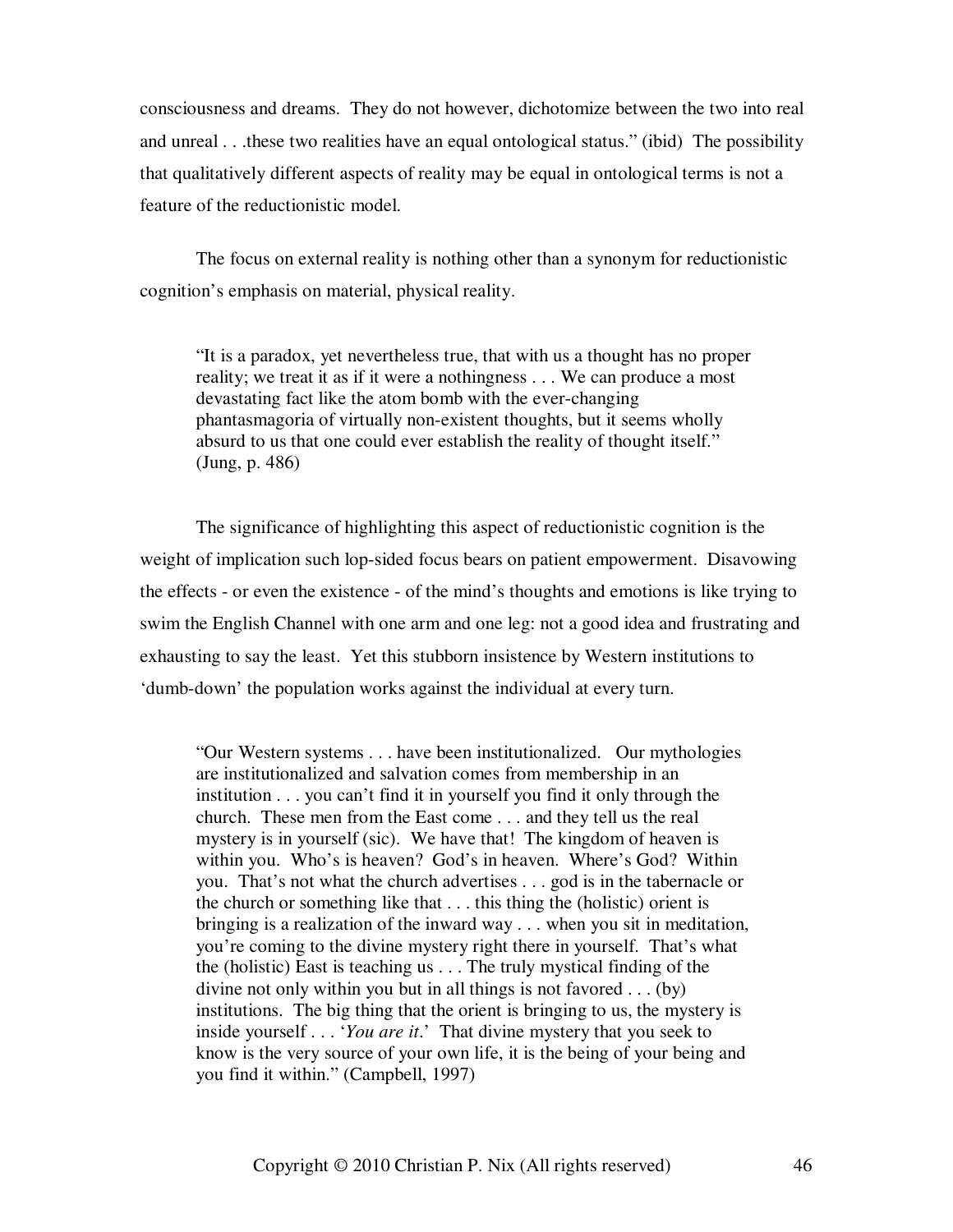consciousness and dreams. They do not however, dichotomize between the two into real and unreal . . .these two realities have an equal ontological status." (ibid) The possibility that qualitatively different aspects of reality may be equal in ontological terms is not a feature of the reductionistic model.

The focus on external reality is nothing other than a synonym for reductionistic cognition's emphasis on material, physical reality.

> "It is a paradox, yet nevertheless true, that with us a thought has no proper reality; we treat it as if it were a nothingness . . . We can produce a most devastating fact like the atom bomb with the ever-changing phantasmagoria of virtually non-existent thoughts, but it seems wholly absurd to us that one could ever establish the reality of thought itself." (Jung, p. 486)

The significance of highlighting this aspect of reductionistic cognition is the weight of implication such lop-sided focus bears on patient empowerment. Disavowing the effects - or even the existence - of the mind's thoughts and emotions is like trying to swim the English Channel with one arm and one leg: not a good idea and frustrating and exhausting to say the least. Yet this stubborn insistence by Western institutions to 'dumb-down' the population works against the individual at every turn.

> "Our Western systems . . . have been institutionalized. Our mythologies are institutionalized and salvation comes from membership in an institution . . . you can't find it in yourself you find it only through the church. These men from the East come . . . and they tell us the real mystery is in yourself (sic). We have that! The kingdom of heaven is within you. Who's is heaven? God's in heaven. Where's God? Within you. That's not what the church advertises . . . god is in the tabernacle or the church or something like that . . . this thing the (holistic) orient is bringing is a realization of the inward way . . . when you sit in meditation, you're coming to the divine mystery right there in yourself. That's what the (holistic) East is teaching us . . . The truly mystical finding of the divine not only within you but in all things is not favored . . . (by) institutions. The big thing that the orient is bringing to us, the mystery is inside yourself . . . '*You are it*.' That divine mystery that you seek to know is the very source of your own life, it is the being of your being and you find it within." (Campbell, 1997)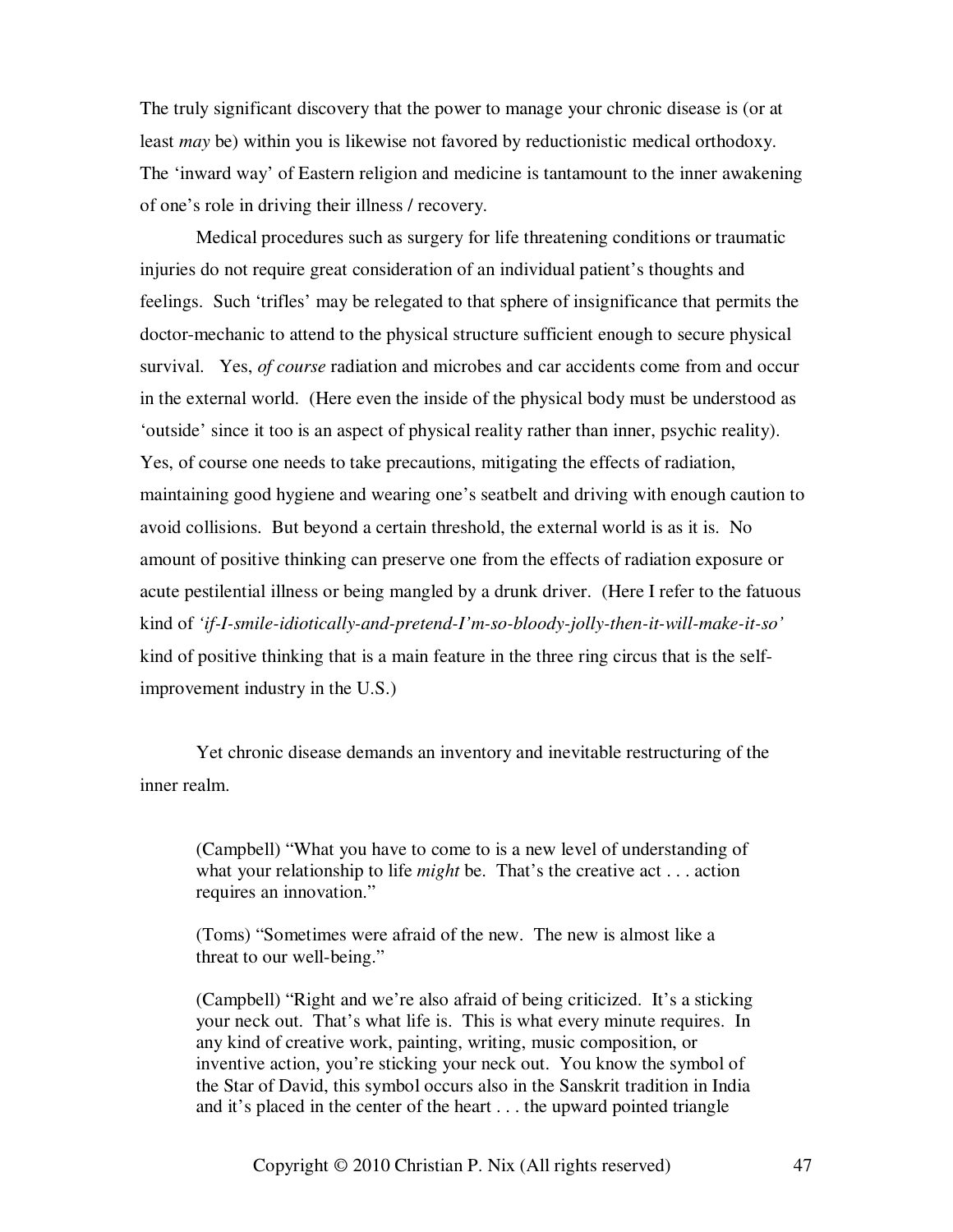The truly significant discovery that the power to manage your chronic disease is (or at least *may* be) within you is likewise not favored by reductionistic medical orthodoxy. The 'inward way' of Eastern religion and medicine is tantamount to the inner awakening of one's role in driving their illness / recovery.

Medical procedures such as surgery for life threatening conditions or traumatic injuries do not require great consideration of an individual patient's thoughts and feelings. Such 'trifles' may be relegated to that sphere of insignificance that permits the doctor-mechanic to attend to the physical structure sufficient enough to secure physical survival. Yes, *of course* radiation and microbes and car accidents come from and occur in the external world. (Here even the inside of the physical body must be understood as 'outside' since it too is an aspect of physical reality rather than inner, psychic reality). Yes, of course one needs to take precautions, mitigating the effects of radiation, maintaining good hygiene and wearing one's seatbelt and driving with enough caution to avoid collisions. But beyond a certain threshold, the external world is as it is. No amount of positive thinking can preserve one from the effects of radiation exposure or acute pestilential illness or being mangled by a drunk driver. (Here I refer to the fatuous kind of *'if-I-smile-idiotically-and-pretend-I'm-so-bloody-jolly-then-it-will-make-it-so'* kind of positive thinking that is a main feature in the three ring circus that is the self-improvement industry in the U.S.)

Yet chronic disease demands an inventory and inevitable restructuring of the inner realm.

> (Campbell) "What you have to come to is a new level of understanding of what your relationship to life *might* be. That's the creative act . . . action requires an innovation."
>
> (Toms) "Sometimes were afraid of the new. The new is almost like a threat to our well-being."
>
> (Campbell) "Right and we're also afraid of being criticized. It's a sticking your neck out. That's what life is. This is what every minute requires. In any kind of creative work, painting, writing, music composition, or inventive action, you're sticking your neck out. You know the symbol of the Star of David, this symbol occurs also in the Sanskrit tradition in India and it's placed in the center of the heart . . . the upward pointed triangle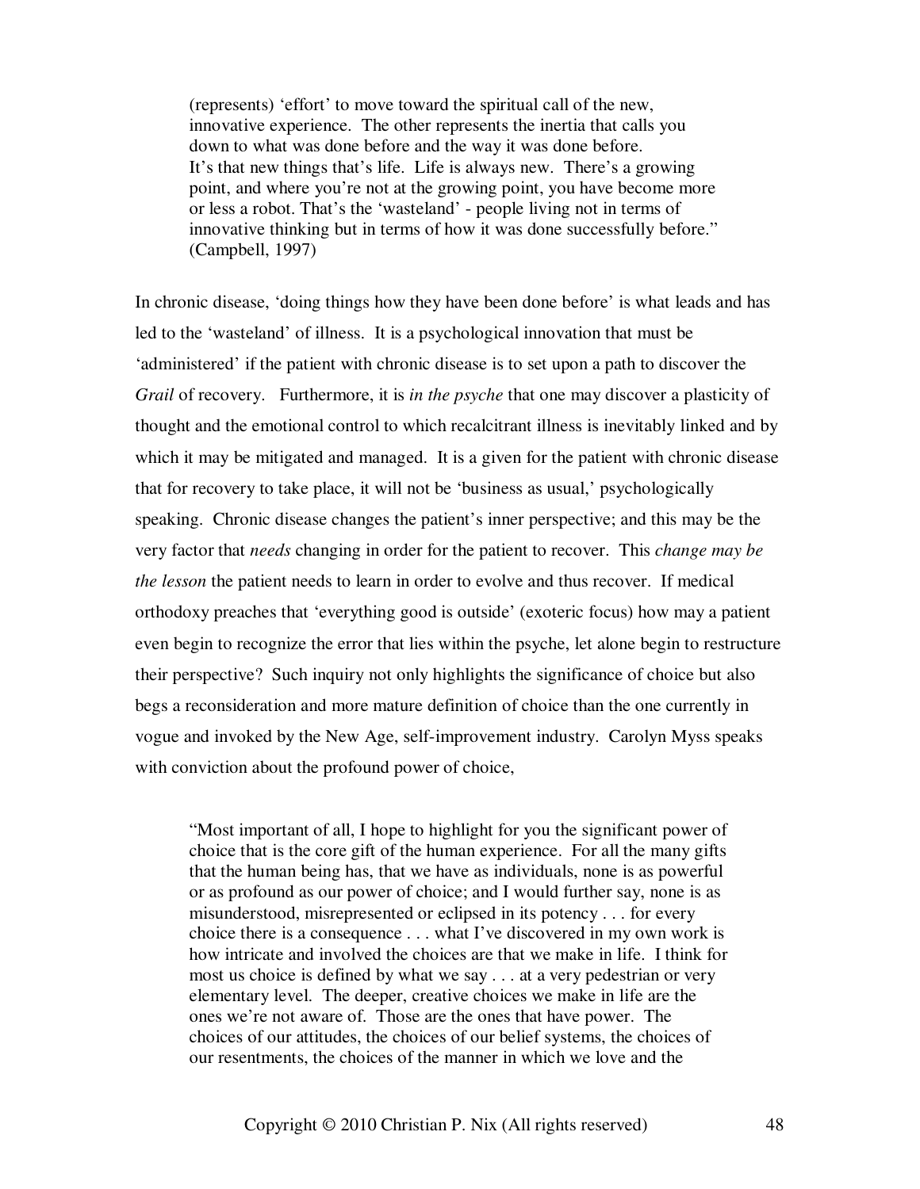> (represents) 'effort' to move toward the spiritual call of the new, innovative experience. The other represents the inertia that calls you down to what was done before and the way it was done before. It's that new things that's life. Life is always new. There's a growing point, and where you're not at the growing point, you have become more or less a robot. That's the 'wasteland' - people living not in terms of innovative thinking but in terms of how it was done successfully before." (Campbell, 1997)

In chronic disease, 'doing things how they have been done before' is what leads and has led to the 'wasteland' of illness. It is a psychological innovation that must be 'administered' if the patient with chronic disease is to set upon a path to discover the *Grail* of recovery. Furthermore, it is *in the psyche* that one may discover a plasticity of thought and the emotional control to which recalcitrant illness is inevitably linked and by which it may be mitigated and managed. It is a given for the patient with chronic disease that for recovery to take place, it will not be 'business as usual,' psychologically speaking. Chronic disease changes the patient's inner perspective; and this may be the very factor that *needs* changing in order for the patient to recover. This *change may be the lesson* the patient needs to learn in order to evolve and thus recover. If medical orthodoxy preaches that 'everything good is outside' (exoteric focus) how may a patient even begin to recognize the error that lies within the psyche, let alone begin to restructure their perspective? Such inquiry not only highlights the significance of choice but also begs a reconsideration and more mature definition of choice than the one currently in vogue and invoked by the New Age, self-improvement industry. Carolyn Myss speaks with conviction about the profound power of choice,

> "Most important of all, I hope to highlight for you the significant power of choice that is the core gift of the human experience. For all the many gifts that the human being has, that we have as individuals, none is as powerful or as profound as our power of choice; and I would further say, none is as misunderstood, misrepresented or eclipsed in its potency . . . for every choice there is a consequence . . . what I've discovered in my own work is how intricate and involved the choices are that we make in life. I think for most us choice is defined by what we say . . . at a very pedestrian or very elementary level. The deeper, creative choices we make in life are the ones we're not aware of. Those are the ones that have power. The choices of our attitudes, the choices of our belief systems, the choices of our resentments, the choices of the manner in which we love and the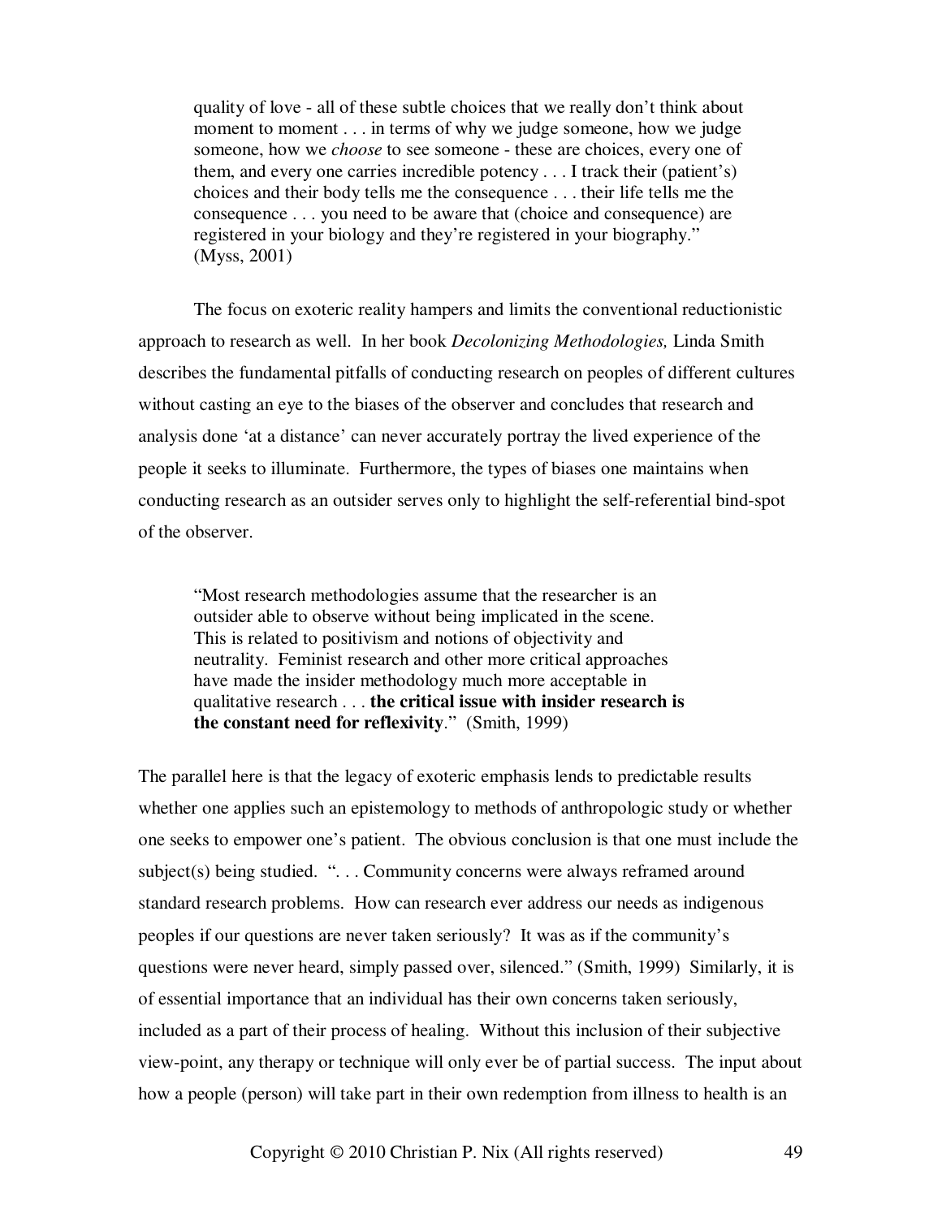> quality of love - all of these subtle choices that we really don't think about moment to moment . . . in terms of why we judge someone, how we judge someone, how we *choose* to see someone - these are choices, every one of them, and every one carries incredible potency . . . I track their (patient's) choices and their body tells me the consequence . . . their life tells me the consequence . . . you need to be aware that (choice and consequence) are registered in your biology and they're registered in your biography." (Myss, 2001)

The focus on exoteric reality hampers and limits the conventional reductionistic approach to research as well. In her book *Decolonizing Methodologies,* Linda Smith describes the fundamental pitfalls of conducting research on peoples of different cultures without casting an eye to the biases of the observer and concludes that research and analysis done 'at a distance' can never accurately portray the lived experience of the people it seeks to illuminate. Furthermore, the types of biases one maintains when conducting research as an outsider serves only to highlight the self-referential bind-spot of the observer.

> "Most research methodologies assume that the researcher is an outsider able to observe without being implicated in the scene. This is related to positivism and notions of objectivity and neutrality. Feminist research and other more critical approaches have made the insider methodology much more acceptable in qualitative research . . . **the critical issue with insider research is the constant need for reflexivity**." (Smith, 1999)

The parallel here is that the legacy of exoteric emphasis lends to predictable results whether one applies such an epistemology to methods of anthropologic study or whether one seeks to empower one's patient. The obvious conclusion is that one must include the subject(s) being studied. ". . . Community concerns were always reframed around standard research problems. How can research ever address our needs as indigenous peoples if our questions are never taken seriously? It was as if the community's questions were never heard, simply passed over, silenced." (Smith, 1999) Similarly, it is of essential importance that an individual has their own concerns taken seriously, included as a part of their process of healing. Without this inclusion of their subjective view-point, any therapy or technique will only ever be of partial success. The input about how a people (person) will take part in their own redemption from illness to health is an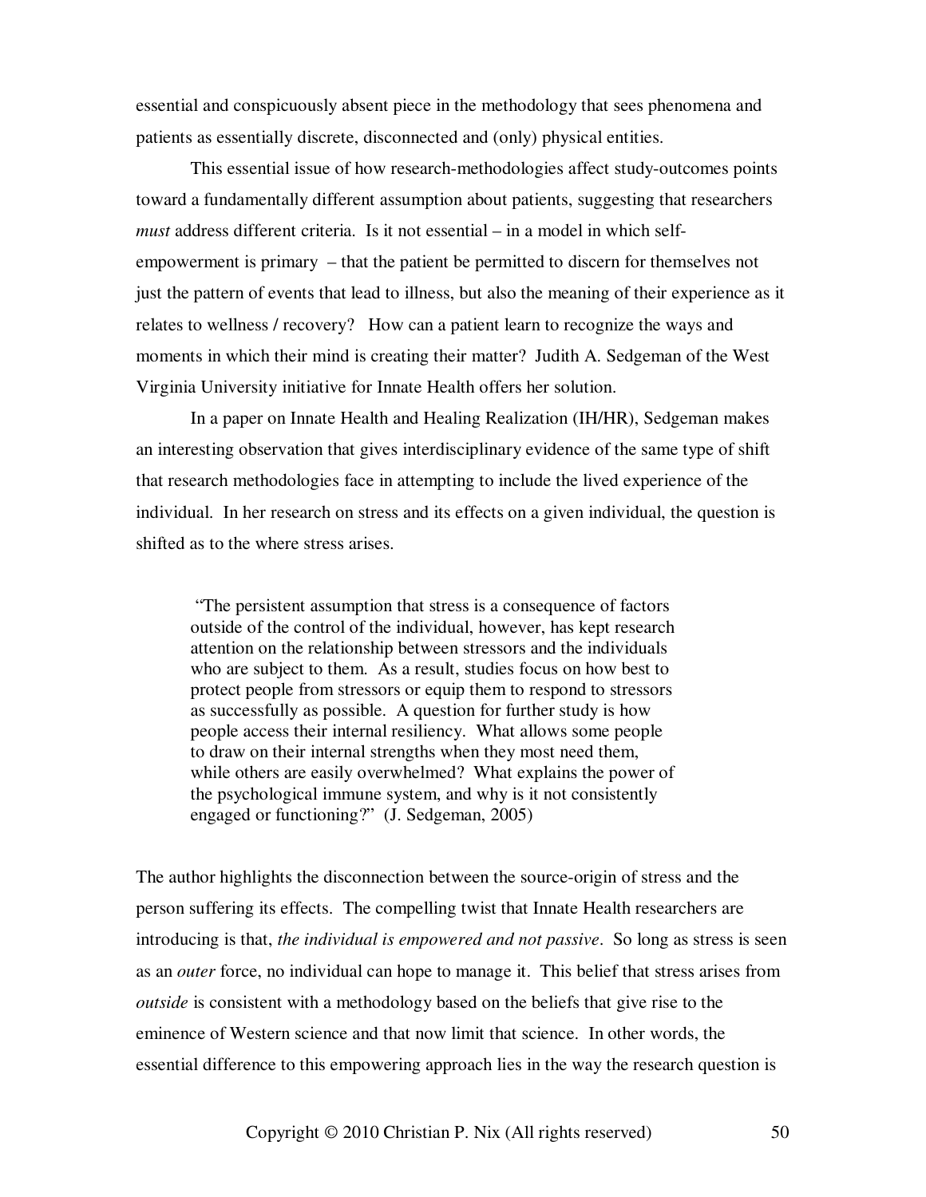essential and conspicuously absent piece in the methodology that sees phenomena and patients as essentially discrete, disconnected and (only) physical entities.

This essential issue of how research-methodologies affect study-outcomes points toward a fundamentally different assumption about patients, suggesting that researchers *must* address different criteria. Is it not essential – in a model in which self-empowerment is primary – that the patient be permitted to discern for themselves not just the pattern of events that lead to illness, but also the meaning of their experience as it relates to wellness / recovery? How can a patient learn to recognize the ways and moments in which their mind is creating their matter? Judith A. Sedgeman of the West Virginia University initiative for Innate Health offers her solution.

In a paper on Innate Health and Healing Realization (IH/HR), Sedgeman makes an interesting observation that gives interdisciplinary evidence of the same type of shift that research methodologies face in attempting to include the lived experience of the individual. In her research on stress and its effects on a given individual, the question is shifted as to the where stress arises.

> "The persistent assumption that stress is a consequence of factors outside of the control of the individual, however, has kept research attention on the relationship between stressors and the individuals who are subject to them. As a result, studies focus on how best to protect people from stressors or equip them to respond to stressors as successfully as possible. A question for further study is how people access their internal resiliency. What allows some people to draw on their internal strengths when they most need them, while others are easily overwhelmed? What explains the power of the psychological immune system, and why is it not consistently engaged or functioning?" (J. Sedgeman, 2005)

The author highlights the disconnection between the source-origin of stress and the person suffering its effects. The compelling twist that Innate Health researchers are introducing is that, *the individual is empowered and not passive*. So long as stress is seen as an *outer* force, no individual can hope to manage it. This belief that stress arises from *outside* is consistent with a methodology based on the beliefs that give rise to the eminence of Western science and that now limit that science. In other words, the essential difference to this empowering approach lies in the way the research question is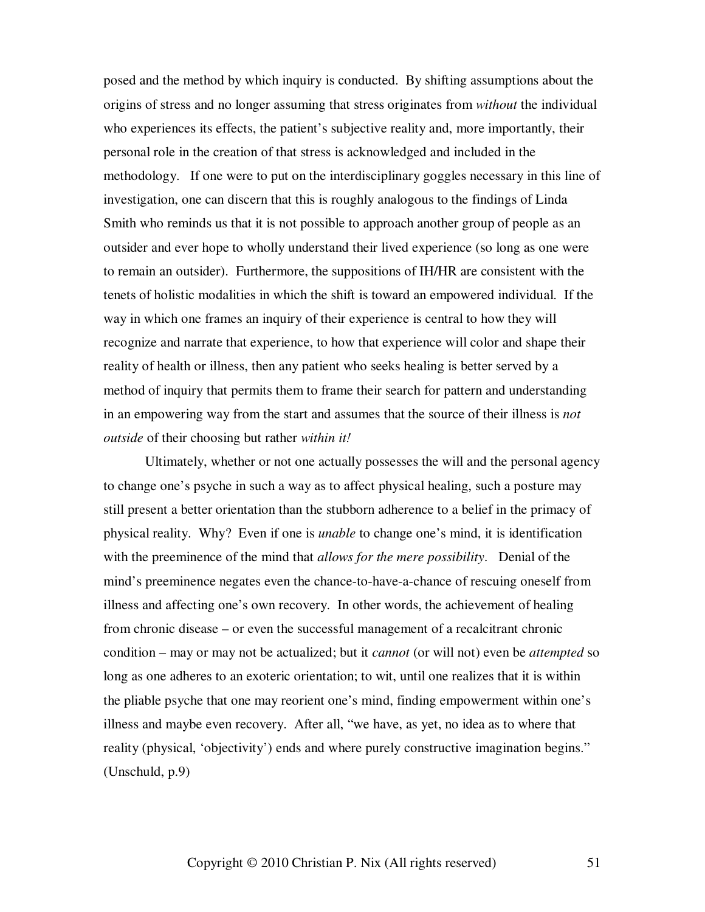posed and the method by which inquiry is conducted. By shifting assumptions about the origins of stress and no longer assuming that stress originates from *without* the individual who experiences its effects, the patient's subjective reality and, more importantly, their personal role in the creation of that stress is acknowledged and included in the methodology. If one were to put on the interdisciplinary goggles necessary in this line of investigation, one can discern that this is roughly analogous to the findings of Linda Smith who reminds us that it is not possible to approach another group of people as an outsider and ever hope to wholly understand their lived experience (so long as one were to remain an outsider). Furthermore, the suppositions of IH/HR are consistent with the tenets of holistic modalities in which the shift is toward an empowered individual. If the way in which one frames an inquiry of their experience is central to how they will recognize and narrate that experience, to how that experience will color and shape their reality of health or illness, then any patient who seeks healing is better served by a method of inquiry that permits them to frame their search for pattern and understanding in an empowering way from the start and assumes that the source of their illness is *not outside* of their choosing but rather *within it!*

Ultimately, whether or not one actually possesses the will and the personal agency to change one's psyche in such a way as to affect physical healing, such a posture may still present a better orientation than the stubborn adherence to a belief in the primacy of physical reality. Why? Even if one is *unable* to change one's mind, it is identification with the preeminence of the mind that *allows for the mere possibility*. Denial of the mind's preeminence negates even the chance-to-have-a-chance of rescuing oneself from illness and affecting one's own recovery. In other words, the achievement of healing from chronic disease – or even the successful management of a recalcitrant chronic condition – may or may not be actualized; but it *cannot* (or will not) even be *attempted* so long as one adheres to an exoteric orientation; to wit, until one realizes that it is within the pliable psyche that one may reorient one's mind, finding empowerment within one's illness and maybe even recovery. After all, "we have, as yet, no idea as to where that reality (physical, 'objectivity') ends and where purely constructive imagination begins." (Unschuld, p.9)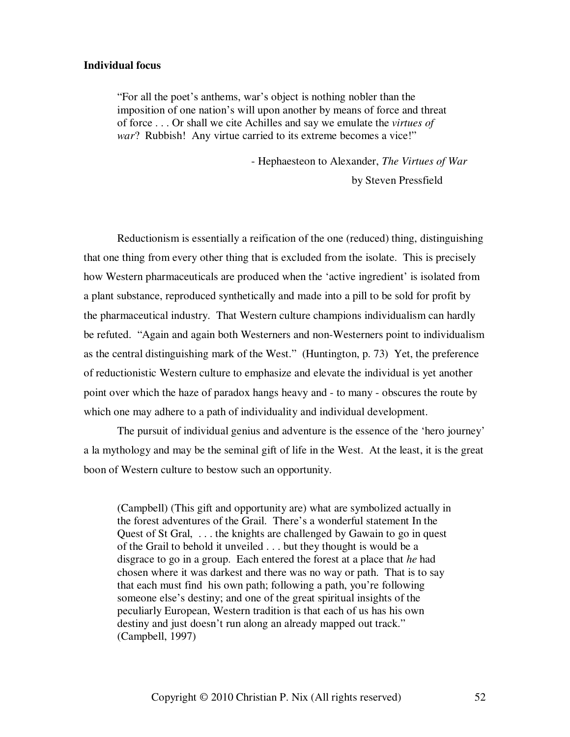**Individual focus**

> "For all the poet's anthems, war's object is nothing nobler than the imposition of one nation's will upon another by means of force and threat of force . . . Or shall we cite Achilles and say we emulate the *virtues of war*? Rubbish! Any virtue carried to its extreme becomes a vice!"
>
> - Hephaesteon to Alexander, *The Virtues of War* by Steven Pressfield

Reductionism is essentially a reification of the one (reduced) thing, distinguishing that one thing from every other thing that is excluded from the isolate. This is precisely how Western pharmaceuticals are produced when the 'active ingredient' is isolated from a plant substance, reproduced synthetically and made into a pill to be sold for profit by the pharmaceutical industry. That Western culture champions individualism can hardly be refuted. "Again and again both Westerners and non-Westerners point to individualism as the central distinguishing mark of the West." (Huntington, p. 73) Yet, the preference of reductionistic Western culture to emphasize and elevate the individual is yet another point over which the haze of paradox hangs heavy and - to many - obscures the route by which one may adhere to a path of individuality and individual development.

The pursuit of individual genius and adventure is the essence of the 'hero journey' a la mythology and may be the seminal gift of life in the West. At the least, it is the great boon of Western culture to bestow such an opportunity.

> (Campbell) (This gift and opportunity are) what are symbolized actually in the forest adventures of the Grail. There's a wonderful statement In the Quest of St Gral, . . . the knights are challenged by Gawain to go in quest of the Grail to behold it unveiled . . . but they thought is would be a disgrace to go in a group. Each entered the forest at a place that *he* had chosen where it was darkest and there was no way or path. That is to say that each must find his own path; following a path, you're following someone else's destiny; and one of the great spiritual insights of the peculiarly European, Western tradition is that each of us has his own destiny and just doesn't run along an already mapped out track." (Campbell, 1997)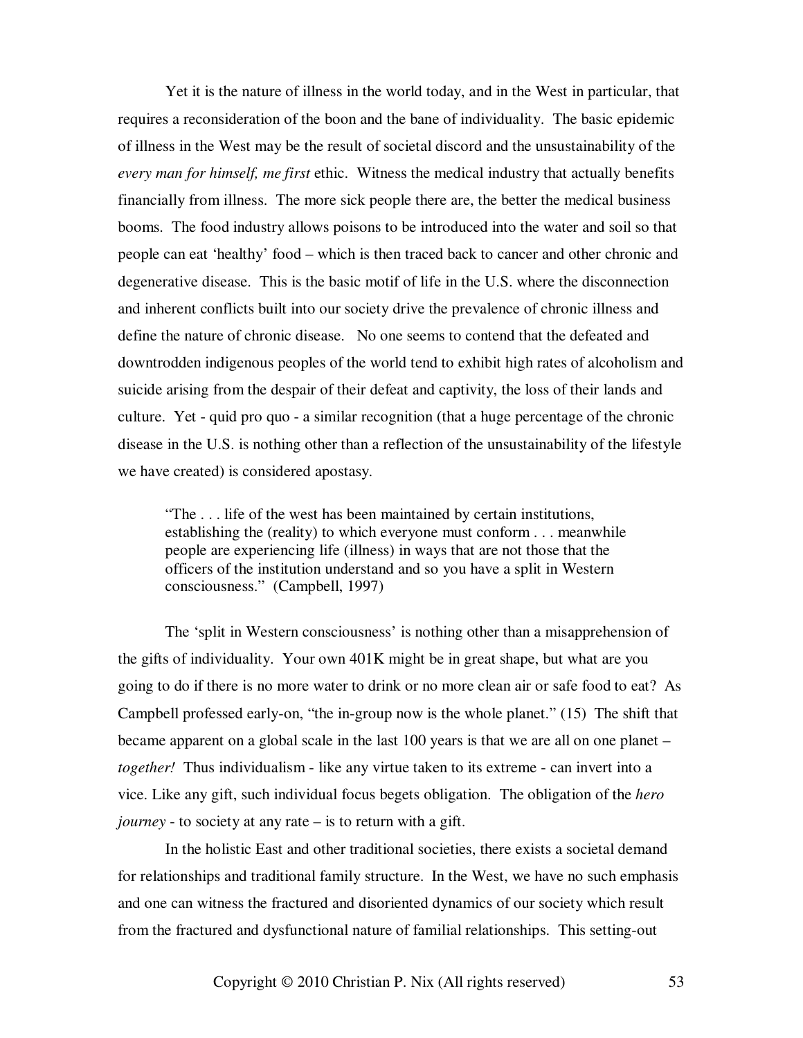Yet it is the nature of illness in the world today, and in the West in particular, that requires a reconsideration of the boon and the bane of individuality. The basic epidemic of illness in the West may be the result of societal discord and the unsustainability of the *every man for himself, me first* ethic. Witness the medical industry that actually benefits financially from illness. The more sick people there are, the better the medical business booms. The food industry allows poisons to be introduced into the water and soil so that people can eat 'healthy' food – which is then traced back to cancer and other chronic and degenerative disease. This is the basic motif of life in the U.S. where the disconnection and inherent conflicts built into our society drive the prevalence of chronic illness and define the nature of chronic disease. No one seems to contend that the defeated and downtrodden indigenous peoples of the world tend to exhibit high rates of alcoholism and suicide arising from the despair of their defeat and captivity, the loss of their lands and culture. Yet - quid pro quo - a similar recognition (that a huge percentage of the chronic disease in the U.S. is nothing other than a reflection of the unsustainability of the lifestyle we have created) is considered apostasy.

> "The . . . life of the west has been maintained by certain institutions, establishing the (reality) to which everyone must conform . . . meanwhile people are experiencing life (illness) in ways that are not those that the officers of the institution understand and so you have a split in Western consciousness." (Campbell, 1997)

The 'split in Western consciousness' is nothing other than a misapprehension of the gifts of individuality. Your own 401K might be in great shape, but what are you going to do if there is no more water to drink or no more clean air or safe food to eat? As Campbell professed early-on, "the in-group now is the whole planet." (15) The shift that became apparent on a global scale in the last 100 years is that we are all on one planet – *together!* Thus individualism - like any virtue taken to its extreme - can invert into a vice. Like any gift, such individual focus begets obligation. The obligation of the *hero journey* - to society at any rate – is to return with a gift.

In the holistic East and other traditional societies, there exists a societal demand for relationships and traditional family structure. In the West, we have no such emphasis and one can witness the fractured and disoriented dynamics of our society which result from the fractured and dysfunctional nature of familial relationships. This setting-out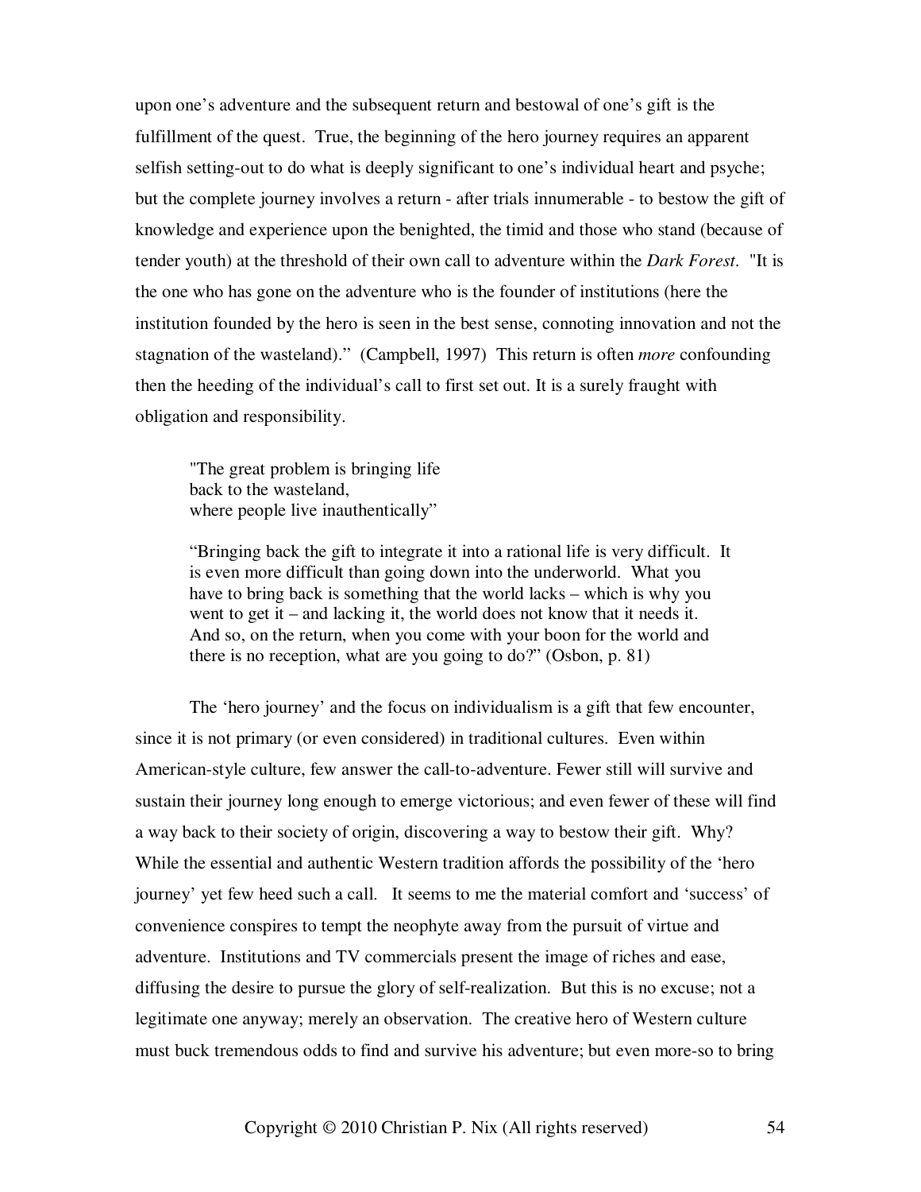upon one's adventure and the subsequent return and bestowal of one's gift is the fulfillment of the quest. True, the beginning of the hero journey requires an apparent selfish setting-out to do what is deeply significant to one's individual heart and psyche; but the complete journey involves a return - after trials innumerable - to bestow the gift of knowledge and experience upon the benighted, the timid and those who stand (because of tender youth) at the threshold of their own call to adventure within the *Dark Forest*. "It is the one who has gone on the adventure who is the founder of institutions (here the institution founded by the hero is seen in the best sense, connoting innovation and not the stagnation of the wasteland)." (Campbell, 1997) This return is often *more* confounding then the heeding of the individual's call to first set out. It is a surely fraught with obligation and responsibility.

> "The great problem is bringing life
> back to the wasteland,
> where people live inauthentically"
>
> "Bringing back the gift to integrate it into a rational life is very difficult. It is even more difficult than going down into the underworld. What you have to bring back is something that the world lacks – which is why you went to get it – and lacking it, the world does not know that it needs it. And so, on the return, when you come with your boon for the world and there is no reception, what are you going to do?" (Osbon, p. 81)

The 'hero journey' and the focus on individualism is a gift that few encounter, since it is not primary (or even considered) in traditional cultures. Even within American-style culture, few answer the call-to-adventure. Fewer still will survive and sustain their journey long enough to emerge victorious; and even fewer of these will find a way back to their society of origin, discovering a way to bestow their gift. Why? While the essential and authentic Western tradition affords the possibility of the 'hero journey' yet few heed such a call. It seems to me the material comfort and 'success' of convenience conspires to tempt the neophyte away from the pursuit of virtue and adventure. Institutions and TV commercials present the image of riches and ease, diffusing the desire to pursue the glory of self-realization. But this is no excuse; not a legitimate one anyway; merely an observation. The creative hero of Western culture must buck tremendous odds to find and survive his adventure; but even more-so to bring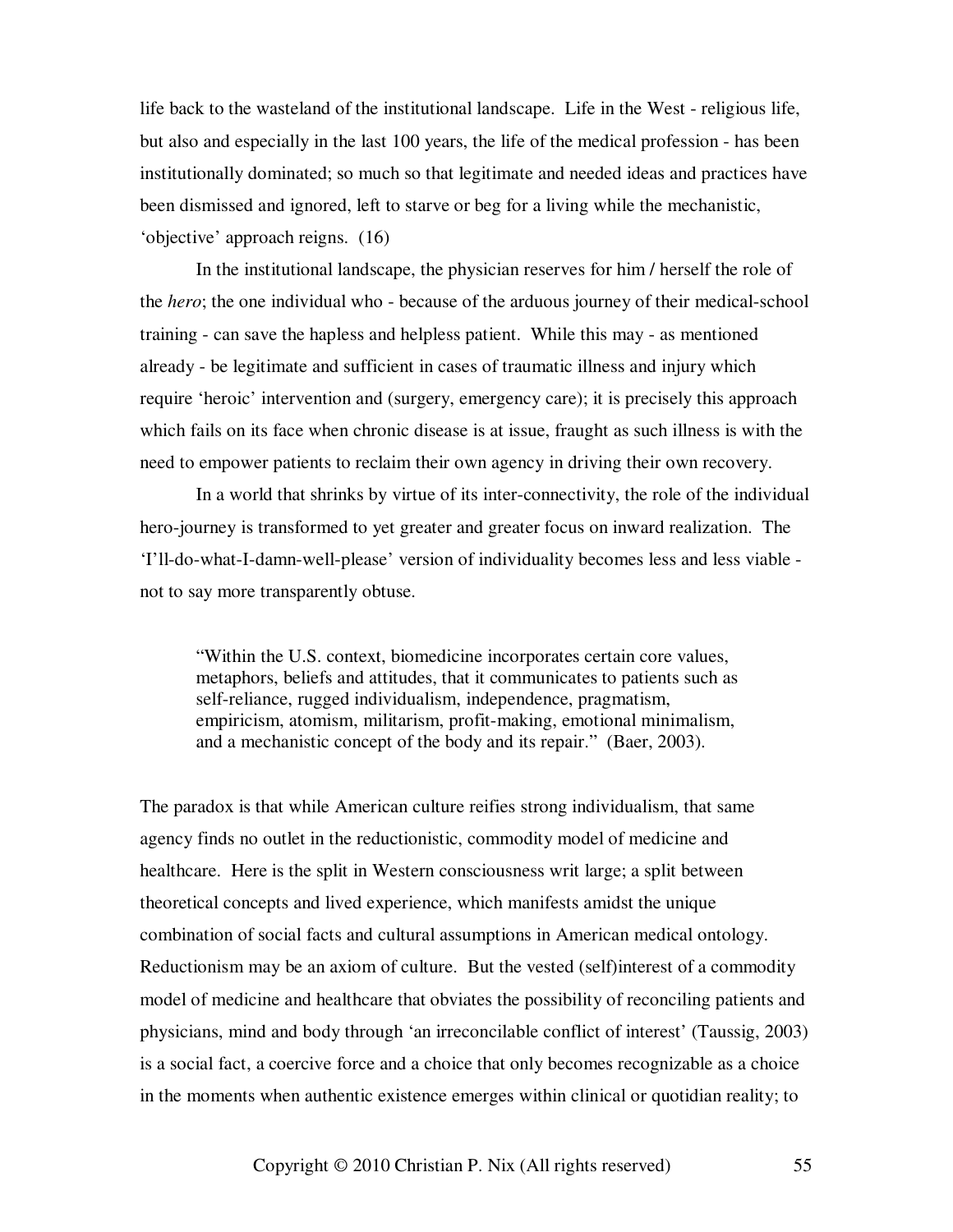life back to the wasteland of the institutional landscape. Life in the West - religious life, but also and especially in the last 100 years, the life of the medical profession - has been institutionally dominated; so much so that legitimate and needed ideas and practices have been dismissed and ignored, left to starve or beg for a living while the mechanistic, 'objective' approach reigns. (16)

In the institutional landscape, the physician reserves for him / herself the role of the *hero*; the one individual who - because of the arduous journey of their medical-school training - can save the hapless and helpless patient. While this may - as mentioned already - be legitimate and sufficient in cases of traumatic illness and injury which require 'heroic' intervention and (surgery, emergency care); it is precisely this approach which fails on its face when chronic disease is at issue, fraught as such illness is with the need to empower patients to reclaim their own agency in driving their own recovery.

In a world that shrinks by virtue of its inter-connectivity, the role of the individual hero-journey is transformed to yet greater and greater focus on inward realization. The 'I'll-do-what-I-damn-well-please' version of individuality becomes less and less viable - not to say more transparently obtuse.

> "Within the U.S. context, biomedicine incorporates certain core values, metaphors, beliefs and attitudes, that it communicates to patients such as self-reliance, rugged individualism, independence, pragmatism, empiricism, atomism, militarism, profit-making, emotional minimalism, and a mechanistic concept of the body and its repair." (Baer, 2003).

The paradox is that while American culture reifies strong individualism, that same agency finds no outlet in the reductionistic, commodity model of medicine and healthcare. Here is the split in Western consciousness writ large; a split between theoretical concepts and lived experience, which manifests amidst the unique combination of social facts and cultural assumptions in American medical ontology. Reductionism may be an axiom of culture. But the vested (self)interest of a commodity model of medicine and healthcare that obviates the possibility of reconciling patients and physicians, mind and body through 'an irreconcilable conflict of interest' (Taussig, 2003) is a social fact, a coercive force and a choice that only becomes recognizable as a choice in the moments when authentic existence emerges within clinical or quotidian reality; to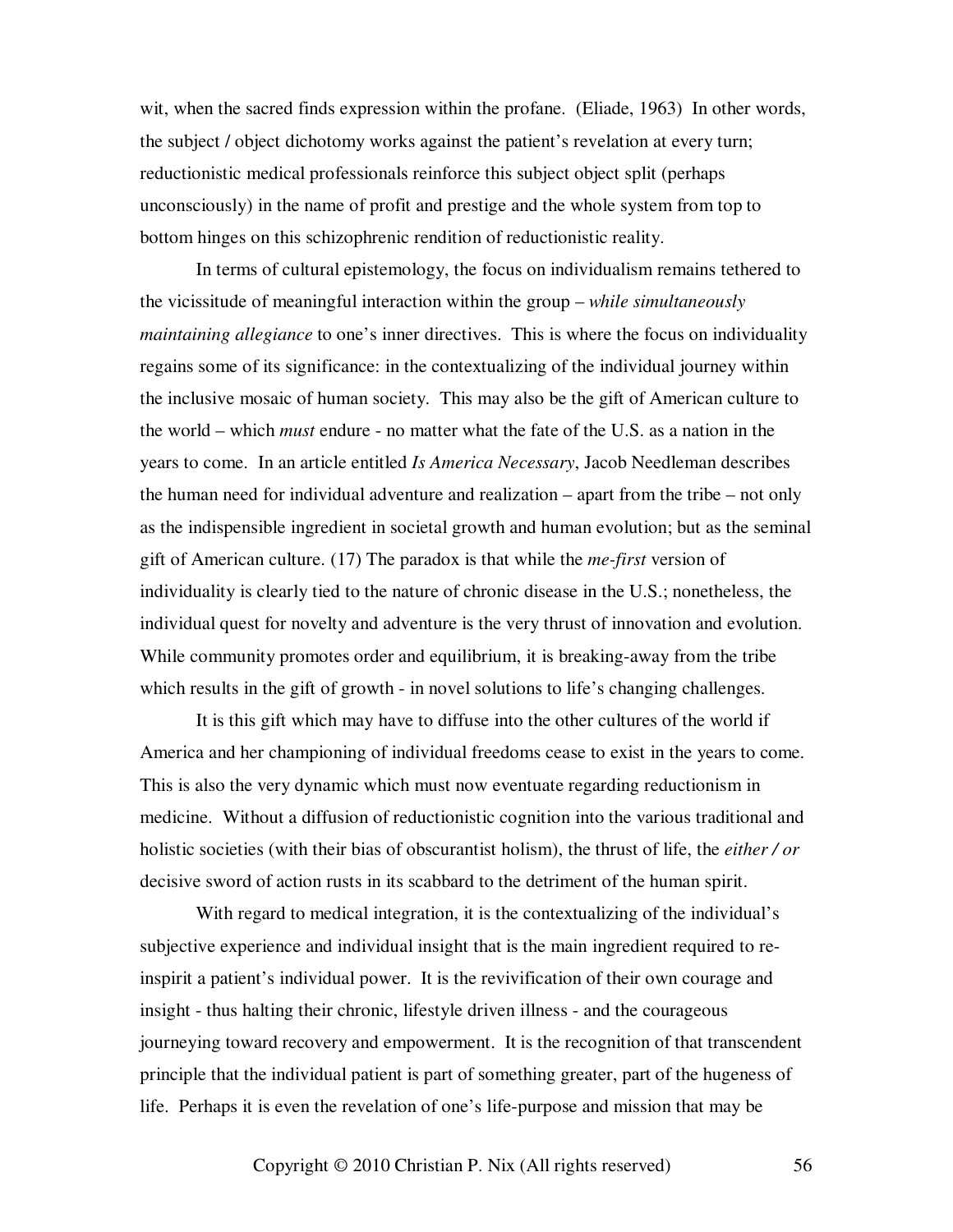wit, when the sacred finds expression within the profane. (Eliade, 1963) In other words, the subject / object dichotomy works against the patient's revelation at every turn; reductionistic medical professionals reinforce this subject object split (perhaps unconsciously) in the name of profit and prestige and the whole system from top to bottom hinges on this schizophrenic rendition of reductionistic reality.

In terms of cultural epistemology, the focus on individualism remains tethered to the vicissitude of meaningful interaction within the group – *while simultaneously maintaining allegiance* to one's inner directives. This is where the focus on individuality regains some of its significance: in the contextualizing of the individual journey within the inclusive mosaic of human society. This may also be the gift of American culture to the world – which *must* endure - no matter what the fate of the U.S. as a nation in the years to come. In an article entitled *Is America Necessary*, Jacob Needleman describes the human need for individual adventure and realization – apart from the tribe – not only as the indispensible ingredient in societal growth and human evolution; but as the seminal gift of American culture. (17) The paradox is that while the *me-first* version of individuality is clearly tied to the nature of chronic disease in the U.S.; nonetheless, the individual quest for novelty and adventure is the very thrust of innovation and evolution. While community promotes order and equilibrium, it is breaking-away from the tribe which results in the gift of growth - in novel solutions to life's changing challenges.

It is this gift which may have to diffuse into the other cultures of the world if America and her championing of individual freedoms cease to exist in the years to come. This is also the very dynamic which must now eventuate regarding reductionism in medicine. Without a diffusion of reductionistic cognition into the various traditional and holistic societies (with their bias of obscurantist holism), the thrust of life, the *either / or* decisive sword of action rusts in its scabbard to the detriment of the human spirit.

With regard to medical integration, it is the contextualizing of the individual's subjective experience and individual insight that is the main ingredient required to re-inspirit a patient's individual power. It is the revivification of their own courage and insight - thus halting their chronic, lifestyle driven illness - and the courageous journeying toward recovery and empowerment. It is the recognition of that transcendent principle that the individual patient is part of something greater, part of the hugeness of life. Perhaps it is even the revelation of one's life-purpose and mission that may be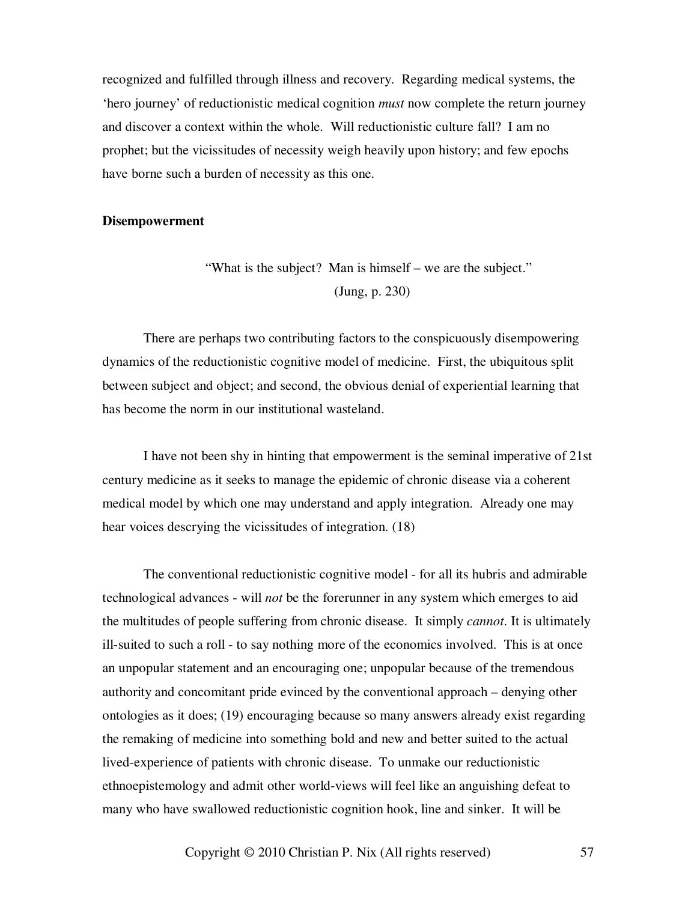recognized and fulfilled through illness and recovery. Regarding medical systems, the 'hero journey' of reductionistic medical cognition *must* now complete the return journey and discover a context within the whole. Will reductionistic culture fall? I am no prophet; but the vicissitudes of necessity weigh heavily upon history; and few epochs have borne such a burden of necessity as this one.

**Disempowerment**

> "What is the subject? Man is himself – we are the subject."
> (Jung, p. 230)

There are perhaps two contributing factors to the conspicuously disempowering dynamics of the reductionistic cognitive model of medicine. First, the ubiquitous split between subject and object; and second, the obvious denial of experiential learning that has become the norm in our institutional wasteland.

I have not been shy in hinting that empowerment is the seminal imperative of 21st century medicine as it seeks to manage the epidemic of chronic disease via a coherent medical model by which one may understand and apply integration. Already one may hear voices descrying the vicissitudes of integration. (18)

The conventional reductionistic cognitive model - for all its hubris and admirable technological advances - will *not* be the forerunner in any system which emerges to aid the multitudes of people suffering from chronic disease. It simply *cannot*. It is ultimately ill-suited to such a roll - to say nothing more of the economics involved. This is at once an unpopular statement and an encouraging one; unpopular because of the tremendous authority and concomitant pride evinced by the conventional approach – denying other ontologies as it does; (19) encouraging because so many answers already exist regarding the remaking of medicine into something bold and new and better suited to the actual lived-experience of patients with chronic disease. To unmake our reductionistic ethnoepistemology and admit other world-views will feel like an anguishing defeat to many who have swallowed reductionistic cognition hook, line and sinker. It will be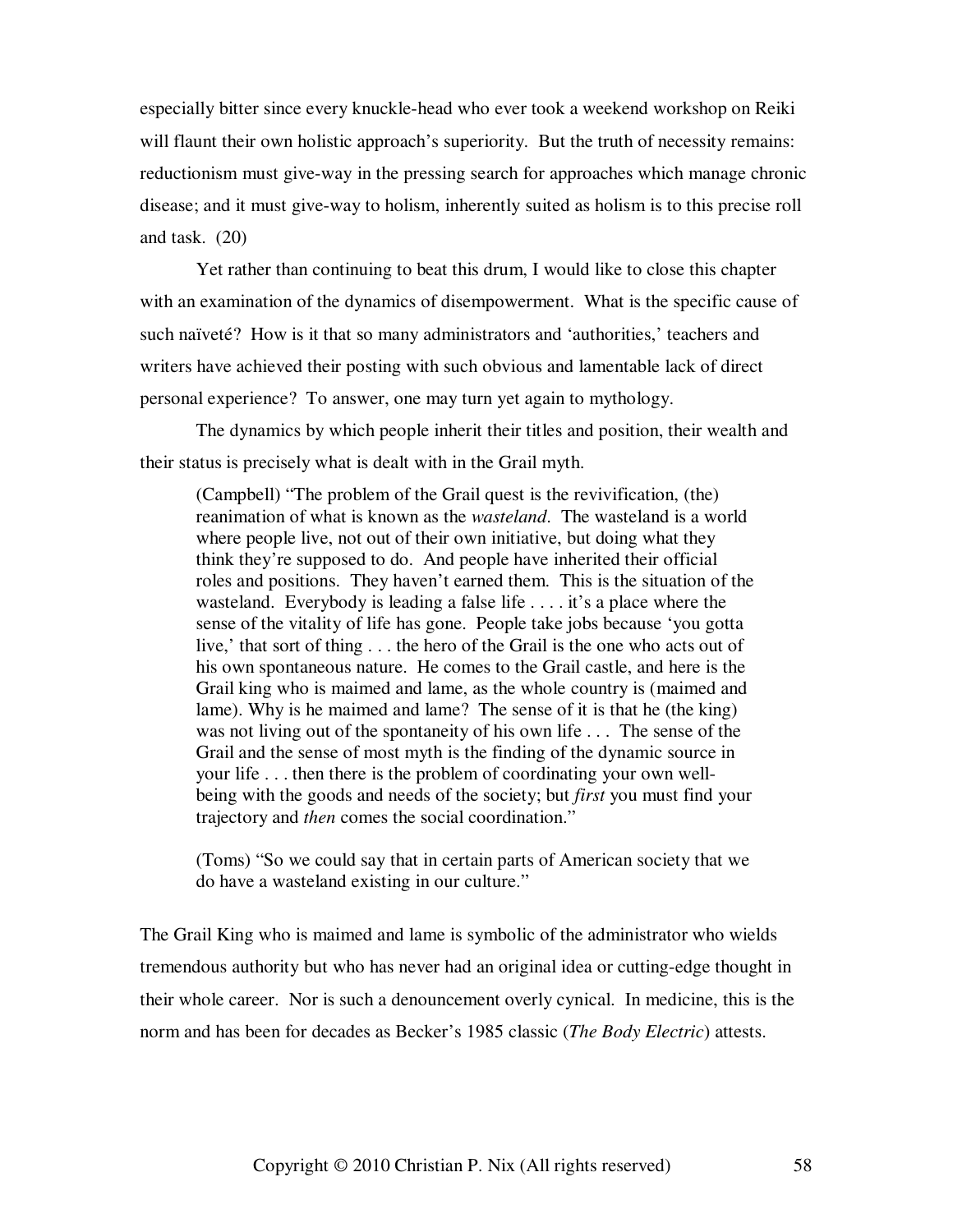especially bitter since every knuckle-head who ever took a weekend workshop on Reiki will flaunt their own holistic approach's superiority. But the truth of necessity remains: reductionism must give-way in the pressing search for approaches which manage chronic disease; and it must give-way to holism, inherently suited as holism is to this precise roll and task. (20)

Yet rather than continuing to beat this drum, I would like to close this chapter with an examination of the dynamics of disempowerment. What is the specific cause of such naïveté? How is it that so many administrators and 'authorities,' teachers and writers have achieved their posting with such obvious and lamentable lack of direct personal experience? To answer, one may turn yet again to mythology.

The dynamics by which people inherit their titles and position, their wealth and their status is precisely what is dealt with in the Grail myth.

> (Campbell) "The problem of the Grail quest is the revivification, (the) reanimation of what is known as the *wasteland*. The wasteland is a world where people live, not out of their own initiative, but doing what they think they're supposed to do. And people have inherited their official roles and positions. They haven't earned them. This is the situation of the wasteland. Everybody is leading a false life . . . . it's a place where the sense of the vitality of life has gone. People take jobs because 'you gotta live,' that sort of thing . . . the hero of the Grail is the one who acts out of his own spontaneous nature. He comes to the Grail castle, and here is the Grail king who is maimed and lame, as the whole country is (maimed and lame). Why is he maimed and lame? The sense of it is that he (the king) was not living out of the spontaneity of his own life . . . The sense of the Grail and the sense of most myth is the finding of the dynamic source in your life . . . then there is the problem of coordinating your own well-being with the goods and needs of the society; but *first* you must find your trajectory and *then* comes the social coordination."
>
> (Toms) "So we could say that in certain parts of American society that we do have a wasteland existing in our culture."

The Grail King who is maimed and lame is symbolic of the administrator who wields tremendous authority but who has never had an original idea or cutting-edge thought in their whole career. Nor is such a denouncement overly cynical. In medicine, this is the norm and has been for decades as Becker's 1985 classic (*The Body Electric*) attests.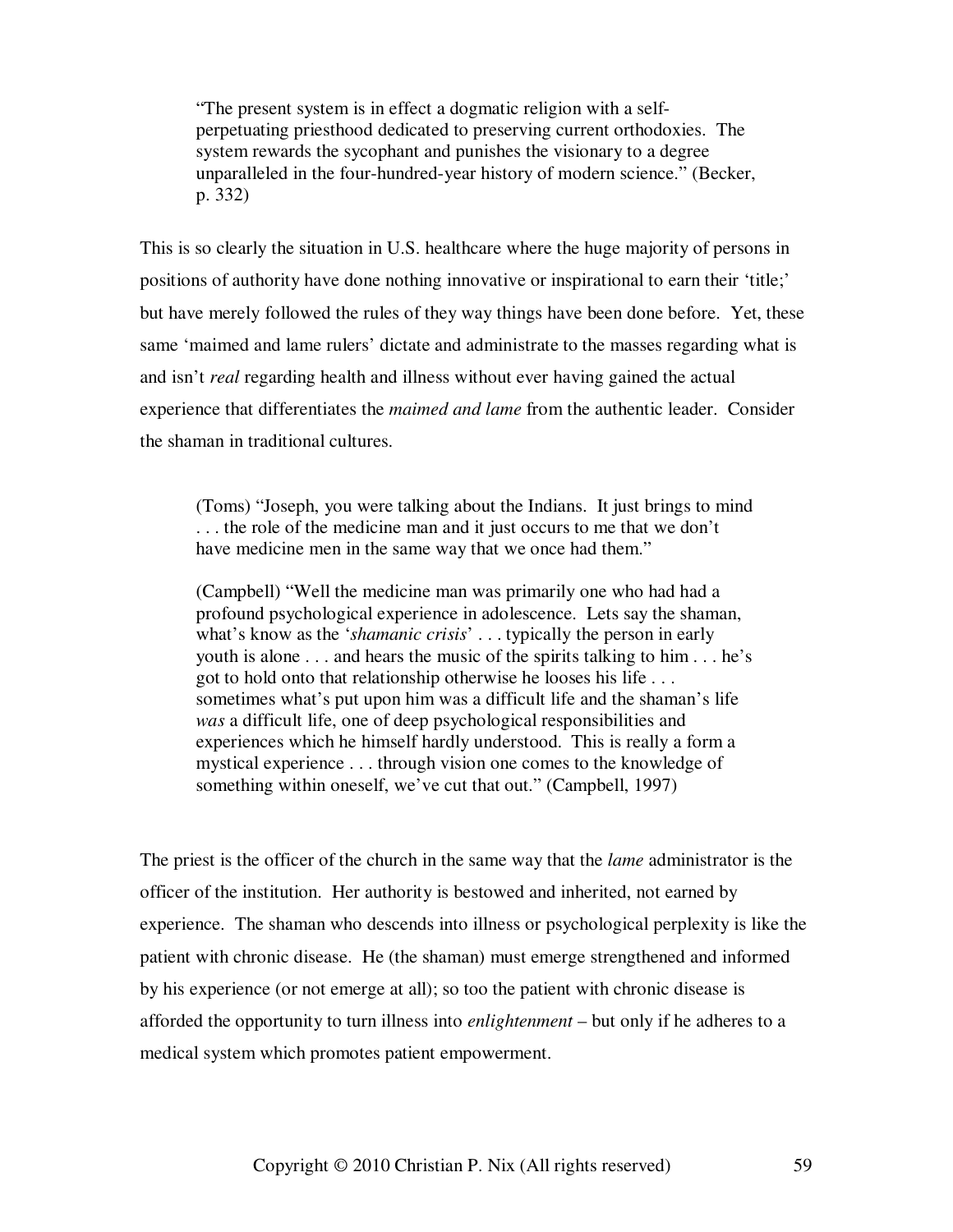> "The present system is in effect a dogmatic religion with a self-perpetuating priesthood dedicated to preserving current orthodoxies. The system rewards the sycophant and punishes the visionary to a degree unparalleled in the four-hundred-year history of modern science." (Becker, p. 332)

This is so clearly the situation in U.S. healthcare where the huge majority of persons in positions of authority have done nothing innovative or inspirational to earn their 'title;' but have merely followed the rules of they way things have been done before. Yet, these same 'maimed and lame rulers' dictate and administrate to the masses regarding what is and isn't *real* regarding health and illness without ever having gained the actual experience that differentiates the *maimed and lame* from the authentic leader. Consider the shaman in traditional cultures.

> (Toms) "Joseph, you were talking about the Indians. It just brings to mind . . . the role of the medicine man and it just occurs to me that we don't have medicine men in the same way that we once had them."
>
> (Campbell) "Well the medicine man was primarily one who had had a profound psychological experience in adolescence. Lets say the shaman, what's know as the '*shamanic crisis*' . . . typically the person in early youth is alone . . . and hears the music of the spirits talking to him . . . he's got to hold onto that relationship otherwise he looses his life . . . sometimes what's put upon him was a difficult life and the shaman's life *was* a difficult life, one of deep psychological responsibilities and experiences which he himself hardly understood. This is really a form a mystical experience . . . through vision one comes to the knowledge of something within oneself, we've cut that out." (Campbell, 1997)

The priest is the officer of the church in the same way that the *lame* administrator is the officer of the institution. Her authority is bestowed and inherited, not earned by experience. The shaman who descends into illness or psychological perplexity is like the patient with chronic disease. He (the shaman) must emerge strengthened and informed by his experience (or not emerge at all); so too the patient with chronic disease is afforded the opportunity to turn illness into *enlightenment* – but only if he adheres to a medical system which promotes patient empowerment.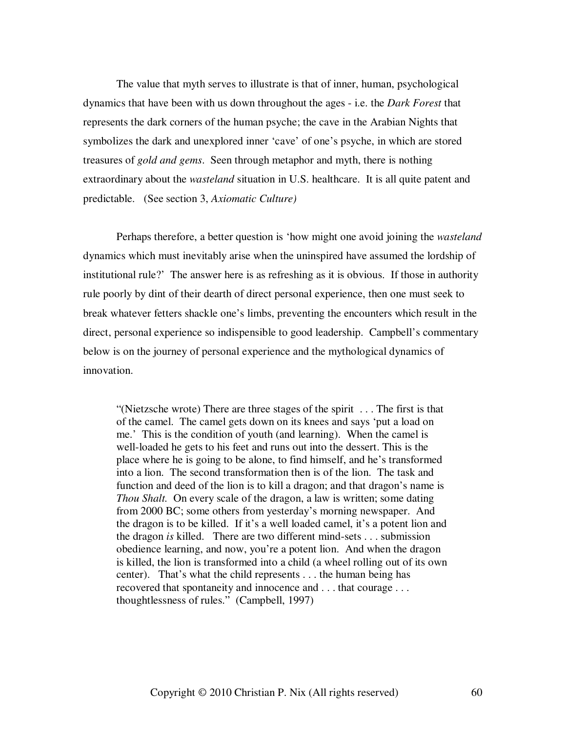The value that myth serves to illustrate is that of inner, human, psychological dynamics that have been with us down throughout the ages - i.e. the *Dark Forest* that represents the dark corners of the human psyche; the cave in the Arabian Nights that symbolizes the dark and unexplored inner 'cave' of one's psyche, in which are stored treasures of *gold and gems*. Seen through metaphor and myth, there is nothing extraordinary about the *wasteland* situation in U.S. healthcare. It is all quite patent and predictable. (See section 3, *Axiomatic Culture)*

Perhaps therefore, a better question is 'how might one avoid joining the *wasteland* dynamics which must inevitably arise when the uninspired have assumed the lordship of institutional rule?' The answer here is as refreshing as it is obvious. If those in authority rule poorly by dint of their dearth of direct personal experience, then one must seek to break whatever fetters shackle one's limbs, preventing the encounters which result in the direct, personal experience so indispensible to good leadership. Campbell's commentary below is on the journey of personal experience and the mythological dynamics of innovation.

> "(Nietzsche wrote) There are three stages of the spirit . . . The first is that of the camel. The camel gets down on its knees and says 'put a load on me.' This is the condition of youth (and learning). When the camel is well-loaded he gets to his feet and runs out into the dessert. This is the place where he is going to be alone, to find himself, and he's transformed into a lion. The second transformation then is of the lion. The task and function and deed of the lion is to kill a dragon; and that dragon's name is *Thou Shalt.* On every scale of the dragon, a law is written; some dating from 2000 BC; some others from yesterday's morning newspaper. And the dragon is to be killed. If it's a well loaded camel, it's a potent lion and the dragon *is* killed. There are two different mind-sets . . . submission obedience learning, and now, you're a potent lion. And when the dragon is killed, the lion is transformed into a child (a wheel rolling out of its own center). That's what the child represents . . . the human being has recovered that spontaneity and innocence and . . . that courage . . . thoughtlessness of rules." (Campbell, 1997)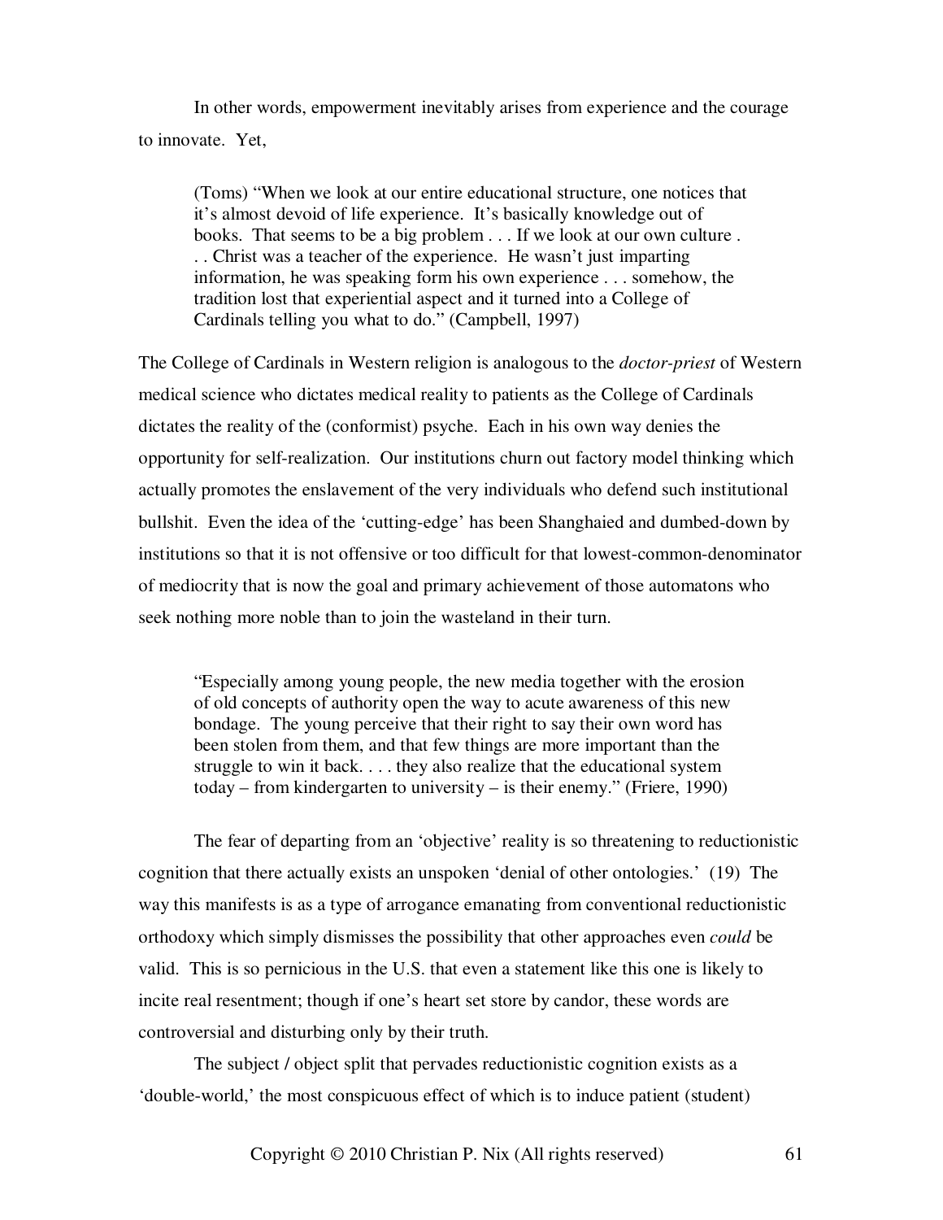In other words, empowerment inevitably arises from experience and the courage to innovate. Yet,

> (Toms) "When we look at our entire educational structure, one notices that it's almost devoid of life experience. It's basically knowledge out of books. That seems to be a big problem . . . If we look at our own culture . . . Christ was a teacher of the experience. He wasn't just imparting information, he was speaking form his own experience . . . somehow, the tradition lost that experiential aspect and it turned into a College of Cardinals telling you what to do." (Campbell, 1997)

The College of Cardinals in Western religion is analogous to the *doctor-priest* of Western medical science who dictates medical reality to patients as the College of Cardinals dictates the reality of the (conformist) psyche. Each in his own way denies the opportunity for self-realization. Our institutions churn out factory model thinking which actually promotes the enslavement of the very individuals who defend such institutional bullshit. Even the idea of the 'cutting-edge' has been Shanghaied and dumbed-down by institutions so that it is not offensive or too difficult for that lowest-common-denominator of mediocrity that is now the goal and primary achievement of those automatons who seek nothing more noble than to join the wasteland in their turn.

> "Especially among young people, the new media together with the erosion of old concepts of authority open the way to acute awareness of this new bondage. The young perceive that their right to say their own word has been stolen from them, and that few things are more important than the struggle to win it back. . . . they also realize that the educational system today – from kindergarten to university – is their enemy." (Friere, 1990)

The fear of departing from an 'objective' reality is so threatening to reductionistic cognition that there actually exists an unspoken 'denial of other ontologies.' (19) The way this manifests is as a type of arrogance emanating from conventional reductionistic orthodoxy which simply dismisses the possibility that other approaches even *could* be valid. This is so pernicious in the U.S. that even a statement like this one is likely to incite real resentment; though if one's heart set store by candor, these words are controversial and disturbing only by their truth.

The subject / object split that pervades reductionistic cognition exists as a 'double-world,' the most conspicuous effect of which is to induce patient (student)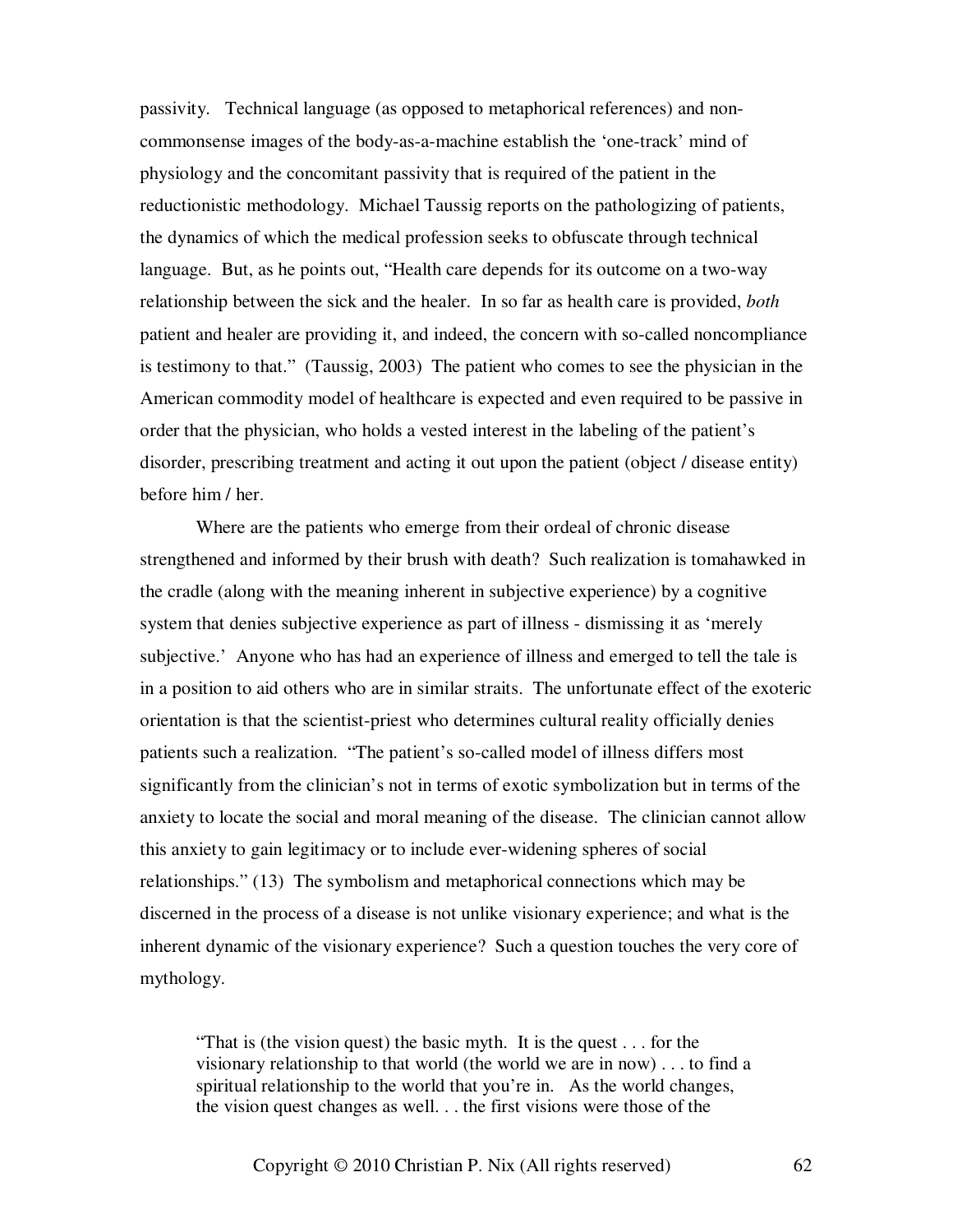passivity. Technical language (as opposed to metaphorical references) and non-commonsense images of the body-as-a-machine establish the 'one-track' mind of physiology and the concomitant passivity that is required of the patient in the reductionistic methodology. Michael Taussig reports on the pathologizing of patients, the dynamics of which the medical profession seeks to obfuscate through technical language. But, as he points out, "Health care depends for its outcome on a two-way relationship between the sick and the healer. In so far as health care is provided, *both* patient and healer are providing it, and indeed, the concern with so-called noncompliance is testimony to that." (Taussig, 2003) The patient who comes to see the physician in the American commodity model of healthcare is expected and even required to be passive in order that the physician, who holds a vested interest in the labeling of the patient's disorder, prescribing treatment and acting it out upon the patient (object / disease entity) before him / her.

Where are the patients who emerge from their ordeal of chronic disease strengthened and informed by their brush with death? Such realization is tomahawked in the cradle (along with the meaning inherent in subjective experience) by a cognitive system that denies subjective experience as part of illness - dismissing it as 'merely subjective.' Anyone who has had an experience of illness and emerged to tell the tale is in a position to aid others who are in similar straits. The unfortunate effect of the exoteric orientation is that the scientist-priest who determines cultural reality officially denies patients such a realization. "The patient's so-called model of illness differs most significantly from the clinician's not in terms of exotic symbolization but in terms of the anxiety to locate the social and moral meaning of the disease. The clinician cannot allow this anxiety to gain legitimacy or to include ever-widening spheres of social relationships." (13) The symbolism and metaphorical connections which may be discerned in the process of a disease is not unlike visionary experience; and what is the inherent dynamic of the visionary experience? Such a question touches the very core of mythology.

> "That is (the vision quest) the basic myth. It is the quest . . . for the visionary relationship to that world (the world we are in now) . . . to find a spiritual relationship to the world that you're in. As the world changes, the vision quest changes as well. . . the first visions were those of the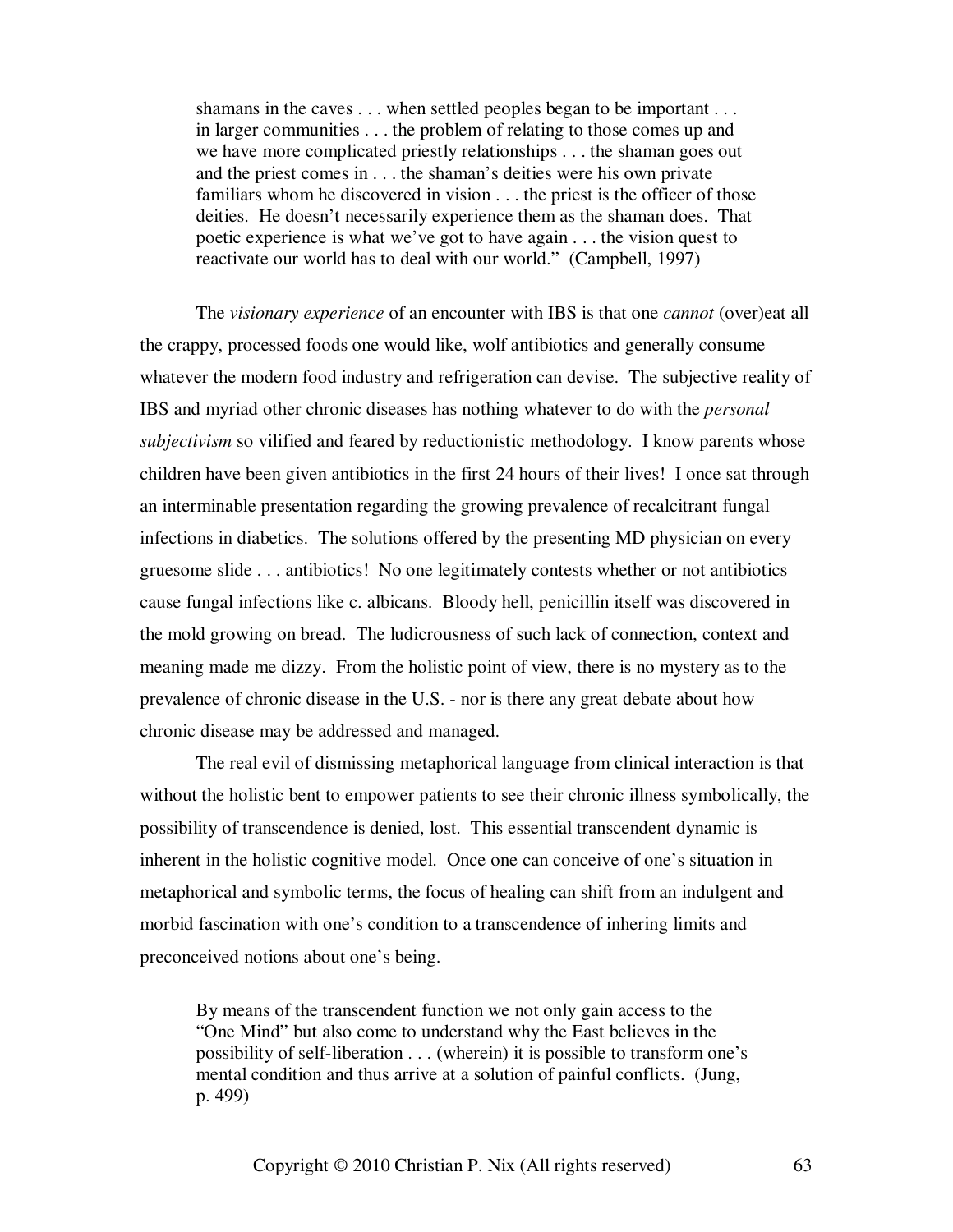> shamans in the caves . . . when settled peoples began to be important . . . in larger communities . . . the problem of relating to those comes up and we have more complicated priestly relationships . . . the shaman goes out and the priest comes in . . . the shaman's deities were his own private familiars whom he discovered in vision . . . the priest is the officer of those deities. He doesn't necessarily experience them as the shaman does. That poetic experience is what we've got to have again . . . the vision quest to reactivate our world has to deal with our world." (Campbell, 1997)

The *visionary experience* of an encounter with IBS is that one *cannot* (over)eat all the crappy, processed foods one would like, wolf antibiotics and generally consume whatever the modern food industry and refrigeration can devise. The subjective reality of IBS and myriad other chronic diseases has nothing whatever to do with the *personal subjectivism* so vilified and feared by reductionistic methodology. I know parents whose children have been given antibiotics in the first 24 hours of their lives! I once sat through an interminable presentation regarding the growing prevalence of recalcitrant fungal infections in diabetics. The solutions offered by the presenting MD physician on every gruesome slide . . . antibiotics! No one legitimately contests whether or not antibiotics cause fungal infections like c. albicans. Bloody hell, penicillin itself was discovered in the mold growing on bread. The ludicrousness of such lack of connection, context and meaning made me dizzy. From the holistic point of view, there is no mystery as to the prevalence of chronic disease in the U.S. - nor is there any great debate about how chronic disease may be addressed and managed.

The real evil of dismissing metaphorical language from clinical interaction is that without the holistic bent to empower patients to see their chronic illness symbolically, the possibility of transcendence is denied, lost. This essential transcendent dynamic is inherent in the holistic cognitive model. Once one can conceive of one's situation in metaphorical and symbolic terms, the focus of healing can shift from an indulgent and morbid fascination with one's condition to a transcendence of inhering limits and preconceived notions about one's being.

> By means of the transcendent function we not only gain access to the "One Mind" but also come to understand why the East believes in the possibility of self-liberation . . . (wherein) it is possible to transform one's mental condition and thus arrive at a solution of painful conflicts. (Jung, p. 499)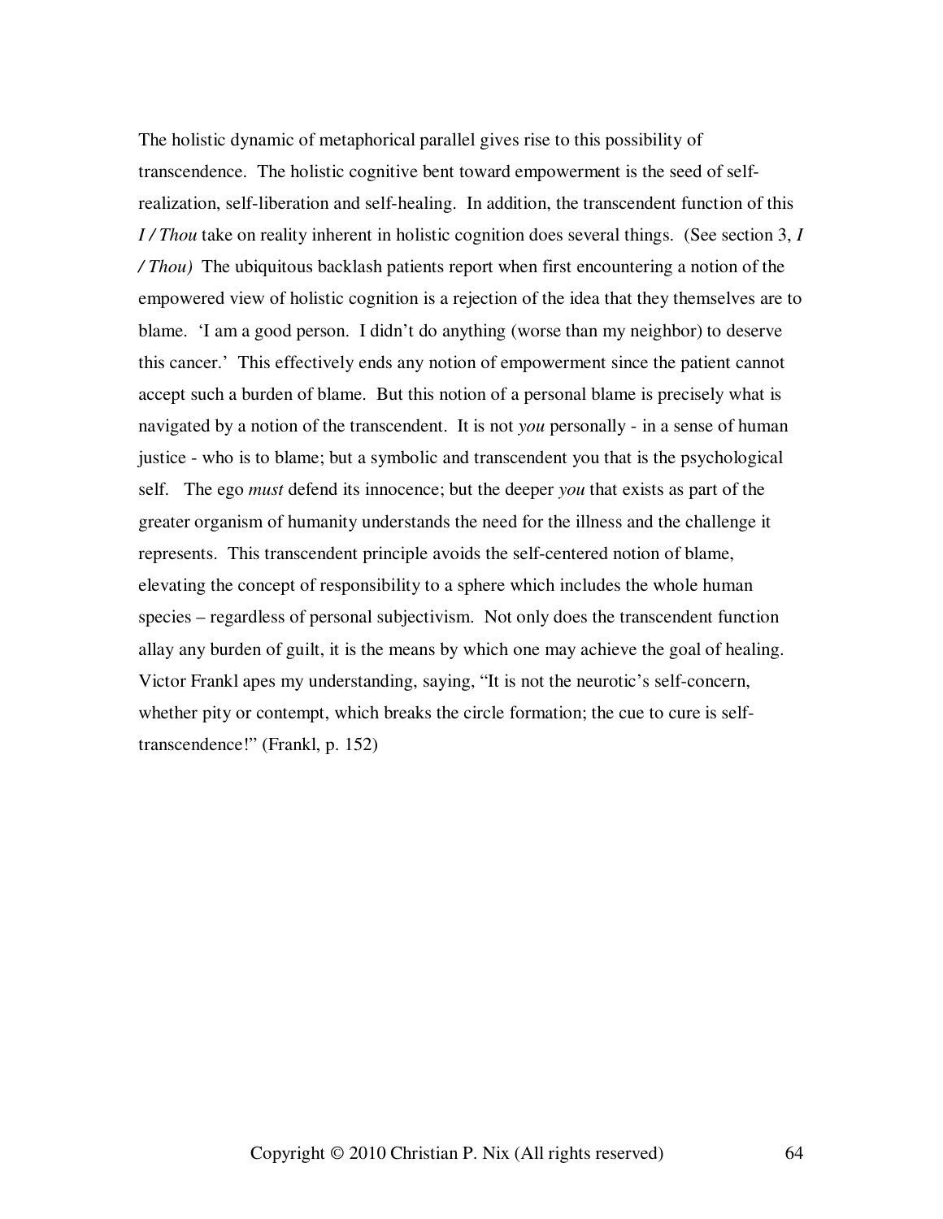The holistic dynamic of metaphorical parallel gives rise to this possibility of transcendence. The holistic cognitive bent toward empowerment is the seed of self-realization, self-liberation and self-healing. In addition, the transcendent function of this *I / Thou* take on reality inherent in holistic cognition does several things. (See section 3, *I / Thou)* The ubiquitous backlash patients report when first encountering a notion of the empowered view of holistic cognition is a rejection of the idea that they themselves are to blame. 'I am a good person. I didn't do anything (worse than my neighbor) to deserve this cancer.' This effectively ends any notion of empowerment since the patient cannot accept such a burden of blame. But this notion of a personal blame is precisely what is navigated by a notion of the transcendent. It is not *you* personally - in a sense of human justice - who is to blame; but a symbolic and transcendent you that is the psychological self. The ego *must* defend its innocence; but the deeper *you* that exists as part of the greater organism of humanity understands the need for the illness and the challenge it represents. This transcendent principle avoids the self-centered notion of blame, elevating the concept of responsibility to a sphere which includes the whole human species – regardless of personal subjectivism. Not only does the transcendent function allay any burden of guilt, it is the means by which one may achieve the goal of healing. Victor Frankl apes my understanding, saying, "It is not the neurotic's self-concern, whether pity or contempt, which breaks the circle formation; the cue to cure is self-transcendence!" (Frankl, p. 152)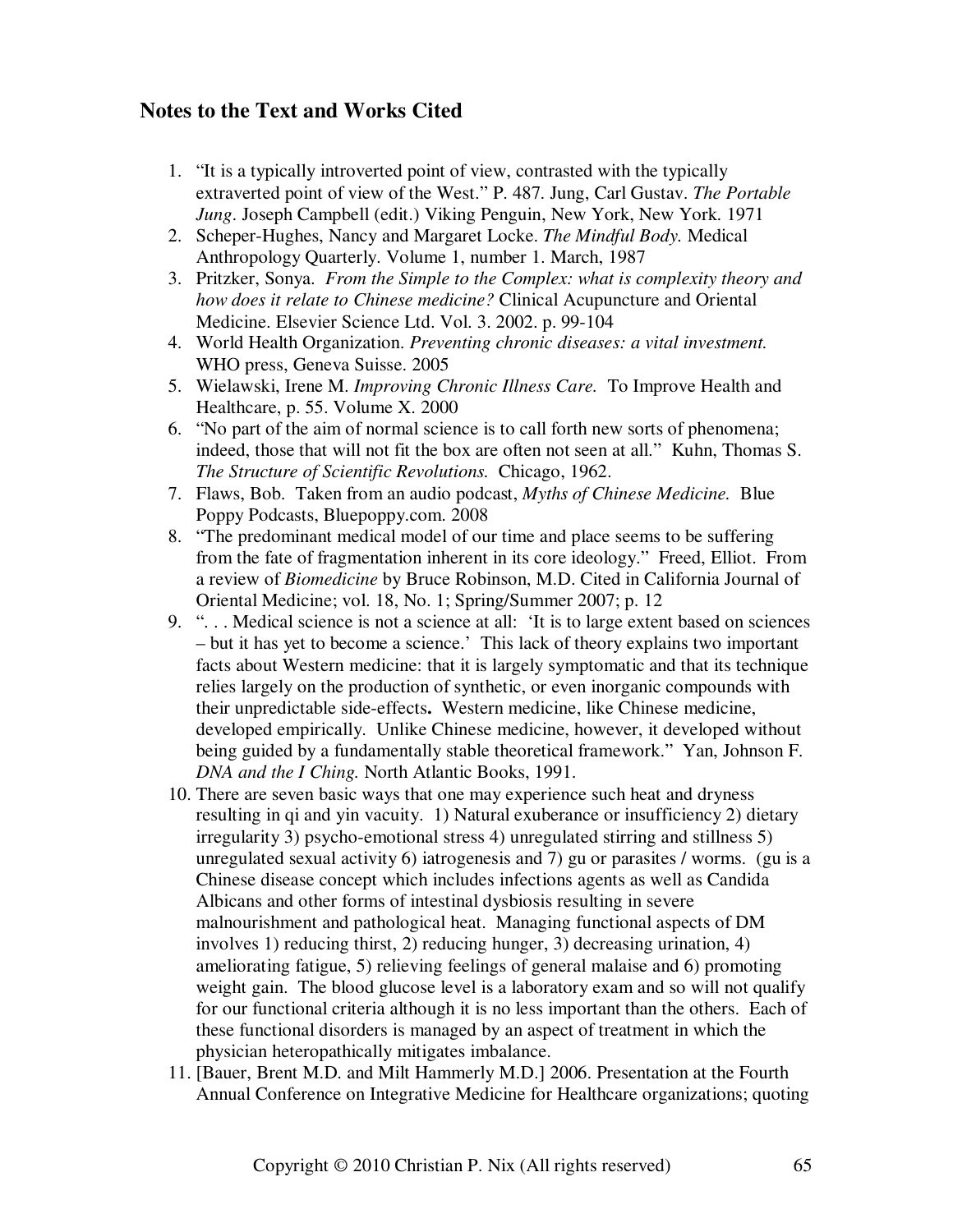## Notes to the Text and Works Cited

1. "It is a typically introverted point of view, contrasted with the typically extraverted point of view of the West." P. 487. Jung, Carl Gustav. *The Portable Jung*. Joseph Campbell (edit.) Viking Penguin, New York, New York. 1971
2. Scheper-Hughes, Nancy and Margaret Locke. *The Mindful Body.* Medical Anthropology Quarterly. Volume 1, number 1. March, 1987
3. Pritzker, Sonya. *From the Simple to the Complex: what is complexity theory and how does it relate to Chinese medicine?* Clinical Acupuncture and Oriental Medicine. Elsevier Science Ltd. Vol. 3. 2002. p. 99-104
4. World Health Organization. *Preventing chronic diseases: a vital investment.* WHO press, Geneva Suisse. 2005
5. Wielawski, Irene M. *Improving Chronic Illness Care.* To Improve Health and Healthcare, p. 55. Volume X. 2000
6. "No part of the aim of normal science is to call forth new sorts of phenomena; indeed, those that will not fit the box are often not seen at all." Kuhn, Thomas S. *The Structure of Scientific Revolutions.* Chicago, 1962.
7. Flaws, Bob. Taken from an audio podcast, *Myths of Chinese Medicine.* Blue Poppy Podcasts, Bluepoppy.com. 2008
8. "The predominant medical model of our time and place seems to be suffering from the fate of fragmentation inherent in its core ideology." Freed, Elliot. From a review of *Biomedicine* by Bruce Robinson, M.D. Cited in California Journal of Oriental Medicine; vol. 18, No. 1; Spring/Summer 2007; p. 12
9. ". . . Medical science is not a science at all: 'It is to large extent based on sciences – but it has yet to become a science.' This lack of theory explains two important facts about Western medicine: that it is largely symptomatic and that its technique relies largely on the production of synthetic, or even inorganic compounds with their unpredictable side-effects**.** Western medicine, like Chinese medicine, developed empirically. Unlike Chinese medicine, however, it developed without being guided by a fundamentally stable theoretical framework." Yan, Johnson F. *DNA and the I Ching.* North Atlantic Books, 1991.
10. There are seven basic ways that one may experience such heat and dryness resulting in qi and yin vacuity. 1) Natural exuberance or insufficiency 2) dietary irregularity 3) psycho-emotional stress 4) unregulated stirring and stillness 5) unregulated sexual activity 6) iatrogenesis and 7) gu or parasites / worms. (gu is a Chinese disease concept which includes infections agents as well as Candida Albicans and other forms of intestinal dysbiosis resulting in severe malnourishment and pathological heat. Managing functional aspects of DM involves 1) reducing thirst, 2) reducing hunger, 3) decreasing urination, 4) ameliorating fatigue, 5) relieving feelings of general malaise and 6) promoting weight gain. The blood glucose level is a laboratory exam and so will not qualify for our functional criteria although it is no less important than the others. Each of these functional disorders is managed by an aspect of treatment in which the physician heteropathically mitigates imbalance.
11. [Bauer, Brent M.D. and Milt Hammerly M.D.] 2006. Presentation at the Fourth Annual Conference on Integrative Medicine for Healthcare organizations; quoting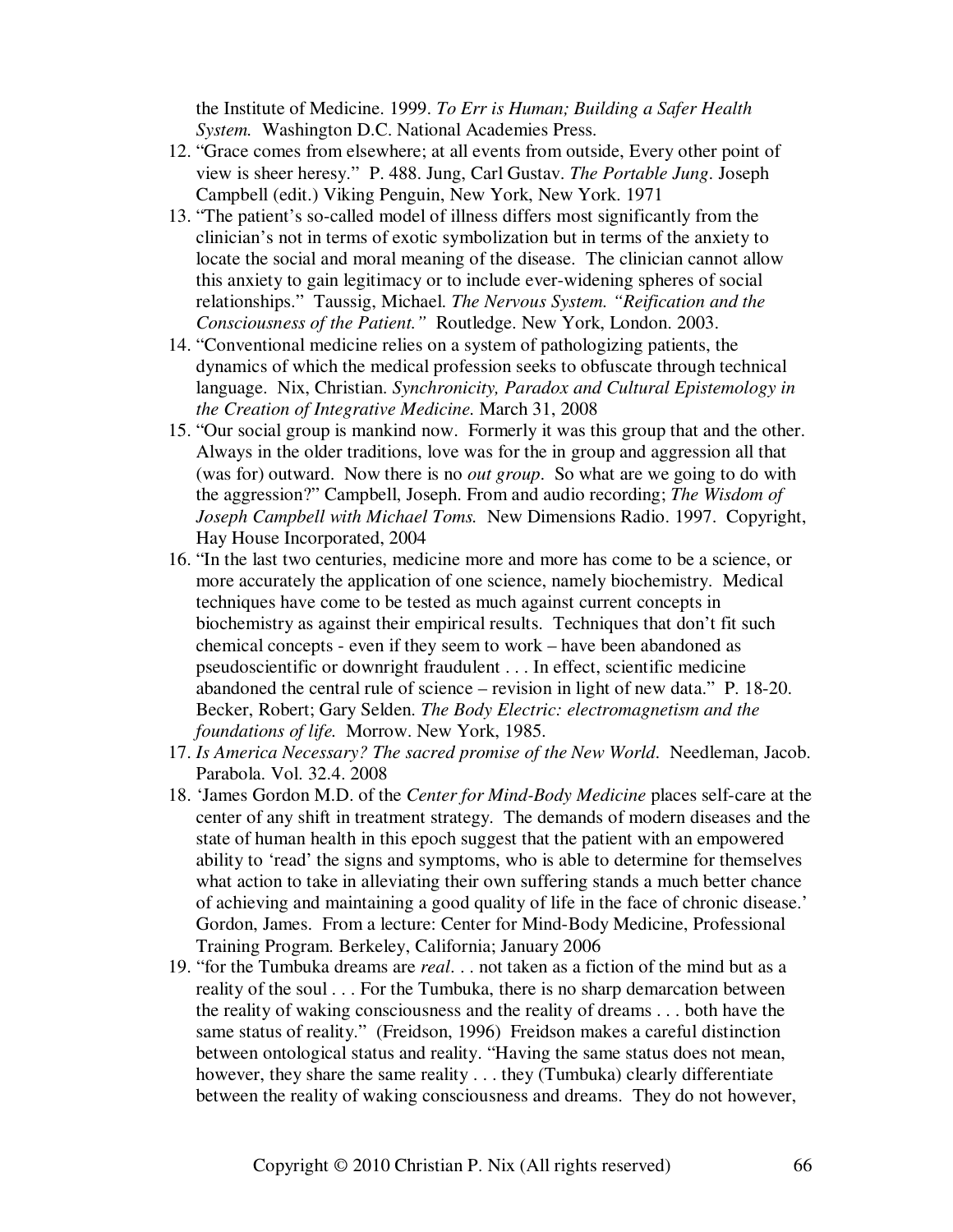the Institute of Medicine. 1999. *To Err is Human; Building a Safer Health System.* Washington D.C. National Academies Press.

12. "Grace comes from elsewhere; at all events from outside, Every other point of view is sheer heresy." P. 488. Jung, Carl Gustav. *The Portable Jung*. Joseph Campbell (edit.) Viking Penguin, New York, New York. 1971
13. "The patient's so-called model of illness differs most significantly from the clinician's not in terms of exotic symbolization but in terms of the anxiety to locate the social and moral meaning of the disease. The clinician cannot allow this anxiety to gain legitimacy or to include ever-widening spheres of social relationships." Taussig, Michael. *The Nervous System. "Reification and the Consciousness of the Patient."* Routledge. New York, London. 2003.
14. "Conventional medicine relies on a system of pathologizing patients, the dynamics of which the medical profession seeks to obfuscate through technical language. Nix, Christian. *Synchronicity, Paradox and Cultural Epistemology in the Creation of Integrative Medicine.* March 31, 2008
15. "Our social group is mankind now. Formerly it was this group that and the other. Always in the older traditions, love was for the in group and aggression all that (was for) outward. Now there is no *out group*. So what are we going to do with the aggression?" Campbell, Joseph. From and audio recording; *The Wisdom of Joseph Campbell with Michael Toms.* New Dimensions Radio. 1997. Copyright, Hay House Incorporated, 2004
16. "In the last two centuries, medicine more and more has come to be a science, or more accurately the application of one science, namely biochemistry. Medical techniques have come to be tested as much against current concepts in biochemistry as against their empirical results. Techniques that don't fit such chemical concepts - even if they seem to work – have been abandoned as pseudoscientific or downright fraudulent . . . In effect, scientific medicine abandoned the central rule of science – revision in light of new data." P. 18-20. Becker, Robert; Gary Selden. *The Body Electric: electromagnetism and the foundations of life.* Morrow. New York, 1985.
17. *Is America Necessary? The sacred promise of the New World.* Needleman, Jacob. Parabola. Vol. 32.4. 2008
18. 'James Gordon M.D. of the *Center for Mind-Body Medicine* places self-care at the center of any shift in treatment strategy. The demands of modern diseases and the state of human health in this epoch suggest that the patient with an empowered ability to 'read' the signs and symptoms, who is able to determine for themselves what action to take in alleviating their own suffering stands a much better chance of achieving and maintaining a good quality of life in the face of chronic disease.' Gordon, James. From a lecture: Center for Mind-Body Medicine, Professional Training Program. Berkeley, California; January 2006
19. "for the Tumbuka dreams are *real*. . . not taken as a fiction of the mind but as a reality of the soul . . . For the Tumbuka, there is no sharp demarcation between the reality of waking consciousness and the reality of dreams . . . both have the same status of reality." (Freidson, 1996) Freidson makes a careful distinction between ontological status and reality. "Having the same status does not mean, however, they share the same reality . . . they (Tumbuka) clearly differentiate between the reality of waking consciousness and dreams. They do not however,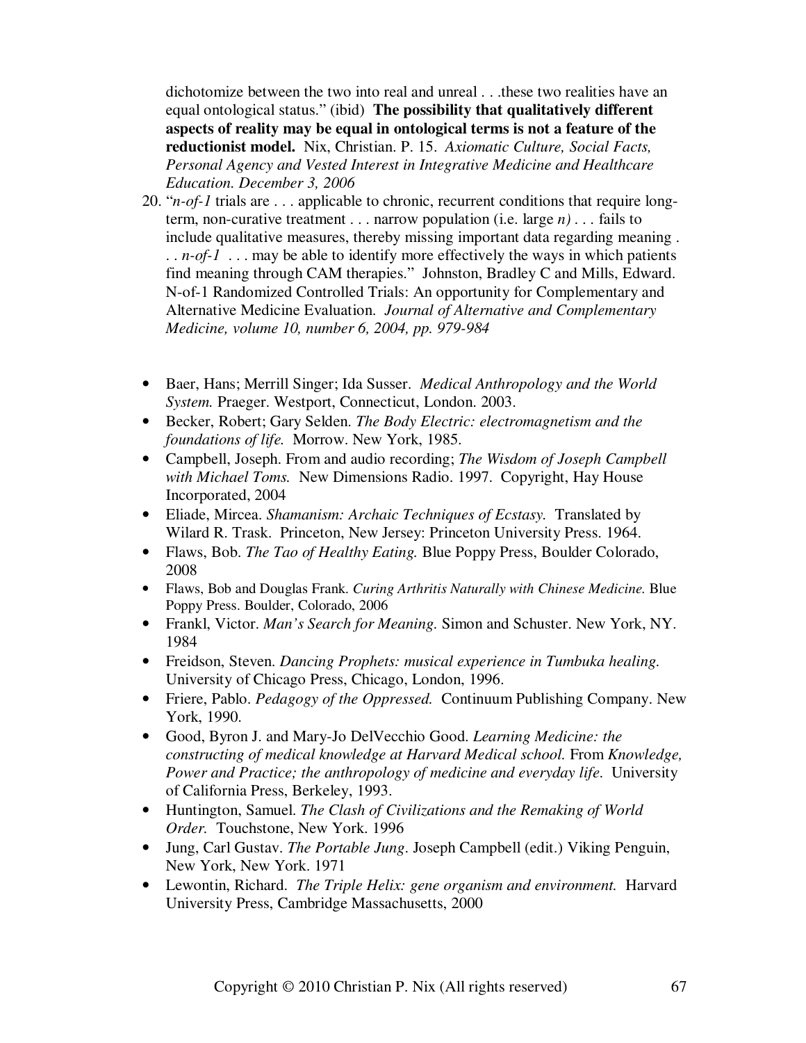dichotomize between the two into real and unreal . . .these two realities have an equal ontological status." (ibid) **The possibility that qualitatively different aspects of reality may be equal in ontological terms is not a feature of the reductionist model.** Nix, Christian. P. 15. *Axiomatic Culture, Social Facts, Personal Agency and Vested Interest in Integrative Medicine and Healthcare Education. December 3, 2006*

20. "*n-of-1* trials are . . . applicable to chronic, recurrent conditions that require long-term, non-curative treatment . . . narrow population (i.e. large *n)* . . . fails to include qualitative measures, thereby missing important data regarding meaning . . . *n-of-1* . . . may be able to identify more effectively the ways in which patients find meaning through CAM therapies." Johnston, Bradley C and Mills, Edward. N-of-1 Randomized Controlled Trials: An opportunity for Complementary and Alternative Medicine Evaluation. *Journal of Alternative and Complementary Medicine, volume 10, number 6, 2004, pp. 979-984*

- Baer, Hans; Merrill Singer; Ida Susser. *Medical Anthropology and the World System.* Praeger. Westport, Connecticut, London. 2003.
- Becker, Robert; Gary Selden. *The Body Electric: electromagnetism and the foundations of life.* Morrow. New York, 1985.
- Campbell, Joseph. From and audio recording; *The Wisdom of Joseph Campbell with Michael Toms.* New Dimensions Radio. 1997. Copyright, Hay House Incorporated, 2004
- Eliade, Mircea. *Shamanism: Archaic Techniques of Ecstasy.* Translated by Wilard R. Trask. Princeton, New Jersey: Princeton University Press. 1964.
- Flaws, Bob. *The Tao of Healthy Eating.* Blue Poppy Press, Boulder Colorado, 2008
- Flaws, Bob and Douglas Frank. *Curing Arthritis Naturally with Chinese Medicine.* Blue Poppy Press. Boulder, Colorado, 2006
- Frankl, Victor. *Man's Search for Meaning.* Simon and Schuster. New York, NY. 1984
- Freidson, Steven. *Dancing Prophets: musical experience in Tumbuka healing.* University of Chicago Press, Chicago, London, 1996.
- Friere, Pablo. *Pedagogy of the Oppressed.* Continuum Publishing Company. New York, 1990.
- Good, Byron J. and Mary-Jo DelVecchio Good. *Learning Medicine: the constructing of medical knowledge at Harvard Medical school.* From *Knowledge, Power and Practice; the anthropology of medicine and everyday life.* University of California Press, Berkeley, 1993.
- Huntington, Samuel. *The Clash of Civilizations and the Remaking of World Order.* Touchstone, New York. 1996
- Jung, Carl Gustav. *The Portable Jung*. Joseph Campbell (edit.) Viking Penguin, New York, New York. 1971
- Lewontin, Richard. *The Triple Helix: gene organism and environment.* Harvard University Press, Cambridge Massachusetts, 2000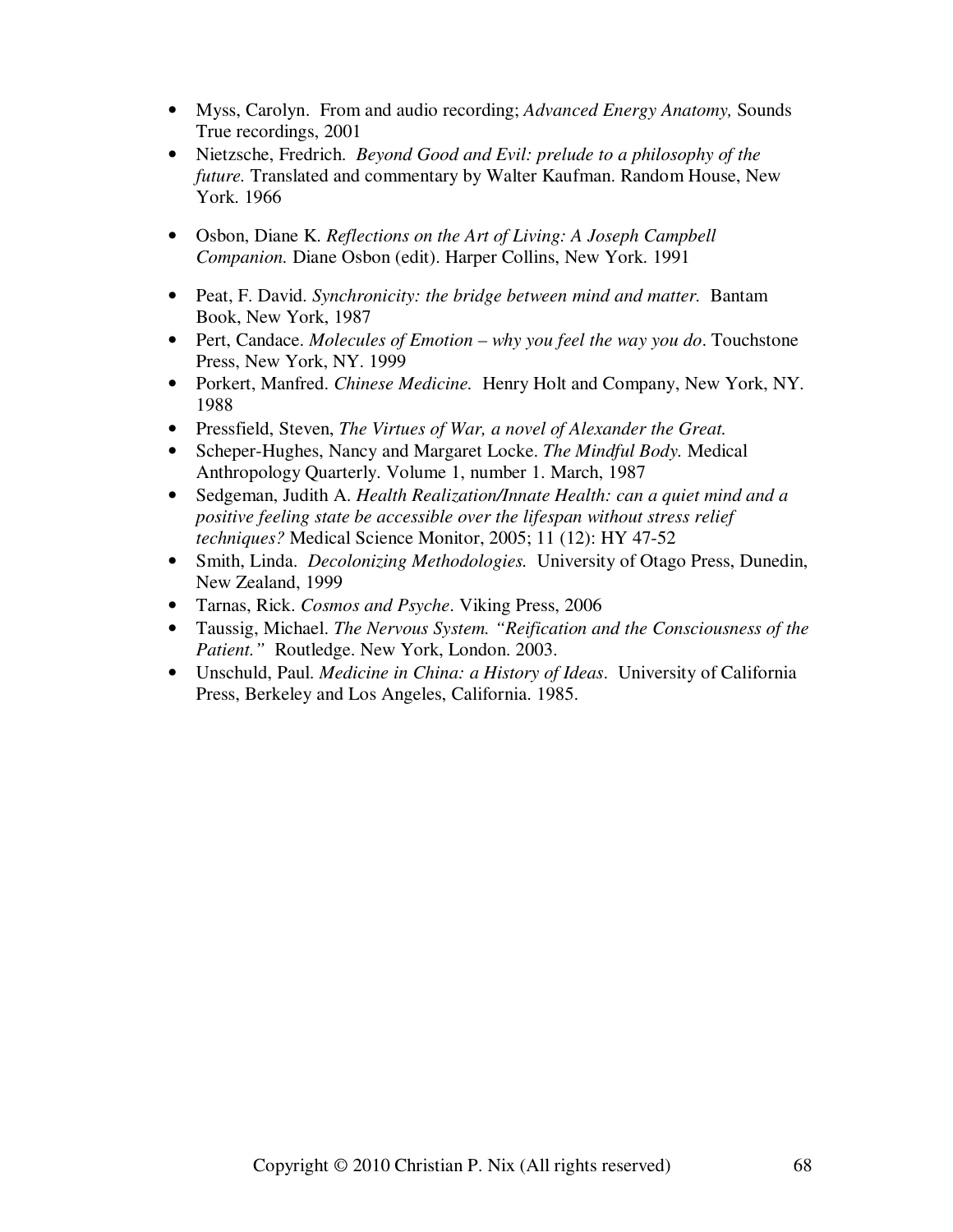- Myss, Carolyn. From and audio recording; *Advanced Energy Anatomy,* Sounds True recordings, 2001
- Nietzsche, Fredrich. *Beyond Good and Evil: prelude to a philosophy of the future.* Translated and commentary by Walter Kaufman. Random House, New York. 1966
- Osbon, Diane K. *Reflections on the Art of Living: A Joseph Campbell Companion.* Diane Osbon (edit). Harper Collins, New York. 1991
- Peat, F. David. *Synchronicity: the bridge between mind and matter.* Bantam Book, New York, 1987
- Pert, Candace. *Molecules of Emotion – why you feel the way you do*. Touchstone Press, New York, NY. 1999
- Porkert, Manfred. *Chinese Medicine.* Henry Holt and Company, New York, NY. 1988
- Pressfield, Steven, *The Virtues of War, a novel of Alexander the Great.*
- Scheper-Hughes, Nancy and Margaret Locke. *The Mindful Body.* Medical Anthropology Quarterly. Volume 1, number 1. March, 1987
- Sedgeman, Judith A. *Health Realization/Innate Health: can a quiet mind and a positive feeling state be accessible over the lifespan without stress relief techniques?* Medical Science Monitor, 2005; 11 (12): HY 47-52
- Smith, Linda. *Decolonizing Methodologies.* University of Otago Press, Dunedin, New Zealand, 1999
- Tarnas, Rick. *Cosmos and Psyche*. Viking Press, 2006
- Taussig, Michael. *The Nervous System. "Reification and the Consciousness of the Patient."* Routledge. New York, London. 2003.
- Unschuld, Paul. *Medicine in China: a History of Ideas*. University of California Press, Berkeley and Los Angeles, California. 1985.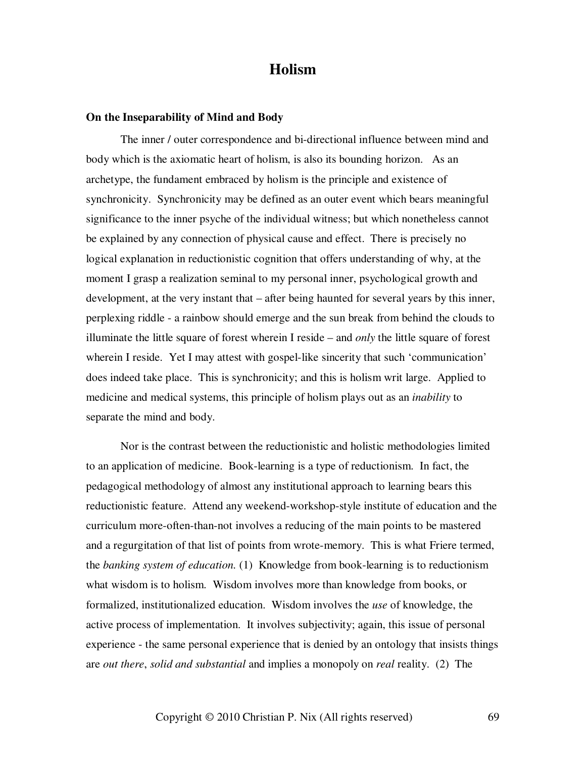# Holism

**On the Inseparability of Mind and Body**

The inner / outer correspondence and bi-directional influence between mind and body which is the axiomatic heart of holism, is also its bounding horizon. As an archetype, the fundament embraced by holism is the principle and existence of synchronicity. Synchronicity may be defined as an outer event which bears meaningful significance to the inner psyche of the individual witness; but which nonetheless cannot be explained by any connection of physical cause and effect. There is precisely no logical explanation in reductionistic cognition that offers understanding of why, at the moment I grasp a realization seminal to my personal inner, psychological growth and development, at the very instant that – after being haunted for several years by this inner, perplexing riddle - a rainbow should emerge and the sun break from behind the clouds to illuminate the little square of forest wherein I reside – and *only* the little square of forest wherein I reside. Yet I may attest with gospel-like sincerity that such 'communication' does indeed take place. This is synchronicity; and this is holism writ large. Applied to medicine and medical systems, this principle of holism plays out as an *inability* to separate the mind and body.

Nor is the contrast between the reductionistic and holistic methodologies limited to an application of medicine. Book-learning is a type of reductionism. In fact, the pedagogical methodology of almost any institutional approach to learning bears this reductionistic feature. Attend any weekend-workshop-style institute of education and the curriculum more-often-than-not involves a reducing of the main points to be mastered and a regurgitation of that list of points from wrote-memory. This is what Friere termed, the *banking system of education.* (1) Knowledge from book-learning is to reductionism what wisdom is to holism. Wisdom involves more than knowledge from books, or formalized, institutionalized education. Wisdom involves the *use* of knowledge, the active process of implementation. It involves subjectivity; again, this issue of personal experience - the same personal experience that is denied by an ontology that insists things are *out there*, *solid and substantial* and implies a monopoly on *real* reality. (2) The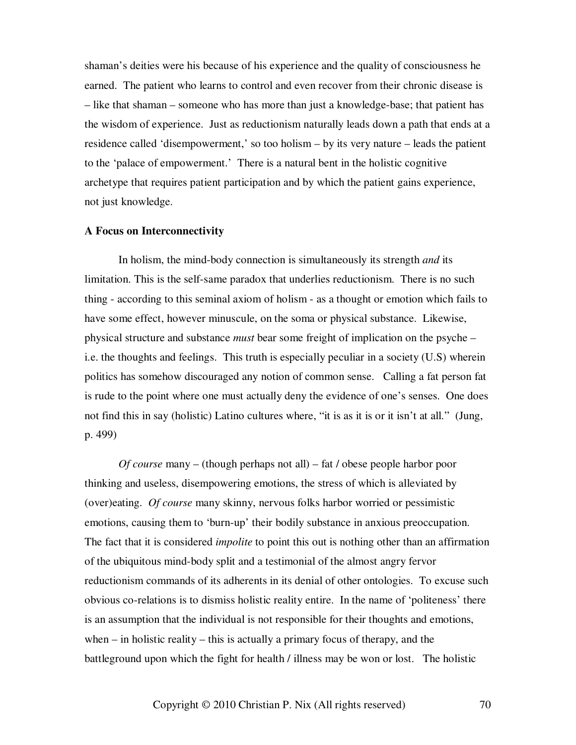shaman's deities were his because of his experience and the quality of consciousness he earned. The patient who learns to control and even recover from their chronic disease is – like that shaman – someone who has more than just a knowledge-base; that patient has the wisdom of experience. Just as reductionism naturally leads down a path that ends at a residence called 'disempowerment,' so too holism – by its very nature – leads the patient to the 'palace of empowerment.' There is a natural bent in the holistic cognitive archetype that requires patient participation and by which the patient gains experience, not just knowledge.

**A Focus on Interconnectivity**

In holism, the mind-body connection is simultaneously its strength *and* its limitation. This is the self-same paradox that underlies reductionism. There is no such thing - according to this seminal axiom of holism - as a thought or emotion which fails to have some effect, however minuscule, on the soma or physical substance. Likewise, physical structure and substance *must* bear some freight of implication on the psyche – i.e. the thoughts and feelings. This truth is especially peculiar in a society (U.S) wherein politics has somehow discouraged any notion of common sense. Calling a fat person fat is rude to the point where one must actually deny the evidence of one's senses. One does not find this in say (holistic) Latino cultures where, "it is as it is or it isn't at all." (Jung, p. 499)

*Of course* many – (though perhaps not all) – fat / obese people harbor poor thinking and useless, disempowering emotions, the stress of which is alleviated by (over)eating. *Of course* many skinny, nervous folks harbor worried or pessimistic emotions, causing them to 'burn-up' their bodily substance in anxious preoccupation. The fact that it is considered *impolite* to point this out is nothing other than an affirmation of the ubiquitous mind-body split and a testimonial of the almost angry fervor reductionism commands of its adherents in its denial of other ontologies. To excuse such obvious co-relations is to dismiss holistic reality entire. In the name of 'politeness' there is an assumption that the individual is not responsible for their thoughts and emotions, when – in holistic reality – this is actually a primary focus of therapy, and the battleground upon which the fight for health / illness may be won or lost. The holistic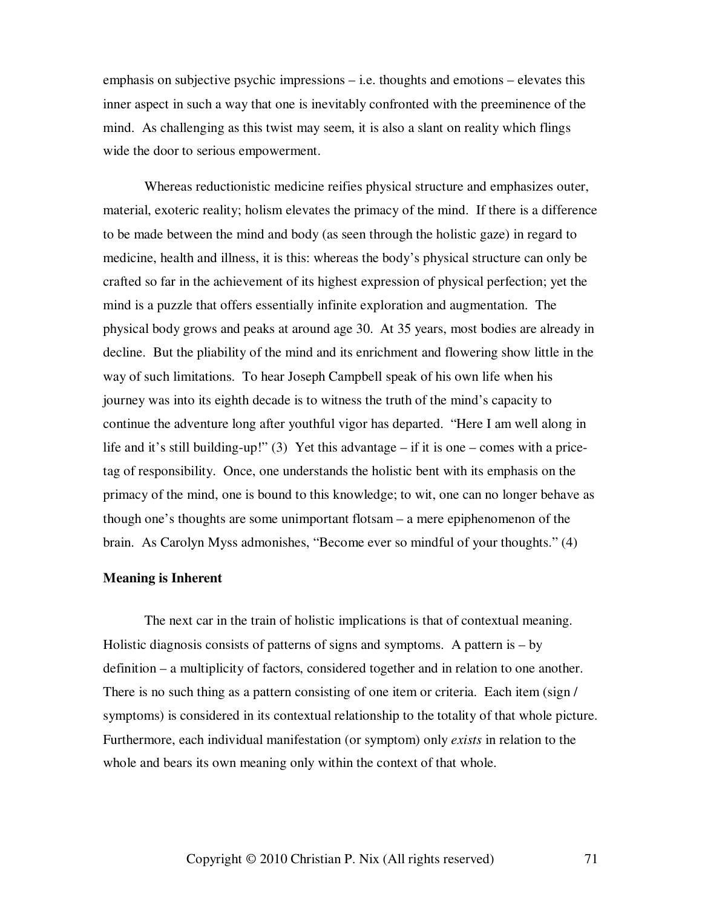emphasis on subjective psychic impressions – i.e. thoughts and emotions – elevates this inner aspect in such a way that one is inevitably confronted with the preeminence of the mind. As challenging as this twist may seem, it is also a slant on reality which flings wide the door to serious empowerment.

Whereas reductionistic medicine reifies physical structure and emphasizes outer, material, exoteric reality; holism elevates the primacy of the mind. If there is a difference to be made between the mind and body (as seen through the holistic gaze) in regard to medicine, health and illness, it is this: whereas the body's physical structure can only be crafted so far in the achievement of its highest expression of physical perfection; yet the mind is a puzzle that offers essentially infinite exploration and augmentation. The physical body grows and peaks at around age 30. At 35 years, most bodies are already in decline. But the pliability of the mind and its enrichment and flowering show little in the way of such limitations. To hear Joseph Campbell speak of his own life when his journey was into its eighth decade is to witness the truth of the mind's capacity to continue the adventure long after youthful vigor has departed. "Here I am well along in life and it's still building-up!" (3) Yet this advantage – if it is one – comes with a price-tag of responsibility. Once, one understands the holistic bent with its emphasis on the primacy of the mind, one is bound to this knowledge; to wit, one can no longer behave as though one's thoughts are some unimportant flotsam – a mere epiphenomenon of the brain. As Carolyn Myss admonishes, "Become ever so mindful of your thoughts." (4)

**Meaning is Inherent**

The next car in the train of holistic implications is that of contextual meaning. Holistic diagnosis consists of patterns of signs and symptoms. A pattern is – by definition – a multiplicity of factors, considered together and in relation to one another. There is no such thing as a pattern consisting of one item or criteria. Each item (sign / symptoms) is considered in its contextual relationship to the totality of that whole picture. Furthermore, each individual manifestation (or symptom) only *exists* in relation to the whole and bears its own meaning only within the context of that whole.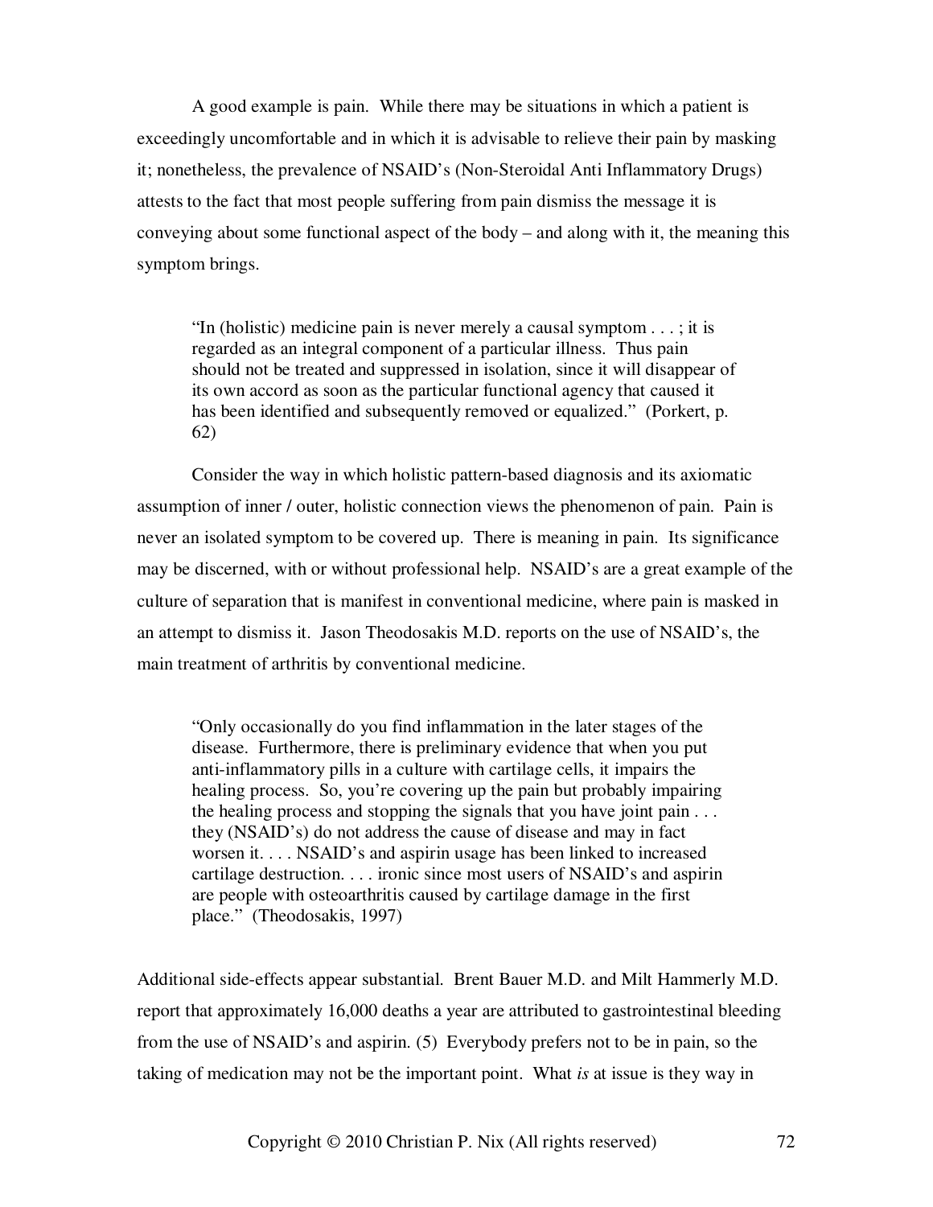A good example is pain. While there may be situations in which a patient is exceedingly uncomfortable and in which it is advisable to relieve their pain by masking it; nonetheless, the prevalence of NSAID's (Non-Steroidal Anti Inflammatory Drugs) attests to the fact that most people suffering from pain dismiss the message it is conveying about some functional aspect of the body – and along with it, the meaning this symptom brings.

> "In (holistic) medicine pain is never merely a causal symptom . . . ; it is regarded as an integral component of a particular illness. Thus pain should not be treated and suppressed in isolation, since it will disappear of its own accord as soon as the particular functional agency that caused it has been identified and subsequently removed or equalized." (Porkert, p. 62)

Consider the way in which holistic pattern-based diagnosis and its axiomatic assumption of inner / outer, holistic connection views the phenomenon of pain. Pain is never an isolated symptom to be covered up. There is meaning in pain. Its significance may be discerned, with or without professional help. NSAID's are a great example of the culture of separation that is manifest in conventional medicine, where pain is masked in an attempt to dismiss it. Jason Theodosakis M.D. reports on the use of NSAID's, the main treatment of arthritis by conventional medicine.

> "Only occasionally do you find inflammation in the later stages of the disease. Furthermore, there is preliminary evidence that when you put anti-inflammatory pills in a culture with cartilage cells, it impairs the healing process. So, you're covering up the pain but probably impairing the healing process and stopping the signals that you have joint pain . . . they (NSAID's) do not address the cause of disease and may in fact worsen it. . . . NSAID's and aspirin usage has been linked to increased cartilage destruction. . . . ironic since most users of NSAID's and aspirin are people with osteoarthritis caused by cartilage damage in the first place." (Theodosakis, 1997)

Additional side-effects appear substantial. Brent Bauer M.D. and Milt Hammerly M.D. report that approximately 16,000 deaths a year are attributed to gastrointestinal bleeding from the use of NSAID's and aspirin. (5) Everybody prefers not to be in pain, so the taking of medication may not be the important point. What *is* at issue is they way in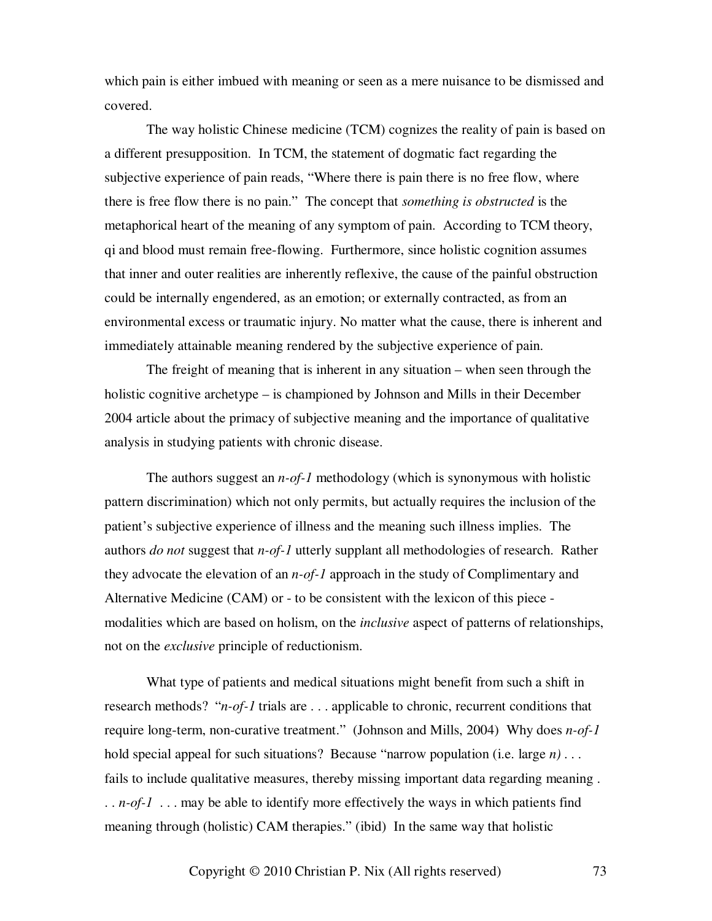which pain is either imbued with meaning or seen as a mere nuisance to be dismissed and covered.

The way holistic Chinese medicine (TCM) cognizes the reality of pain is based on a different presupposition. In TCM, the statement of dogmatic fact regarding the subjective experience of pain reads, "Where there is pain there is no free flow, where there is free flow there is no pain." The concept that *something is obstructed* is the metaphorical heart of the meaning of any symptom of pain. According to TCM theory, qi and blood must remain free-flowing. Furthermore, since holistic cognition assumes that inner and outer realities are inherently reflexive, the cause of the painful obstruction could be internally engendered, as an emotion; or externally contracted, as from an environmental excess or traumatic injury. No matter what the cause, there is inherent and immediately attainable meaning rendered by the subjective experience of pain.

The freight of meaning that is inherent in any situation – when seen through the holistic cognitive archetype – is championed by Johnson and Mills in their December 2004 article about the primacy of subjective meaning and the importance of qualitative analysis in studying patients with chronic disease.

The authors suggest an *n-of-1* methodology (which is synonymous with holistic pattern discrimination) which not only permits, but actually requires the inclusion of the patient's subjective experience of illness and the meaning such illness implies. The authors *do not* suggest that *n-of-1* utterly supplant all methodologies of research. Rather they advocate the elevation of an *n-of-1* approach in the study of Complimentary and Alternative Medicine (CAM) or - to be consistent with the lexicon of this piece - modalities which are based on holism, on the *inclusive* aspect of patterns of relationships, not on the *exclusive* principle of reductionism.

What type of patients and medical situations might benefit from such a shift in research methods? "*n-of-1* trials are . . . applicable to chronic, recurrent conditions that require long-term, non-curative treatment." (Johnson and Mills, 2004) Why does *n-of-1* hold special appeal for such situations? Because "narrow population (i.e. large *n)* . . . fails to include qualitative measures, thereby missing important data regarding meaning . . . *n-of-1* . . . may be able to identify more effectively the ways in which patients find meaning through (holistic) CAM therapies." (ibid) In the same way that holistic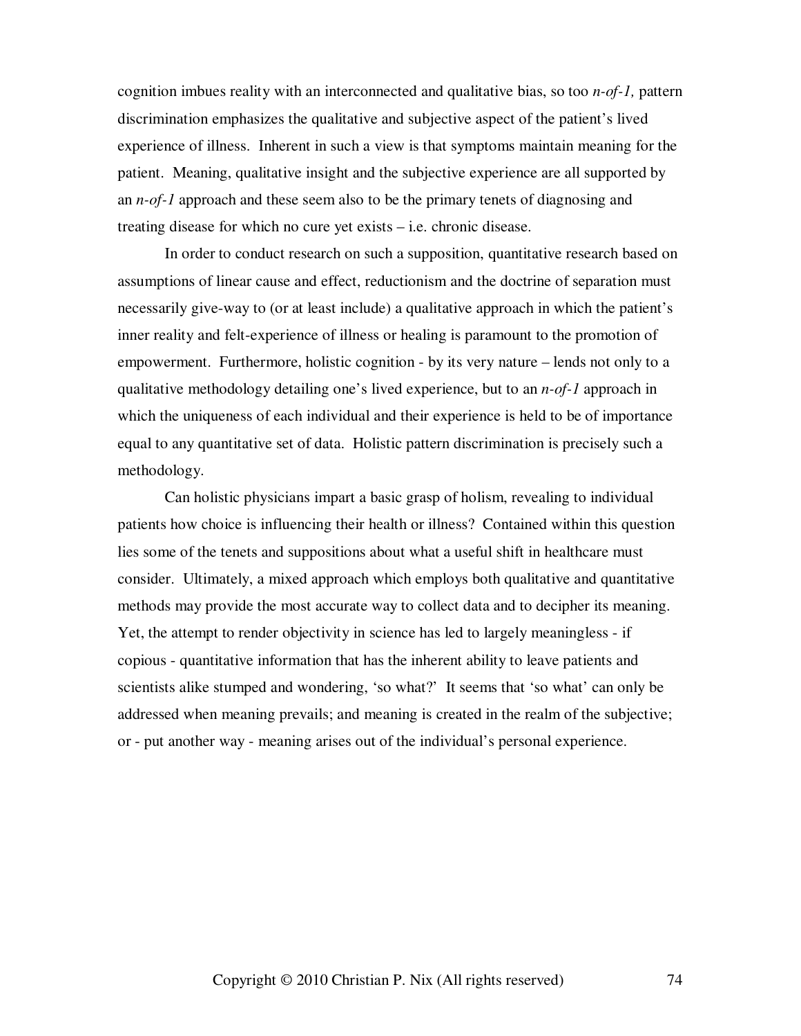cognition imbues reality with an interconnected and qualitative bias, so too *n-of-1,* pattern discrimination emphasizes the qualitative and subjective aspect of the patient's lived experience of illness. Inherent in such a view is that symptoms maintain meaning for the patient. Meaning, qualitative insight and the subjective experience are all supported by an *n-of-1* approach and these seem also to be the primary tenets of diagnosing and treating disease for which no cure yet exists – i.e. chronic disease.

In order to conduct research on such a supposition, quantitative research based on assumptions of linear cause and effect, reductionism and the doctrine of separation must necessarily give-way to (or at least include) a qualitative approach in which the patient's inner reality and felt-experience of illness or healing is paramount to the promotion of empowerment. Furthermore, holistic cognition - by its very nature – lends not only to a qualitative methodology detailing one's lived experience, but to an *n-of-1* approach in which the uniqueness of each individual and their experience is held to be of importance equal to any quantitative set of data. Holistic pattern discrimination is precisely such a methodology.

Can holistic physicians impart a basic grasp of holism, revealing to individual patients how choice is influencing their health or illness? Contained within this question lies some of the tenets and suppositions about what a useful shift in healthcare must consider. Ultimately, a mixed approach which employs both qualitative and quantitative methods may provide the most accurate way to collect data and to decipher its meaning. Yet, the attempt to render objectivity in science has led to largely meaningless - if copious - quantitative information that has the inherent ability to leave patients and scientists alike stumped and wondering, 'so what?' It seems that 'so what' can only be addressed when meaning prevails; and meaning is created in the realm of the subjective; or - put another way - meaning arises out of the individual's personal experience.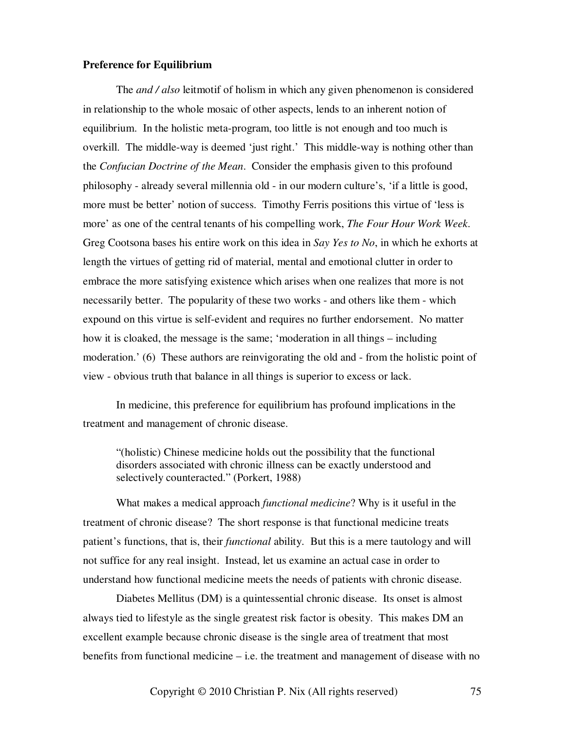**Preference for Equilibrium**

The *and / also* leitmotif of holism in which any given phenomenon is considered in relationship to the whole mosaic of other aspects, lends to an inherent notion of equilibrium. In the holistic meta-program, too little is not enough and too much is overkill. The middle-way is deemed 'just right.' This middle-way is nothing other than the *Confucian Doctrine of the Mean*. Consider the emphasis given to this profound philosophy - already several millennia old - in our modern culture's, 'if a little is good, more must be better' notion of success. Timothy Ferris positions this virtue of 'less is more' as one of the central tenants of his compelling work, *The Four Hour Work Week*. Greg Cootsona bases his entire work on this idea in *Say Yes to No*, in which he exhorts at length the virtues of getting rid of material, mental and emotional clutter in order to embrace the more satisfying existence which arises when one realizes that more is not necessarily better. The popularity of these two works - and others like them - which expound on this virtue is self-evident and requires no further endorsement. No matter how it is cloaked, the message is the same; 'moderation in all things – including moderation.' (6) These authors are reinvigorating the old and - from the holistic point of view - obvious truth that balance in all things is superior to excess or lack.

In medicine, this preference for equilibrium has profound implications in the treatment and management of chronic disease.

> "(holistic) Chinese medicine holds out the possibility that the functional disorders associated with chronic illness can be exactly understood and selectively counteracted." (Porkert, 1988)

What makes a medical approach *functional medicine*? Why is it useful in the treatment of chronic disease? The short response is that functional medicine treats patient's functions, that is, their *functional* ability. But this is a mere tautology and will not suffice for any real insight. Instead, let us examine an actual case in order to understand how functional medicine meets the needs of patients with chronic disease.

Diabetes Mellitus (DM) is a quintessential chronic disease. Its onset is almost always tied to lifestyle as the single greatest risk factor is obesity. This makes DM an excellent example because chronic disease is the single area of treatment that most benefits from functional medicine – i.e. the treatment and management of disease with no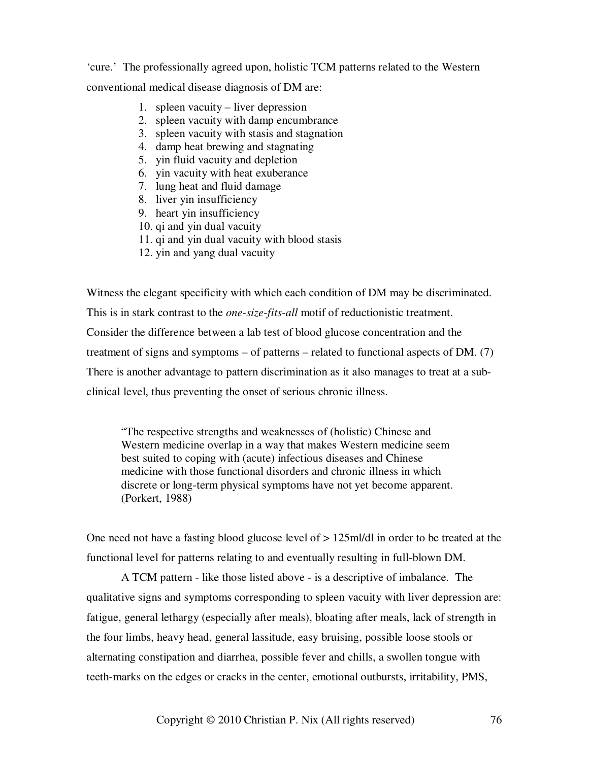'cure.' The professionally agreed upon, holistic TCM patterns related to the Western conventional medical disease diagnosis of DM are:

1. spleen vacuity – liver depression
2. spleen vacuity with damp encumbrance
3. spleen vacuity with stasis and stagnation
4. damp heat brewing and stagnating
5. yin fluid vacuity and depletion
6. yin vacuity with heat exuberance
7. lung heat and fluid damage
8. liver yin insufficiency
9. heart yin insufficiency
10. qi and yin dual vacuity
11. qi and yin dual vacuity with blood stasis
12. yin and yang dual vacuity

Witness the elegant specificity with which each condition of DM may be discriminated. This is in stark contrast to the *one-size-fits-all* motif of reductionistic treatment. Consider the difference between a lab test of blood glucose concentration and the treatment of signs and symptoms – of patterns – related to functional aspects of DM. (7) There is another advantage to pattern discrimination as it also manages to treat at a sub-clinical level, thus preventing the onset of serious chronic illness.

> "The respective strengths and weaknesses of (holistic) Chinese and Western medicine overlap in a way that makes Western medicine seem best suited to coping with (acute) infectious diseases and Chinese medicine with those functional disorders and chronic illness in which discrete or long-term physical symptoms have not yet become apparent. (Porkert, 1988)

One need not have a fasting blood glucose level of > 125ml/dl in order to be treated at the functional level for patterns relating to and eventually resulting in full-blown DM.

A TCM pattern - like those listed above - is a descriptive of imbalance. The qualitative signs and symptoms corresponding to spleen vacuity with liver depression are: fatigue, general lethargy (especially after meals), bloating after meals, lack of strength in the four limbs, heavy head, general lassitude, easy bruising, possible loose stools or alternating constipation and diarrhea, possible fever and chills, a swollen tongue with teeth-marks on the edges or cracks in the center, emotional outbursts, irritability, PMS,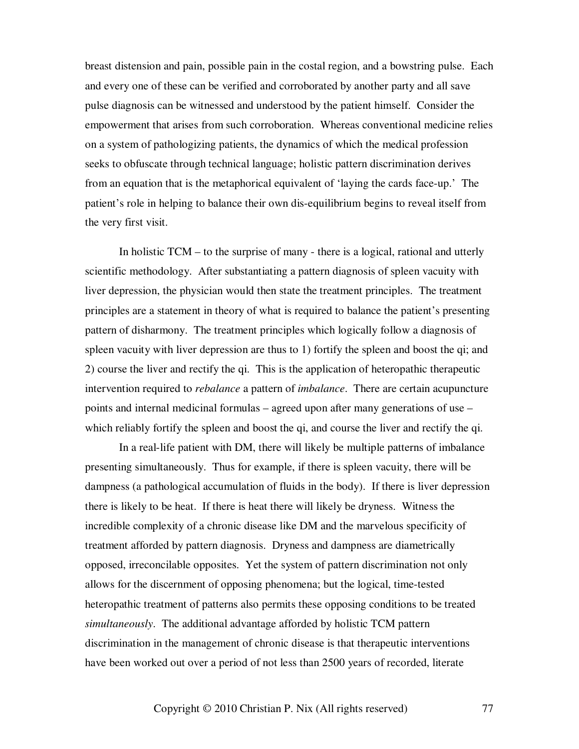breast distension and pain, possible pain in the costal region, and a bowstring pulse. Each and every one of these can be verified and corroborated by another party and all save pulse diagnosis can be witnessed and understood by the patient himself. Consider the empowerment that arises from such corroboration. Whereas conventional medicine relies on a system of pathologizing patients, the dynamics of which the medical profession seeks to obfuscate through technical language; holistic pattern discrimination derives from an equation that is the metaphorical equivalent of 'laying the cards face-up.' The patient's role in helping to balance their own dis-equilibrium begins to reveal itself from the very first visit.

In holistic TCM – to the surprise of many - there is a logical, rational and utterly scientific methodology. After substantiating a pattern diagnosis of spleen vacuity with liver depression, the physician would then state the treatment principles. The treatment principles are a statement in theory of what is required to balance the patient's presenting pattern of disharmony. The treatment principles which logically follow a diagnosis of spleen vacuity with liver depression are thus to 1) fortify the spleen and boost the qi; and 2) course the liver and rectify the qi. This is the application of heteropathic therapeutic intervention required to *rebalance* a pattern of *imbalance*. There are certain acupuncture points and internal medicinal formulas – agreed upon after many generations of use – which reliably fortify the spleen and boost the qi, and course the liver and rectify the qi.

In a real-life patient with DM, there will likely be multiple patterns of imbalance presenting simultaneously. Thus for example, if there is spleen vacuity, there will be dampness (a pathological accumulation of fluids in the body). If there is liver depression there is likely to be heat. If there is heat there will likely be dryness. Witness the incredible complexity of a chronic disease like DM and the marvelous specificity of treatment afforded by pattern diagnosis. Dryness and dampness are diametrically opposed, irreconcilable opposites. Yet the system of pattern discrimination not only allows for the discernment of opposing phenomena; but the logical, time-tested heteropathic treatment of patterns also permits these opposing conditions to be treated *simultaneously*. The additional advantage afforded by holistic TCM pattern discrimination in the management of chronic disease is that therapeutic interventions have been worked out over a period of not less than 2500 years of recorded, literate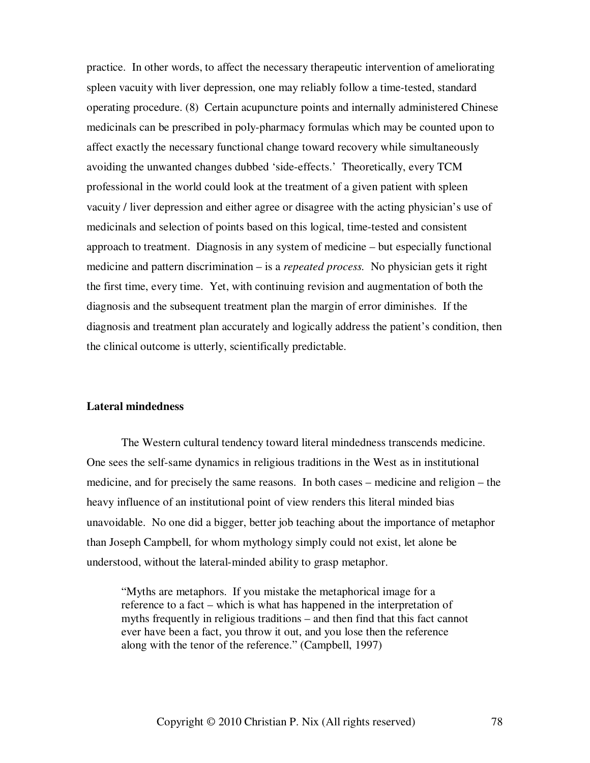practice. In other words, to affect the necessary therapeutic intervention of ameliorating spleen vacuity with liver depression, one may reliably follow a time-tested, standard operating procedure. (8) Certain acupuncture points and internally administered Chinese medicinals can be prescribed in poly-pharmacy formulas which may be counted upon to affect exactly the necessary functional change toward recovery while simultaneously avoiding the unwanted changes dubbed 'side-effects.' Theoretically, every TCM professional in the world could look at the treatment of a given patient with spleen vacuity / liver depression and either agree or disagree with the acting physician's use of medicinals and selection of points based on this logical, time-tested and consistent approach to treatment. Diagnosis in any system of medicine – but especially functional medicine and pattern discrimination – is a *repeated process.* No physician gets it right the first time, every time. Yet, with continuing revision and augmentation of both the diagnosis and the subsequent treatment plan the margin of error diminishes. If the diagnosis and treatment plan accurately and logically address the patient's condition, then the clinical outcome is utterly, scientifically predictable.

**Lateral mindedness**

The Western cultural tendency toward literal mindedness transcends medicine. One sees the self-same dynamics in religious traditions in the West as in institutional medicine, and for precisely the same reasons. In both cases – medicine and religion – the heavy influence of an institutional point of view renders this literal minded bias unavoidable. No one did a bigger, better job teaching about the importance of metaphor than Joseph Campbell, for whom mythology simply could not exist, let alone be understood, without the lateral-minded ability to grasp metaphor.

> "Myths are metaphors. If you mistake the metaphorical image for a reference to a fact – which is what has happened in the interpretation of myths frequently in religious traditions – and then find that this fact cannot ever have been a fact, you throw it out, and you lose then the reference along with the tenor of the reference." (Campbell, 1997)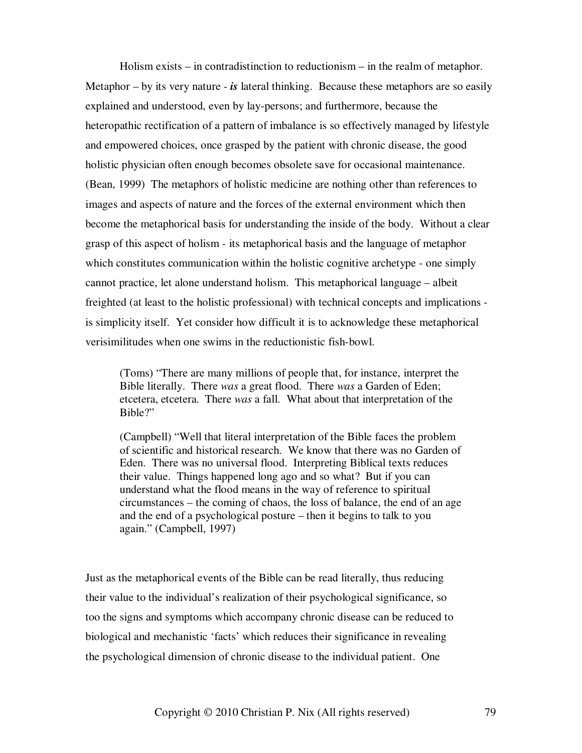Holism exists – in contradistinction to reductionism – in the realm of metaphor. Metaphor – by its very nature - ***is*** lateral thinking. Because these metaphors are so easily explained and understood, even by lay-persons; and furthermore, because the heteropathic rectification of a pattern of imbalance is so effectively managed by lifestyle and empowered choices, once grasped by the patient with chronic disease, the good holistic physician often enough becomes obsolete save for occasional maintenance. (Bean, 1999) The metaphors of holistic medicine are nothing other than references to images and aspects of nature and the forces of the external environment which then become the metaphorical basis for understanding the inside of the body. Without a clear grasp of this aspect of holism - its metaphorical basis and the language of metaphor which constitutes communication within the holistic cognitive archetype - one simply cannot practice, let alone understand holism. This metaphorical language – albeit freighted (at least to the holistic professional) with technical concepts and implications - is simplicity itself. Yet consider how difficult it is to acknowledge these metaphorical verisimilitudes when one swims in the reductionistic fish-bowl.

> (Toms) "There are many millions of people that, for instance, interpret the Bible literally. There *was* a great flood. There *was* a Garden of Eden; etcetera, etcetera. There *was* a fall. What about that interpretation of the Bible?"
>
> (Campbell) "Well that literal interpretation of the Bible faces the problem of scientific and historical research. We know that there was no Garden of Eden. There was no universal flood. Interpreting Biblical texts reduces their value. Things happened long ago and so what? But if you can understand what the flood means in the way of reference to spiritual circumstances – the coming of chaos, the loss of balance, the end of an age and the end of a psychological posture – then it begins to talk to you again." (Campbell, 1997)

Just as the metaphorical events of the Bible can be read literally, thus reducing their value to the individual's realization of their psychological significance, so too the signs and symptoms which accompany chronic disease can be reduced to biological and mechanistic 'facts' which reduces their significance in revealing the psychological dimension of chronic disease to the individual patient. One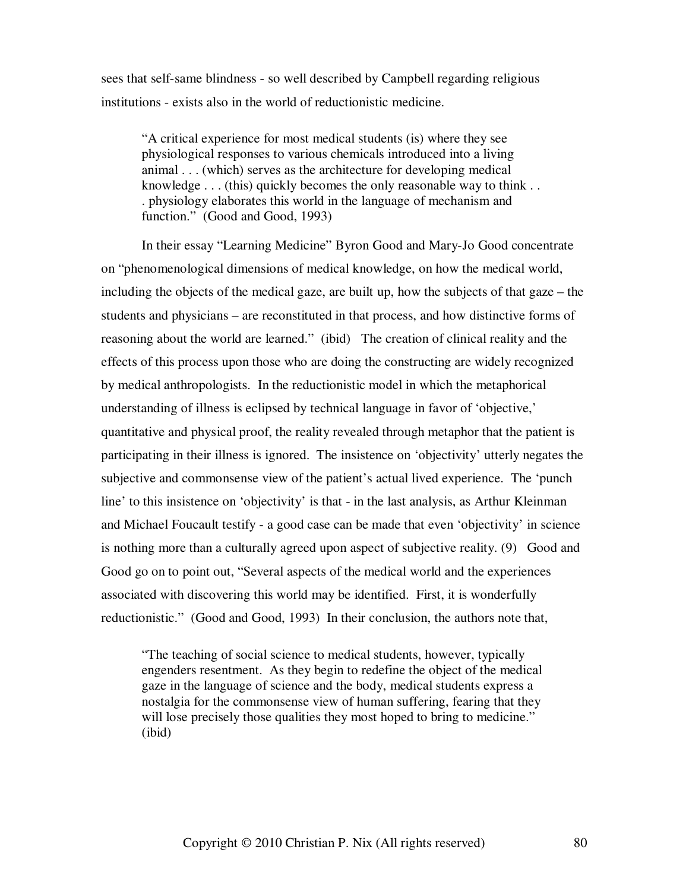sees that self-same blindness - so well described by Campbell regarding religious institutions - exists also in the world of reductionistic medicine.

> "A critical experience for most medical students (is) where they see physiological responses to various chemicals introduced into a living animal . . . (which) serves as the architecture for developing medical knowledge . . . (this) quickly becomes the only reasonable way to think . . . physiology elaborates this world in the language of mechanism and function." (Good and Good, 1993)

In their essay "Learning Medicine" Byron Good and Mary-Jo Good concentrate on "phenomenological dimensions of medical knowledge, on how the medical world, including the objects of the medical gaze, are built up, how the subjects of that gaze – the students and physicians – are reconstituted in that process, and how distinctive forms of reasoning about the world are learned." (ibid) The creation of clinical reality and the effects of this process upon those who are doing the constructing are widely recognized by medical anthropologists. In the reductionistic model in which the metaphorical understanding of illness is eclipsed by technical language in favor of 'objective,' quantitative and physical proof, the reality revealed through metaphor that the patient is participating in their illness is ignored. The insistence on 'objectivity' utterly negates the subjective and commonsense view of the patient's actual lived experience. The 'punch line' to this insistence on 'objectivity' is that - in the last analysis, as Arthur Kleinman and Michael Foucault testify - a good case can be made that even 'objectivity' in science is nothing more than a culturally agreed upon aspect of subjective reality. (9) Good and Good go on to point out, "Several aspects of the medical world and the experiences associated with discovering this world may be identified. First, it is wonderfully reductionistic." (Good and Good, 1993) In their conclusion, the authors note that,

> "The teaching of social science to medical students, however, typically engenders resentment. As they begin to redefine the object of the medical gaze in the language of science and the body, medical students express a nostalgia for the commonsense view of human suffering, fearing that they will lose precisely those qualities they most hoped to bring to medicine." (ibid)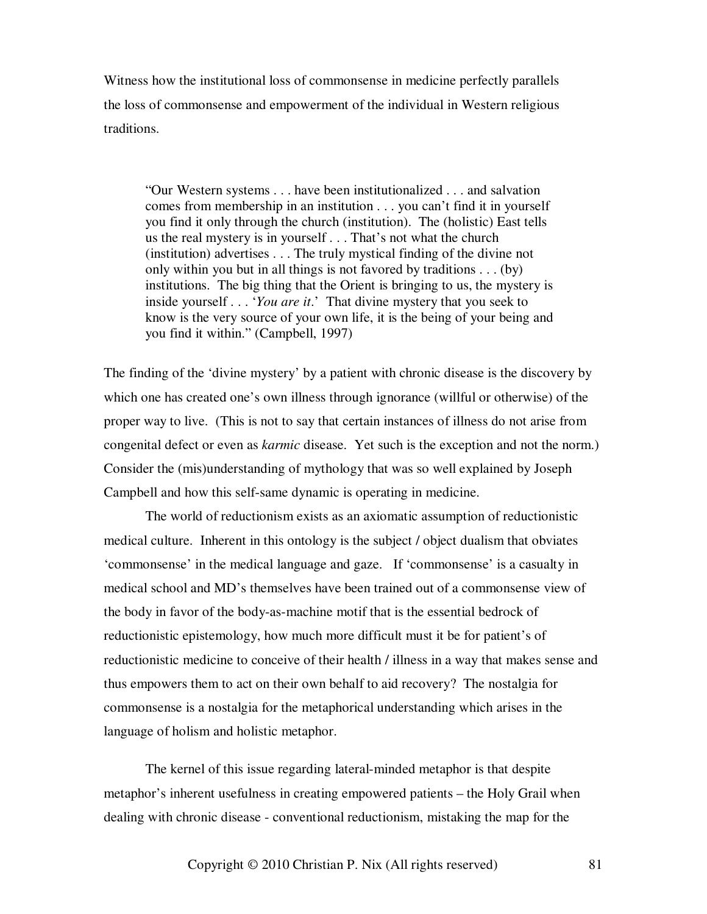Witness how the institutional loss of commonsense in medicine perfectly parallels the loss of commonsense and empowerment of the individual in Western religious traditions.

> "Our Western systems . . . have been institutionalized . . . and salvation comes from membership in an institution . . . you can't find it in yourself you find it only through the church (institution). The (holistic) East tells us the real mystery is in yourself . . . That's not what the church (institution) advertises . . . The truly mystical finding of the divine not only within you but in all things is not favored by traditions . . . (by) institutions. The big thing that the Orient is bringing to us, the mystery is inside yourself . . . '*You are it*.' That divine mystery that you seek to know is the very source of your own life, it is the being of your being and you find it within." (Campbell, 1997)

The finding of the 'divine mystery' by a patient with chronic disease is the discovery by which one has created one's own illness through ignorance (willful or otherwise) of the proper way to live. (This is not to say that certain instances of illness do not arise from congenital defect or even as *karmic* disease. Yet such is the exception and not the norm.) Consider the (mis)understanding of mythology that was so well explained by Joseph Campbell and how this self-same dynamic is operating in medicine.

The world of reductionism exists as an axiomatic assumption of reductionistic medical culture. Inherent in this ontology is the subject / object dualism that obviates 'commonsense' in the medical language and gaze. If 'commonsense' is a casualty in medical school and MD's themselves have been trained out of a commonsense view of the body in favor of the body-as-machine motif that is the essential bedrock of reductionistic epistemology, how much more difficult must it be for patient's of reductionistic medicine to conceive of their health / illness in a way that makes sense and thus empowers them to act on their own behalf to aid recovery? The nostalgia for commonsense is a nostalgia for the metaphorical understanding which arises in the language of holism and holistic metaphor.

The kernel of this issue regarding lateral-minded metaphor is that despite metaphor's inherent usefulness in creating empowered patients – the Holy Grail when dealing with chronic disease - conventional reductionism, mistaking the map for the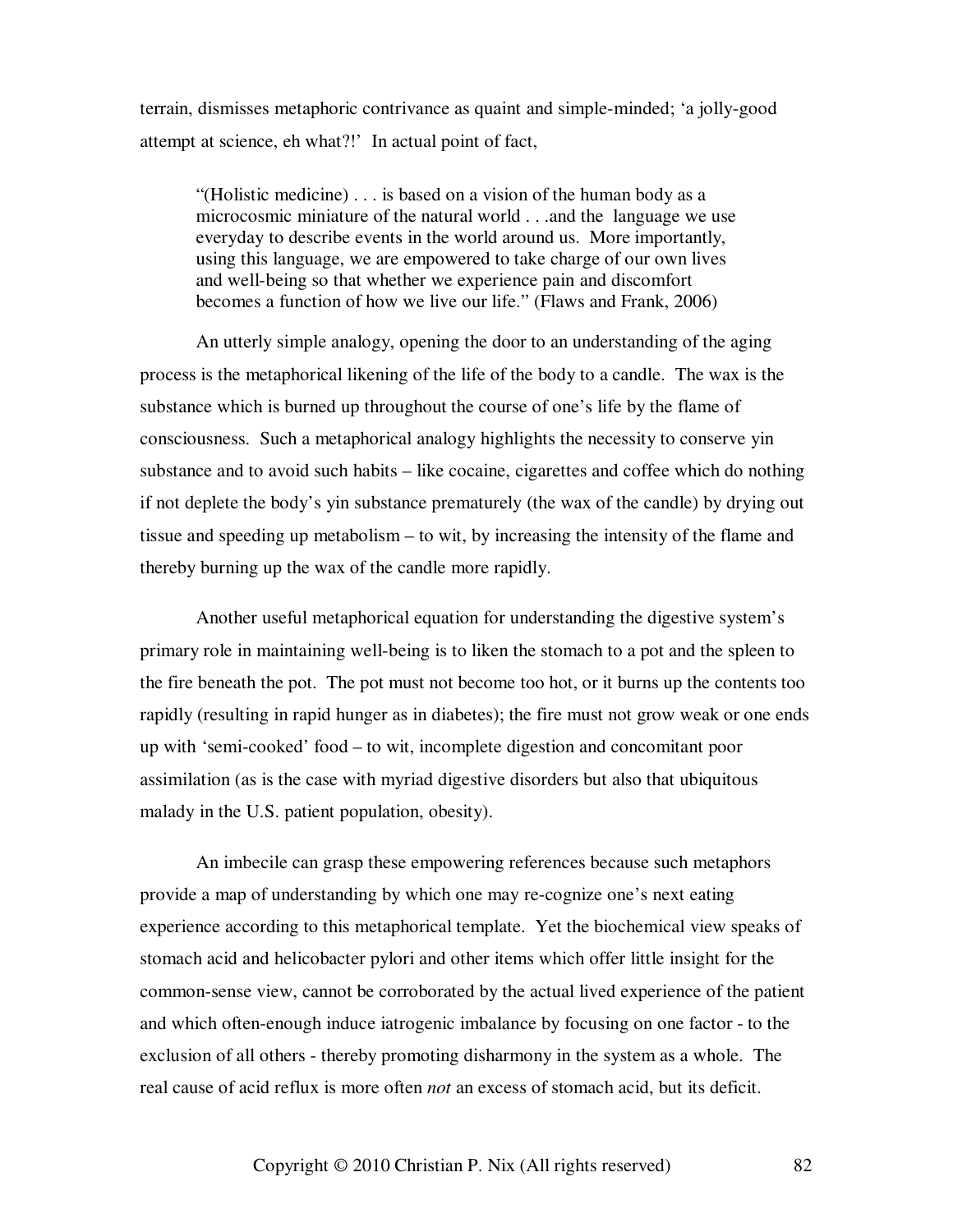terrain, dismisses metaphoric contrivance as quaint and simple-minded; 'a jolly-good attempt at science, eh what?!' In actual point of fact,

> "(Holistic medicine) . . . is based on a vision of the human body as a microcosmic miniature of the natural world . . .and the language we use everyday to describe events in the world around us. More importantly, using this language, we are empowered to take charge of our own lives and well-being so that whether we experience pain and discomfort becomes a function of how we live our life." (Flaws and Frank, 2006)

An utterly simple analogy, opening the door to an understanding of the aging process is the metaphorical likening of the life of the body to a candle. The wax is the substance which is burned up throughout the course of one's life by the flame of consciousness. Such a metaphorical analogy highlights the necessity to conserve yin substance and to avoid such habits – like cocaine, cigarettes and coffee which do nothing if not deplete the body's yin substance prematurely (the wax of the candle) by drying out tissue and speeding up metabolism – to wit, by increasing the intensity of the flame and thereby burning up the wax of the candle more rapidly.

Another useful metaphorical equation for understanding the digestive system's primary role in maintaining well-being is to liken the stomach to a pot and the spleen to the fire beneath the pot. The pot must not become too hot, or it burns up the contents too rapidly (resulting in rapid hunger as in diabetes); the fire must not grow weak or one ends up with 'semi-cooked' food – to wit, incomplete digestion and concomitant poor assimilation (as is the case with myriad digestive disorders but also that ubiquitous malady in the U.S. patient population, obesity).

An imbecile can grasp these empowering references because such metaphors provide a map of understanding by which one may re-cognize one's next eating experience according to this metaphorical template. Yet the biochemical view speaks of stomach acid and helicobacter pylori and other items which offer little insight for the common-sense view, cannot be corroborated by the actual lived experience of the patient and which often-enough induce iatrogenic imbalance by focusing on one factor - to the exclusion of all others - thereby promoting disharmony in the system as a whole. The real cause of acid reflux is more often *not* an excess of stomach acid, but its deficit.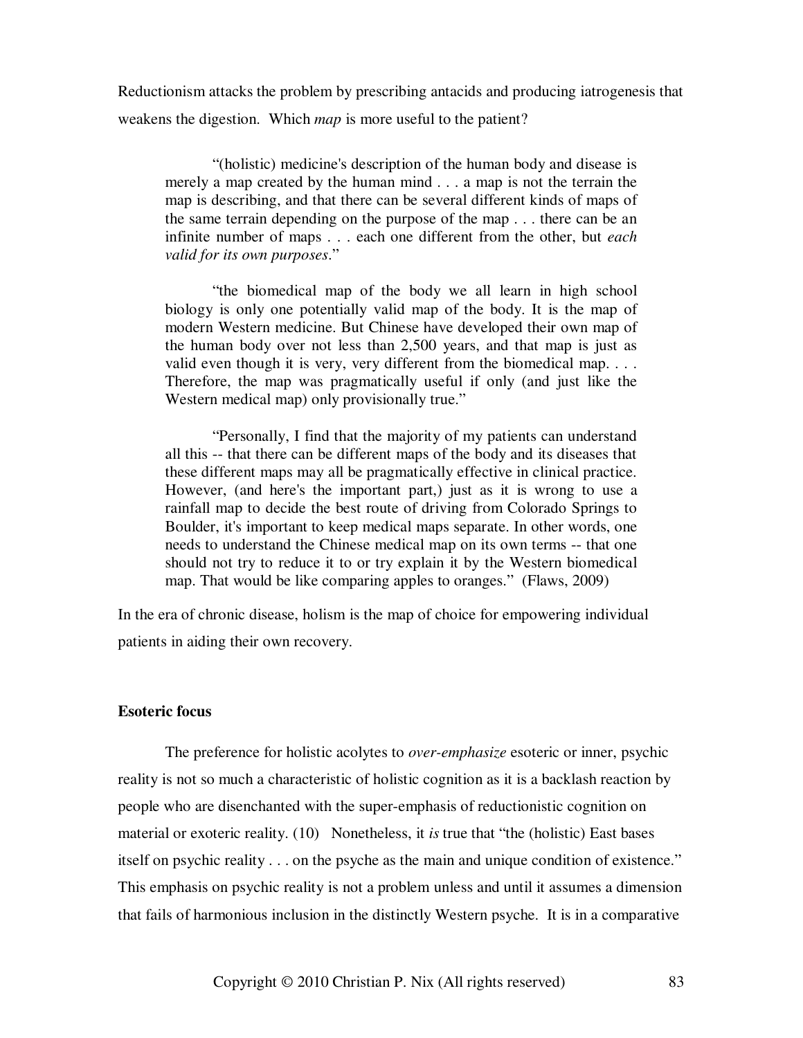Reductionism attacks the problem by prescribing antacids and producing iatrogenesis that weakens the digestion. Which *map* is more useful to the patient?

> "(holistic) medicine's description of the human body and disease is merely a map created by the human mind . . . a map is not the terrain the map is describing, and that there can be several different kinds of maps of the same terrain depending on the purpose of the map . . . there can be an infinite number of maps . . . each one different from the other, but *each valid for its own purposes*."
>
> "the biomedical map of the body we all learn in high school biology is only one potentially valid map of the body. It is the map of modern Western medicine. But Chinese have developed their own map of the human body over not less than 2,500 years, and that map is just as valid even though it is very, very different from the biomedical map. . . . Therefore, the map was pragmatically useful if only (and just like the Western medical map) only provisionally true."
>
> "Personally, I find that the majority of my patients can understand all this -- that there can be different maps of the body and its diseases that these different maps may all be pragmatically effective in clinical practice. However, (and here's the important part,) just as it is wrong to use a rainfall map to decide the best route of driving from Colorado Springs to Boulder, it's important to keep medical maps separate. In other words, one needs to understand the Chinese medical map on its own terms -- that one should not try to reduce it to or try explain it by the Western biomedical map. That would be like comparing apples to oranges." (Flaws, 2009)

In the era of chronic disease, holism is the map of choice for empowering individual patients in aiding their own recovery.

**Esoteric focus**

The preference for holistic acolytes to *over-emphasize* esoteric or inner, psychic reality is not so much a characteristic of holistic cognition as it is a backlash reaction by people who are disenchanted with the super-emphasis of reductionistic cognition on material or exoteric reality. (10) Nonetheless, it *is* true that "the (holistic) East bases itself on psychic reality . . . on the psyche as the main and unique condition of existence." This emphasis on psychic reality is not a problem unless and until it assumes a dimension that fails of harmonious inclusion in the distinctly Western psyche. It is in a comparative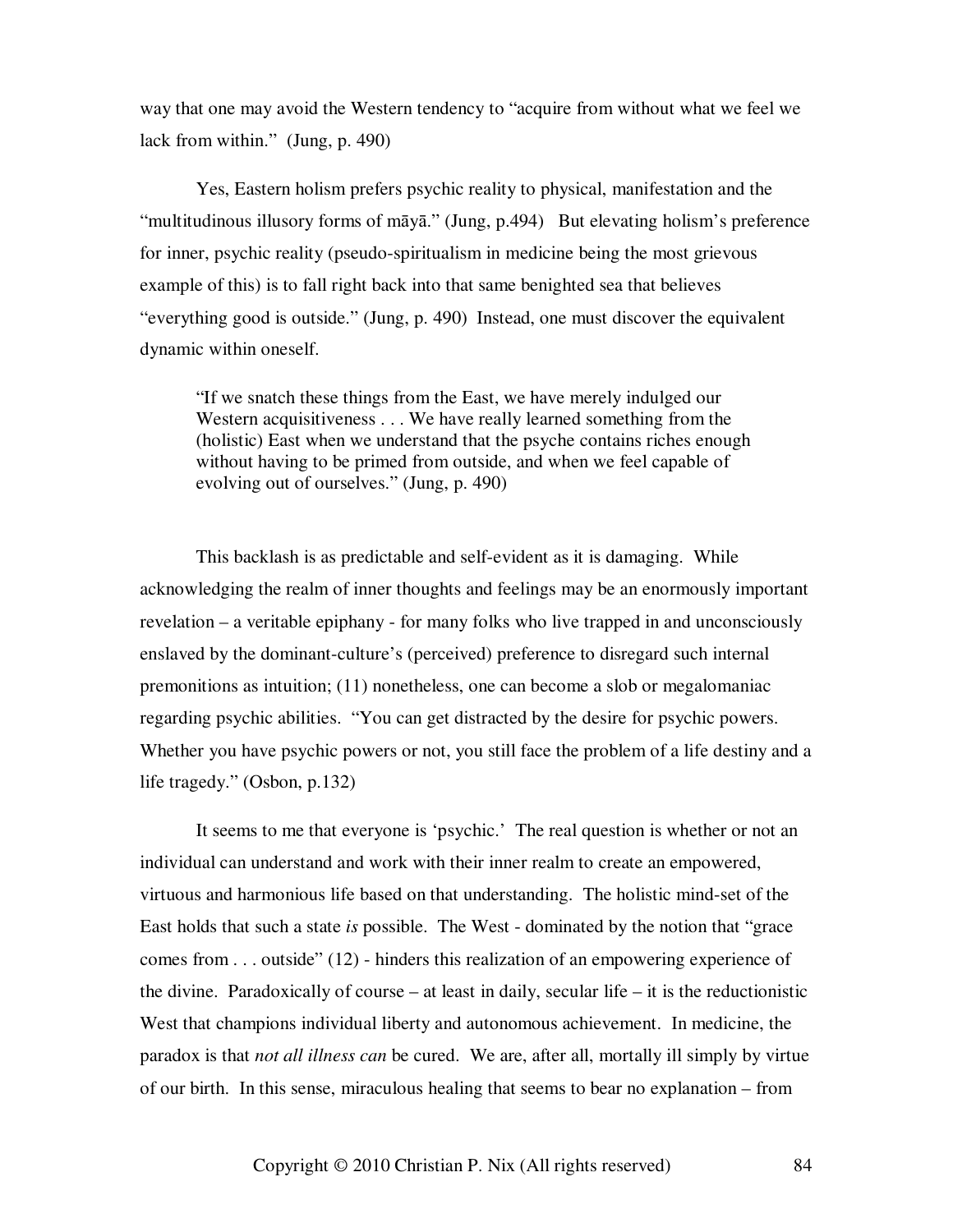way that one may avoid the Western tendency to "acquire from without what we feel we lack from within." (Jung, p. 490)

Yes, Eastern holism prefers psychic reality to physical, manifestation and the "multitudinous illusory forms of māyā." (Jung, p.494) But elevating holism's preference for inner, psychic reality (pseudo-spiritualism in medicine being the most grievous example of this) is to fall right back into that same benighted sea that believes "everything good is outside." (Jung, p. 490) Instead, one must discover the equivalent dynamic within oneself.

> "If we snatch these things from the East, we have merely indulged our Western acquisitiveness . . . We have really learned something from the (holistic) East when we understand that the psyche contains riches enough without having to be primed from outside, and when we feel capable of evolving out of ourselves." (Jung, p. 490)

This backlash is as predictable and self-evident as it is damaging. While acknowledging the realm of inner thoughts and feelings may be an enormously important revelation – a veritable epiphany - for many folks who live trapped in and unconsciously enslaved by the dominant-culture's (perceived) preference to disregard such internal premonitions as intuition; (11) nonetheless, one can become a slob or megalomaniac regarding psychic abilities. "You can get distracted by the desire for psychic powers. Whether you have psychic powers or not, you still face the problem of a life destiny and a life tragedy." (Osbon, p.132)

It seems to me that everyone is 'psychic.' The real question is whether or not an individual can understand and work with their inner realm to create an empowered, virtuous and harmonious life based on that understanding. The holistic mind-set of the East holds that such a state *is* possible. The West - dominated by the notion that "grace comes from . . . outside" (12) - hinders this realization of an empowering experience of the divine. Paradoxically of course – at least in daily, secular life – it is the reductionistic West that champions individual liberty and autonomous achievement. In medicine, the paradox is that *not all illness can* be cured. We are, after all, mortally ill simply by virtue of our birth. In this sense, miraculous healing that seems to bear no explanation – from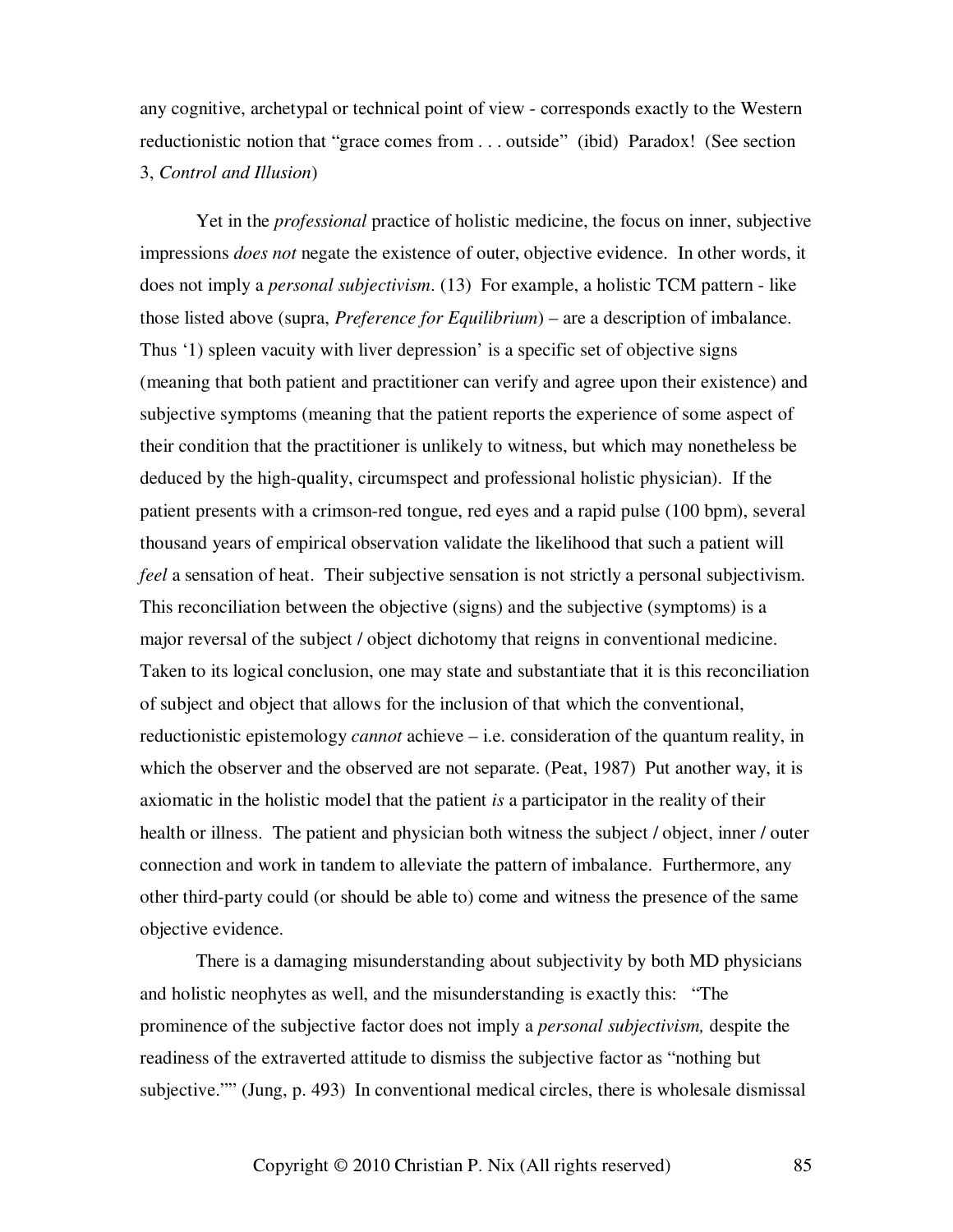any cognitive, archetypal or technical point of view - corresponds exactly to the Western reductionistic notion that "grace comes from . . . outside" (ibid) Paradox! (See section 3, *Control and Illusion*)

Yet in the *professional* practice of holistic medicine, the focus on inner, subjective impressions *does not* negate the existence of outer, objective evidence. In other words, it does not imply a *personal subjectivism*. (13) For example, a holistic TCM pattern - like those listed above (supra, *Preference for Equilibrium*) – are a description of imbalance. Thus '1) spleen vacuity with liver depression' is a specific set of objective signs (meaning that both patient and practitioner can verify and agree upon their existence) and subjective symptoms (meaning that the patient reports the experience of some aspect of their condition that the practitioner is unlikely to witness, but which may nonetheless be deduced by the high-quality, circumspect and professional holistic physician). If the patient presents with a crimson-red tongue, red eyes and a rapid pulse (100 bpm), several thousand years of empirical observation validate the likelihood that such a patient will *feel* a sensation of heat. Their subjective sensation is not strictly a personal subjectivism. This reconciliation between the objective (signs) and the subjective (symptoms) is a major reversal of the subject / object dichotomy that reigns in conventional medicine. Taken to its logical conclusion, one may state and substantiate that it is this reconciliation of subject and object that allows for the inclusion of that which the conventional, reductionistic epistemology *cannot* achieve – i.e. consideration of the quantum reality, in which the observer and the observed are not separate. (Peat, 1987) Put another way, it is axiomatic in the holistic model that the patient *is* a participator in the reality of their health or illness. The patient and physician both witness the subject / object, inner / outer connection and work in tandem to alleviate the pattern of imbalance. Furthermore, any other third-party could (or should be able to) come and witness the presence of the same objective evidence.

There is a damaging misunderstanding about subjectivity by both MD physicians and holistic neophytes as well, and the misunderstanding is exactly this: "The prominence of the subjective factor does not imply a *personal subjectivism,* despite the readiness of the extraverted attitude to dismiss the subjective factor as "nothing but subjective."" (Jung, p. 493) In conventional medical circles, there is wholesale dismissal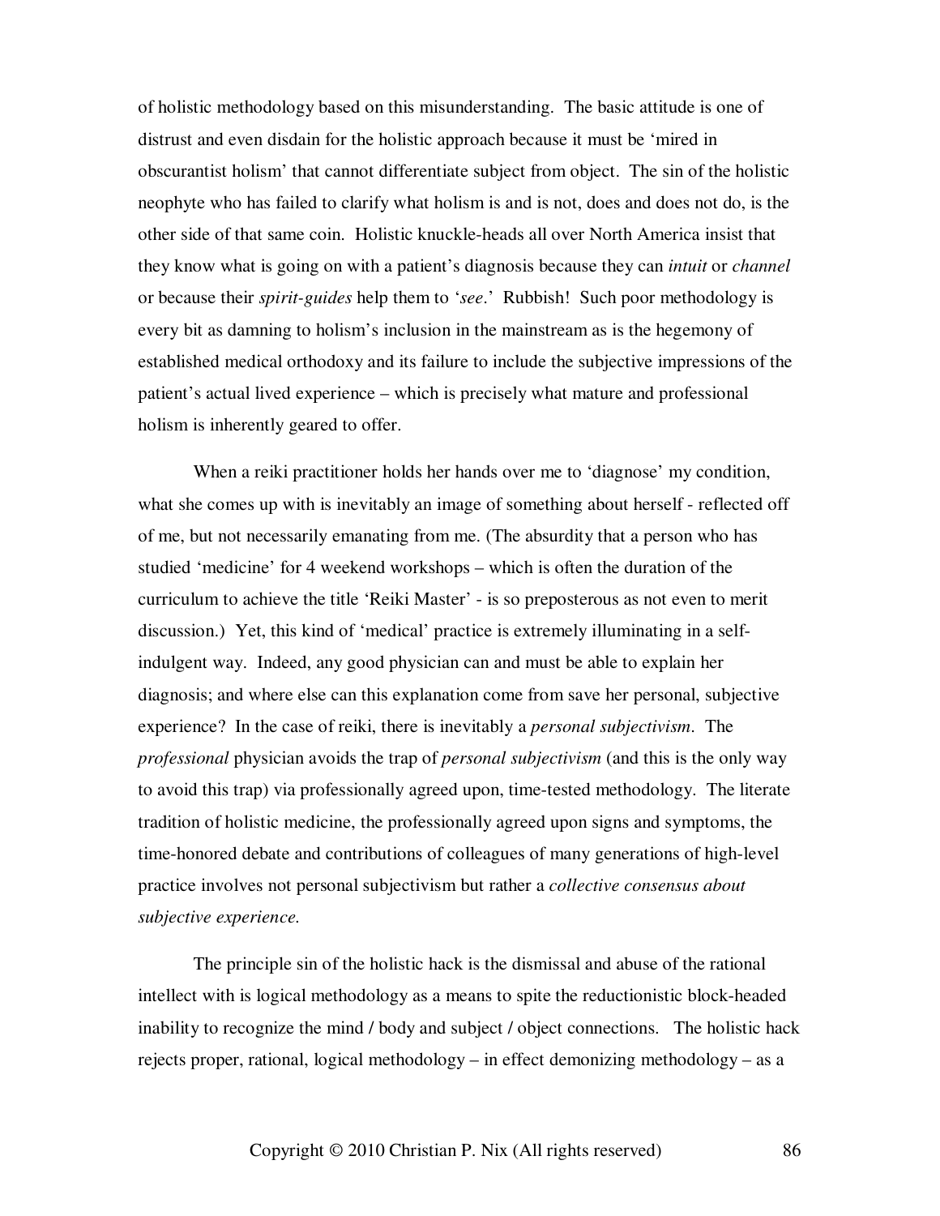of holistic methodology based on this misunderstanding. The basic attitude is one of distrust and even disdain for the holistic approach because it must be 'mired in obscurantist holism' that cannot differentiate subject from object. The sin of the holistic neophyte who has failed to clarify what holism is and is not, does and does not do, is the other side of that same coin. Holistic knuckle-heads all over North America insist that they know what is going on with a patient's diagnosis because they can *intuit* or *channel* or because their *spirit-guides* help them to '*see*.' Rubbish! Such poor methodology is every bit as damning to holism's inclusion in the mainstream as is the hegemony of established medical orthodoxy and its failure to include the subjective impressions of the patient's actual lived experience – which is precisely what mature and professional holism is inherently geared to offer.

When a reiki practitioner holds her hands over me to 'diagnose' my condition, what she comes up with is inevitably an image of something about herself - reflected off of me, but not necessarily emanating from me. (The absurdity that a person who has studied 'medicine' for 4 weekend workshops – which is often the duration of the curriculum to achieve the title 'Reiki Master' - is so preposterous as not even to merit discussion.) Yet, this kind of 'medical' practice is extremely illuminating in a self-indulgent way. Indeed, any good physician can and must be able to explain her diagnosis; and where else can this explanation come from save her personal, subjective experience? In the case of reiki, there is inevitably a *personal subjectivism*. The *professional* physician avoids the trap of *personal subjectivism* (and this is the only way to avoid this trap) via professionally agreed upon, time-tested methodology. The literate tradition of holistic medicine, the professionally agreed upon signs and symptoms, the time-honored debate and contributions of colleagues of many generations of high-level practice involves not personal subjectivism but rather a *collective consensus about subjective experience.*

The principle sin of the holistic hack is the dismissal and abuse of the rational intellect with is logical methodology as a means to spite the reductionistic block-headed inability to recognize the mind / body and subject / object connections. The holistic hack rejects proper, rational, logical methodology – in effect demonizing methodology – as a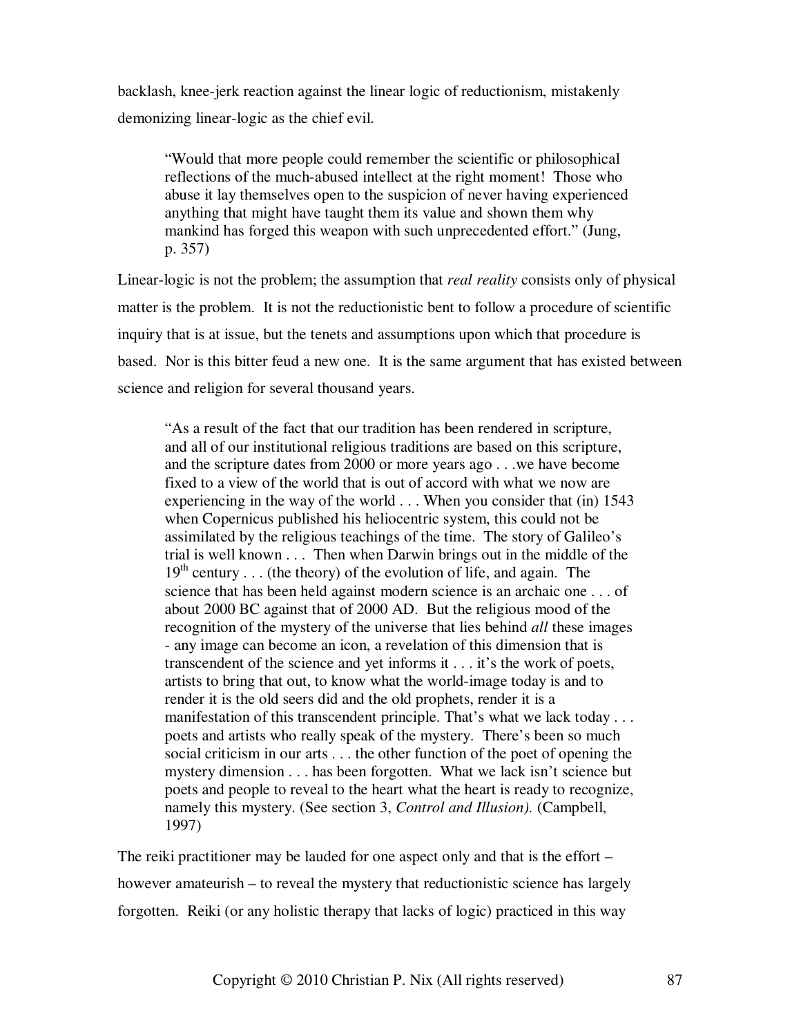backlash, knee-jerk reaction against the linear logic of reductionism, mistakenly demonizing linear-logic as the chief evil.

> "Would that more people could remember the scientific or philosophical reflections of the much-abused intellect at the right moment! Those who abuse it lay themselves open to the suspicion of never having experienced anything that might have taught them its value and shown them why mankind has forged this weapon with such unprecedented effort." (Jung, p. 357)

Linear-logic is not the problem; the assumption that *real reality* consists only of physical matter is the problem. It is not the reductionistic bent to follow a procedure of scientific inquiry that is at issue, but the tenets and assumptions upon which that procedure is based. Nor is this bitter feud a new one. It is the same argument that has existed between science and religion for several thousand years.

> "As a result of the fact that our tradition has been rendered in scripture, and all of our institutional religious traditions are based on this scripture, and the scripture dates from 2000 or more years ago . . .we have become fixed to a view of the world that is out of accord with what we now are experiencing in the way of the world . . . When you consider that (in) 1543 when Copernicus published his heliocentric system, this could not be assimilated by the religious teachings of the time. The story of Galileo's trial is well known . . . Then when Darwin brings out in the middle of the 19th century . . . (the theory) of the evolution of life, and again. The science that has been held against modern science is an archaic one . . . of about 2000 BC against that of 2000 AD. But the religious mood of the recognition of the mystery of the universe that lies behind *all* these images - any image can become an icon, a revelation of this dimension that is transcendent of the science and yet informs it . . . it's the work of poets, artists to bring that out, to know what the world-image today is and to render it is the old seers did and the old prophets, render it is a manifestation of this transcendent principle. That's what we lack today . . . poets and artists who really speak of the mystery. There's been so much social criticism in our arts . . . the other function of the poet of opening the mystery dimension . . . has been forgotten. What we lack isn't science but poets and people to reveal to the heart what the heart is ready to recognize, namely this mystery. (See section 3, *Control and Illusion).* (Campbell, 1997)

The reiki practitioner may be lauded for one aspect only and that is the effort – however amateurish – to reveal the mystery that reductionistic science has largely forgotten. Reiki (or any holistic therapy that lacks of logic) practiced in this way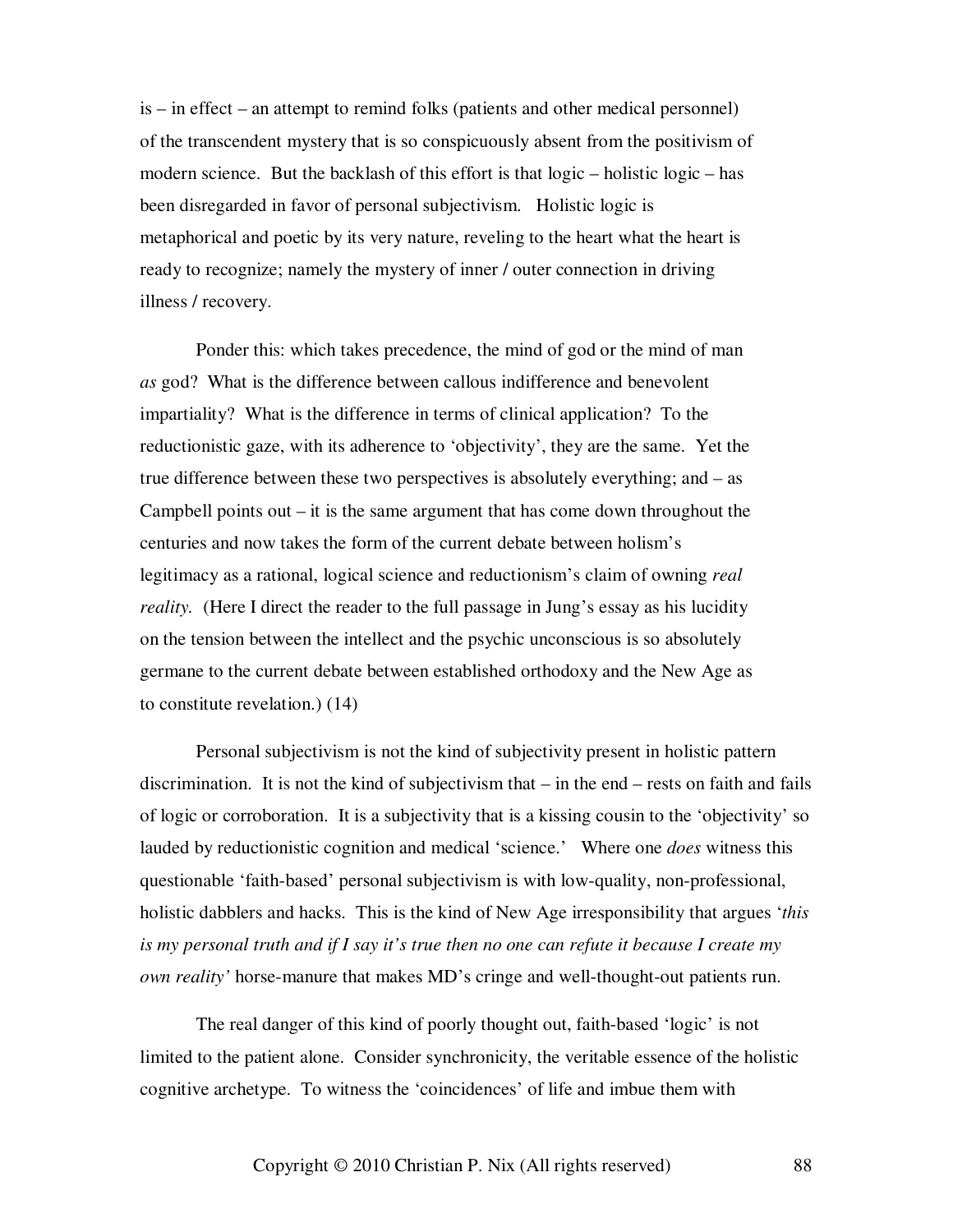is – in effect – an attempt to remind folks (patients and other medical personnel) of the transcendent mystery that is so conspicuously absent from the positivism of modern science. But the backlash of this effort is that logic – holistic logic – has been disregarded in favor of personal subjectivism. Holistic logic is metaphorical and poetic by its very nature, reveling to the heart what the heart is ready to recognize; namely the mystery of inner / outer connection in driving illness / recovery.

Ponder this: which takes precedence, the mind of god or the mind of man *as* god? What is the difference between callous indifference and benevolent impartiality? What is the difference in terms of clinical application? To the reductionistic gaze, with its adherence to 'objectivity', they are the same. Yet the true difference between these two perspectives is absolutely everything; and – as Campbell points out – it is the same argument that has come down throughout the centuries and now takes the form of the current debate between holism's legitimacy as a rational, logical science and reductionism's claim of owning *real reality*. (Here I direct the reader to the full passage in Jung's essay as his lucidity on the tension between the intellect and the psychic unconscious is so absolutely germane to the current debate between established orthodoxy and the New Age as to constitute revelation.) (14)

Personal subjectivism is not the kind of subjectivity present in holistic pattern discrimination. It is not the kind of subjectivism that – in the end – rests on faith and fails of logic or corroboration. It is a subjectivity that is a kissing cousin to the 'objectivity' so lauded by reductionistic cognition and medical 'science.' Where one *does* witness this questionable 'faith-based' personal subjectivism is with low-quality, non-professional, holistic dabblers and hacks. This is the kind of New Age irresponsibility that argues '*this is my personal truth and if I say it's true then no one can refute it because I create my own reality'* horse-manure that makes MD's cringe and well-thought-out patients run.

The real danger of this kind of poorly thought out, faith-based 'logic' is not limited to the patient alone. Consider synchronicity, the veritable essence of the holistic cognitive archetype. To witness the 'coincidences' of life and imbue them with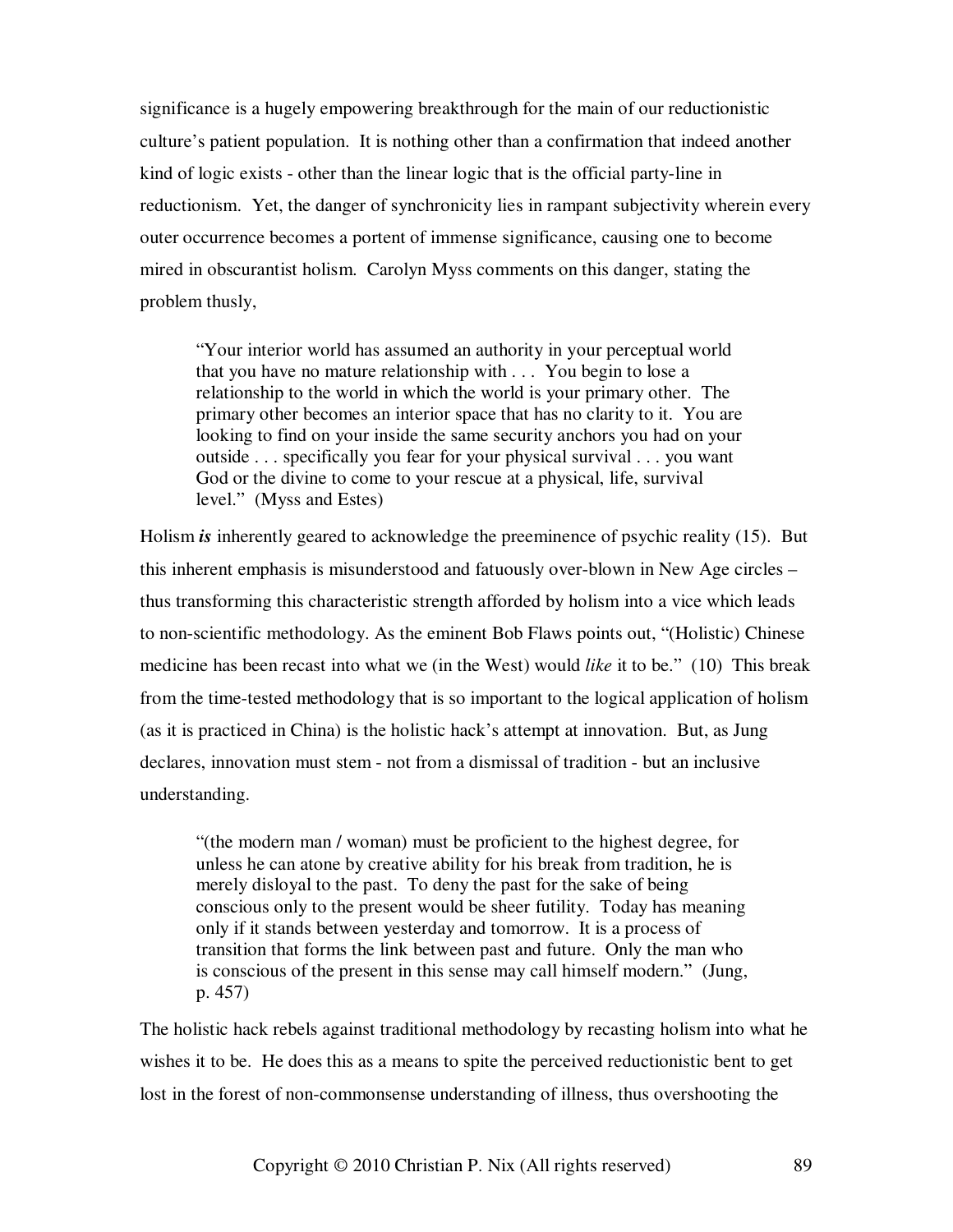significance is a hugely empowering breakthrough for the main of our reductionistic culture's patient population. It is nothing other than a confirmation that indeed another kind of logic exists - other than the linear logic that is the official party-line in reductionism. Yet, the danger of synchronicity lies in rampant subjectivity wherein every outer occurrence becomes a portent of immense significance, causing one to become mired in obscurantist holism. Carolyn Myss comments on this danger, stating the problem thusly,

> "Your interior world has assumed an authority in your perceptual world that you have no mature relationship with . . . You begin to lose a relationship to the world in which the world is your primary other. The primary other becomes an interior space that has no clarity to it. You are looking to find on your inside the same security anchors you had on your outside . . . specifically you fear for your physical survival . . . you want God or the divine to come to your rescue at a physical, life, survival level." (Myss and Estes)

Holism ***is*** inherently geared to acknowledge the preeminence of psychic reality (15). But this inherent emphasis is misunderstood and fatuously over-blown in New Age circles – thus transforming this characteristic strength afforded by holism into a vice which leads to non-scientific methodology. As the eminent Bob Flaws points out, "(Holistic) Chinese medicine has been recast into what we (in the West) would *like* it to be." (10) This break from the time-tested methodology that is so important to the logical application of holism (as it is practiced in China) is the holistic hack's attempt at innovation. But, as Jung declares, innovation must stem - not from a dismissal of tradition - but an inclusive understanding.

> "(the modern man / woman) must be proficient to the highest degree, for unless he can atone by creative ability for his break from tradition, he is merely disloyal to the past. To deny the past for the sake of being conscious only to the present would be sheer futility. Today has meaning only if it stands between yesterday and tomorrow. It is a process of transition that forms the link between past and future. Only the man who is conscious of the present in this sense may call himself modern." (Jung, p. 457)

The holistic hack rebels against traditional methodology by recasting holism into what he wishes it to be. He does this as a means to spite the perceived reductionistic bent to get lost in the forest of non-commonsense understanding of illness, thus overshooting the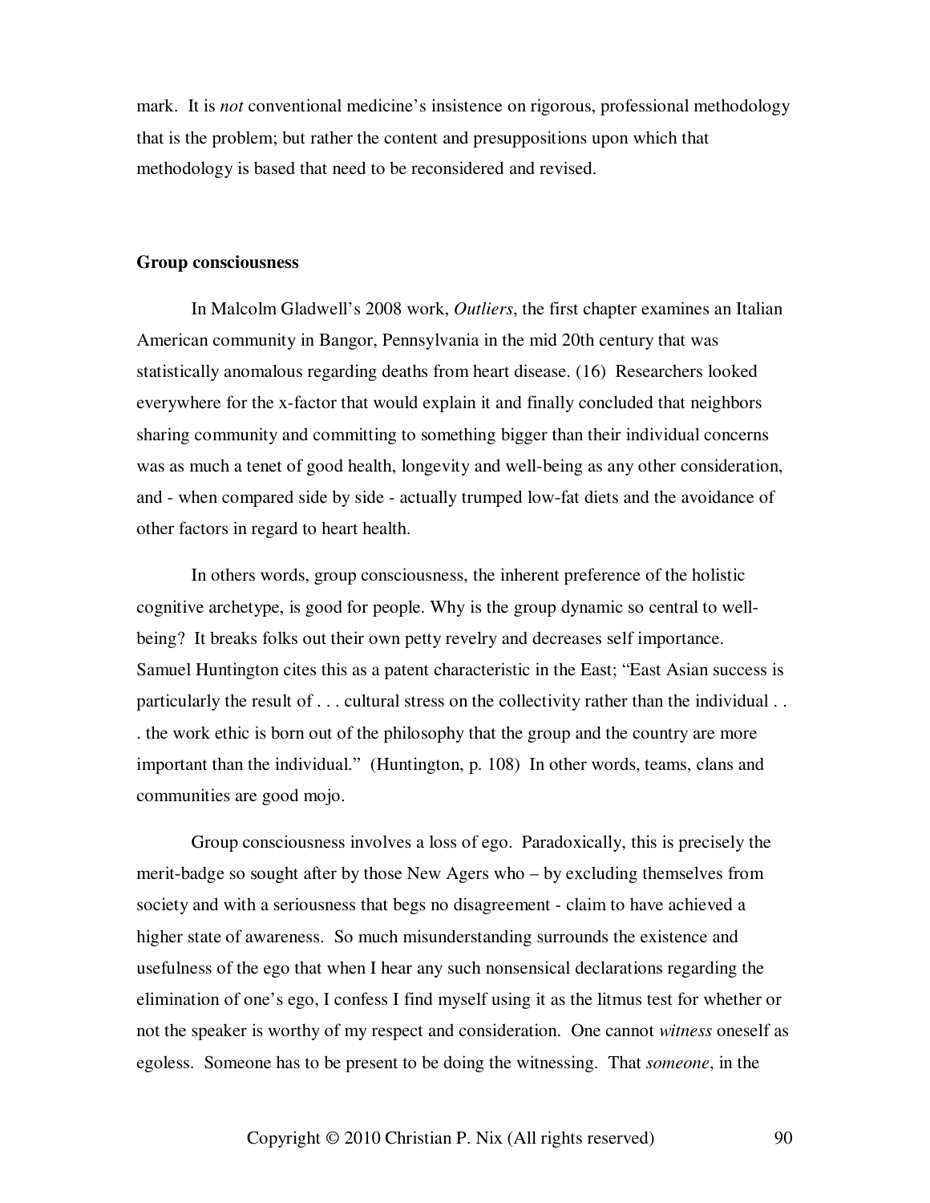mark. It is *not* conventional medicine's insistence on rigorous, professional methodology that is the problem; but rather the content and presuppositions upon which that methodology is based that need to be reconsidered and revised.

**Group consciousness**

In Malcolm Gladwell's 2008 work, *Outliers*, the first chapter examines an Italian American community in Bangor, Pennsylvania in the mid 20th century that was statistically anomalous regarding deaths from heart disease. (16) Researchers looked everywhere for the x-factor that would explain it and finally concluded that neighbors sharing community and committing to something bigger than their individual concerns was as much a tenet of good health, longevity and well-being as any other consideration, and - when compared side by side - actually trumped low-fat diets and the avoidance of other factors in regard to heart health.

In others words, group consciousness, the inherent preference of the holistic cognitive archetype, is good for people. Why is the group dynamic so central to well-being? It breaks folks out their own petty revelry and decreases self importance. Samuel Huntington cites this as a patent characteristic in the East; "East Asian success is particularly the result of . . . cultural stress on the collectivity rather than the individual . . . the work ethic is born out of the philosophy that the group and the country are more important than the individual." (Huntington, p. 108) In other words, teams, clans and communities are good mojo.

Group consciousness involves a loss of ego. Paradoxically, this is precisely the merit-badge so sought after by those New Agers who – by excluding themselves from society and with a seriousness that begs no disagreement - claim to have achieved a higher state of awareness. So much misunderstanding surrounds the existence and usefulness of the ego that when I hear any such nonsensical declarations regarding the elimination of one's ego, I confess I find myself using it as the litmus test for whether or not the speaker is worthy of my respect and consideration. One cannot *witness* oneself as egoless. Someone has to be present to be doing the witnessing. That *someone*, in the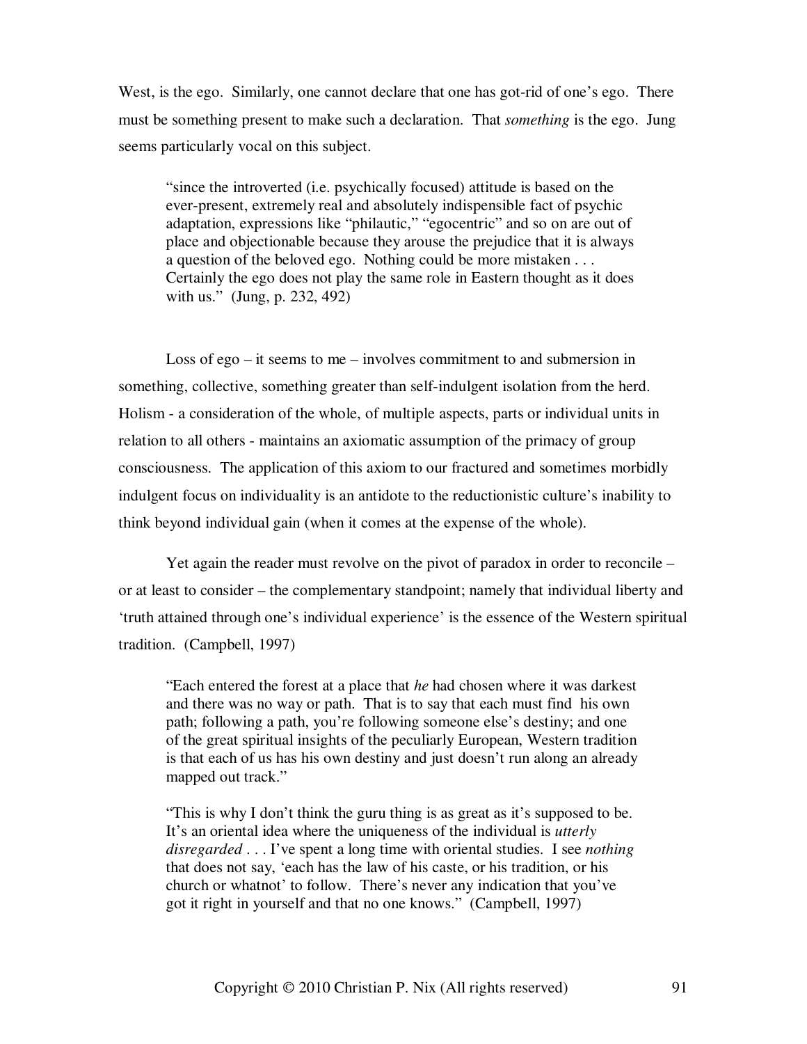West, is the ego. Similarly, one cannot declare that one has got-rid of one's ego. There must be something present to make such a declaration. That *something* is the ego. Jung seems particularly vocal on this subject.

> "since the introverted (i.e. psychically focused) attitude is based on the ever-present, extremely real and absolutely indispensible fact of psychic adaptation, expressions like "philautic," "egocentric" and so on are out of place and objectionable because they arouse the prejudice that it is always a question of the beloved ego. Nothing could be more mistaken . . . Certainly the ego does not play the same role in Eastern thought as it does with us." (Jung, p. 232, 492)

Loss of ego – it seems to me – involves commitment to and submersion in something, collective, something greater than self-indulgent isolation from the herd. Holism - a consideration of the whole, of multiple aspects, parts or individual units in relation to all others - maintains an axiomatic assumption of the primacy of group consciousness. The application of this axiom to our fractured and sometimes morbidly indulgent focus on individuality is an antidote to the reductionistic culture's inability to think beyond individual gain (when it comes at the expense of the whole).

Yet again the reader must revolve on the pivot of paradox in order to reconcile – or at least to consider – the complementary standpoint; namely that individual liberty and 'truth attained through one's individual experience' is the essence of the Western spiritual tradition. (Campbell, 1997)

> "Each entered the forest at a place that *he* had chosen where it was darkest and there was no way or path. That is to say that each must find his own path; following a path, you're following someone else's destiny; and one of the great spiritual insights of the peculiarly European, Western tradition is that each of us has his own destiny and just doesn't run along an already mapped out track."
>
> "This is why I don't think the guru thing is as great as it's supposed to be. It's an oriental idea where the uniqueness of the individual is *utterly disregarded* . . . I've spent a long time with oriental studies. I see *nothing* that does not say, 'each has the law of his caste, or his tradition, or his church or whatnot' to follow. There's never any indication that you've got it right in yourself and that no one knows." (Campbell, 1997)

Copyright © 2010 Christian P. Nix (All rights reserved)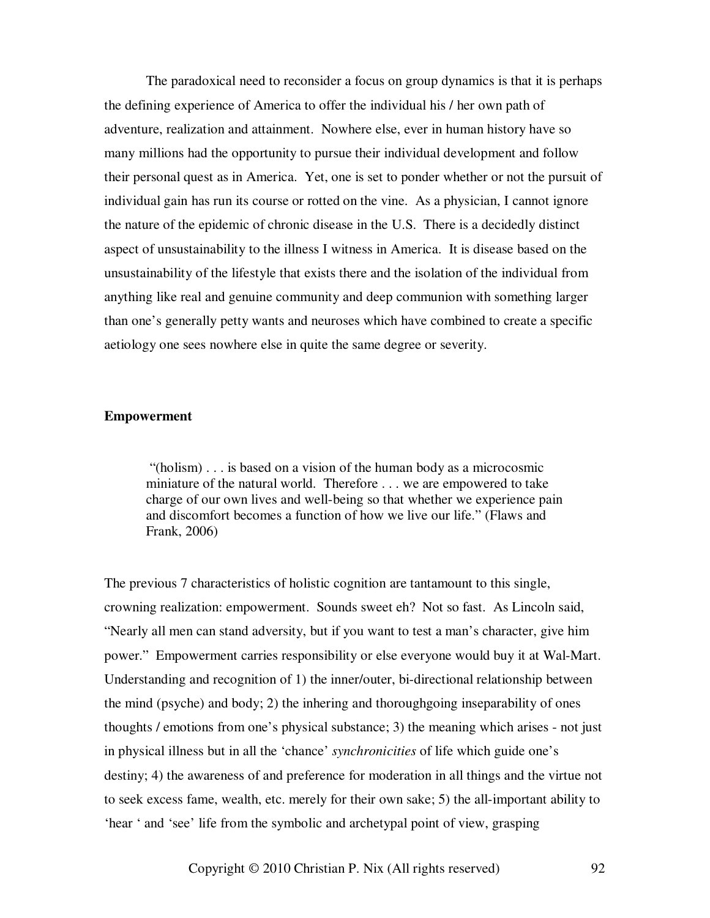The paradoxical need to reconsider a focus on group dynamics is that it is perhaps the defining experience of America to offer the individual his / her own path of adventure, realization and attainment. Nowhere else, ever in human history have so many millions had the opportunity to pursue their individual development and follow their personal quest as in America. Yet, one is set to ponder whether or not the pursuit of individual gain has run its course or rotted on the vine. As a physician, I cannot ignore the nature of the epidemic of chronic disease in the U.S. There is a decidedly distinct aspect of unsustainability to the illness I witness in America. It is disease based on the unsustainability of the lifestyle that exists there and the isolation of the individual from anything like real and genuine community and deep communion with something larger than one's generally petty wants and neuroses which have combined to create a specific aetiology one sees nowhere else in quite the same degree or severity.

**Empowerment**

> "(holism) . . . is based on a vision of the human body as a microcosmic miniature of the natural world. Therefore . . . we are empowered to take charge of our own lives and well-being so that whether we experience pain and discomfort becomes a function of how we live our life." (Flaws and Frank, 2006)

The previous 7 characteristics of holistic cognition are tantamount to this single, crowning realization: empowerment. Sounds sweet eh? Not so fast. As Lincoln said, "Nearly all men can stand adversity, but if you want to test a man's character, give him power." Empowerment carries responsibility or else everyone would buy it at Wal-Mart. Understanding and recognition of 1) the inner/outer, bi-directional relationship between the mind (psyche) and body; 2) the inhering and thoroughgoing inseparability of ones thoughts / emotions from one's physical substance; 3) the meaning which arises - not just in physical illness but in all the 'chance' *synchronicities* of life which guide one's destiny; 4) the awareness of and preference for moderation in all things and the virtue not to seek excess fame, wealth, etc. merely for their own sake; 5) the all-important ability to 'hear ' and 'see' life from the symbolic and archetypal point of view, grasping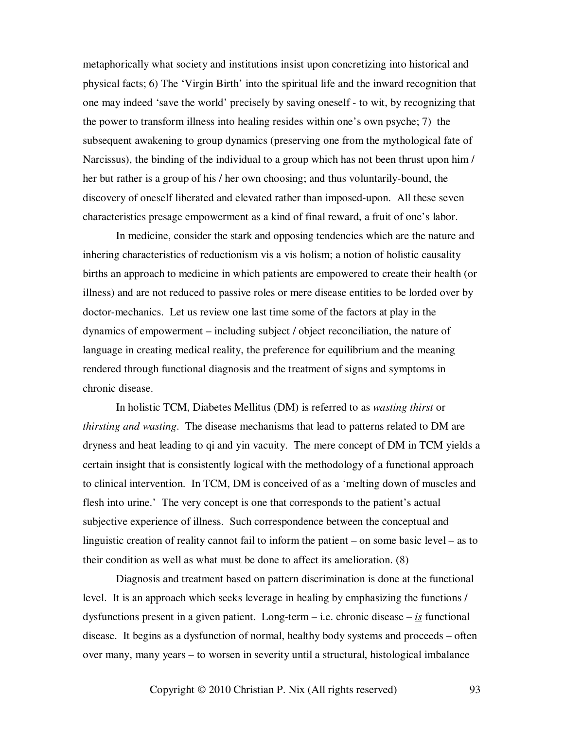metaphorically what society and institutions insist upon concretizing into historical and physical facts; 6) The 'Virgin Birth' into the spiritual life and the inward recognition that one may indeed 'save the world' precisely by saving oneself - to wit, by recognizing that the power to transform illness into healing resides within one's own psyche; 7) the subsequent awakening to group dynamics (preserving one from the mythological fate of Narcissus), the binding of the individual to a group which has not been thrust upon him / her but rather is a group of his / her own choosing; and thus voluntarily-bound, the discovery of oneself liberated and elevated rather than imposed-upon. All these seven characteristics presage empowerment as a kind of final reward, a fruit of one's labor.

In medicine, consider the stark and opposing tendencies which are the nature and inhering characteristics of reductionism vis a vis holism; a notion of holistic causality births an approach to medicine in which patients are empowered to create their health (or illness) and are not reduced to passive roles or mere disease entities to be lorded over by doctor-mechanics. Let us review one last time some of the factors at play in the dynamics of empowerment – including subject / object reconciliation, the nature of language in creating medical reality, the preference for equilibrium and the meaning rendered through functional diagnosis and the treatment of signs and symptoms in chronic disease.

In holistic TCM, Diabetes Mellitus (DM) is referred to as *wasting thirst* or *thirsting and wasting*. The disease mechanisms that lead to patterns related to DM are dryness and heat leading to qi and yin vacuity. The mere concept of DM in TCM yields a certain insight that is consistently logical with the methodology of a functional approach to clinical intervention. In TCM, DM is conceived of as a 'melting down of muscles and flesh into urine.' The very concept is one that corresponds to the patient's actual subjective experience of illness. Such correspondence between the conceptual and linguistic creation of reality cannot fail to inform the patient – on some basic level – as to their condition as well as what must be done to affect its amelioration. (8)

Diagnosis and treatment based on pattern discrimination is done at the functional level. It is an approach which seeks leverage in healing by emphasizing the functions / dysfunctions present in a given patient. Long-term – i.e. chronic disease – ***is*** functional disease. It begins as a dysfunction of normal, healthy body systems and proceeds – often over many, many years – to worsen in severity until a structural, histological imbalance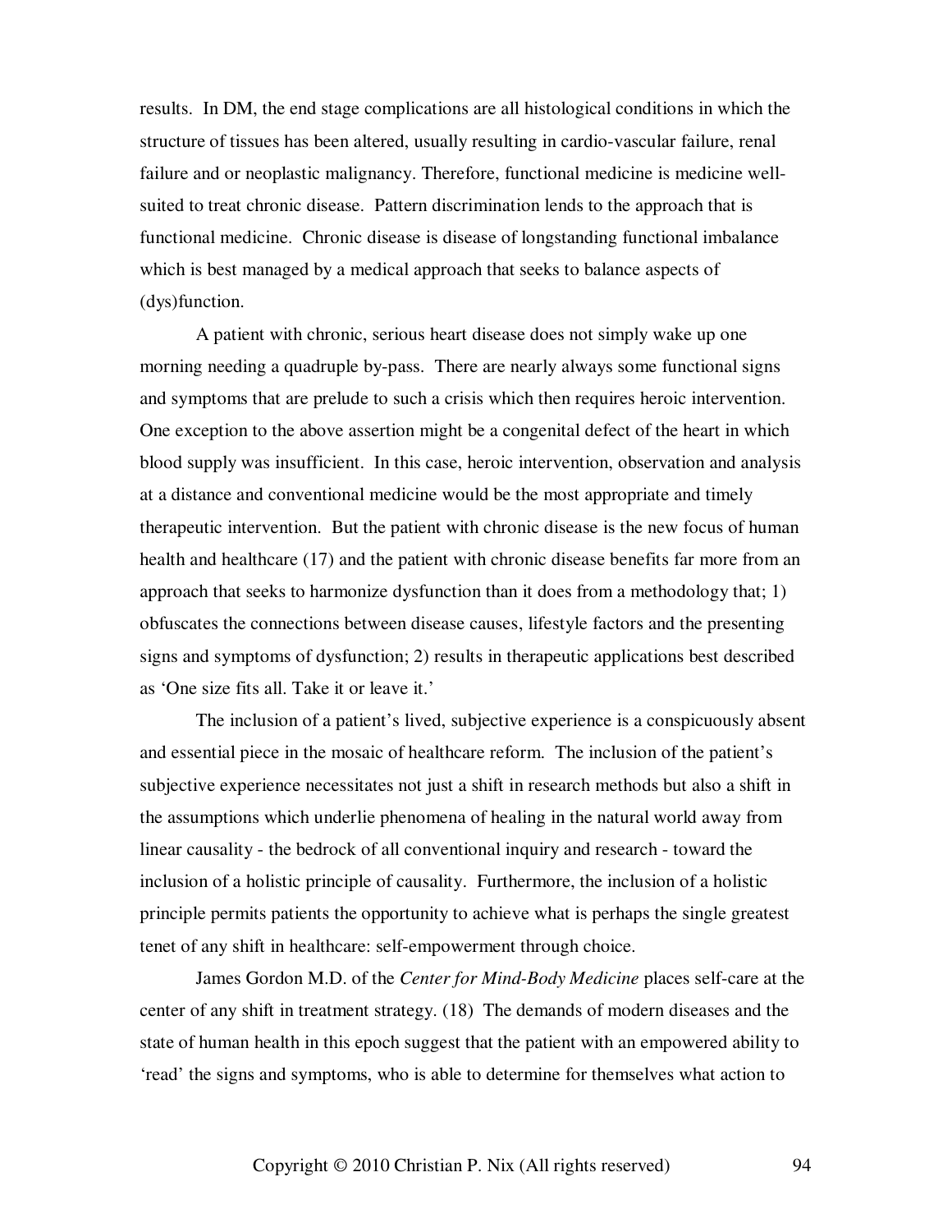results. In DM, the end stage complications are all histological conditions in which the structure of tissues has been altered, usually resulting in cardio-vascular failure, renal failure and or neoplastic malignancy. Therefore, functional medicine is medicine well-suited to treat chronic disease. Pattern discrimination lends to the approach that is functional medicine. Chronic disease is disease of longstanding functional imbalance which is best managed by a medical approach that seeks to balance aspects of (dys)function.

A patient with chronic, serious heart disease does not simply wake up one morning needing a quadruple by-pass. There are nearly always some functional signs and symptoms that are prelude to such a crisis which then requires heroic intervention. One exception to the above assertion might be a congenital defect of the heart in which blood supply was insufficient. In this case, heroic intervention, observation and analysis at a distance and conventional medicine would be the most appropriate and timely therapeutic intervention. But the patient with chronic disease is the new focus of human health and healthcare (17) and the patient with chronic disease benefits far more from an approach that seeks to harmonize dysfunction than it does from a methodology that; 1) obfuscates the connections between disease causes, lifestyle factors and the presenting signs and symptoms of dysfunction; 2) results in therapeutic applications best described as 'One size fits all. Take it or leave it.'

The inclusion of a patient's lived, subjective experience is a conspicuously absent and essential piece in the mosaic of healthcare reform. The inclusion of the patient's subjective experience necessitates not just a shift in research methods but also a shift in the assumptions which underlie phenomena of healing in the natural world away from linear causality - the bedrock of all conventional inquiry and research - toward the inclusion of a holistic principle of causality. Furthermore, the inclusion of a holistic principle permits patients the opportunity to achieve what is perhaps the single greatest tenet of any shift in healthcare: self-empowerment through choice.

James Gordon M.D. of the *Center for Mind-Body Medicine* places self-care at the center of any shift in treatment strategy. (18) The demands of modern diseases and the state of human health in this epoch suggest that the patient with an empowered ability to 'read' the signs and symptoms, who is able to determine for themselves what action to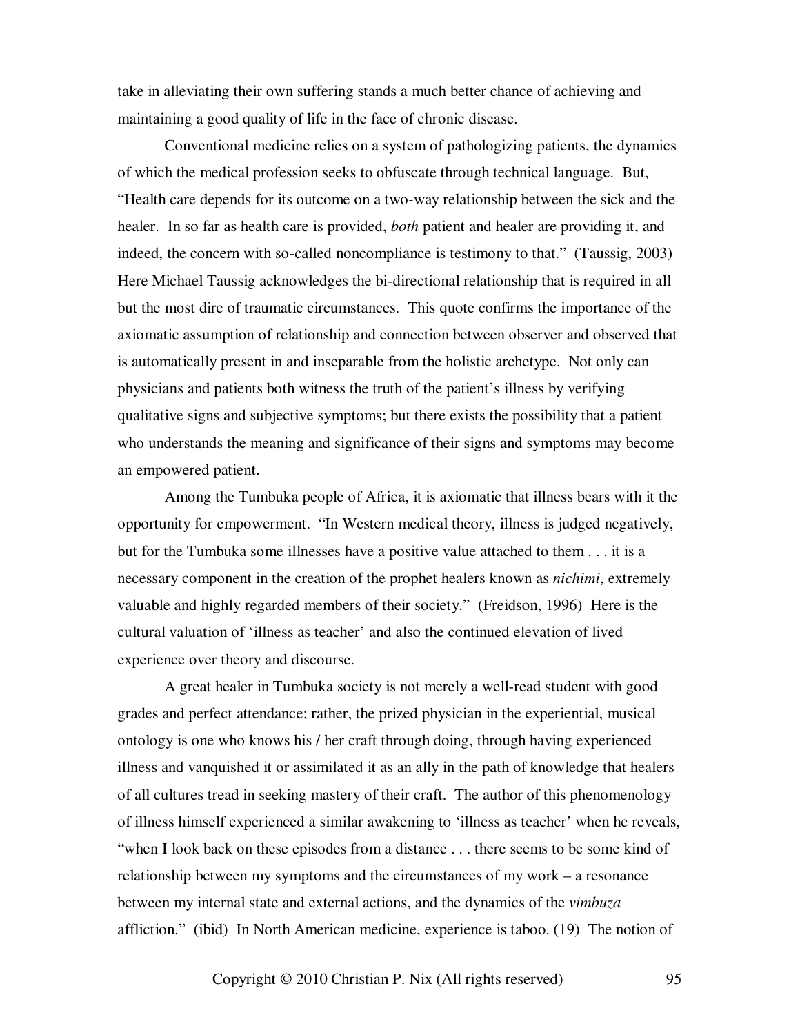take in alleviating their own suffering stands a much better chance of achieving and maintaining a good quality of life in the face of chronic disease.

Conventional medicine relies on a system of pathologizing patients, the dynamics of which the medical profession seeks to obfuscate through technical language. But, "Health care depends for its outcome on a two-way relationship between the sick and the healer. In so far as health care is provided, *both* patient and healer are providing it, and indeed, the concern with so-called noncompliance is testimony to that." (Taussig, 2003) Here Michael Taussig acknowledges the bi-directional relationship that is required in all but the most dire of traumatic circumstances. This quote confirms the importance of the axiomatic assumption of relationship and connection between observer and observed that is automatically present in and inseparable from the holistic archetype. Not only can physicians and patients both witness the truth of the patient's illness by verifying qualitative signs and subjective symptoms; but there exists the possibility that a patient who understands the meaning and significance of their signs and symptoms may become an empowered patient.

Among the Tumbuka people of Africa, it is axiomatic that illness bears with it the opportunity for empowerment. "In Western medical theory, illness is judged negatively, but for the Tumbuka some illnesses have a positive value attached to them . . . it is a necessary component in the creation of the prophet healers known as *nichimi*, extremely valuable and highly regarded members of their society." (Freidson, 1996) Here is the cultural valuation of 'illness as teacher' and also the continued elevation of lived experience over theory and discourse.

A great healer in Tumbuka society is not merely a well-read student with good grades and perfect attendance; rather, the prized physician in the experiential, musical ontology is one who knows his / her craft through doing, through having experienced illness and vanquished it or assimilated it as an ally in the path of knowledge that healers of all cultures tread in seeking mastery of their craft. The author of this phenomenology of illness himself experienced a similar awakening to 'illness as teacher' when he reveals, "when I look back on these episodes from a distance . . . there seems to be some kind of relationship between my symptoms and the circumstances of my work – a resonance between my internal state and external actions, and the dynamics of the *vimbuza* affliction." (ibid) In North American medicine, experience is taboo. (19) The notion of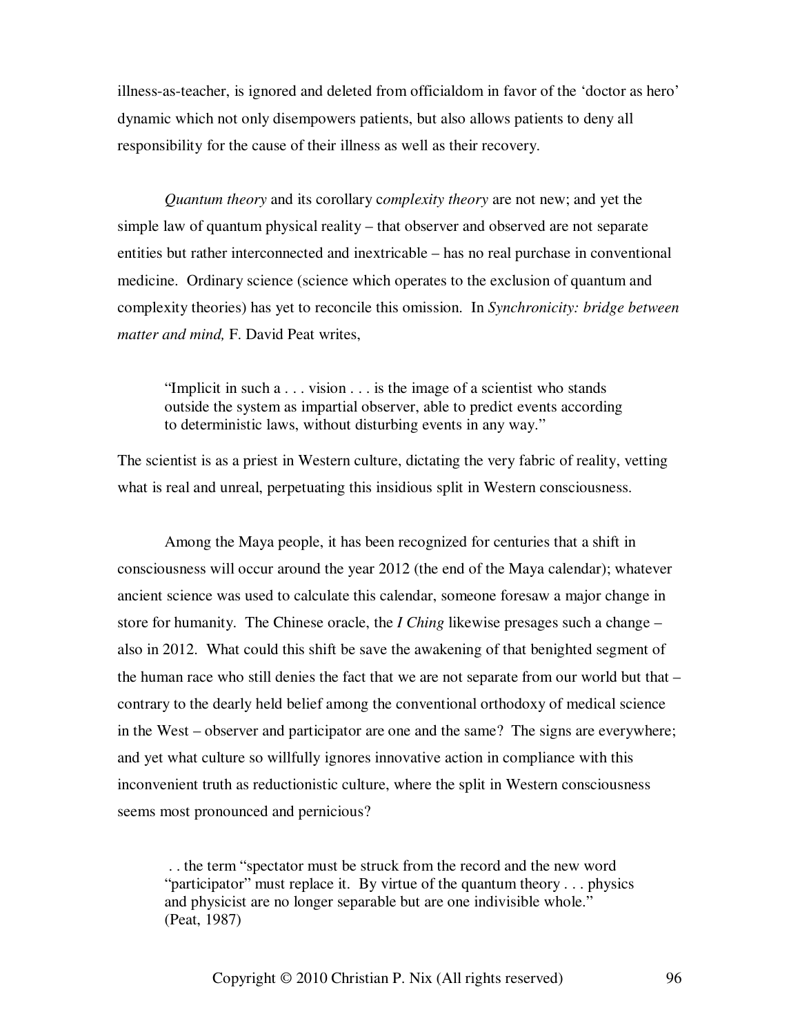illness-as-teacher, is ignored and deleted from officialdom in favor of the 'doctor as hero' dynamic which not only disempowers patients, but also allows patients to deny all responsibility for the cause of their illness as well as their recovery.

*Quantum theory* and its corollary c*omplexity theory* are not new; and yet the simple law of quantum physical reality – that observer and observed are not separate entities but rather interconnected and inextricable – has no real purchase in conventional medicine. Ordinary science (science which operates to the exclusion of quantum and complexity theories) has yet to reconcile this omission. In *Synchronicity: bridge between matter and mind,* F. David Peat writes,

> "Implicit in such a . . . vision . . . is the image of a scientist who stands outside the system as impartial observer, able to predict events according to deterministic laws, without disturbing events in any way."

The scientist is as a priest in Western culture, dictating the very fabric of reality, vetting what is real and unreal, perpetuating this insidious split in Western consciousness.

Among the Maya people, it has been recognized for centuries that a shift in consciousness will occur around the year 2012 (the end of the Maya calendar); whatever ancient science was used to calculate this calendar, someone foresaw a major change in store for humanity. The Chinese oracle, the *I Ching* likewise presages such a change – also in 2012. What could this shift be save the awakening of that benighted segment of the human race who still denies the fact that we are not separate from our world but that – contrary to the dearly held belief among the conventional orthodoxy of medical science in the West – observer and participator are one and the same? The signs are everywhere; and yet what culture so willfully ignores innovative action in compliance with this inconvenient truth as reductionistic culture, where the split in Western consciousness seems most pronounced and pernicious?

> . . the term "spectator must be struck from the record and the new word "participator" must replace it. By virtue of the quantum theory . . . physics and physicist are no longer separable but are one indivisible whole." (Peat, 1987)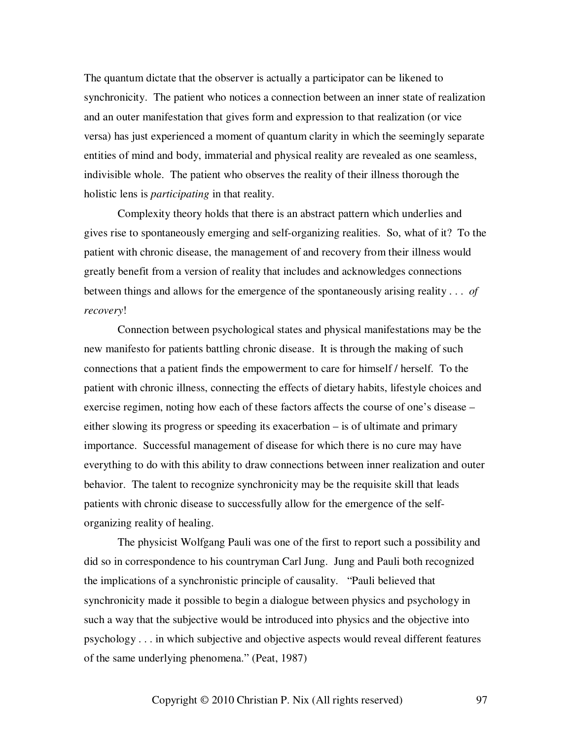The quantum dictate that the observer is actually a participator can be likened to synchronicity. The patient who notices a connection between an inner state of realization and an outer manifestation that gives form and expression to that realization (or vice versa) has just experienced a moment of quantum clarity in which the seemingly separate entities of mind and body, immaterial and physical reality are revealed as one seamless, indivisible whole. The patient who observes the reality of their illness thorough the holistic lens is *participating* in that reality.

Complexity theory holds that there is an abstract pattern which underlies and gives rise to spontaneously emerging and self-organizing realities. So, what of it? To the patient with chronic disease, the management of and recovery from their illness would greatly benefit from a version of reality that includes and acknowledges connections between things and allows for the emergence of the spontaneously arising reality . . . *of recovery*!

Connection between psychological states and physical manifestations may be the new manifesto for patients battling chronic disease. It is through the making of such connections that a patient finds the empowerment to care for himself / herself. To the patient with chronic illness, connecting the effects of dietary habits, lifestyle choices and exercise regimen, noting how each of these factors affects the course of one's disease – either slowing its progress or speeding its exacerbation – is of ultimate and primary importance. Successful management of disease for which there is no cure may have everything to do with this ability to draw connections between inner realization and outer behavior. The talent to recognize synchronicity may be the requisite skill that leads patients with chronic disease to successfully allow for the emergence of the self-organizing reality of healing.

The physicist Wolfgang Pauli was one of the first to report such a possibility and did so in correspondence to his countryman Carl Jung. Jung and Pauli both recognized the implications of a synchronistic principle of causality. "Pauli believed that synchronicity made it possible to begin a dialogue between physics and psychology in such a way that the subjective would be introduced into physics and the objective into psychology . . . in which subjective and objective aspects would reveal different features of the same underlying phenomena." (Peat, 1987)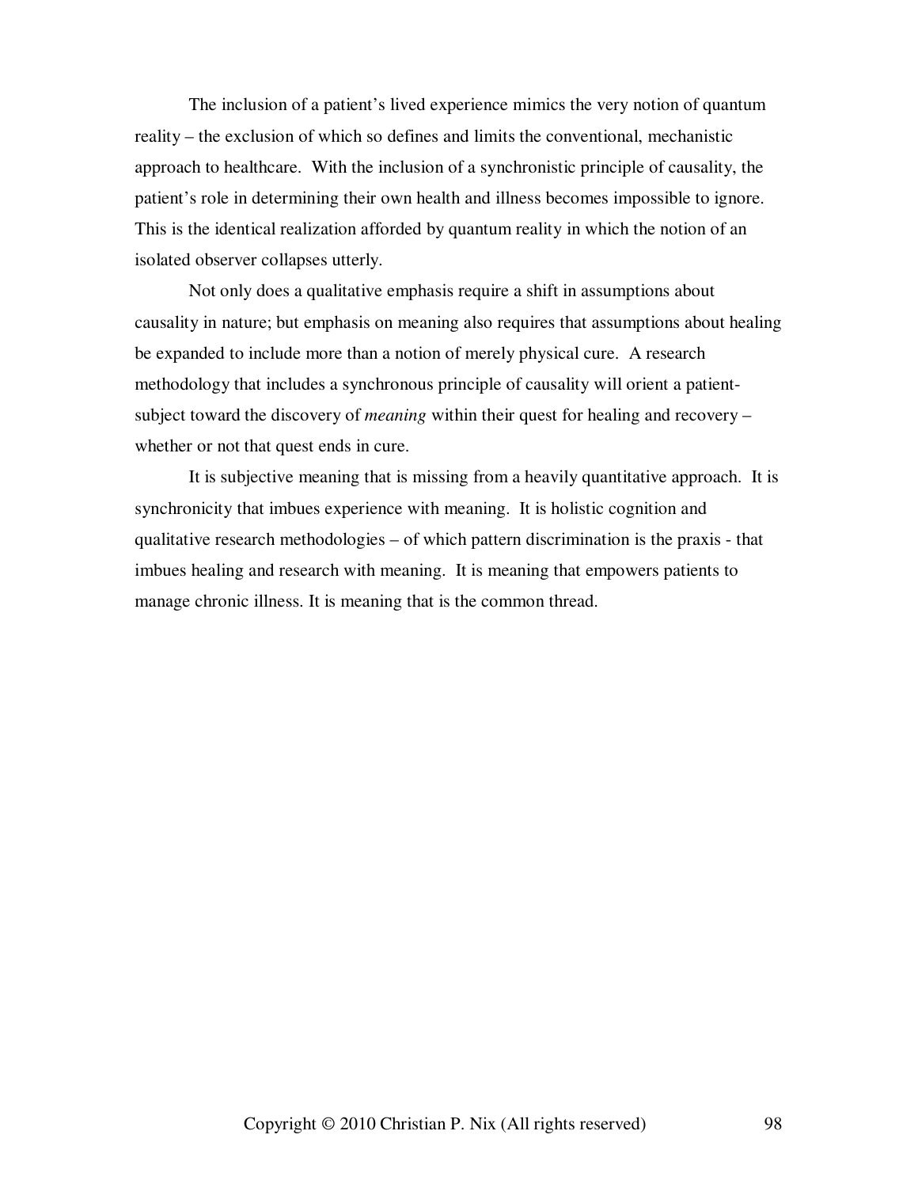The inclusion of a patient's lived experience mimics the very notion of quantum reality – the exclusion of which so defines and limits the conventional, mechanistic approach to healthcare. With the inclusion of a synchronistic principle of causality, the patient's role in determining their own health and illness becomes impossible to ignore. This is the identical realization afforded by quantum reality in which the notion of an isolated observer collapses utterly.

Not only does a qualitative emphasis require a shift in assumptions about causality in nature; but emphasis on meaning also requires that assumptions about healing be expanded to include more than a notion of merely physical cure. A research methodology that includes a synchronous principle of causality will orient a patient-subject toward the discovery of *meaning* within their quest for healing and recovery – whether or not that quest ends in cure.

It is subjective meaning that is missing from a heavily quantitative approach. It is synchronicity that imbues experience with meaning. It is holistic cognition and qualitative research methodologies – of which pattern discrimination is the praxis - that imbues healing and research with meaning. It is meaning that empowers patients to manage chronic illness. It is meaning that is the common thread.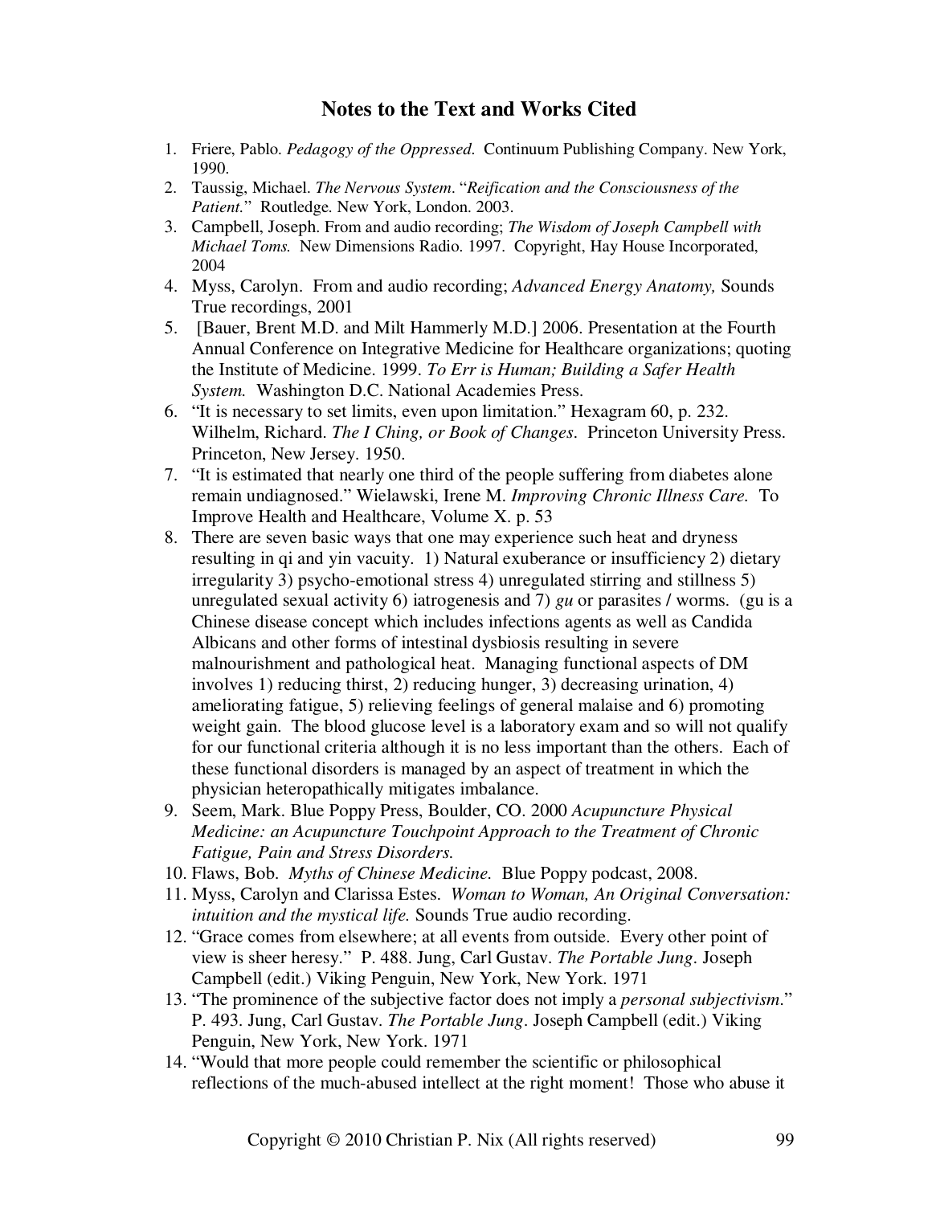## Notes to the Text and Works Cited

1. Friere, Pablo. *Pedagogy of the Oppressed.* Continuum Publishing Company. New York, 1990.
2. Taussig, Michael. *The Nervous System*. "*Reification and the Consciousness of the Patient.*" Routledge. New York, London. 2003.
3. Campbell, Joseph. From and audio recording; *The Wisdom of Joseph Campbell with Michael Toms.* New Dimensions Radio. 1997. Copyright, Hay House Incorporated, 2004
4. Myss, Carolyn. From and audio recording; *Advanced Energy Anatomy,* Sounds True recordings, 2001
5. [Bauer, Brent M.D. and Milt Hammerly M.D.] 2006. Presentation at the Fourth Annual Conference on Integrative Medicine for Healthcare organizations; quoting the Institute of Medicine. 1999. *To Err is Human; Building a Safer Health System.* Washington D.C. National Academies Press.
6. "It is necessary to set limits, even upon limitation." Hexagram 60, p. 232. Wilhelm, Richard. *The I Ching, or Book of Changes.* Princeton University Press. Princeton, New Jersey. 1950.
7. "It is estimated that nearly one third of the people suffering from diabetes alone remain undiagnosed." Wielawski, Irene M. *Improving Chronic Illness Care.* To Improve Health and Healthcare, Volume X. p. 53
8. There are seven basic ways that one may experience such heat and dryness resulting in qi and yin vacuity. 1) Natural exuberance or insufficiency 2) dietary irregularity 3) psycho-emotional stress 4) unregulated stirring and stillness 5) unregulated sexual activity 6) iatrogenesis and 7) *gu* or parasites / worms. (gu is a Chinese disease concept which includes infections agents as well as Candida Albicans and other forms of intestinal dysbiosis resulting in severe malnourishment and pathological heat. Managing functional aspects of DM involves 1) reducing thirst, 2) reducing hunger, 3) decreasing urination, 4) ameliorating fatigue, 5) relieving feelings of general malaise and 6) promoting weight gain. The blood glucose level is a laboratory exam and so will not qualify for our functional criteria although it is no less important than the others. Each of these functional disorders is managed by an aspect of treatment in which the physician heteropathically mitigates imbalance.
9. Seem, Mark. Blue Poppy Press, Boulder, CO. 2000 *Acupuncture Physical Medicine: an Acupuncture Touchpoint Approach to the Treatment of Chronic Fatigue, Pain and Stress Disorders.*
10. Flaws, Bob. *Myths of Chinese Medicine.* Blue Poppy podcast, 2008.
11. Myss, Carolyn and Clarissa Estes. *Woman to Woman, An Original Conversation: intuition and the mystical life.* Sounds True audio recording.
12. "Grace comes from elsewhere; at all events from outside. Every other point of view is sheer heresy." P. 488. Jung, Carl Gustav. *The Portable Jung*. Joseph Campbell (edit.) Viking Penguin, New York, New York. 1971
13. "The prominence of the subjective factor does not imply a *personal subjectivism*." P. 493. Jung, Carl Gustav. *The Portable Jung*. Joseph Campbell (edit.) Viking Penguin, New York, New York. 1971
14. "Would that more people could remember the scientific or philosophical reflections of the much-abused intellect at the right moment! Those who abuse it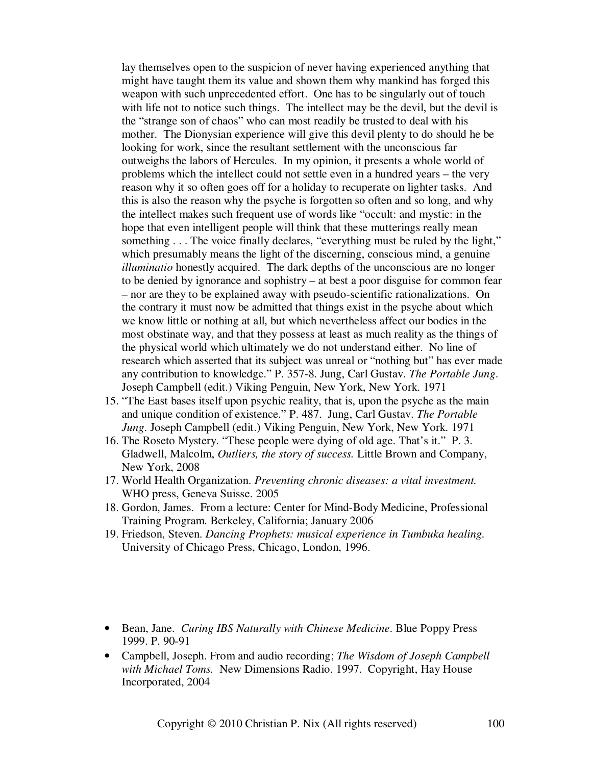lay themselves open to the suspicion of never having experienced anything that might have taught them its value and shown them why mankind has forged this weapon with such unprecedented effort. One has to be singularly out of touch with life not to notice such things. The intellect may be the devil, but the devil is the "strange son of chaos" who can most readily be trusted to deal with his mother. The Dionysian experience will give this devil plenty to do should he be looking for work, since the resultant settlement with the unconscious far outweighs the labors of Hercules. In my opinion, it presents a whole world of problems which the intellect could not settle even in a hundred years – the very reason why it so often goes off for a holiday to recuperate on lighter tasks. And this is also the reason why the psyche is forgotten so often and so long, and why the intellect makes such frequent use of words like "occult: and mystic: in the hope that even intelligent people will think that these mutterings really mean something . . . The voice finally declares, "everything must be ruled by the light," which presumably means the light of the discerning, conscious mind, a genuine *illuminatio* honestly acquired. The dark depths of the unconscious are no longer to be denied by ignorance and sophistry – at best a poor disguise for common fear – nor are they to be explained away with pseudo-scientific rationalizations. On the contrary it must now be admitted that things exist in the psyche about which we know little or nothing at all, but which nevertheless affect our bodies in the most obstinate way, and that they possess at least as much reality as the things of the physical world which ultimately we do not understand either. No line of research which asserted that its subject was unreal or "nothing but" has ever made any contribution to knowledge." P. 357-8. Jung, Carl Gustav. *The Portable Jung*. Joseph Campbell (edit.) Viking Penguin, New York, New York. 1971

15. "The East bases itself upon psychic reality, that is, upon the psyche as the main and unique condition of existence." P. 487. Jung, Carl Gustav. *The Portable Jung*. Joseph Campbell (edit.) Viking Penguin, New York, New York. 1971
16. The Roseto Mystery. "These people were dying of old age. That's it." P. 3. Gladwell, Malcolm, *Outliers, the story of success.* Little Brown and Company, New York, 2008
17. World Health Organization. *Preventing chronic diseases: a vital investment.* WHO press, Geneva Suisse. 2005
18. Gordon, James. From a lecture: Center for Mind-Body Medicine, Professional Training Program. Berkeley, California; January 2006
19. Friedson, Steven. *Dancing Prophets: musical experience in Tumbuka healing.* University of Chicago Press, Chicago, London, 1996.

- Bean, Jane. *Curing IBS Naturally with Chinese Medicine*. Blue Poppy Press 1999. P. 90-91
- Campbell, Joseph. From and audio recording; *The Wisdom of Joseph Campbell with Michael Toms.* New Dimensions Radio. 1997. Copyright, Hay House Incorporated, 2004

Copyright © 2010 Christian P. Nix (All rights reserved)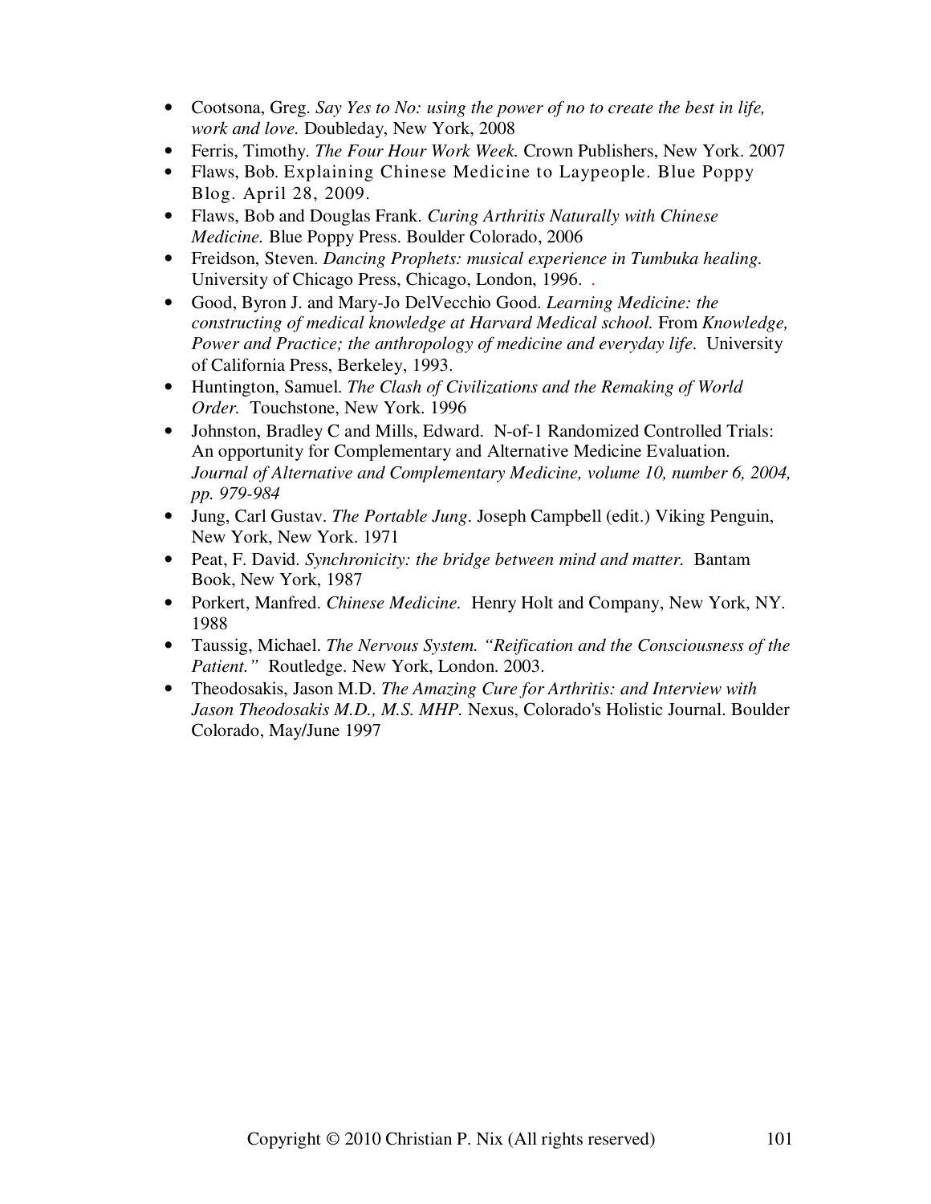- Cootsona, Greg. *Say Yes to No: using the power of no to create the best in life, work and love.* Doubleday, New York, 2008
- Ferris, Timothy. *The Four Hour Work Week.* Crown Publishers, New York. 2007
- Flaws, Bob. Explaining Chinese Medicine to Laypeople. Blue Poppy Blog. April 28, 2009.
- Flaws, Bob and Douglas Frank. *Curing Arthritis Naturally with Chinese Medicine.* Blue Poppy Press. Boulder Colorado, 2006
- Freidson, Steven. *Dancing Prophets: musical experience in Tumbuka healing.* University of Chicago Press, Chicago, London, 1996. .
- Good, Byron J. and Mary-Jo DelVecchio Good. *Learning Medicine: the constructing of medical knowledge at Harvard Medical school.* From *Knowledge, Power and Practice; the anthropology of medicine and everyday life.* University of California Press, Berkeley, 1993.
- Huntington, Samuel. *The Clash of Civilizations and the Remaking of World Order.* Touchstone, New York. 1996
- Johnston, Bradley C and Mills, Edward. N-of-1 Randomized Controlled Trials: An opportunity for Complementary and Alternative Medicine Evaluation. *Journal of Alternative and Complementary Medicine, volume 10, number 6, 2004, pp. 979-984*
- Jung, Carl Gustav. *The Portable Jung*. Joseph Campbell (edit.) Viking Penguin, New York, New York. 1971
- Peat, F. David. *Synchronicity: the bridge between mind and matter.* Bantam Book, New York, 1987
- Porkert, Manfred. *Chinese Medicine.* Henry Holt and Company, New York, NY. 1988
- Taussig, Michael. *The Nervous System. "Reification and the Consciousness of the Patient."* Routledge. New York, London. 2003.
- Theodosakis, Jason M.D. *The Amazing Cure for Arthritis: and Interview with Jason Theodosakis M.D., M.S. MHP.* Nexus, Colorado's Holistic Journal. Boulder Colorado, May/June 1997

Copyright © 2010 Christian P. Nix (All rights reserved)